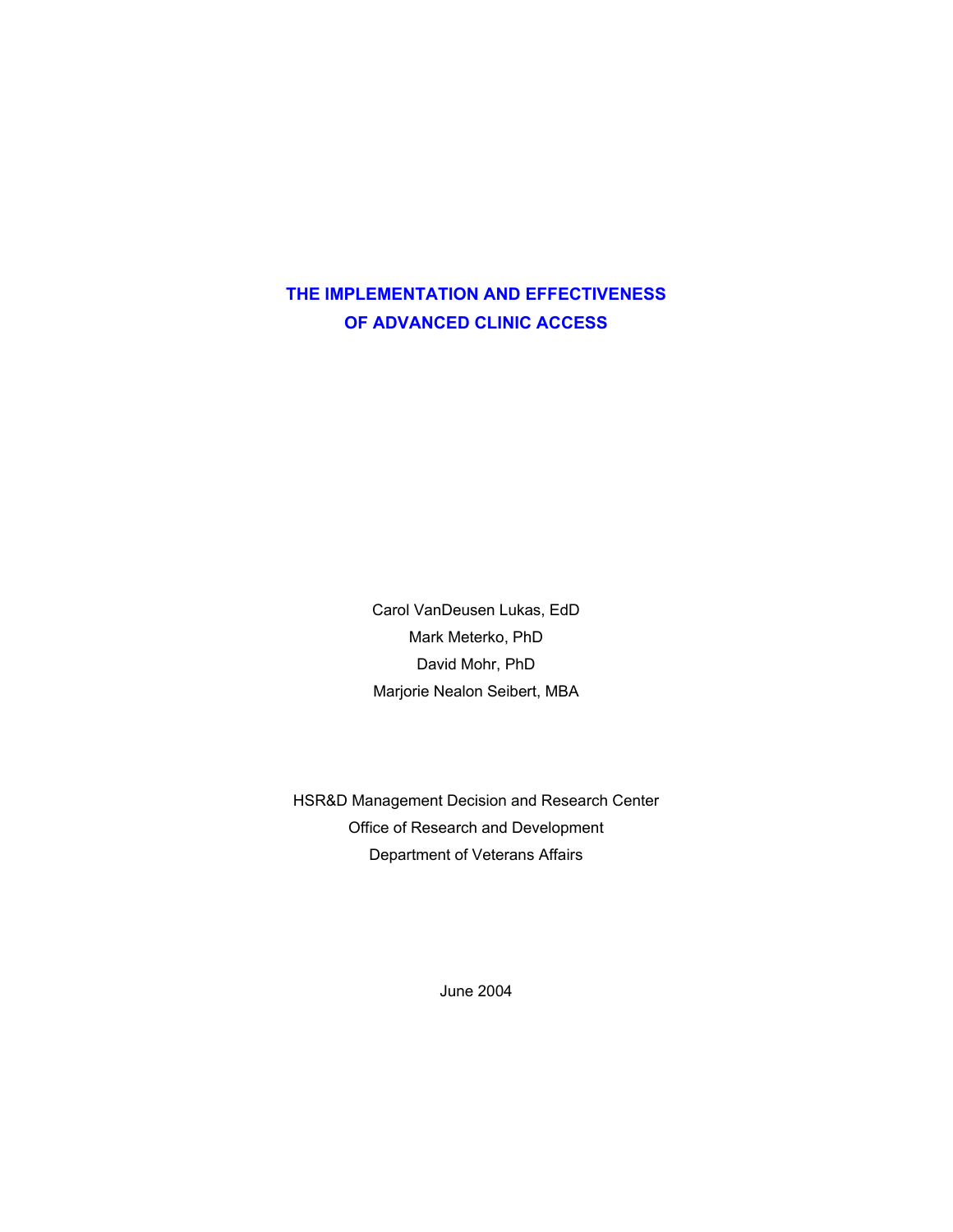# THE IMPLEMENTATION AND EFFECTIVENESS OF ADVANCED CLINIC ACCESS

Carol VanDeusen Lukas, EdD

Mark Meterko, PhD

David Mohr, PhD

Marjorie Nealon Seibert, MBA

HSR&D Management Decision and Research Center

Office of Research and Development

Department of Veterans Affairs

June 2004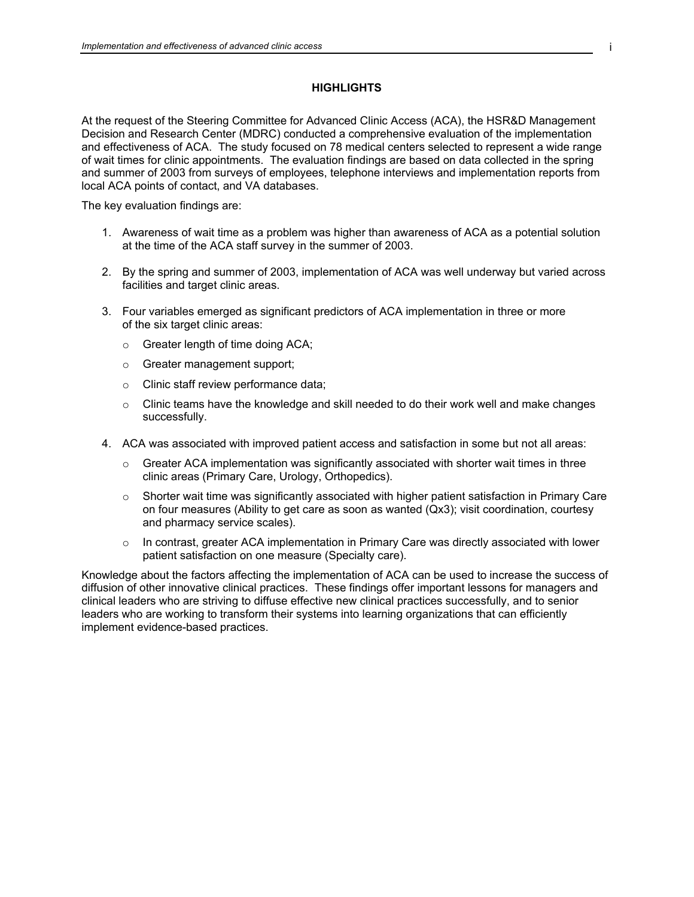## HIGHLIGHTS

At the request of the Steering Committee for Advanced Clinic Access (ACA), the HSR&D Management Decision and Research Center (MDRC) conducted a comprehensive evaluation of the implementation and effectiveness of ACA. The study focused on 78 medical centers selected to represent a wide range of wait times for clinic appointments. The evaluation findings are based on data collected in the spring and summer of 2003 from surveys of employees, telephone interviews and implementation reports from local ACA points of contact, and VA databases.

The key evaluation findings are:

1. Awareness of wait time as a problem was higher than awareness of ACA as a potential solution at the time of the ACA staff survey in the summer of 2003.

2. By the spring and summer of 2003, implementation of ACA was well underway but varied across facilities and target clinic areas.

3. Four variables emerged as significant predictors of ACA implementation in three or more of the six target clinic areas:
   - Greater length of time doing ACA;
   - Greater management support;
   - Clinic staff review performance data;
   - Clinic teams have the knowledge and skill needed to do their work well and make changes successfully.

4. ACA was associated with improved patient access and satisfaction in some but not all areas:
   - Greater ACA implementation was significantly associated with shorter wait times in three clinic areas (Primary Care, Urology, Orthopedics).
   - Shorter wait time was significantly associated with higher patient satisfaction in Primary Care on four measures (Ability to get care as soon as wanted (Qx3); visit coordination, courtesy and pharmacy service scales).
   - In contrast, greater ACA implementation in Primary Care was directly associated with lower patient satisfaction on one measure (Specialty care).

Knowledge about the factors affecting the implementation of ACA can be used to increase the success of diffusion of other innovative clinical practices. These findings offer important lessons for managers and clinical leaders who are striving to diffuse effective new clinical practices successfully, and to senior leaders who are working to transform their systems into learning organizations that can efficiently implement evidence-based practices.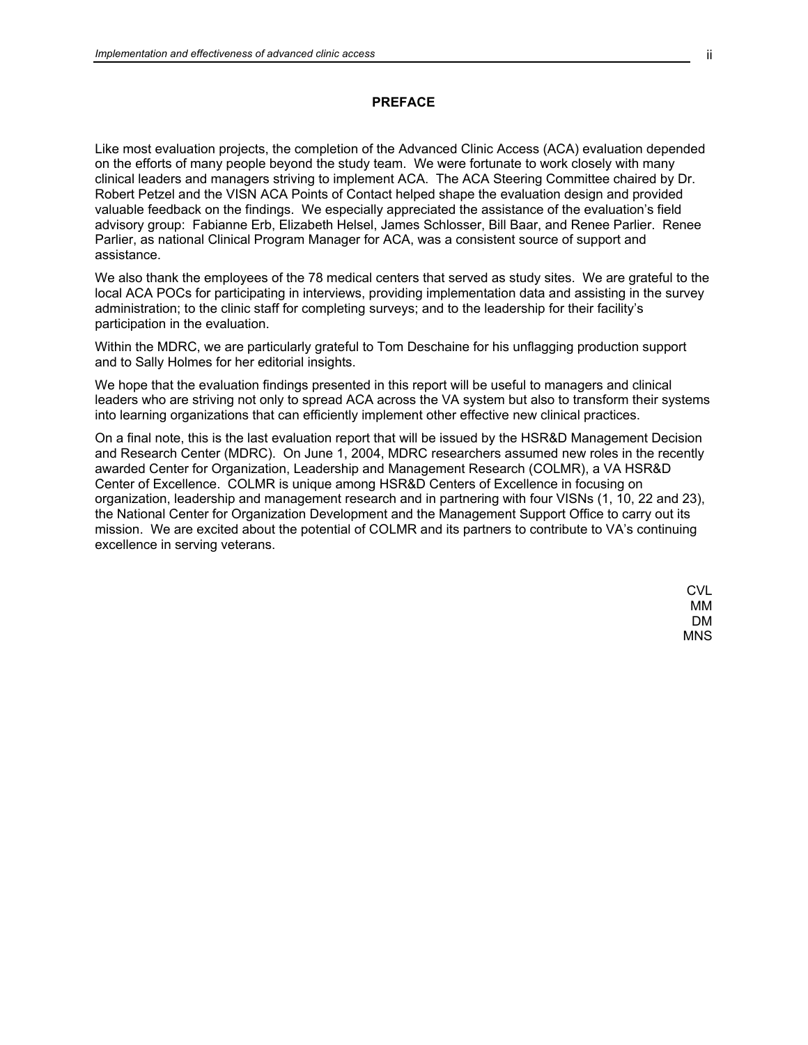## PREFACE

Like most evaluation projects, the completion of the Advanced Clinic Access (ACA) evaluation depended on the efforts of many people beyond the study team. We were fortunate to work closely with many clinical leaders and managers striving to implement ACA. The ACA Steering Committee chaired by Dr. Robert Petzel and the VISN ACA Points of Contact helped shape the evaluation design and provided valuable feedback on the findings. We especially appreciated the assistance of the evaluation's field advisory group: Fabianne Erb, Elizabeth Helsel, James Schlosser, Bill Baar, and Renee Parlier. Renee Parlier, as national Clinical Program Manager for ACA, was a consistent source of support and assistance.

We also thank the employees of the 78 medical centers that served as study sites. We are grateful to the local ACA POCs for participating in interviews, providing implementation data and assisting in the survey administration; to the clinic staff for completing surveys; and to the leadership for their facility's participation in the evaluation.

Within the MDRC, we are particularly grateful to Tom Deschaine for his unflagging production support and to Sally Holmes for her editorial insights.

We hope that the evaluation findings presented in this report will be useful to managers and clinical leaders who are striving not only to spread ACA across the VA system but also to transform their systems into learning organizations that can efficiently implement other effective new clinical practices.

On a final note, this is the last evaluation report that will be issued by the HSR&D Management Decision and Research Center (MDRC). On June 1, 2004, MDRC researchers assumed new roles in the recently awarded Center for Organization, Leadership and Management Research (COLMR), a VA HSR&D Center of Excellence. COLMR is unique among HSR&D Centers of Excellence in focusing on organization, leadership and management research and in partnering with four VISNs (1, 10, 22 and 23), the National Center for Organization Development and the Management Support Office to carry out its mission. We are excited about the potential of COLMR and its partners to contribute to VA's continuing excellence in serving veterans.

CVL
MM
DM
MNS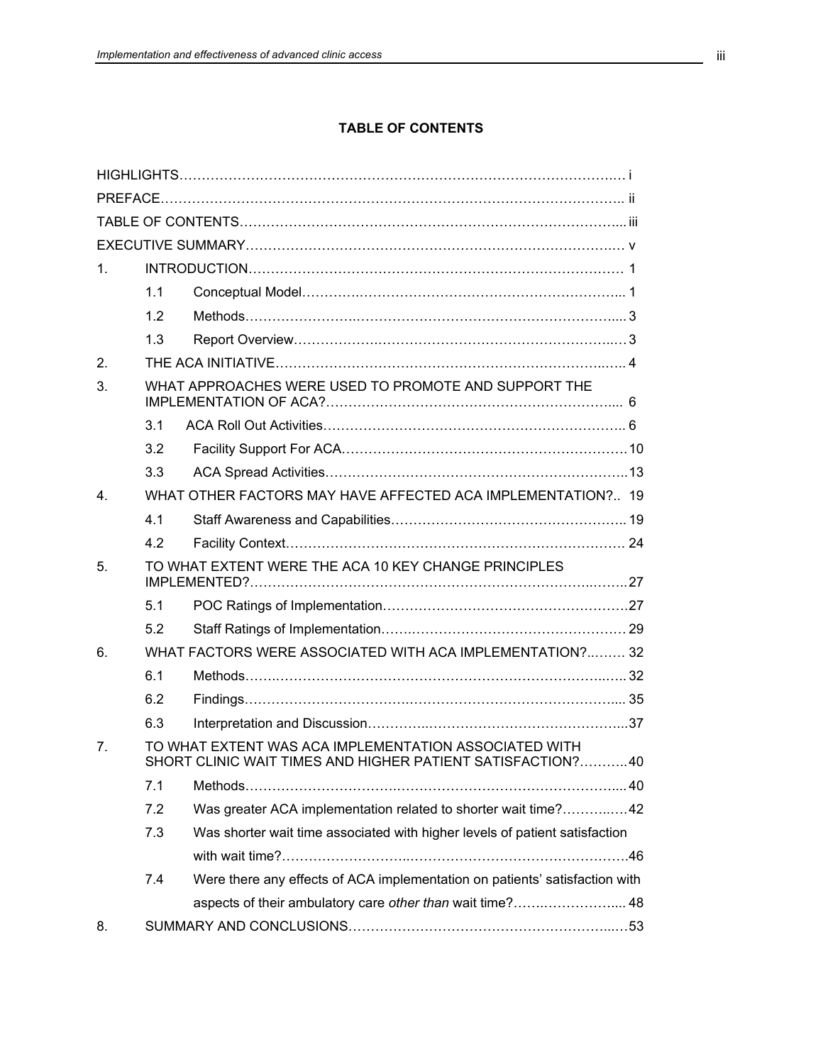**TABLE OF CONTENTS**

| | | | |
|---|---|---|---|
| HIGHLIGHTS | | | i |
| PREFACE | | | ii |
| TABLE OF CONTENTS | | | iii |
| EXECUTIVE SUMMARY | | | v |
| 1. | INTRODUCTION | | 1 |
| | 1.1 | Conceptual Model | 1 |
| | 1.2 | Methods | 3 |
| | 1.3 | Report Overview | 3 |
| 2. | THE ACA INITIATIVE | | 4 |
| 3. | WHAT APPROACHES WERE USED TO PROMOTE AND SUPPORT THE IMPLEMENTATION OF ACA? | | 6 |
| | 3.1 | ACA Roll Out Activities | 6 |
| | 3.2 | Facility Support For ACA | 10 |
| | 3.3 | ACA Spread Activities | 13 |
| 4. | WHAT OTHER FACTORS MAY HAVE AFFECTED ACA IMPLEMENTATION? | | 19 |
| | 4.1 | Staff Awareness and Capabilities | 19 |
| | 4.2 | Facility Context | 24 |
| 5. | TO WHAT EXTENT WERE THE ACA 10 KEY CHANGE PRINCIPLES IMPLEMENTED? | | 27 |
| | 5.1 | POC Ratings of Implementation | 27 |
| | 5.2 | Staff Ratings of Implementation | 29 |
| 6. | WHAT FACTORS WERE ASSOCIATED WITH ACA IMPLEMENTATION? | | 32 |
| | 6.1 | Methods | 32 |
| | 6.2 | Findings | 35 |
| | 6.3 | Interpretation and Discussion | 37 |
| 7. | TO WHAT EXTENT WAS ACA IMPLEMENTATION ASSOCIATED WITH SHORT CLINIC WAIT TIMES AND HIGHER PATIENT SATISFACTION? | | 40 |
| | 7.1 | Methods | 40 |
| | 7.2 | Was greater ACA implementation related to shorter wait time? | 42 |
| | 7.3 | Was shorter wait time associated with higher levels of patient satisfaction with wait time? | 46 |
| | 7.4 | Were there any effects of ACA implementation on patients' satisfaction with aspects of their ambulatory care *other than* wait time? | 48 |
| 8. | SUMMARY AND CONCLUSIONS | | 53 |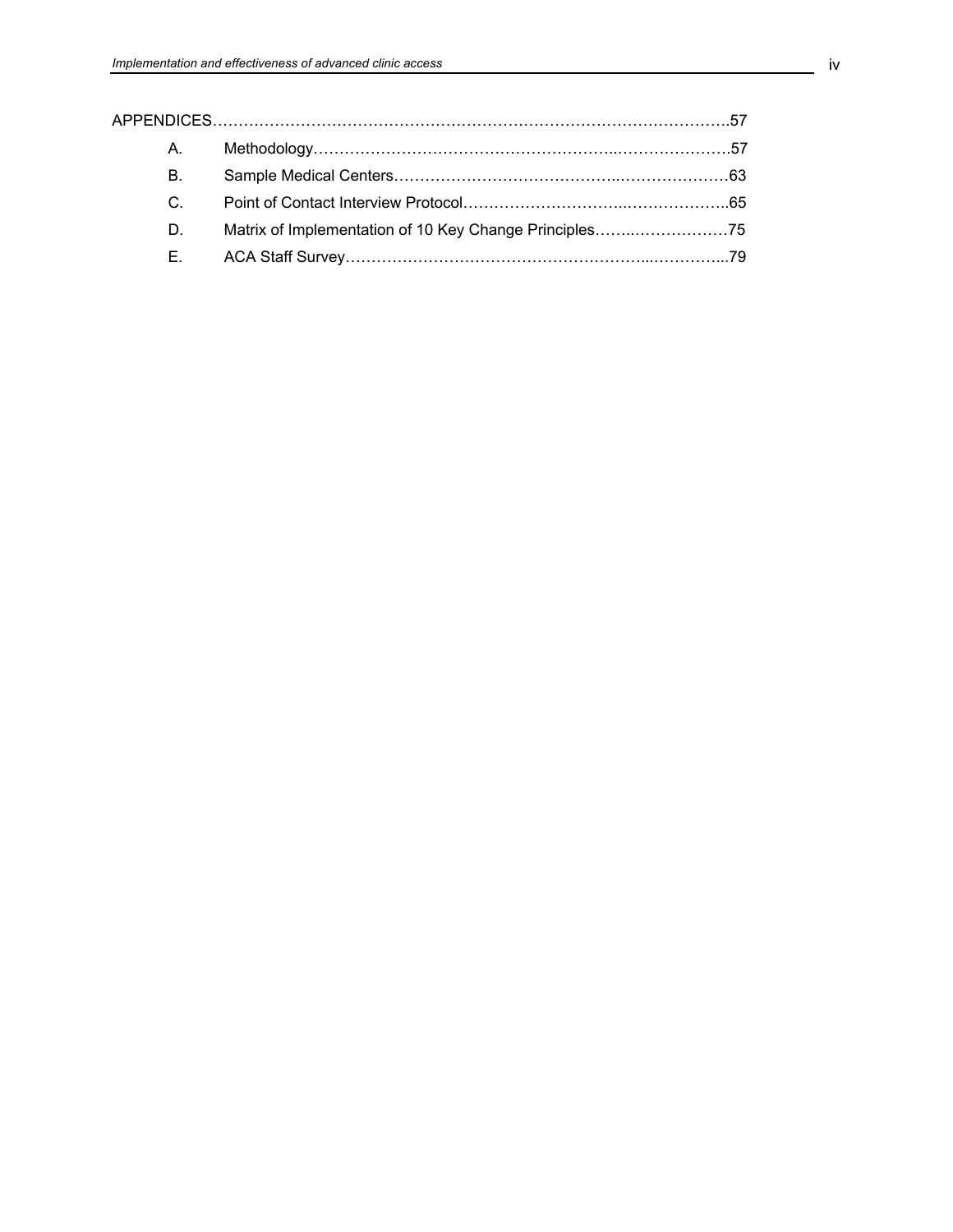APPENDICES……………………………………………………………………………………….57

- A. Methodology…………………………………………………..…………………….57
- B. Sample Medical Centers……………………………………..…………………63
- C. Point of Contact Interview Protocol…………………………..………………..65
- D. Matrix of Implementation of 10 Key Change Principles……..………………75
- E. ACA Staff Survey…………………………………………………...…………...79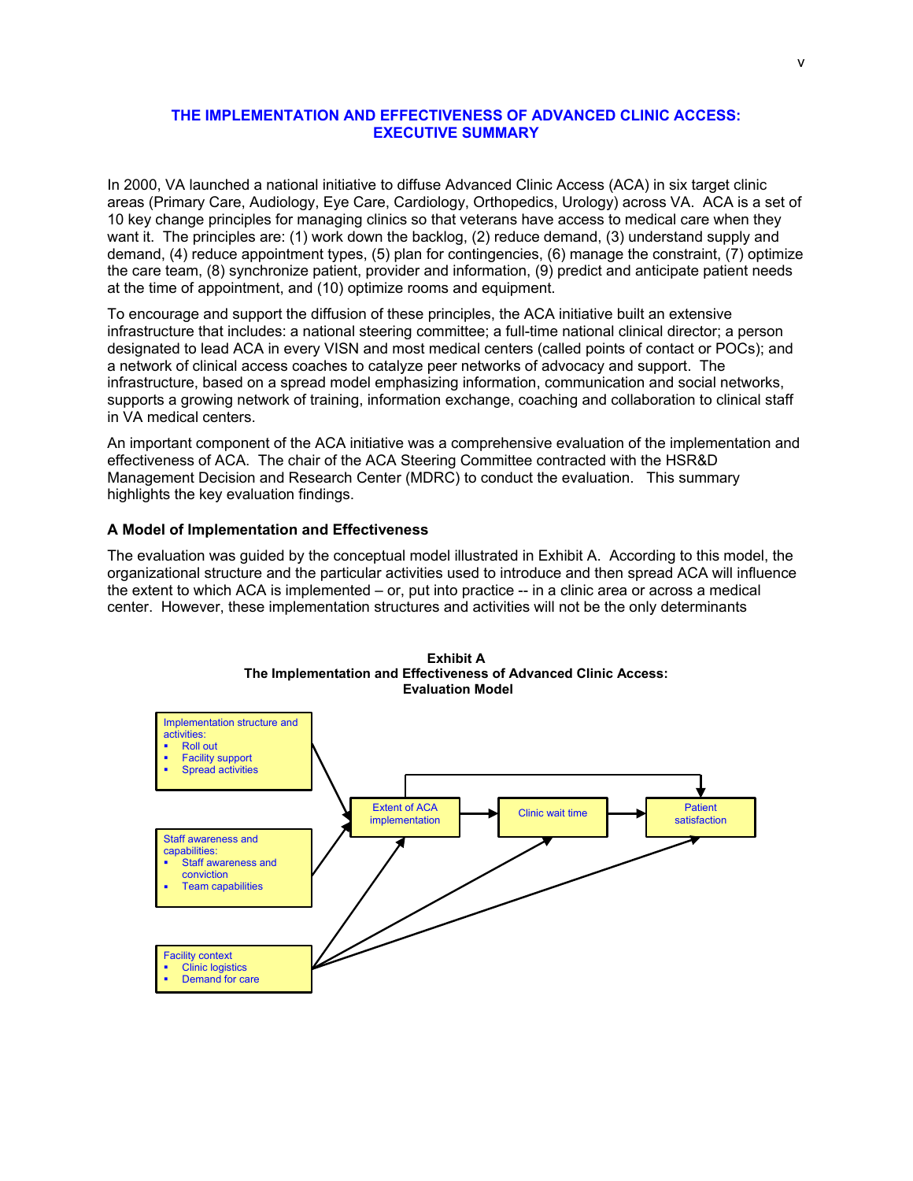# THE IMPLEMENTATION AND EFFECTIVENESS OF ADVANCED CLINIC ACCESS: EXECUTIVE SUMMARY

In 2000, VA launched a national initiative to diffuse Advanced Clinic Access (ACA) in six target clinic areas (Primary Care, Audiology, Eye Care, Cardiology, Orthopedics, Urology) across VA. ACA is a set of 10 key change principles for managing clinics so that veterans have access to medical care when they want it. The principles are: (1) work down the backlog, (2) reduce demand, (3) understand supply and demand, (4) reduce appointment types, (5) plan for contingencies, (6) manage the constraint, (7) optimize the care team, (8) synchronize patient, provider and information, (9) predict and anticipate patient needs at the time of appointment, and (10) optimize rooms and equipment.

To encourage and support the diffusion of these principles, the ACA initiative built an extensive infrastructure that includes: a national steering committee; a full-time national clinical director; a person designated to lead ACA in every VISN and most medical centers (called points of contact or POCs); and a network of clinical access coaches to catalyze peer networks of advocacy and support. The infrastructure, based on a spread model emphasizing information, communication and social networks, supports a growing network of training, information exchange, coaching and collaboration to clinical staff in VA medical centers.

An important component of the ACA initiative was a comprehensive evaluation of the implementation and effectiveness of ACA. The chair of the ACA Steering Committee contracted with the HSR&D Management Decision and Research Center (MDRC) to conduct the evaluation. This summary highlights the key evaluation findings.

### A Model of Implementation and Effectiveness

The evaluation was guided by the conceptual model illustrated in Exhibit A. According to this model, the organizational structure and the particular activities used to introduce and then spread ACA will influence the extent to which ACA is implemented – or, put into practice -- in a clinic area or across a medical center. However, these implementation structures and activities will not be the only determinants

**Exhibit A**
**The Implementation and Effectiveness of Advanced Clinic Access: Evaluation Model**

Implementation structure and activities:
- Roll out
- Facility support
- Spread activities

Staff awareness and capabilities:
- Staff awareness and conviction
- Team capabilities

Facility context
- Clinic logistics
- Demand for care

Extent of ACA implementation → Clinic wait time → Patient satisfaction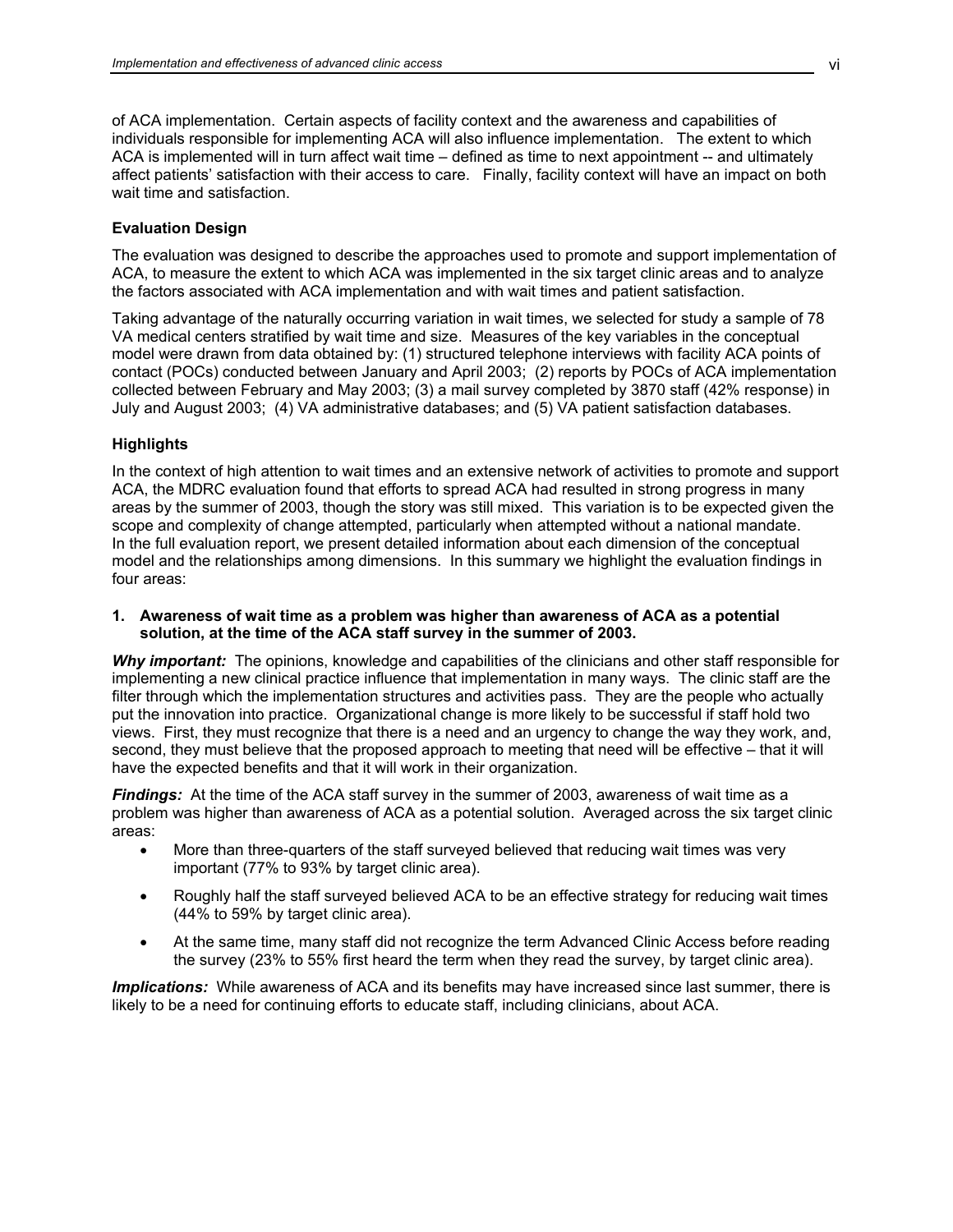of ACA implementation. Certain aspects of facility context and the awareness and capabilities of individuals responsible for implementing ACA will also influence implementation. The extent to which ACA is implemented will in turn affect wait time – defined as time to next appointment -- and ultimately affect patients' satisfaction with their access to care. Finally, facility context will have an impact on both wait time and satisfaction.

**Evaluation Design**

The evaluation was designed to describe the approaches used to promote and support implementation of ACA, to measure the extent to which ACA was implemented in the six target clinic areas and to analyze the factors associated with ACA implementation and with wait times and patient satisfaction.

Taking advantage of the naturally occurring variation in wait times, we selected for study a sample of 78 VA medical centers stratified by wait time and size. Measures of the key variables in the conceptual model were drawn from data obtained by: (1) structured telephone interviews with facility ACA points of contact (POCs) conducted between January and April 2003; (2) reports by POCs of ACA implementation collected between February and May 2003; (3) a mail survey completed by 3870 staff (42% response) in July and August 2003; (4) VA administrative databases; and (5) VA patient satisfaction databases.

**Highlights**

In the context of high attention to wait times and an extensive network of activities to promote and support ACA, the MDRC evaluation found that efforts to spread ACA had resulted in strong progress in many areas by the summer of 2003, though the story was still mixed. This variation is to be expected given the scope and complexity of change attempted, particularly when attempted without a national mandate. In the full evaluation report, we present detailed information about each dimension of the conceptual model and the relationships among dimensions. In this summary we highlight the evaluation findings in four areas:

**1. Awareness of wait time as a problem was higher than awareness of ACA as a potential solution, at the time of the ACA staff survey in the summer of 2003.**

***Why important:*** The opinions, knowledge and capabilities of the clinicians and other staff responsible for implementing a new clinical practice influence that implementation in many ways. The clinic staff are the filter through which the implementation structures and activities pass. They are the people who actually put the innovation into practice. Organizational change is more likely to be successful if staff hold two views. First, they must recognize that there is a need and an urgency to change the way they work, and, second, they must believe that the proposed approach to meeting that need will be effective – that it will have the expected benefits and that it will work in their organization.

***Findings:*** At the time of the ACA staff survey in the summer of 2003, awareness of wait time as a problem was higher than awareness of ACA as a potential solution. Averaged across the six target clinic areas:

- More than three-quarters of the staff surveyed believed that reducing wait times was very important (77% to 93% by target clinic area).
- Roughly half the staff surveyed believed ACA to be an effective strategy for reducing wait times (44% to 59% by target clinic area).
- At the same time, many staff did not recognize the term Advanced Clinic Access before reading the survey (23% to 55% first heard the term when they read the survey, by target clinic area).

***Implications:*** While awareness of ACA and its benefits may have increased since last summer, there is likely to be a need for continuing efforts to educate staff, including clinicians, about ACA.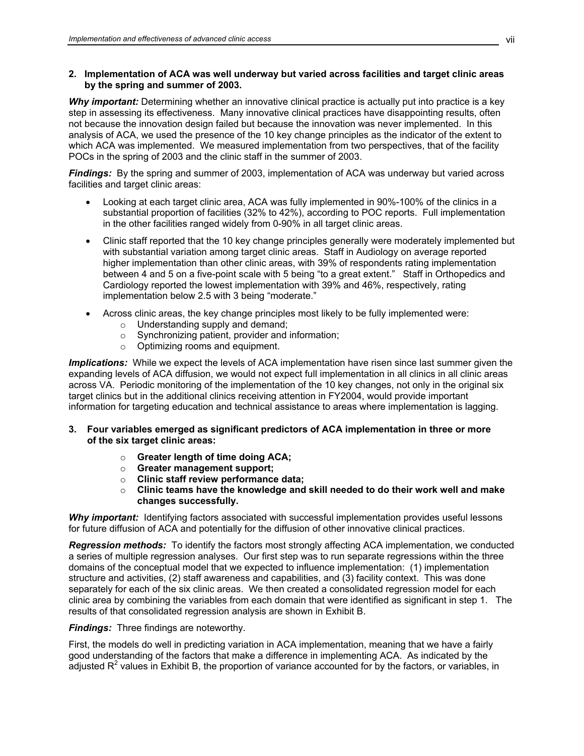**2. Implementation of ACA was well underway but varied across facilities and target clinic areas by the spring and summer of 2003.**

***Why important:*** Determining whether an innovative clinical practice is actually put into practice is a key step in assessing its effectiveness. Many innovative clinical practices have disappointing results, often not because the innovation design failed but because the innovation was never implemented. In this analysis of ACA, we used the presence of the 10 key change principles as the indicator of the extent to which ACA was implemented. We measured implementation from two perspectives, that of the facility POCs in the spring of 2003 and the clinic staff in the summer of 2003.

***Findings:*** By the spring and summer of 2003, implementation of ACA was underway but varied across facilities and target clinic areas:

- Looking at each target clinic area, ACA was fully implemented in 90%-100% of the clinics in a substantial proportion of facilities (32% to 42%), according to POC reports. Full implementation in the other facilities ranged widely from 0-90% in all target clinic areas.
- Clinic staff reported that the 10 key change principles generally were moderately implemented but with substantial variation among target clinic areas. Staff in Audiology on average reported higher implementation than other clinic areas, with 39% of respondents rating implementation between 4 and 5 on a five-point scale with 5 being "to a great extent." Staff in Orthopedics and Cardiology reported the lowest implementation with 39% and 46%, respectively, rating implementation below 2.5 with 3 being "moderate."
- Across clinic areas, the key change principles most likely to be fully implemented were:
  - Understanding supply and demand;
  - Synchronizing patient, provider and information;
  - Optimizing rooms and equipment.

***Implications:*** While we expect the levels of ACA implementation have risen since last summer given the expanding levels of ACA diffusion, we would not expect full implementation in all clinics in all clinic areas across VA. Periodic monitoring of the implementation of the 10 key changes, not only in the original six target clinics but in the additional clinics receiving attention in FY2004, would provide important information for targeting education and technical assistance to areas where implementation is lagging.

**3. Four variables emerged as significant predictors of ACA implementation in three or more of the six target clinic areas:**

- **Greater length of time doing ACA;**
- **Greater management support;**
- **Clinic staff review performance data;**
- **Clinic teams have the knowledge and skill needed to do their work well and make changes successfully.**

***Why important:*** Identifying factors associated with successful implementation provides useful lessons for future diffusion of ACA and potentially for the diffusion of other innovative clinical practices.

***Regression methods:*** To identify the factors most strongly affecting ACA implementation, we conducted a series of multiple regression analyses. Our first step was to run separate regressions within the three domains of the conceptual model that we expected to influence implementation: (1) implementation structure and activities, (2) staff awareness and capabilities, and (3) facility context. This was done separately for each of the six clinic areas. We then created a consolidated regression model for each clinic area by combining the variables from each domain that were identified as significant in step 1. The results of that consolidated regression analysis are shown in Exhibit B.

***Findings:*** Three findings are noteworthy.

First, the models do well in predicting variation in ACA implementation, meaning that we have a fairly good understanding of the factors that make a difference in implementing ACA. As indicated by the adjusted $R^2$ values in Exhibit B, the proportion of variance accounted for by the factors, or variables, in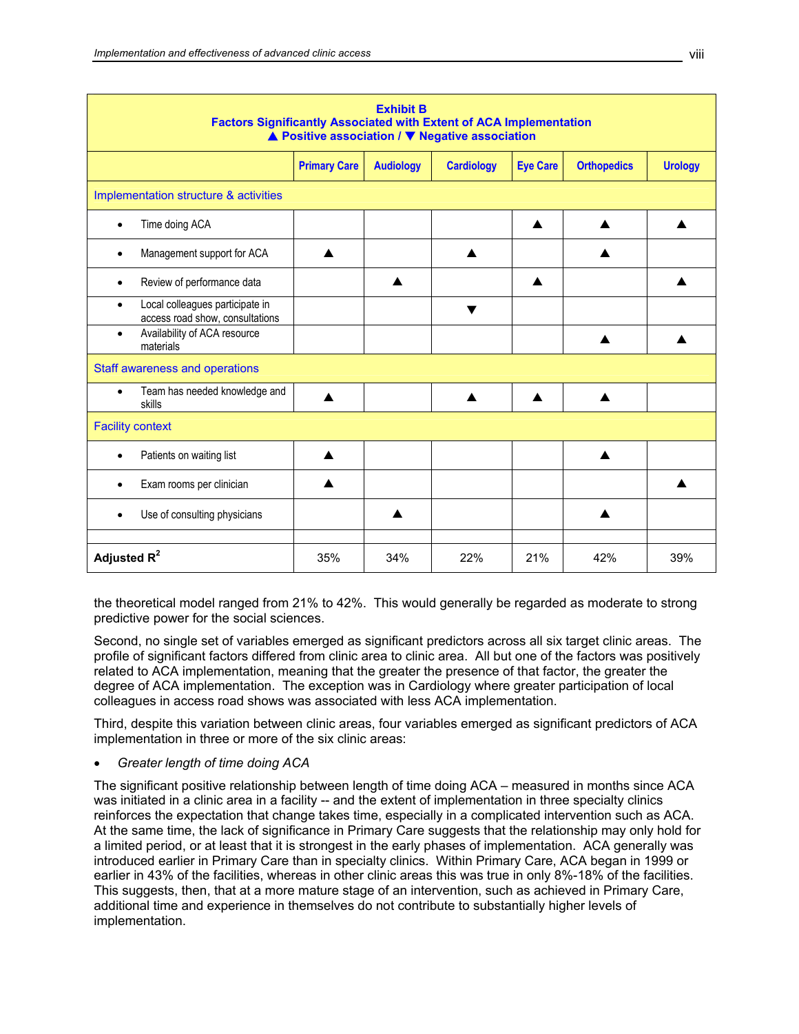**Exhibit B**
**Factors Significantly Associated with Extent of ACA Implementation**
**▲ Positive association / ▼ Negative association**

| | Primary Care | Audiology | Cardiology | Eye Care | Orthopedics | Urology |
|---|---|---|---|---|---|---|
| Implementation structure & activities | | | | | | |
| • Time doing ACA | | | | ▲ | ▲ | ▲ |
| • Management support for ACA | ▲ | | ▲ | | ▲ | |
| • Review of performance data | | ▲ | | ▲ | | ▲ |
| • Local colleagues participate in access road show, consultations | | | ▼ | | | |
| • Availability of ACA resource materials | | | | | ▲ | ▲ |
| Staff awareness and operations | | | | | | |
| • Team has needed knowledge and skills | ▲ | | ▲ | ▲ | ▲ | |
| Facility context | | | | | | |
| • Patients on waiting list | ▲ | | | | ▲ | |
| • Exam rooms per clinician | ▲ | | | | | ▲ |
| • Use of consulting physicians | | ▲ | | | ▲ | |
| | | | | | | |
| **Adjusted $R^2$** | 35% | 34% | 22% | 21% | 42% | 39% |

the theoretical model ranged from 21% to 42%. This would generally be regarded as moderate to strong predictive power for the social sciences.

Second, no single set of variables emerged as significant predictors across all six target clinic areas. The profile of significant factors differed from clinic area to clinic area. All but one of the factors was positively related to ACA implementation, meaning that the greater the presence of that factor, the greater the degree of ACA implementation. The exception was in Cardiology where greater participation of local colleagues in access road shows was associated with less ACA implementation.

Third, despite this variation between clinic areas, four variables emerged as significant predictors of ACA implementation in three or more of the six clinic areas:

- *Greater length of time doing ACA*

The significant positive relationship between length of time doing ACA – measured in months since ACA was initiated in a clinic area in a facility -- and the extent of implementation in three specialty clinics reinforces the expectation that change takes time, especially in a complicated intervention such as ACA. At the same time, the lack of significance in Primary Care suggests that the relationship may only hold for a limited period, or at least that it is strongest in the early phases of implementation. ACA generally was introduced earlier in Primary Care than in specialty clinics. Within Primary Care, ACA began in 1999 or earlier in 43% of the facilities, whereas in other clinic areas this was true in only 8%-18% of the facilities. This suggests, then, that at a more mature stage of an intervention, such as achieved in Primary Care, additional time and experience in themselves do not contribute to substantially higher levels of implementation.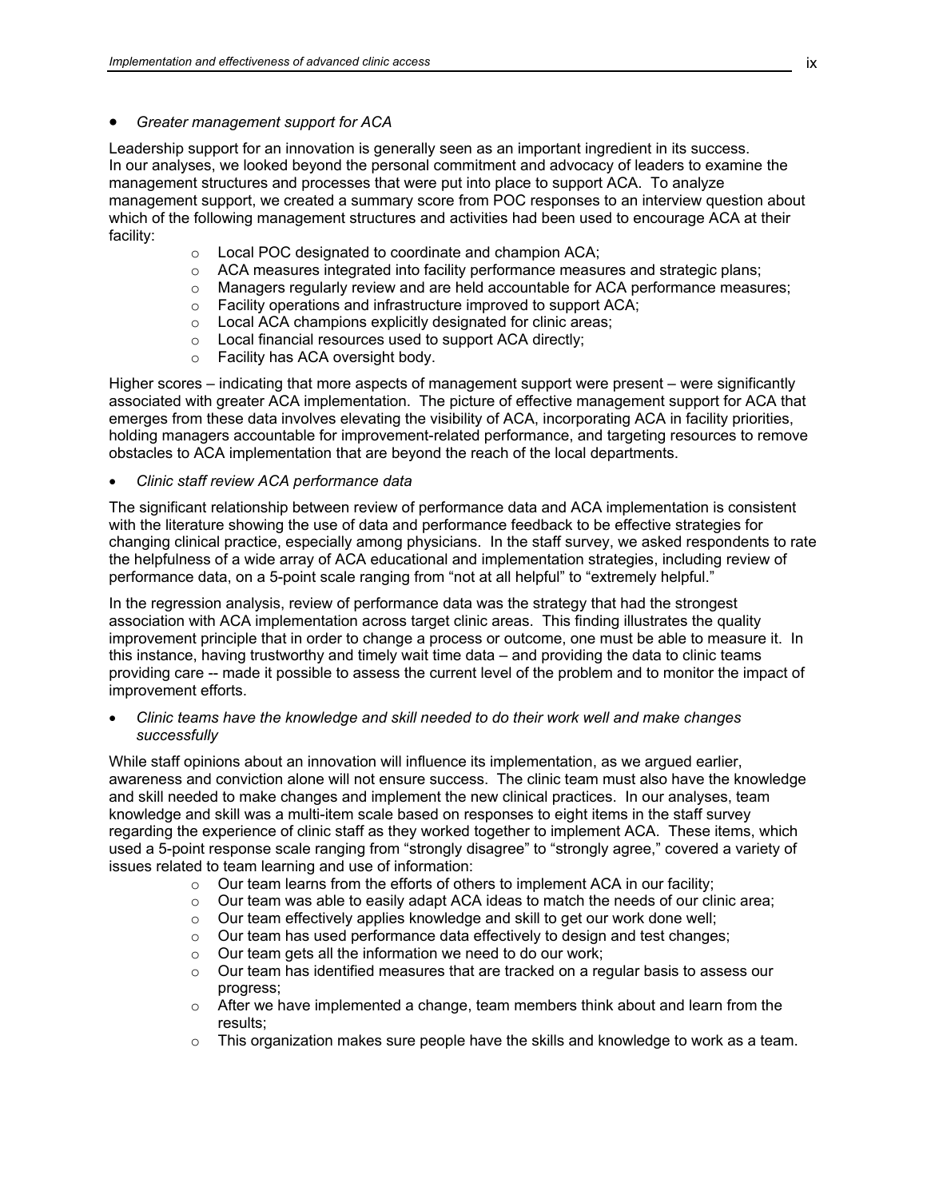- *Greater management support for ACA*

Leadership support for an innovation is generally seen as an important ingredient in its success. In our analyses, we looked beyond the personal commitment and advocacy of leaders to examine the management structures and processes that were put into place to support ACA. To analyze management support, we created a summary score from POC responses to an interview question about which of the following management structures and activities had been used to encourage ACA at their facility:

  - Local POC designated to coordinate and champion ACA;
  - ACA measures integrated into facility performance measures and strategic plans;
  - Managers regularly review and are held accountable for ACA performance measures;
  - Facility operations and infrastructure improved to support ACA;
  - Local ACA champions explicitly designated for clinic areas;
  - Local financial resources used to support ACA directly;
  - Facility has ACA oversight body.

Higher scores – indicating that more aspects of management support were present – were significantly associated with greater ACA implementation. The picture of effective management support for ACA that emerges from these data involves elevating the visibility of ACA, incorporating ACA in facility priorities, holding managers accountable for improvement-related performance, and targeting resources to remove obstacles to ACA implementation that are beyond the reach of the local departments.

- *Clinic staff review ACA performance data*

The significant relationship between review of performance data and ACA implementation is consistent with the literature showing the use of data and performance feedback to be effective strategies for changing clinical practice, especially among physicians. In the staff survey, we asked respondents to rate the helpfulness of a wide array of ACA educational and implementation strategies, including review of performance data, on a 5-point scale ranging from "not at all helpful" to "extremely helpful."

In the regression analysis, review of performance data was the strategy that had the strongest association with ACA implementation across target clinic areas. This finding illustrates the quality improvement principle that in order to change a process or outcome, one must be able to measure it. In this instance, having trustworthy and timely wait time data – and providing the data to clinic teams providing care -- made it possible to assess the current level of the problem and to monitor the impact of improvement efforts.

- *Clinic teams have the knowledge and skill needed to do their work well and make changes successfully*

While staff opinions about an innovation will influence its implementation, as we argued earlier, awareness and conviction alone will not ensure success. The clinic team must also have the knowledge and skill needed to make changes and implement the new clinical practices. In our analyses, team knowledge and skill was a multi-item scale based on responses to eight items in the staff survey regarding the experience of clinic staff as they worked together to implement ACA. These items, which used a 5-point response scale ranging from "strongly disagree" to "strongly agree," covered a variety of issues related to team learning and use of information:

  - Our team learns from the efforts of others to implement ACA in our facility;
  - Our team was able to easily adapt ACA ideas to match the needs of our clinic area;
  - Our team effectively applies knowledge and skill to get our work done well;
  - Our team has used performance data effectively to design and test changes;
  - Our team gets all the information we need to do our work;
  - Our team has identified measures that are tracked on a regular basis to assess our progress;
  - After we have implemented a change, team members think about and learn from the results;
  - This organization makes sure people have the skills and knowledge to work as a team.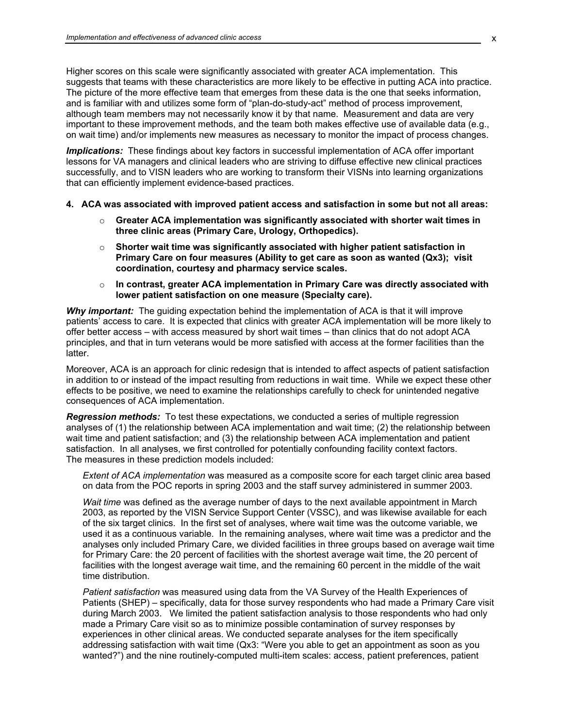Higher scores on this scale were significantly associated with greater ACA implementation. This suggests that teams with these characteristics are more likely to be effective in putting ACA into practice. The picture of the more effective team that emerges from these data is the one that seeks information, and is familiar with and utilizes some form of "plan-do-study-act" method of process improvement, although team members may not necessarily know it by that name. Measurement and data are very important to these improvement methods, and the team both makes effective use of available data (e.g., on wait time) and/or implements new measures as necessary to monitor the impact of process changes.

***Implications:*** These findings about key factors in successful implementation of ACA offer important lessons for VA managers and clinical leaders who are striving to diffuse effective new clinical practices successfully, and to VISN leaders who are working to transform their VISNs into learning organizations that can efficiently implement evidence-based practices.

**4. ACA was associated with improved patient access and satisfaction in some but not all areas:**

- **Greater ACA implementation was significantly associated with shorter wait times in three clinic areas (Primary Care, Urology, Orthopedics).**
- **Shorter wait time was significantly associated with higher patient satisfaction in Primary Care on four measures (Ability to get care as soon as wanted (Qx3); visit coordination, courtesy and pharmacy service scales.**
- **In contrast, greater ACA implementation in Primary Care was directly associated with lower patient satisfaction on one measure (Specialty care).**

***Why important:*** The guiding expectation behind the implementation of ACA is that it will improve patients' access to care. It is expected that clinics with greater ACA implementation will be more likely to offer better access – with access measured by short wait times – than clinics that do not adopt ACA principles, and that in turn veterans would be more satisfied with access at the former facilities than the latter.

Moreover, ACA is an approach for clinic redesign that is intended to affect aspects of patient satisfaction in addition to or instead of the impact resulting from reductions in wait time. While we expect these other effects to be positive, we need to examine the relationships carefully to check for unintended negative consequences of ACA implementation.

***Regression methods:*** To test these expectations, we conducted a series of multiple regression analyses of (1) the relationship between ACA implementation and wait time; (2) the relationship between wait time and patient satisfaction; and (3) the relationship between ACA implementation and patient satisfaction. In all analyses, we first controlled for potentially confounding facility context factors. The measures in these prediction models included:

*Extent of ACA implementation* was measured as a composite score for each target clinic area based on data from the POC reports in spring 2003 and the staff survey administered in summer 2003.

*Wait time* was defined as the average number of days to the next available appointment in March 2003, as reported by the VISN Service Support Center (VSSC), and was likewise available for each of the six target clinics. In the first set of analyses, where wait time was the outcome variable, we used it as a continuous variable. In the remaining analyses, where wait time was a predictor and the analyses only included Primary Care, we divided facilities in three groups based on average wait time for Primary Care: the 20 percent of facilities with the shortest average wait time, the 20 percent of facilities with the longest average wait time, and the remaining 60 percent in the middle of the wait time distribution.

*Patient satisfaction* was measured using data from the VA Survey of the Health Experiences of Patients (SHEP) – specifically, data for those survey respondents who had made a Primary Care visit during March 2003. We limited the patient satisfaction analysis to those respondents who had only made a Primary Care visit so as to minimize possible contamination of survey responses by experiences in other clinical areas. We conducted separate analyses for the item specifically addressing satisfaction with wait time (Qx3: "Were you able to get an appointment as soon as you wanted?") and the nine routinely-computed multi-item scales: access, patient preferences, patient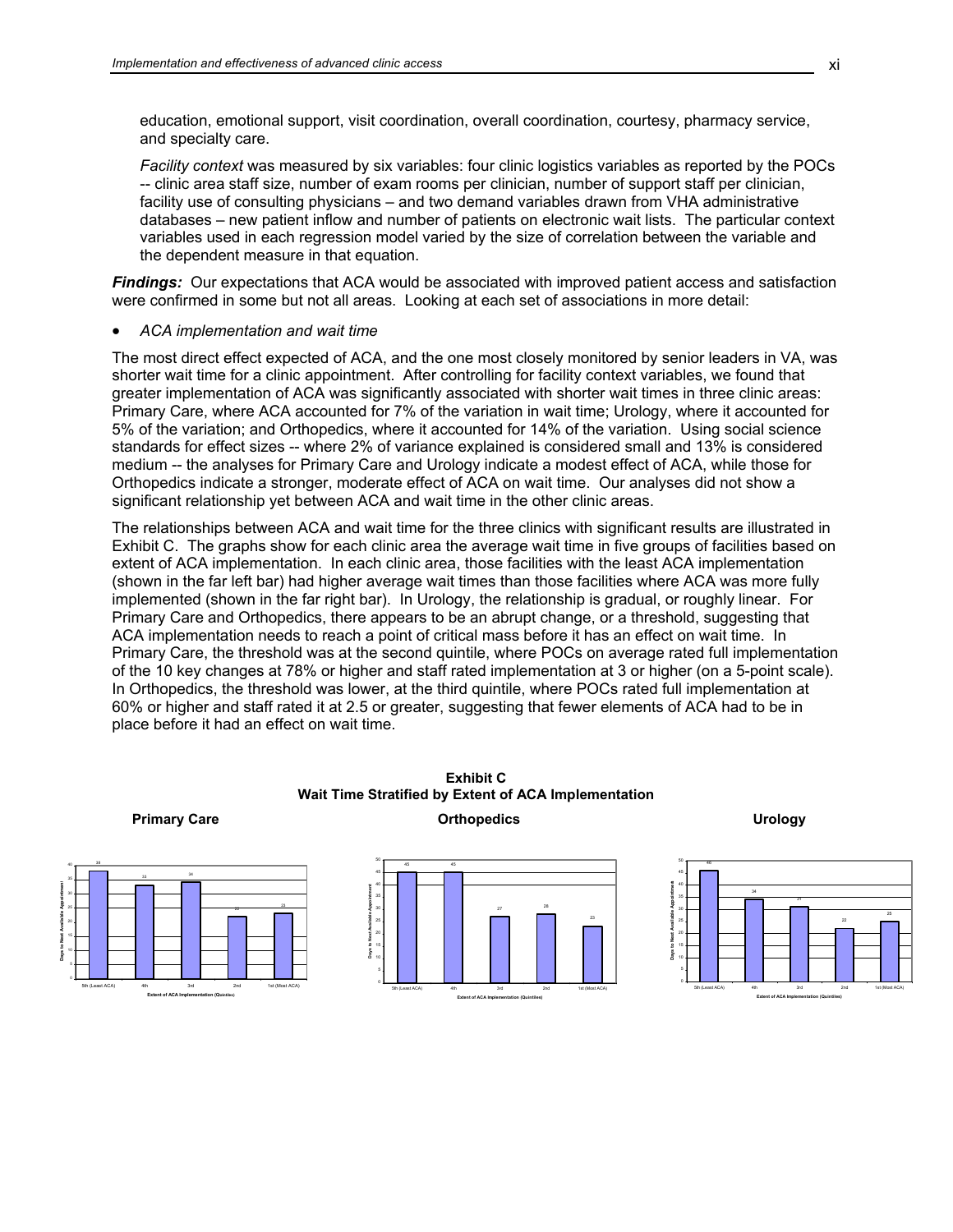education, emotional support, visit coordination, overall coordination, courtesy, pharmacy service, and specialty care.

*Facility context* was measured by six variables: four clinic logistics variables as reported by the POCs -- clinic area staff size, number of exam rooms per clinician, number of support staff per clinician, facility use of consulting physicians – and two demand variables drawn from VHA administrative databases – new patient inflow and number of patients on electronic wait lists. The particular context variables used in each regression model varied by the size of correlation between the variable and the dependent measure in that equation.

***Findings:*** Our expectations that ACA would be associated with improved patient access and satisfaction were confirmed in some but not all areas. Looking at each set of associations in more detail:

- *ACA implementation and wait time*

The most direct effect expected of ACA, and the one most closely monitored by senior leaders in VA, was shorter wait time for a clinic appointment. After controlling for facility context variables, we found that greater implementation of ACA was significantly associated with shorter wait times in three clinic areas: Primary Care, where ACA accounted for 7% of the variation in wait time; Urology, where it accounted for 5% of the variation; and Orthopedics, where it accounted for 14% of the variation. Using social science standards for effect sizes -- where 2% of variance explained is considered small and 13% is considered medium -- the analyses for Primary Care and Urology indicate a modest effect of ACA, while those for Orthopedics indicate a stronger, moderate effect of ACA on wait time. Our analyses did not show a significant relationship yet between ACA and wait time in the other clinic areas.

The relationships between ACA and wait time for the three clinics with significant results are illustrated in Exhibit C. The graphs show for each clinic area the average wait time in five groups of facilities based on extent of ACA implementation. In each clinic area, those facilities with the least ACA implementation (shown in the far left bar) had higher average wait times than those facilities where ACA was more fully implemented (shown in the far right bar). In Urology, the relationship is gradual, or roughly linear. For Primary Care and Orthopedics, there appears to be an abrupt change, or a threshold, suggesting that ACA implementation needs to reach a point of critical mass before it has an effect on wait time. In Primary Care, the threshold was at the second quintile, where POCs on average rated full implementation of the 10 key changes at 78% or higher and staff rated implementation at 3 or higher (on a 5-point scale). In Orthopedics, the threshold was lower, at the third quintile, where POCs rated full implementation at 60% or higher and staff rated it at 2.5 or greater, suggesting that fewer elements of ACA had to be in place before it had an effect on wait time.

**Exhibit C**
**Wait Time Stratified by Extent of ACA Implementation**

Days to Next Available Appointment, by Extent of ACA Implementation (Quintiles)

| Extent of ACA Implementation (Quintiles) | Primary Care | Orthopedics | Urology |
|---|---|---|---|
| 5th (Least ACA) | 38 | 45 | 46 |
| 4th | 33 | 45 | 34 |
| 3rd | 34 | 27 | 31 |
| 2nd | 22 | 28 | 22 |
| 1st (Most ACA) | 23 | 23 | 25 |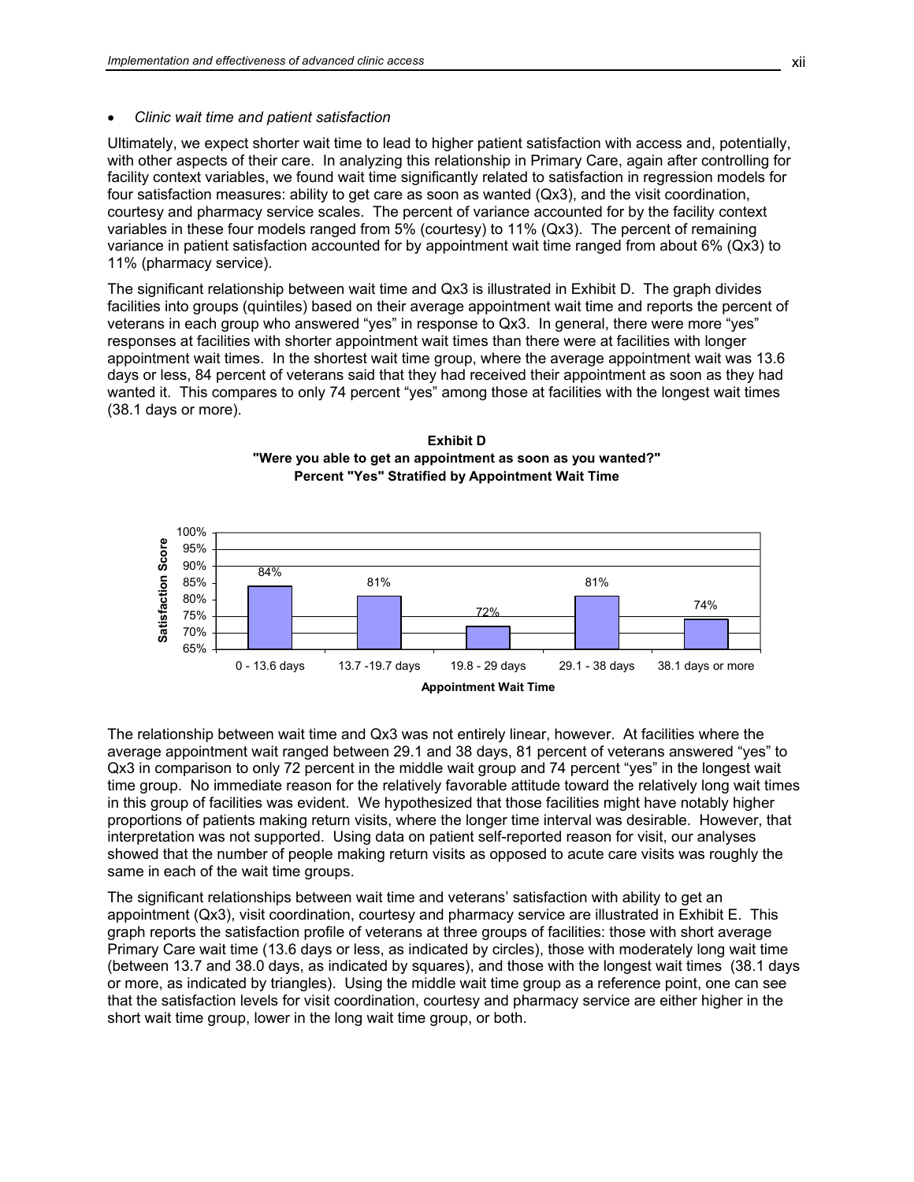- *Clinic wait time and patient satisfaction*

Ultimately, we expect shorter wait time to lead to higher patient satisfaction with access and, potentially, with other aspects of their care. In analyzing this relationship in Primary Care, again after controlling for facility context variables, we found wait time significantly related to satisfaction in regression models for four satisfaction measures: ability to get care as soon as wanted (Qx3), and the visit coordination, courtesy and pharmacy service scales. The percent of variance accounted for by the facility context variables in these four models ranged from 5% (courtesy) to 11% (Qx3). The percent of remaining variance in patient satisfaction accounted for by appointment wait time ranged from about 6% (Qx3) to 11% (pharmacy service).

The significant relationship between wait time and Qx3 is illustrated in Exhibit D. The graph divides facilities into groups (quintiles) based on their average appointment wait time and reports the percent of veterans in each group who answered "yes" in response to Qx3. In general, there were more "yes" responses at facilities with shorter appointment wait times than there were at facilities with longer appointment wait times. In the shortest wait time group, where the average appointment wait was 13.6 days or less, 84 percent of veterans said that they had received their appointment as soon as they had wanted it. This compares to only 74 percent "yes" among those at facilities with the longest wait times (38.1 days or more).

**Exhibit D**
**"Were you able to get an appointment as soon as you wanted?"**
**Percent "Yes" Stratified by Appointment Wait Time**

| Appointment Wait Time | Satisfaction Score |
|---|---|
| 0 - 13.6 days | 84% |
| 13.7 -19.7 days | 81% |
| 19.8 - 29 days | 72% |
| 29.1 - 38 days | 81% |
| 38.1 days or more | 74% |

The relationship between wait time and Qx3 was not entirely linear, however. At facilities where the average appointment wait ranged between 29.1 and 38 days, 81 percent of veterans answered "yes" to Qx3 in comparison to only 72 percent in the middle wait group and 74 percent "yes" in the longest wait time group. No immediate reason for the relatively favorable attitude toward the relatively long wait times in this group of facilities was evident. We hypothesized that those facilities might have notably higher proportions of patients making return visits, where the longer time interval was desirable. However, that interpretation was not supported. Using data on patient self-reported reason for visit, our analyses showed that the number of people making return visits as opposed to acute care visits was roughly the same in each of the wait time groups.

The significant relationships between wait time and veterans' satisfaction with ability to get an appointment (Qx3), visit coordination, courtesy and pharmacy service are illustrated in Exhibit E. This graph reports the satisfaction profile of veterans at three groups of facilities: those with short average Primary Care wait time (13.6 days or less, as indicated by circles), those with moderately long wait time (between 13.7 and 38.0 days, as indicated by squares), and those with the longest wait times (38.1 days or more, as indicated by triangles). Using the middle wait time group as a reference point, one can see that the satisfaction levels for visit coordination, courtesy and pharmacy service are either higher in the short wait time group, lower in the long wait time group, or both.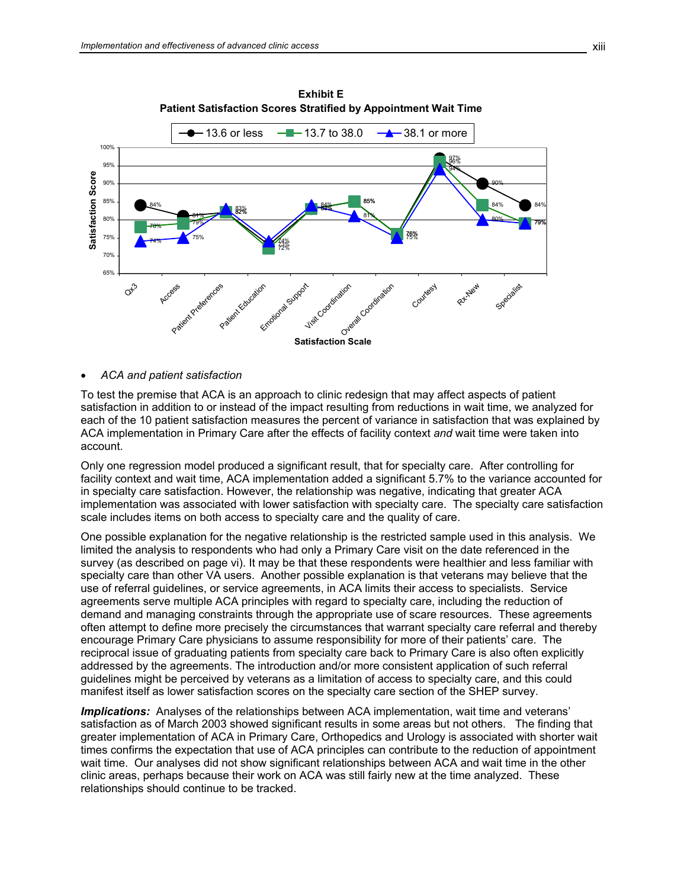**Exhibit E**
**Patient Satisfaction Scores Stratified by Appointment Wait Time**

| Satisfaction Scale | 13.6 or less | 13.7 to 38.0 | 38.1 or more |
|---|---|---|---|
| Qx3 | 84% | 78% | 74% |
| Access | 81% | 79% | 75% |
| Patient Preferences | 82% | 82% | 83% |
| Patient Education | 73% | 72% | 74% |
| Emotional Support | 83% | 83% | 84% |
| Visit Coordination | 85% | 85% | 81% |
| Overall Coordination | 76% | 76% | 75% |
| Courtesy | 97% | 96% | 94% |
| Rx-New | 90% | 84% | 80% |
| Specialist | 84% | 79% | 79% |

- *ACA and patient satisfaction*

To test the premise that ACA is an approach to clinic redesign that may affect aspects of patient satisfaction in addition to or instead of the impact resulting from reductions in wait time, we analyzed for each of the 10 patient satisfaction measures the percent of variance in satisfaction that was explained by ACA implementation in Primary Care after the effects of facility context *and* wait time were taken into account.

Only one regression model produced a significant result, that for specialty care. After controlling for facility context and wait time, ACA implementation added a significant 5.7% to the variance accounted for in specialty care satisfaction. However, the relationship was negative, indicating that greater ACA implementation was associated with lower satisfaction with specialty care. The specialty care satisfaction scale includes items on both access to specialty care and the quality of care.

One possible explanation for the negative relationship is the restricted sample used in this analysis. We limited the analysis to respondents who had only a Primary Care visit on the date referenced in the survey (as described on page vi). It may be that these respondents were healthier and less familiar with specialty care than other VA users. Another possible explanation is that veterans may believe that the use of referral guidelines, or service agreements, in ACA limits their access to specialists. Service agreements serve multiple ACA principles with regard to specialty care, including the reduction of demand and managing constraints through the appropriate use of scare resources. These agreements often attempt to define more precisely the circumstances that warrant specialty care referral and thereby encourage Primary Care physicians to assume responsibility for more of their patients' care. The reciprocal issue of graduating patients from specialty care back to Primary Care is also often explicitly addressed by the agreements. The introduction and/or more consistent application of such referral guidelines might be perceived by veterans as a limitation of access to specialty care, and this could manifest itself as lower satisfaction scores on the specialty care section of the SHEP survey.

***Implications:*** Analyses of the relationships between ACA implementation, wait time and veterans' satisfaction as of March 2003 showed significant results in some areas but not others. The finding that greater implementation of ACA in Primary Care, Orthopedics and Urology is associated with shorter wait times confirms the expectation that use of ACA principles can contribute to the reduction of appointment wait time. Our analyses did not show significant relationships between ACA and wait time in the other clinic areas, perhaps because their work on ACA was still fairly new at the time analyzed. These relationships should continue to be tracked.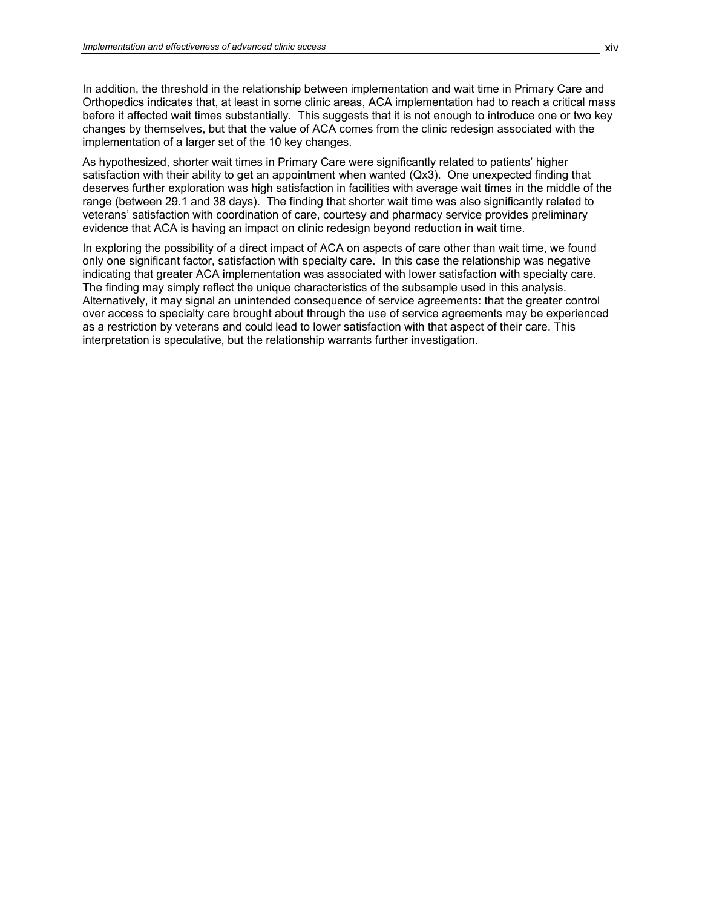In addition, the threshold in the relationship between implementation and wait time in Primary Care and Orthopedics indicates that, at least in some clinic areas, ACA implementation had to reach a critical mass before it affected wait times substantially. This suggests that it is not enough to introduce one or two key changes by themselves, but that the value of ACA comes from the clinic redesign associated with the implementation of a larger set of the 10 key changes.

As hypothesized, shorter wait times in Primary Care were significantly related to patients' higher satisfaction with their ability to get an appointment when wanted (Qx3). One unexpected finding that deserves further exploration was high satisfaction in facilities with average wait times in the middle of the range (between 29.1 and 38 days). The finding that shorter wait time was also significantly related to veterans' satisfaction with coordination of care, courtesy and pharmacy service provides preliminary evidence that ACA is having an impact on clinic redesign beyond reduction in wait time.

In exploring the possibility of a direct impact of ACA on aspects of care other than wait time, we found only one significant factor, satisfaction with specialty care. In this case the relationship was negative indicating that greater ACA implementation was associated with lower satisfaction with specialty care. The finding may simply reflect the unique characteristics of the subsample used in this analysis. Alternatively, it may signal an unintended consequence of service agreements: that the greater control over access to specialty care brought about through the use of service agreements may be experienced as a restriction by veterans and could lead to lower satisfaction with that aspect of their care. This interpretation is speculative, but the relationship warrants further investigation.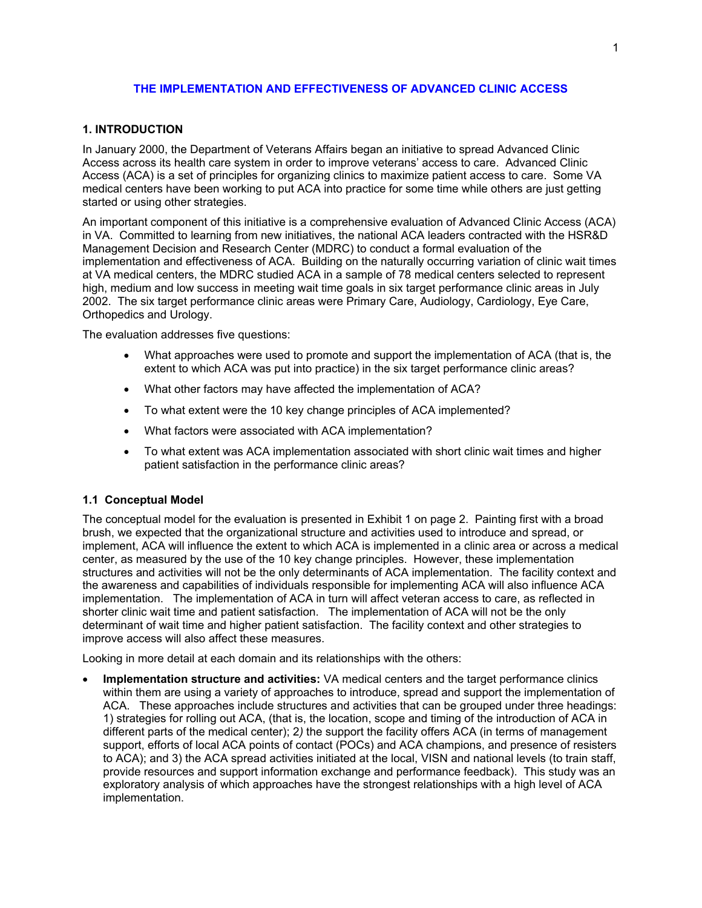# THE IMPLEMENTATION AND EFFECTIVENESS OF ADVANCED CLINIC ACCESS

## 1. INTRODUCTION

In January 2000, the Department of Veterans Affairs began an initiative to spread Advanced Clinic Access across its health care system in order to improve veterans' access to care. Advanced Clinic Access (ACA) is a set of principles for organizing clinics to maximize patient access to care. Some VA medical centers have been working to put ACA into practice for some time while others are just getting started or using other strategies.

An important component of this initiative is a comprehensive evaluation of Advanced Clinic Access (ACA) in VA. Committed to learning from new initiatives, the national ACA leaders contracted with the HSR&D Management Decision and Research Center (MDRC) to conduct a formal evaluation of the implementation and effectiveness of ACA. Building on the naturally occurring variation of clinic wait times at VA medical centers, the MDRC studied ACA in a sample of 78 medical centers selected to represent high, medium and low success in meeting wait time goals in six target performance clinic areas in July 2002. The six target performance clinic areas were Primary Care, Audiology, Cardiology, Eye Care, Orthopedics and Urology.

The evaluation addresses five questions:

- What approaches were used to promote and support the implementation of ACA (that is, the extent to which ACA was put into practice) in the six target performance clinic areas?
- What other factors may have affected the implementation of ACA?
- To what extent were the 10 key change principles of ACA implemented?
- What factors were associated with ACA implementation?
- To what extent was ACA implementation associated with short clinic wait times and higher patient satisfaction in the performance clinic areas?

### 1.1 Conceptual Model

The conceptual model for the evaluation is presented in Exhibit 1 on page 2. Painting first with a broad brush, we expected that the organizational structure and activities used to introduce and spread, or implement, ACA will influence the extent to which ACA is implemented in a clinic area or across a medical center, as measured by the use of the 10 key change principles. However, these implementation structures and activities will not be the only determinants of ACA implementation. The facility context and the awareness and capabilities of individuals responsible for implementing ACA will also influence ACA implementation. The implementation of ACA in turn will affect veteran access to care, as reflected in shorter clinic wait time and patient satisfaction. The implementation of ACA will not be the only determinant of wait time and higher patient satisfaction. The facility context and other strategies to improve access will also affect these measures.

Looking in more detail at each domain and its relationships with the others:

- **Implementation structure and activities:** VA medical centers and the target performance clinics within them are using a variety of approaches to introduce, spread and support the implementation of ACA. These approaches include structures and activities that can be grouped under three headings: 1) strategies for rolling out ACA, (that is, the location, scope and timing of the introduction of ACA in different parts of the medical center); 2*)* the support the facility offers ACA (in terms of management support, efforts of local ACA points of contact (POCs) and ACA champions, and presence of resisters to ACA); and 3) the ACA spread activities initiated at the local, VISN and national levels (to train staff, provide resources and support information exchange and performance feedback). This study was an exploratory analysis of which approaches have the strongest relationships with a high level of ACA implementation.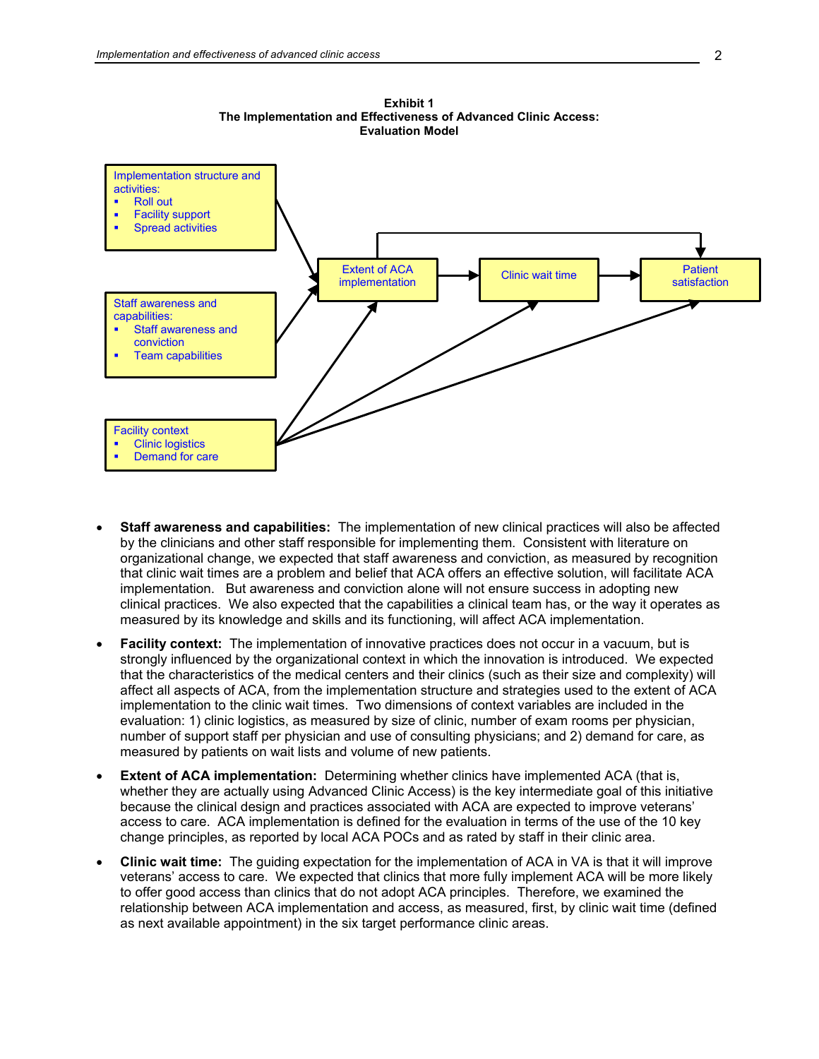**Exhibit 1**
**The Implementation and Effectiveness of Advanced Clinic Access: Evaluation Model**

Implementation structure and activities:
- Roll out
- Facility support
- Spread activities

Staff awareness and capabilities:
- Staff awareness and conviction
- Team capabilities

Facility context
- Clinic logistics
- Demand for care

Extent of ACA implementation

Clinic wait time

Patient satisfaction

- **Staff awareness and capabilities:** The implementation of new clinical practices will also be affected by the clinicians and other staff responsible for implementing them. Consistent with literature on organizational change, we expected that staff awareness and conviction, as measured by recognition that clinic wait times are a problem and belief that ACA offers an effective solution, will facilitate ACA implementation. But awareness and conviction alone will not ensure success in adopting new clinical practices. We also expected that the capabilities a clinical team has, or the way it operates as measured by its knowledge and skills and its functioning, will affect ACA implementation.
- **Facility context:** The implementation of innovative practices does not occur in a vacuum, but is strongly influenced by the organizational context in which the innovation is introduced. We expected that the characteristics of the medical centers and their clinics (such as their size and complexity) will affect all aspects of ACA, from the implementation structure and strategies used to the extent of ACA implementation to the clinic wait times. Two dimensions of context variables are included in the evaluation: 1) clinic logistics, as measured by size of clinic, number of exam rooms per physician, number of support staff per physician and use of consulting physicians; and 2) demand for care, as measured by patients on wait lists and volume of new patients.
- **Extent of ACA implementation:** Determining whether clinics have implemented ACA (that is, whether they are actually using Advanced Clinic Access) is the key intermediate goal of this initiative because the clinical design and practices associated with ACA are expected to improve veterans' access to care. ACA implementation is defined for the evaluation in terms of the use of the 10 key change principles, as reported by local ACA POCs and as rated by staff in their clinic area.
- **Clinic wait time:** The guiding expectation for the implementation of ACA in VA is that it will improve veterans' access to care. We expected that clinics that more fully implement ACA will be more likely to offer good access than clinics that do not adopt ACA principles. Therefore, we examined the relationship between ACA implementation and access, as measured, first, by clinic wait time (defined as next available appointment) in the six target performance clinic areas.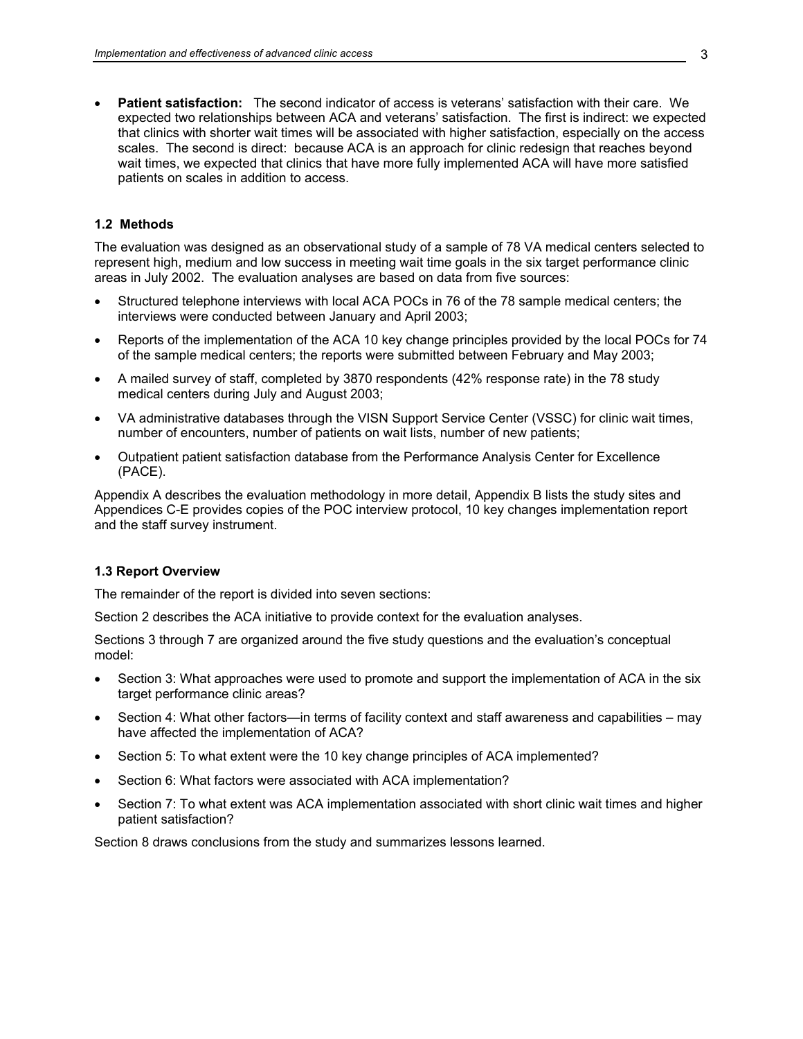- **Patient satisfaction:** The second indicator of access is veterans' satisfaction with their care. We expected two relationships between ACA and veterans' satisfaction. The first is indirect: we expected that clinics with shorter wait times will be associated with higher satisfaction, especially on the access scales. The second is direct: because ACA is an approach for clinic redesign that reaches beyond wait times, we expected that clinics that have more fully implemented ACA will have more satisfied patients on scales in addition to access.

### 1.2 Methods

The evaluation was designed as an observational study of a sample of 78 VA medical centers selected to represent high, medium and low success in meeting wait time goals in the six target performance clinic areas in July 2002. The evaluation analyses are based on data from five sources:

- Structured telephone interviews with local ACA POCs in 76 of the 78 sample medical centers; the interviews were conducted between January and April 2003;
- Reports of the implementation of the ACA 10 key change principles provided by the local POCs for 74 of the sample medical centers; the reports were submitted between February and May 2003;
- A mailed survey of staff, completed by 3870 respondents (42% response rate) in the 78 study medical centers during July and August 2003;
- VA administrative databases through the VISN Support Service Center (VSSC) for clinic wait times, number of encounters, number of patients on wait lists, number of new patients;
- Outpatient patient satisfaction database from the Performance Analysis Center for Excellence (PACE).

Appendix A describes the evaluation methodology in more detail, Appendix B lists the study sites and Appendices C-E provides copies of the POC interview protocol, 10 key changes implementation report and the staff survey instrument.

### 1.3 Report Overview

The remainder of the report is divided into seven sections:

Section 2 describes the ACA initiative to provide context for the evaluation analyses.

Sections 3 through 7 are organized around the five study questions and the evaluation's conceptual model:

- Section 3: What approaches were used to promote and support the implementation of ACA in the six target performance clinic areas?
- Section 4: What other factors—in terms of facility context and staff awareness and capabilities – may have affected the implementation of ACA?
- Section 5: To what extent were the 10 key change principles of ACA implemented?
- Section 6: What factors were associated with ACA implementation?
- Section 7: To what extent was ACA implementation associated with short clinic wait times and higher patient satisfaction?

Section 8 draws conclusions from the study and summarizes lessons learned.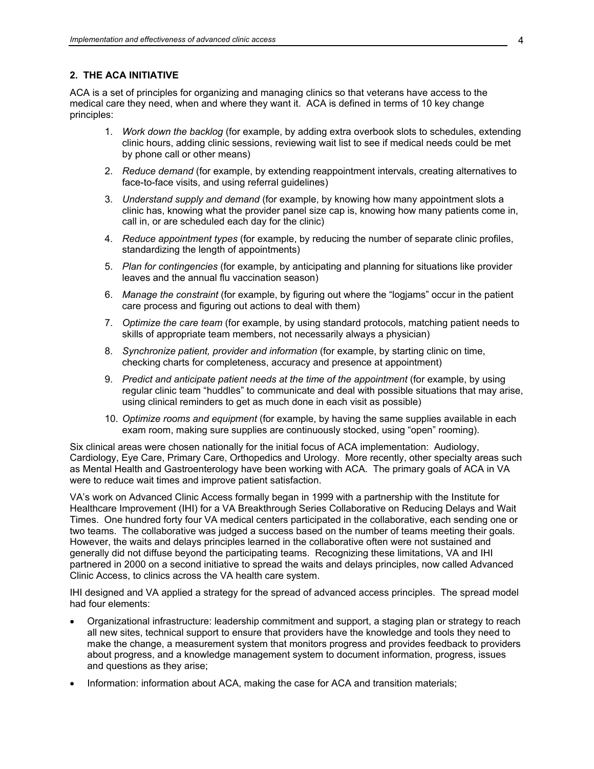## 2. THE ACA INITIATIVE

ACA is a set of principles for organizing and managing clinics so that veterans have access to the medical care they need, when and where they want it. ACA is defined in terms of 10 key change principles:

1. *Work down the backlog* (for example, by adding extra overbook slots to schedules, extending clinic hours, adding clinic sessions, reviewing wait list to see if medical needs could be met by phone call or other means)
2. *Reduce demand* (for example, by extending reappointment intervals, creating alternatives to face-to-face visits, and using referral guidelines)
3. *Understand supply and demand* (for example, by knowing how many appointment slots a clinic has, knowing what the provider panel size cap is, knowing how many patients come in, call in, or are scheduled each day for the clinic)
4. *Reduce appointment types* (for example, by reducing the number of separate clinic profiles, standardizing the length of appointments)
5. *Plan for contingencies* (for example, by anticipating and planning for situations like provider leaves and the annual flu vaccination season)
6. *Manage the constraint* (for example, by figuring out where the "logjams" occur in the patient care process and figuring out actions to deal with them)
7. *Optimize the care team* (for example, by using standard protocols, matching patient needs to skills of appropriate team members, not necessarily always a physician)
8. *Synchronize patient, provider and information* (for example, by starting clinic on time, checking charts for completeness, accuracy and presence at appointment)
9. *Predict and anticipate patient needs at the time of the appointment* (for example, by using regular clinic team "huddles" to communicate and deal with possible situations that may arise, using clinical reminders to get as much done in each visit as possible)
10. *Optimize rooms and equipment* (for example, by having the same supplies available in each exam room, making sure supplies are continuously stocked, using "open" rooming).

Six clinical areas were chosen nationally for the initial focus of ACA implementation: Audiology, Cardiology, Eye Care, Primary Care, Orthopedics and Urology. More recently, other specialty areas such as Mental Health and Gastroenterology have been working with ACA. The primary goals of ACA in VA were to reduce wait times and improve patient satisfaction.

VA's work on Advanced Clinic Access formally began in 1999 with a partnership with the Institute for Healthcare Improvement (IHI) for a VA Breakthrough Series Collaborative on Reducing Delays and Wait Times. One hundred forty four VA medical centers participated in the collaborative, each sending one or two teams. The collaborative was judged a success based on the number of teams meeting their goals. However, the waits and delays principles learned in the collaborative often were not sustained and generally did not diffuse beyond the participating teams. Recognizing these limitations, VA and IHI partnered in 2000 on a second initiative to spread the waits and delays principles, now called Advanced Clinic Access, to clinics across the VA health care system.

IHI designed and VA applied a strategy for the spread of advanced access principles. The spread model had four elements:

- Organizational infrastructure: leadership commitment and support, a staging plan or strategy to reach all new sites, technical support to ensure that providers have the knowledge and tools they need to make the change, a measurement system that monitors progress and provides feedback to providers about progress, and a knowledge management system to document information, progress, issues and questions as they arise;
- Information: information about ACA, making the case for ACA and transition materials;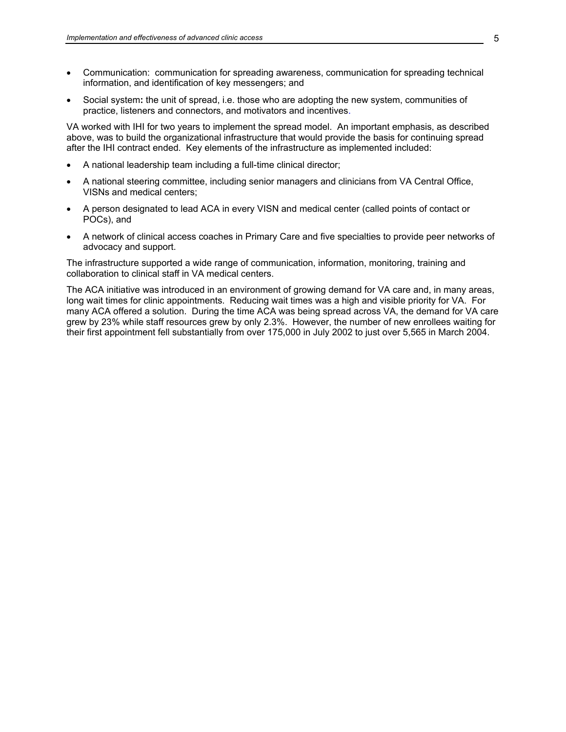- Communication: communication for spreading awareness, communication for spreading technical information, and identification of key messengers; and
- Social system**:** the unit of spread, i.e. those who are adopting the new system, communities of practice, listeners and connectors, and motivators and incentives.

VA worked with IHI for two years to implement the spread model. An important emphasis, as described above, was to build the organizational infrastructure that would provide the basis for continuing spread after the IHI contract ended. Key elements of the infrastructure as implemented included:

- A national leadership team including a full-time clinical director;
- A national steering committee, including senior managers and clinicians from VA Central Office, VISNs and medical centers;
- A person designated to lead ACA in every VISN and medical center (called points of contact or POCs), and
- A network of clinical access coaches in Primary Care and five specialties to provide peer networks of advocacy and support.

The infrastructure supported a wide range of communication, information, monitoring, training and collaboration to clinical staff in VA medical centers.

The ACA initiative was introduced in an environment of growing demand for VA care and, in many areas, long wait times for clinic appointments. Reducing wait times was a high and visible priority for VA. For many ACA offered a solution. During the time ACA was being spread across VA, the demand for VA care grew by 23% while staff resources grew by only 2.3%. However, the number of new enrollees waiting for their first appointment fell substantially from over 175,000 in July 2002 to just over 5,565 in March 2004.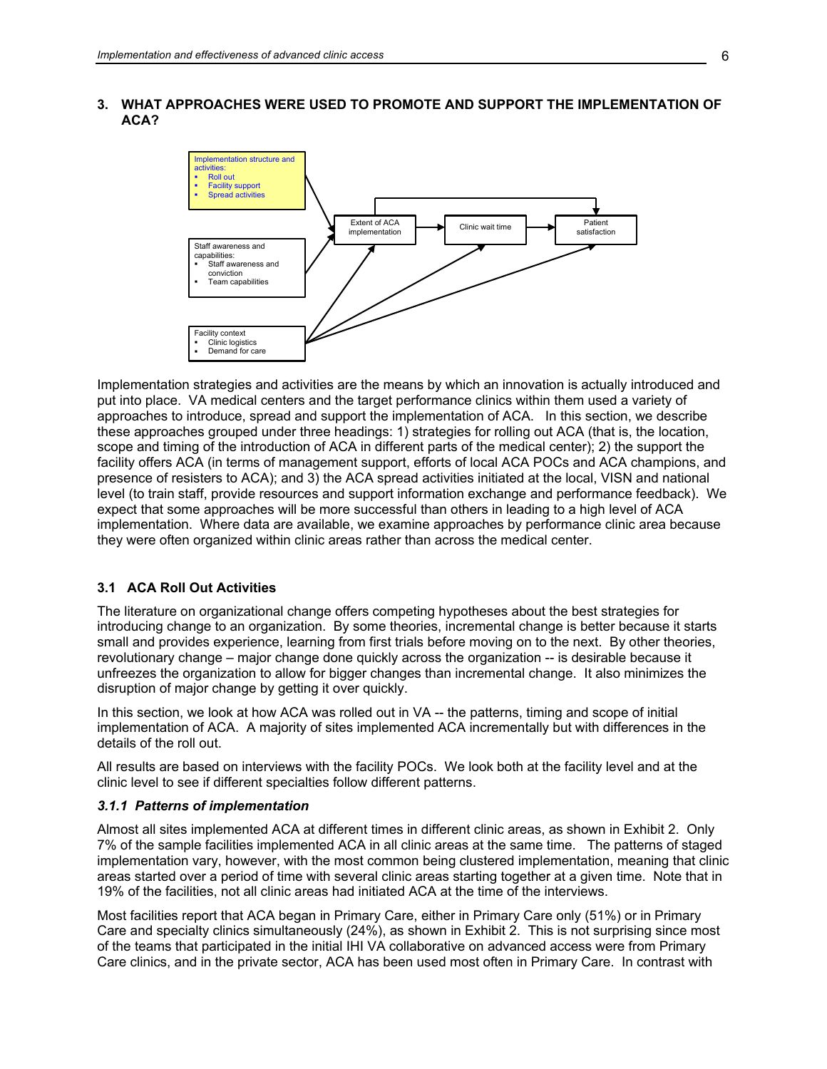## 3. WHAT APPROACHES WERE USED TO PROMOTE AND SUPPORT THE IMPLEMENTATION OF ACA?

Implementation structure and activities:
- Roll out
- Facility support
- Spread activities

Staff awareness and capabilities:
- Staff awareness and conviction
- Team capabilities

Facility context
- Clinic logistics
- Demand for care

Extent of ACA implementation → Clinic wait time → Patient satisfaction

Implementation strategies and activities are the means by which an innovation is actually introduced and put into place. VA medical centers and the target performance clinics within them used a variety of approaches to introduce, spread and support the implementation of ACA. In this section, we describe these approaches grouped under three headings: 1) strategies for rolling out ACA (that is, the location, scope and timing of the introduction of ACA in different parts of the medical center); 2) the support the facility offers ACA (in terms of management support, efforts of local ACA POCs and ACA champions, and presence of resisters to ACA); and 3) the ACA spread activities initiated at the local, VISN and national level (to train staff, provide resources and support information exchange and performance feedback). We expect that some approaches will be more successful than others in leading to a high level of ACA implementation. Where data are available, we examine approaches by performance clinic area because they were often organized within clinic areas rather than across the medical center.

### 3.1 ACA Roll Out Activities

The literature on organizational change offers competing hypotheses about the best strategies for introducing change to an organization. By some theories, incremental change is better because it starts small and provides experience, learning from first trials before moving on to the next. By other theories, revolutionary change – major change done quickly across the organization -- is desirable because it unfreezes the organization to allow for bigger changes than incremental change. It also minimizes the disruption of major change by getting it over quickly.

In this section, we look at how ACA was rolled out in VA -- the patterns, timing and scope of initial implementation of ACA. A majority of sites implemented ACA incrementally but with differences in the details of the roll out.

All results are based on interviews with the facility POCs. We look both at the facility level and at the clinic level to see if different specialties follow different patterns.

#### *3.1.1 Patterns of implementation*

Almost all sites implemented ACA at different times in different clinic areas, as shown in Exhibit 2. Only 7% of the sample facilities implemented ACA in all clinic areas at the same time. The patterns of staged implementation vary, however, with the most common being clustered implementation, meaning that clinic areas started over a period of time with several clinic areas starting together at a given time. Note that in 19% of the facilities, not all clinic areas had initiated ACA at the time of the interviews.

Most facilities report that ACA began in Primary Care, either in Primary Care only (51%) or in Primary Care and specialty clinics simultaneously (24%), as shown in Exhibit 2. This is not surprising since most of the teams that participated in the initial IHI VA collaborative on advanced access were from Primary Care clinics, and in the private sector, ACA has been used most often in Primary Care. In contrast with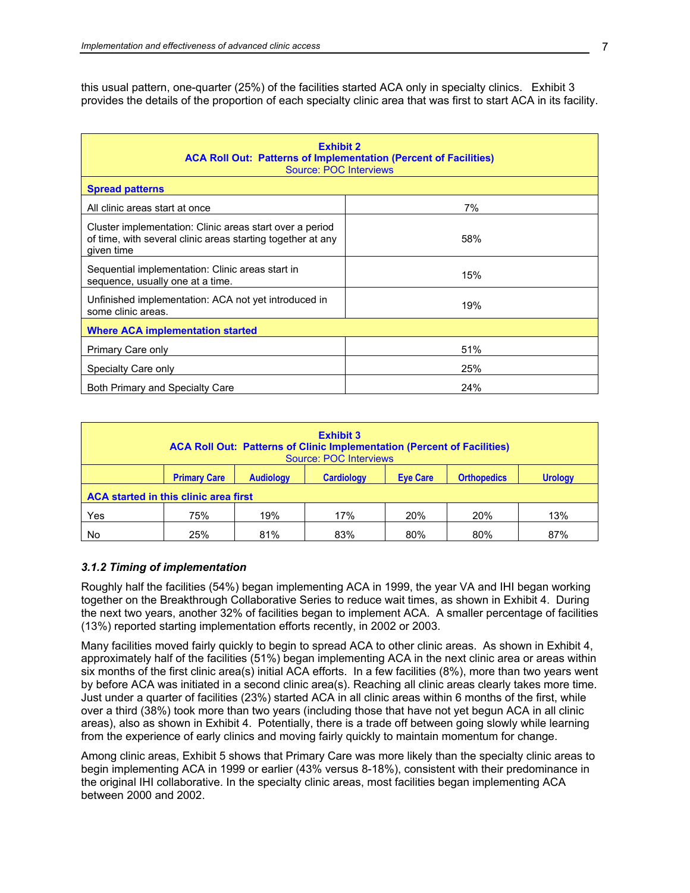this usual pattern, one-quarter (25%) of the facilities started ACA only in specialty clinics. Exhibit 3 provides the details of the proportion of each specialty clinic area that was first to start ACA in its facility.

**Exhibit 2**
**ACA Roll Out: Patterns of Implementation (Percent of Facilities)**
Source: POC Interviews

| | |
|---|---|
| **Spread patterns** | |
| All clinic areas start at once | 7% |
| Cluster implementation: Clinic areas start over a period of time, with several clinic areas starting together at any given time | 58% |
| Sequential implementation: Clinic areas start in sequence, usually one at a time. | 15% |
| Unfinished implementation: ACA not yet introduced in some clinic areas. | 19% |
| **Where ACA implementation started** | |
| Primary Care only | 51% |
| Specialty Care only | 25% |
| Both Primary and Specialty Care | 24% |

**Exhibit 3**
**ACA Roll Out: Patterns of Clinic Implementation (Percent of Facilities)**
Source: POC Interviews

| | Primary Care | Audiology | Cardiology | Eye Care | Orthopedics | Urology |
|---|---|---|---|---|---|---|
| **ACA started in this clinic area first** | | | | | | |
| Yes | 75% | 19% | 17% | 20% | 20% | 13% |
| No | 25% | 81% | 83% | 80% | 80% | 87% |

### *3.1.2 Timing of implementation*

Roughly half the facilities (54%) began implementing ACA in 1999, the year VA and IHI began working together on the Breakthrough Collaborative Series to reduce wait times, as shown in Exhibit 4. During the next two years, another 32% of facilities began to implement ACA. A smaller percentage of facilities (13%) reported starting implementation efforts recently, in 2002 or 2003.

Many facilities moved fairly quickly to begin to spread ACA to other clinic areas. As shown in Exhibit 4, approximately half of the facilities (51%) began implementing ACA in the next clinic area or areas within six months of the first clinic area(s) initial ACA efforts. In a few facilities (8%), more than two years went by before ACA was initiated in a second clinic area(s). Reaching all clinic areas clearly takes more time. Just under a quarter of facilities (23%) started ACA in all clinic areas within 6 months of the first, while over a third (38%) took more than two years (including those that have not yet begun ACA in all clinic areas), also as shown in Exhibit 4. Potentially, there is a trade off between going slowly while learning from the experience of early clinics and moving fairly quickly to maintain momentum for change.

Among clinic areas, Exhibit 5 shows that Primary Care was more likely than the specialty clinic areas to begin implementing ACA in 1999 or earlier (43% versus 8-18%), consistent with their predominance in the original IHI collaborative. In the specialty clinic areas, most facilities began implementing ACA between 2000 and 2002.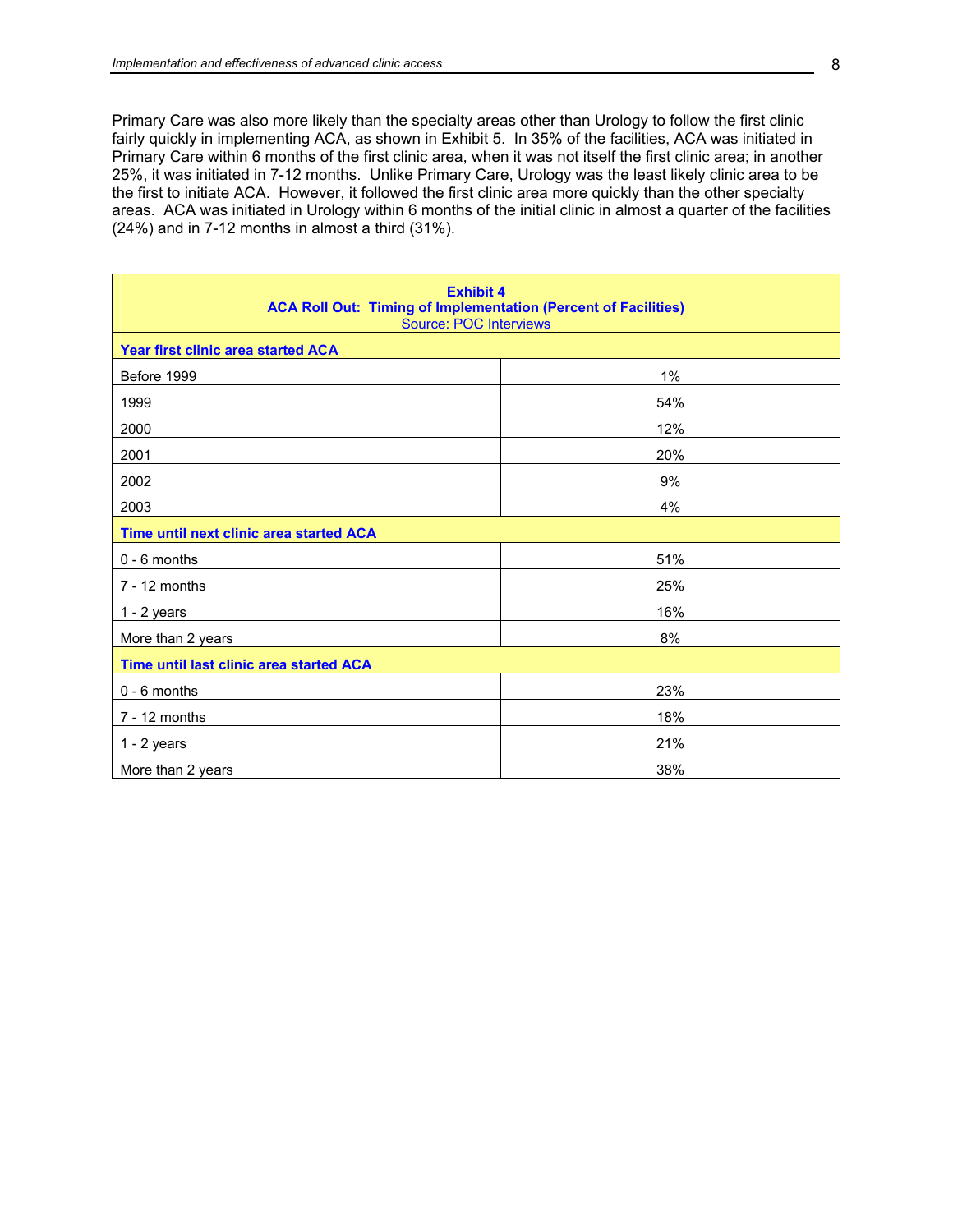Primary Care was also more likely than the specialty areas other than Urology to follow the first clinic fairly quickly in implementing ACA, as shown in Exhibit 5. In 35% of the facilities, ACA was initiated in Primary Care within 6 months of the first clinic area, when it was not itself the first clinic area; in another 25%, it was initiated in 7-12 months. Unlike Primary Care, Urology was the least likely clinic area to be the first to initiate ACA. However, it followed the first clinic area more quickly than the other specialty areas. ACA was initiated in Urology within 6 months of the initial clinic in almost a quarter of the facilities (24%) and in 7-12 months in almost a third (31%).

**Exhibit 4**
**ACA Roll Out: Timing of Implementation (Percent of Facilities)**
Source: POC Interviews

| | |
|---|---|
| **Year first clinic area started ACA** | |
| Before 1999 | 1% |
| 1999 | 54% |
| 2000 | 12% |
| 2001 | 20% |
| 2002 | 9% |
| 2003 | 4% |
| **Time until next clinic area started ACA** | |
| 0 - 6 months | 51% |
| 7 - 12 months | 25% |
| 1 - 2 years | 16% |
| More than 2 years | 8% |
| **Time until last clinic area started ACA** | |
| 0 - 6 months | 23% |
| 7 - 12 months | 18% |
| 1 - 2 years | 21% |
| More than 2 years | 38% |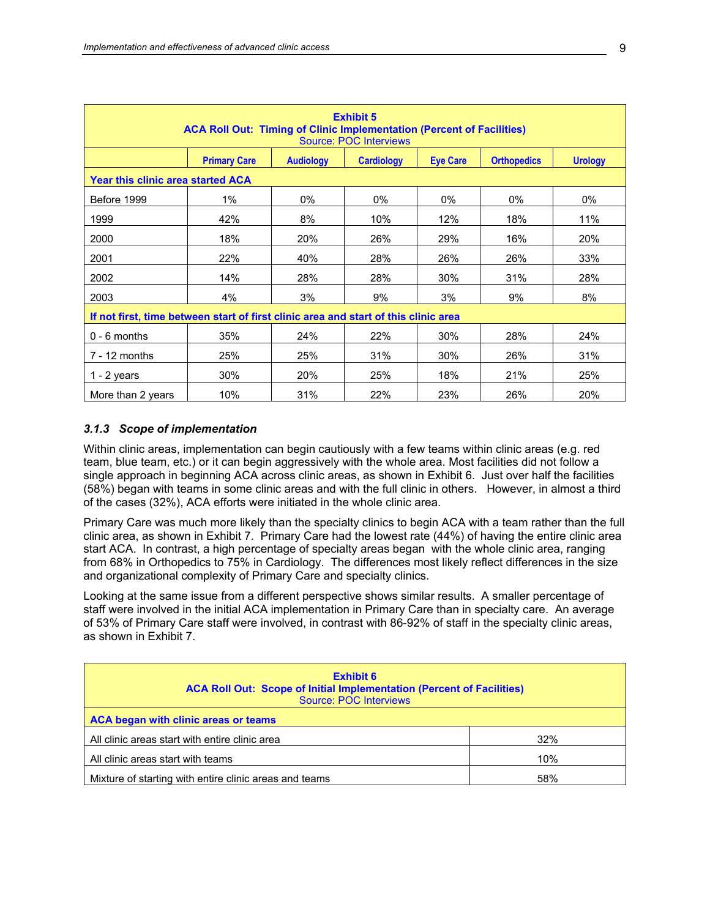| Exhibit 5<br>ACA Roll Out: Timing of Clinic Implementation (Percent of Facilities)<br>Source: POC Interviews | | | | | | |
|---|---|---|---|---|---|---|
| | **Primary Care** | **Audiology** | **Cardiology** | **Eye Care** | **Orthopedics** | **Urology** |
| **Year this clinic area started ACA** | | | | | | |
| Before 1999 | 1% | 0% | 0% | 0% | 0% | 0% |
| 1999 | 42% | 8% | 10% | 12% | 18% | 11% |
| 2000 | 18% | 20% | 26% | 29% | 16% | 20% |
| 2001 | 22% | 40% | 28% | 26% | 26% | 33% |
| 2002 | 14% | 28% | 28% | 30% | 31% | 28% |
| 2003 | 4% | 3% | 9% | 3% | 9% | 8% |
| **If not first, time between start of first clinic area and start of this clinic area** | | | | | | |
| 0 - 6 months | 35% | 24% | 22% | 30% | 28% | 24% |
| 7 - 12 months | 25% | 25% | 31% | 30% | 26% | 31% |
| 1 - 2 years | 30% | 20% | 25% | 18% | 21% | 25% |
| More than 2 years | 10% | 31% | 22% | 23% | 26% | 20% |

### *3.1.3 Scope of implementation*

Within clinic areas, implementation can begin cautiously with a few teams within clinic areas (e.g. red team, blue team, etc.) or it can begin aggressively with the whole area. Most facilities did not follow a single approach in beginning ACA across clinic areas, as shown in Exhibit 6. Just over half the facilities (58%) began with teams in some clinic areas and with the full clinic in others. However, in almost a third of the cases (32%), ACA efforts were initiated in the whole clinic area.

Primary Care was much more likely than the specialty clinics to begin ACA with a team rather than the full clinic area, as shown in Exhibit 7. Primary Care had the lowest rate (44%) of having the entire clinic area start ACA. In contrast, a high percentage of specialty areas began with the whole clinic area, ranging from 68% in Orthopedics to 75% in Cardiology. The differences most likely reflect differences in the size and organizational complexity of Primary Care and specialty clinics.

Looking at the same issue from a different perspective shows similar results. A smaller percentage of staff were involved in the initial ACA implementation in Primary Care than in specialty care. An average of 53% of Primary Care staff were involved, in contrast with 86-92% of staff in the specialty clinic areas, as shown in Exhibit 7.

| Exhibit 6<br>ACA Roll Out: Scope of Initial Implementation (Percent of Facilities)<br>Source: POC Interviews | |
|---|---|
| **ACA began with clinic areas or teams** | |
| All clinic areas start with entire clinic area | 32% |
| All clinic areas start with teams | 10% |
| Mixture of starting with entire clinic areas and teams | 58% |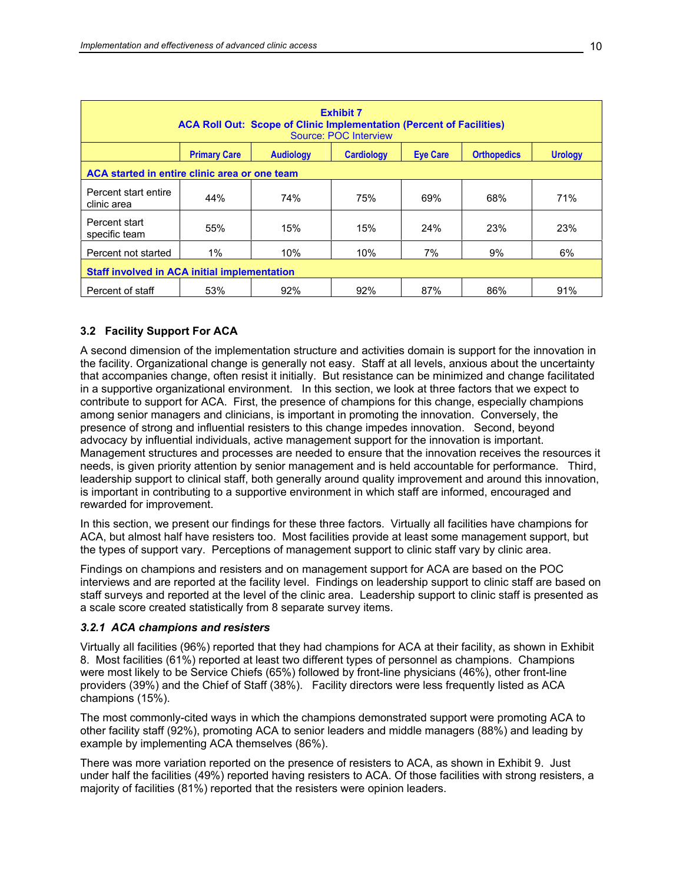| Exhibit 7<br>ACA Roll Out: Scope of Clinic Implementation (Percent of Facilities)<br>Source: POC Interview | | | | | | |
|---|---|---|---|---|---|---|
| | Primary Care | Audiology | Cardiology | Eye Care | Orthopedics | Urology |
| **ACA started in entire clinic area or one team** | | | | | | |
| Percent start entire clinic area | 44% | 74% | 75% | 69% | 68% | 71% |
| Percent start specific team | 55% | 15% | 15% | 24% | 23% | 23% |
| Percent not started | 1% | 10% | 10% | 7% | 9% | 6% |
| **Staff involved in ACA initial implementation** | | | | | | |
| Percent of staff | 53% | 92% | 92% | 87% | 86% | 91% |

### 3.2 Facility Support For ACA

A second dimension of the implementation structure and activities domain is support for the innovation in the facility. Organizational change is generally not easy. Staff at all levels, anxious about the uncertainty that accompanies change, often resist it initially. But resistance can be minimized and change facilitated in a supportive organizational environment. In this section, we look at three factors that we expect to contribute to support for ACA. First, the presence of champions for this change, especially champions among senior managers and clinicians, is important in promoting the innovation. Conversely, the presence of strong and influential resisters to this change impedes innovation. Second, beyond advocacy by influential individuals, active management support for the innovation is important. Management structures and processes are needed to ensure that the innovation receives the resources it needs, is given priority attention by senior management and is held accountable for performance. Third, leadership support to clinical staff, both generally around quality improvement and around this innovation, is important in contributing to a supportive environment in which staff are informed, encouraged and rewarded for improvement.

In this section, we present our findings for these three factors. Virtually all facilities have champions for ACA, but almost half have resisters too. Most facilities provide at least some management support, but the types of support vary. Perceptions of management support to clinic staff vary by clinic area.

Findings on champions and resisters and on management support for ACA are based on the POC interviews and are reported at the facility level. Findings on leadership support to clinic staff are based on staff surveys and reported at the level of the clinic area. Leadership support to clinic staff is presented as a scale score created statistically from 8 separate survey items.

#### *3.2.1 ACA champions and resisters*

Virtually all facilities (96%) reported that they had champions for ACA at their facility, as shown in Exhibit 8. Most facilities (61%) reported at least two different types of personnel as champions. Champions were most likely to be Service Chiefs (65%) followed by front-line physicians (46%), other front-line providers (39%) and the Chief of Staff (38%). Facility directors were less frequently listed as ACA champions (15%).

The most commonly-cited ways in which the champions demonstrated support were promoting ACA to other facility staff (92%), promoting ACA to senior leaders and middle managers (88%) and leading by example by implementing ACA themselves (86%).

There was more variation reported on the presence of resisters to ACA, as shown in Exhibit 9. Just under half the facilities (49%) reported having resisters to ACA. Of those facilities with strong resisters, a majority of facilities (81%) reported that the resisters were opinion leaders.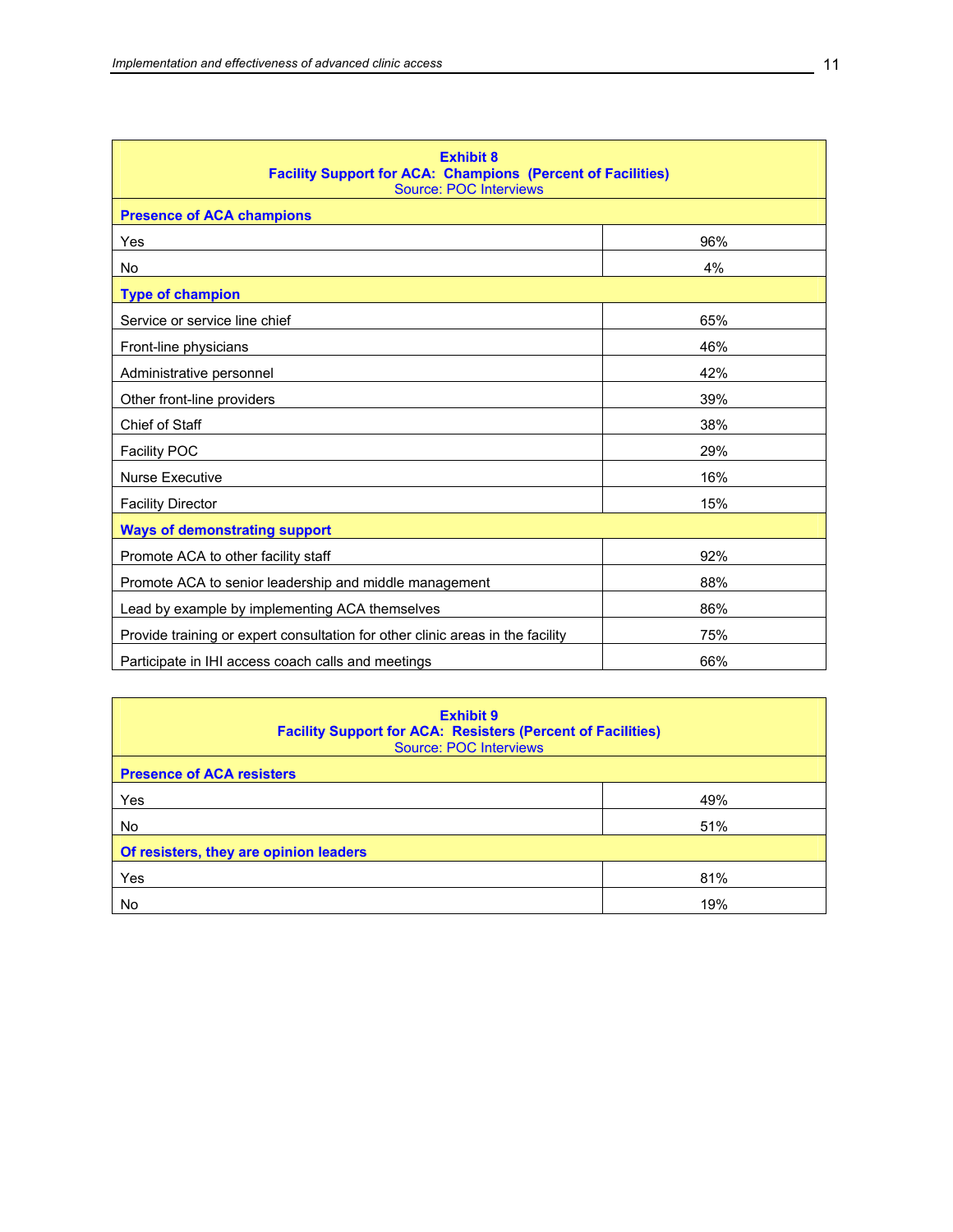| Exhibit 8<br>Facility Support for ACA: Champions (Percent of Facilities)<br>Source: POC Interviews | |
|---|---|
| **Presence of ACA champions** | |
| Yes | 96% |
| No | 4% |
| **Type of champion** | |
| Service or service line chief | 65% |
| Front-line physicians | 46% |
| Administrative personnel | 42% |
| Other front-line providers | 39% |
| Chief of Staff | 38% |
| Facility POC | 29% |
| Nurse Executive | 16% |
| Facility Director | 15% |
| **Ways of demonstrating support** | |
| Promote ACA to other facility staff | 92% |
| Promote ACA to senior leadership and middle management | 88% |
| Lead by example by implementing ACA themselves | 86% |
| Provide training or expert consultation for other clinic areas in the facility | 75% |
| Participate in IHI access coach calls and meetings | 66% |

| Exhibit 9<br>Facility Support for ACA: Resisters (Percent of Facilities)<br>Source: POC Interviews | |
|---|---|
| **Presence of ACA resisters** | |
| Yes | 49% |
| No | 51% |
| **Of resisters, they are opinion leaders** | |
| Yes | 81% |
| No | 19% |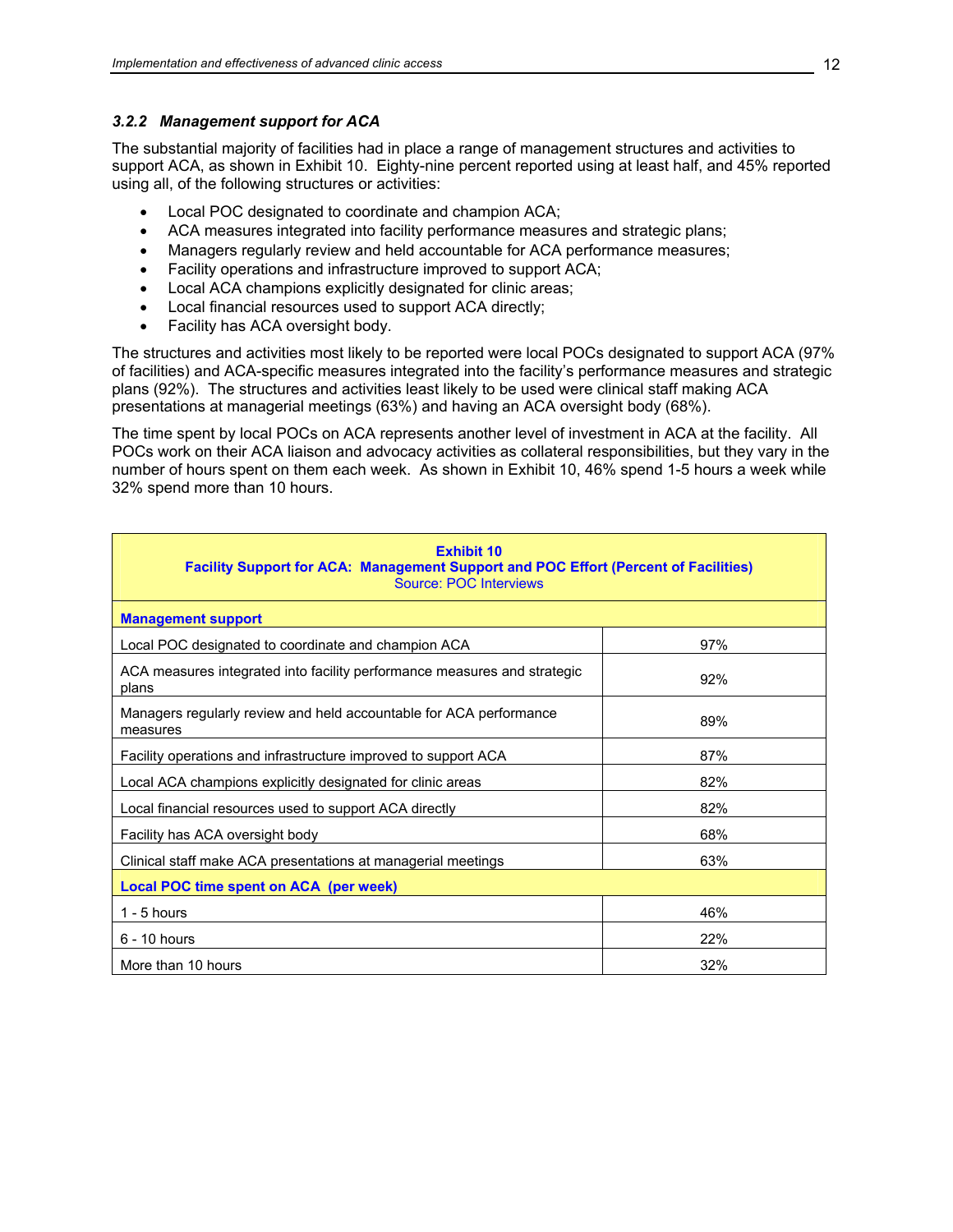### *3.2.2 Management support for ACA*

The substantial majority of facilities had in place a range of management structures and activities to support ACA, as shown in Exhibit 10. Eighty-nine percent reported using at least half, and 45% reported using all, of the following structures or activities:

- Local POC designated to coordinate and champion ACA;
- ACA measures integrated into facility performance measures and strategic plans;
- Managers regularly review and held accountable for ACA performance measures;
- Facility operations and infrastructure improved to support ACA;
- Local ACA champions explicitly designated for clinic areas;
- Local financial resources used to support ACA directly;
- Facility has ACA oversight body.

The structures and activities most likely to be reported were local POCs designated to support ACA (97% of facilities) and ACA-specific measures integrated into the facility's performance measures and strategic plans (92%). The structures and activities least likely to be used were clinical staff making ACA presentations at managerial meetings (63%) and having an ACA oversight body (68%).

The time spent by local POCs on ACA represents another level of investment in ACA at the facility. All POCs work on their ACA liaison and advocacy activities as collateral responsibilities, but they vary in the number of hours spent on them each week. As shown in Exhibit 10, 46% spend 1-5 hours a week while 32% spend more than 10 hours.

**Exhibit 10**
**Facility Support for ACA: Management Support and POC Effort (Percent of Facilities)**
Source: POC Interviews

| | |
|---|---|
| **Management support** | |
| Local POC designated to coordinate and champion ACA | 97% |
| ACA measures integrated into facility performance measures and strategic plans | 92% |
| Managers regularly review and held accountable for ACA performance measures | 89% |
| Facility operations and infrastructure improved to support ACA | 87% |
| Local ACA champions explicitly designated for clinic areas | 82% |
| Local financial resources used to support ACA directly | 82% |
| Facility has ACA oversight body | 68% |
| Clinical staff make ACA presentations at managerial meetings | 63% |
| **Local POC time spent on ACA (per week)** | |
| 1 - 5 hours | 46% |
| 6 - 10 hours | 22% |
| More than 10 hours | 32% |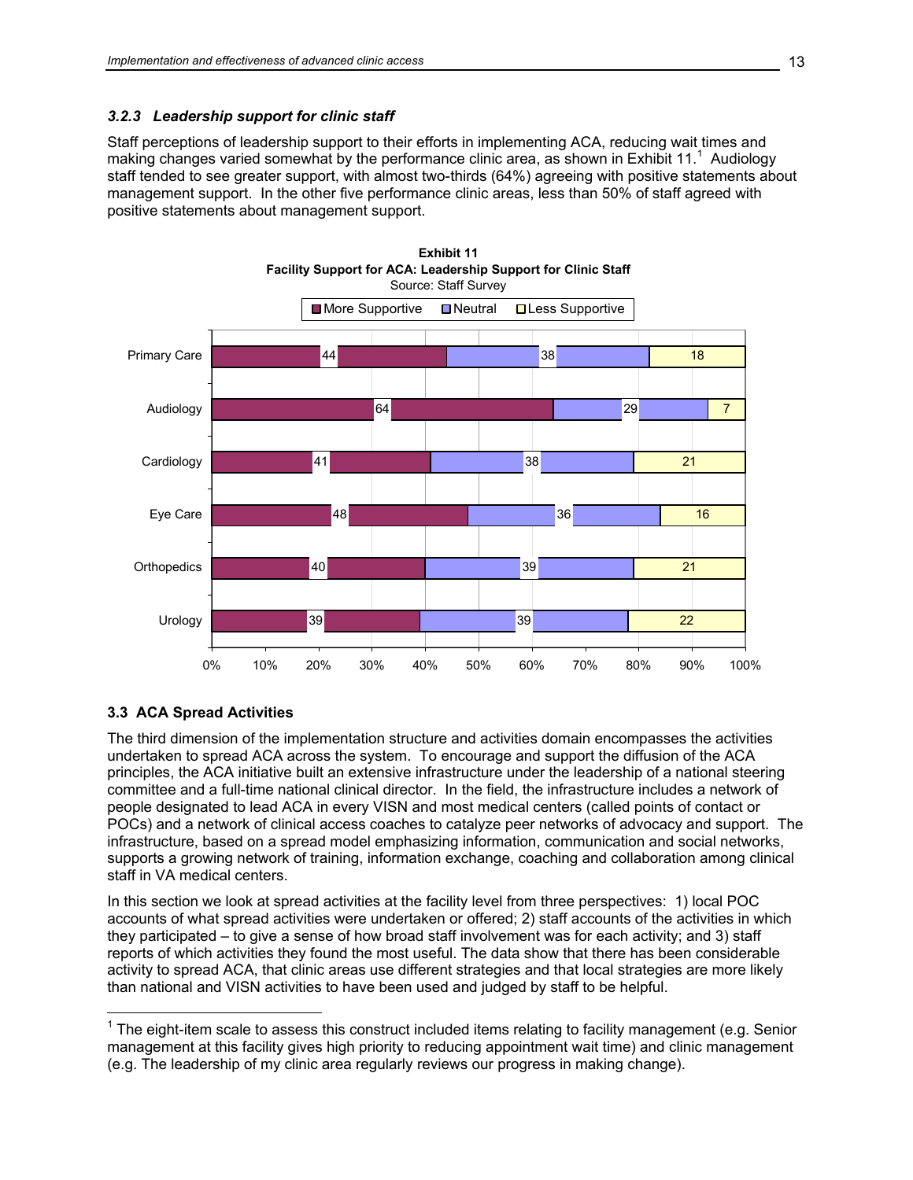### *3.2.3 Leadership support for clinic staff*

Staff perceptions of leadership support to their efforts in implementing ACA, reducing wait times and making changes varied somewhat by the performance clinic area, as shown in Exhibit 11.[1] Audiology staff tended to see greater support, with almost two-thirds (64%) agreeing with positive statements about management support. In the other five performance clinic areas, less than 50% of staff agreed with positive statements about management support.

**Exhibit 11**
**Facility Support for ACA: Leadership Support for Clinic Staff**
Source: Staff Survey

| | More Supportive | Neutral | Less Supportive |
|---|---|---|---|
| Primary Care | 44 | 38 | 18 |
| Audiology | 64 | 29 | 7 |
| Cardiology | 41 | 38 | 21 |
| Eye Care | 48 | 36 | 16 |
| Orthopedics | 40 | 39 | 21 |
| Urology | 39 | 39 | 22 |

### 3.3 ACA Spread Activities

The third dimension of the implementation structure and activities domain encompasses the activities undertaken to spread ACA across the system. To encourage and support the diffusion of the ACA principles, the ACA initiative built an extensive infrastructure under the leadership of a national steering committee and a full-time national clinical director. In the field, the infrastructure includes a network of people designated to lead ACA in every VISN and most medical centers (called points of contact or POCs) and a network of clinical access coaches to catalyze peer networks of advocacy and support. The infrastructure, based on a spread model emphasizing information, communication and social networks, supports a growing network of training, information exchange, coaching and collaboration among clinical staff in VA medical centers.

In this section we look at spread activities at the facility level from three perspectives: 1) local POC accounts of what spread activities were undertaken or offered; 2) staff accounts of the activities in which they participated – to give a sense of how broad staff involvement was for each activity; and 3) staff reports of which activities they found the most useful. The data show that there has been considerable activity to spread ACA, that clinic areas use different strategies and that local strategies are more likely than national and VISN activities to have been used and judged by staff to be helpful.

---

[1] The eight-item scale to assess this construct included items relating to facility management (e.g. Senior management at this facility gives high priority to reducing appointment wait time) and clinic management (e.g. The leadership of my clinic area regularly reviews our progress in making change).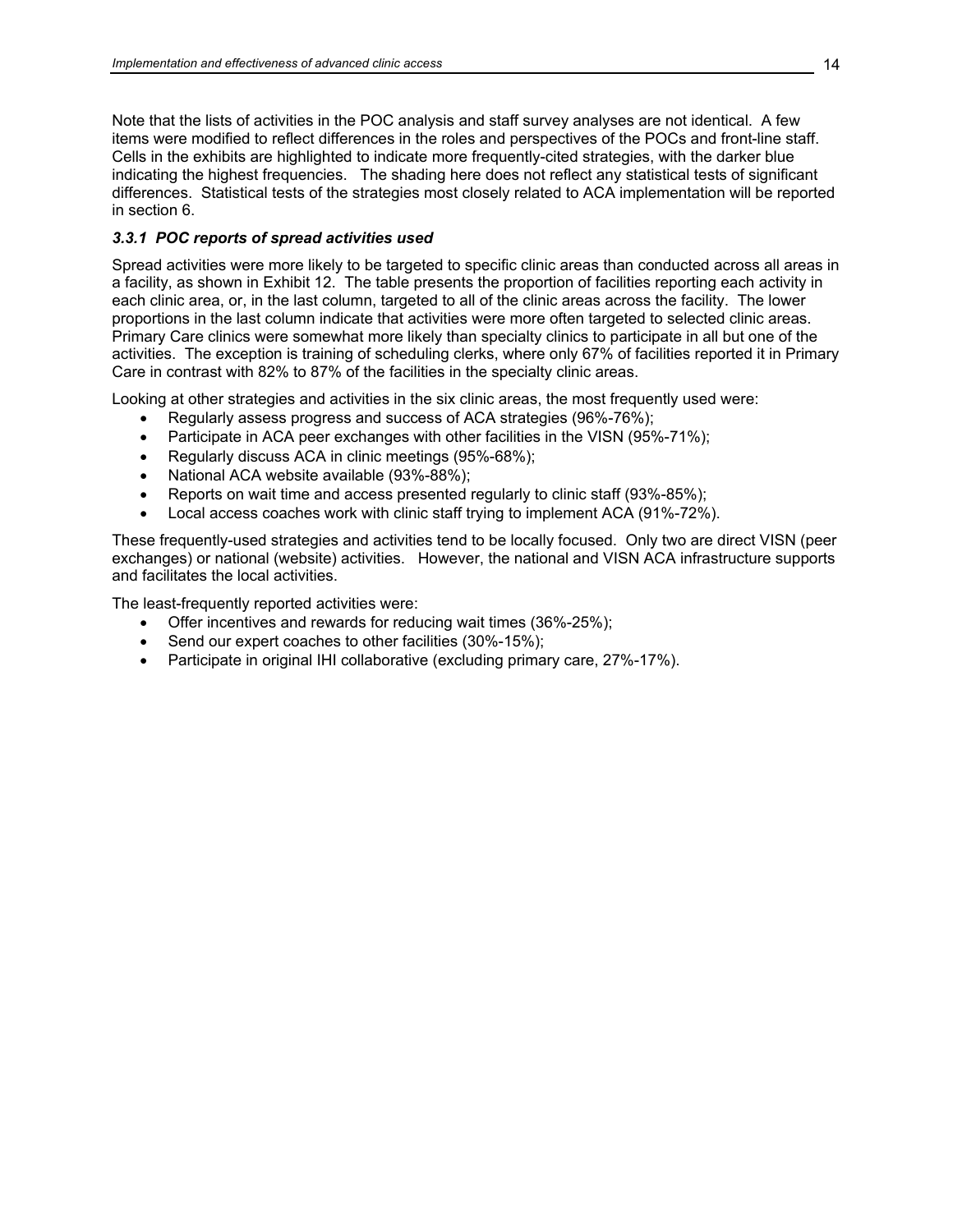Note that the lists of activities in the POC analysis and staff survey analyses are not identical. A few items were modified to reflect differences in the roles and perspectives of the POCs and front-line staff. Cells in the exhibits are highlighted to indicate more frequently-cited strategies, with the darker blue indicating the highest frequencies. The shading here does not reflect any statistical tests of significant differences. Statistical tests of the strategies most closely related to ACA implementation will be reported in section 6.

### *3.3.1 POC reports of spread activities used*

Spread activities were more likely to be targeted to specific clinic areas than conducted across all areas in a facility, as shown in Exhibit 12. The table presents the proportion of facilities reporting each activity in each clinic area, or, in the last column, targeted to all of the clinic areas across the facility. The lower proportions in the last column indicate that activities were more often targeted to selected clinic areas. Primary Care clinics were somewhat more likely than specialty clinics to participate in all but one of the activities. The exception is training of scheduling clerks, where only 67% of facilities reported it in Primary Care in contrast with 82% to 87% of the facilities in the specialty clinic areas.

Looking at other strategies and activities in the six clinic areas, the most frequently used were:

- Regularly assess progress and success of ACA strategies (96%-76%);
- Participate in ACA peer exchanges with other facilities in the VISN (95%-71%);
- Regularly discuss ACA in clinic meetings (95%-68%);
- National ACA website available (93%-88%);
- Reports on wait time and access presented regularly to clinic staff (93%-85%);
- Local access coaches work with clinic staff trying to implement ACA (91%-72%).

These frequently-used strategies and activities tend to be locally focused. Only two are direct VISN (peer exchanges) or national (website) activities. However, the national and VISN ACA infrastructure supports and facilitates the local activities.

The least-frequently reported activities were:

- Offer incentives and rewards for reducing wait times (36%-25%);
- Send our expert coaches to other facilities (30%-15%);
- Participate in original IHI collaborative (excluding primary care, 27%-17%).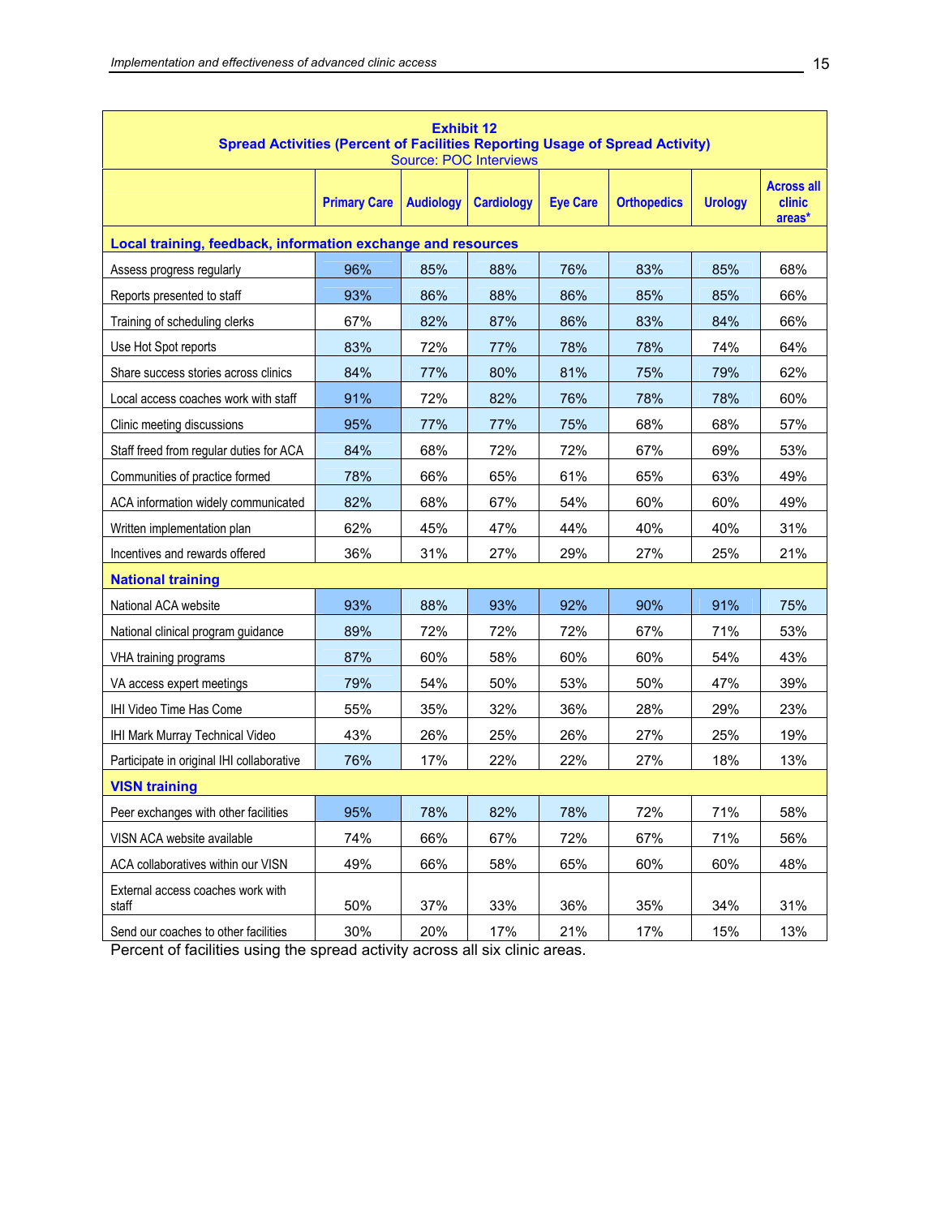**Exhibit 12**
**Spread Activities (Percent of Facilities Reporting Usage of Spread Activity)**
Source: POC Interviews

| | Primary Care | Audiology | Cardiology | Eye Care | Orthopedics | Urology | Across all clinic areas* |
|---|---|---|---|---|---|---|---|
| **Local training, feedback, information exchange and resources** | | | | | | | |
| Assess progress regularly | 96% | 85% | 88% | 76% | 83% | 85% | 68% |
| Reports presented to staff | 93% | 86% | 88% | 86% | 85% | 85% | 66% |
| Training of scheduling clerks | 67% | 82% | 87% | 86% | 83% | 84% | 66% |
| Use Hot Spot reports | 83% | 72% | 77% | 78% | 78% | 74% | 64% |
| Share success stories across clinics | 84% | 77% | 80% | 81% | 75% | 79% | 62% |
| Local access coaches work with staff | 91% | 72% | 82% | 76% | 78% | 78% | 60% |
| Clinic meeting discussions | 95% | 77% | 77% | 75% | 68% | 68% | 57% |
| Staff freed from regular duties for ACA | 84% | 68% | 72% | 72% | 67% | 69% | 53% |
| Communities of practice formed | 78% | 66% | 65% | 61% | 65% | 63% | 49% |
| ACA information widely communicated | 82% | 68% | 67% | 54% | 60% | 60% | 49% |
| Written implementation plan | 62% | 45% | 47% | 44% | 40% | 40% | 31% |
| Incentives and rewards offered | 36% | 31% | 27% | 29% | 27% | 25% | 21% |
| **National training** | | | | | | | |
| National ACA website | 93% | 88% | 93% | 92% | 90% | 91% | 75% |
| National clinical program guidance | 89% | 72% | 72% | 72% | 67% | 71% | 53% |
| VHA training programs | 87% | 60% | 58% | 60% | 60% | 54% | 43% |
| VA access expert meetings | 79% | 54% | 50% | 53% | 50% | 47% | 39% |
| IHI Video Time Has Come | 55% | 35% | 32% | 36% | 28% | 29% | 23% |
| IHI Mark Murray Technical Video | 43% | 26% | 25% | 26% | 27% | 25% | 19% |
| Participate in original IHI collaborative | 76% | 17% | 22% | 22% | 27% | 18% | 13% |
| **VISN training** | | | | | | | |
| Peer exchanges with other facilities | 95% | 78% | 82% | 78% | 72% | 71% | 58% |
| VISN ACA website available | 74% | 66% | 67% | 72% | 67% | 71% | 56% |
| ACA collaboratives within our VISN | 49% | 66% | 58% | 65% | 60% | 60% | 48% |
| External access coaches work with staff | 50% | 37% | 33% | 36% | 35% | 34% | 31% |
| Send our coaches to other facilities | 30% | 20% | 17% | 21% | 17% | 15% | 13% |

Percent of facilities using the spread activity across all six clinic areas.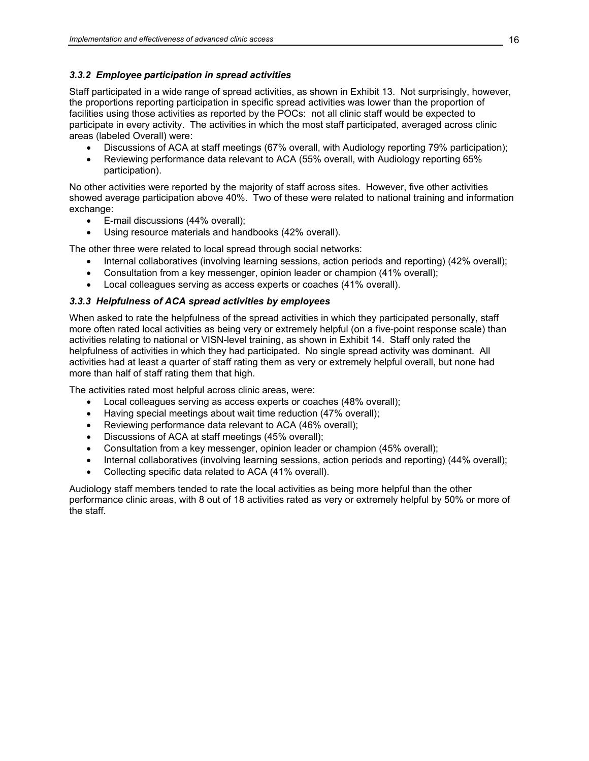### *3.3.2 Employee participation in spread activities*

Staff participated in a wide range of spread activities, as shown in Exhibit 13. Not surprisingly, however, the proportions reporting participation in specific spread activities was lower than the proportion of facilities using those activities as reported by the POCs: not all clinic staff would be expected to participate in every activity. The activities in which the most staff participated, averaged across clinic areas (labeled Overall) were:

- Discussions of ACA at staff meetings (67% overall, with Audiology reporting 79% participation);
- Reviewing performance data relevant to ACA (55% overall, with Audiology reporting 65% participation).

No other activities were reported by the majority of staff across sites. However, five other activities showed average participation above 40%. Two of these were related to national training and information exchange:

- E-mail discussions (44% overall);
- Using resource materials and handbooks (42% overall).

The other three were related to local spread through social networks:

- Internal collaboratives (involving learning sessions, action periods and reporting) (42% overall);
- Consultation from a key messenger, opinion leader or champion (41% overall);
- Local colleagues serving as access experts or coaches (41% overall).

### *3.3.3 Helpfulness of ACA spread activities by employees*

When asked to rate the helpfulness of the spread activities in which they participated personally, staff more often rated local activities as being very or extremely helpful (on a five-point response scale) than activities relating to national or VISN-level training, as shown in Exhibit 14. Staff only rated the helpfulness of activities in which they had participated. No single spread activity was dominant. All activities had at least a quarter of staff rating them as very or extremely helpful overall, but none had more than half of staff rating them that high.

The activities rated most helpful across clinic areas, were:

- Local colleagues serving as access experts or coaches (48% overall);
- Having special meetings about wait time reduction (47% overall);
- Reviewing performance data relevant to ACA (46% overall);
- Discussions of ACA at staff meetings (45% overall);
- Consultation from a key messenger, opinion leader or champion (45% overall);
- Internal collaboratives (involving learning sessions, action periods and reporting) (44% overall);
- Collecting specific data related to ACA (41% overall).

Audiology staff members tended to rate the local activities as being more helpful than the other performance clinic areas, with 8 out of 18 activities rated as very or extremely helpful by 50% or more of the staff.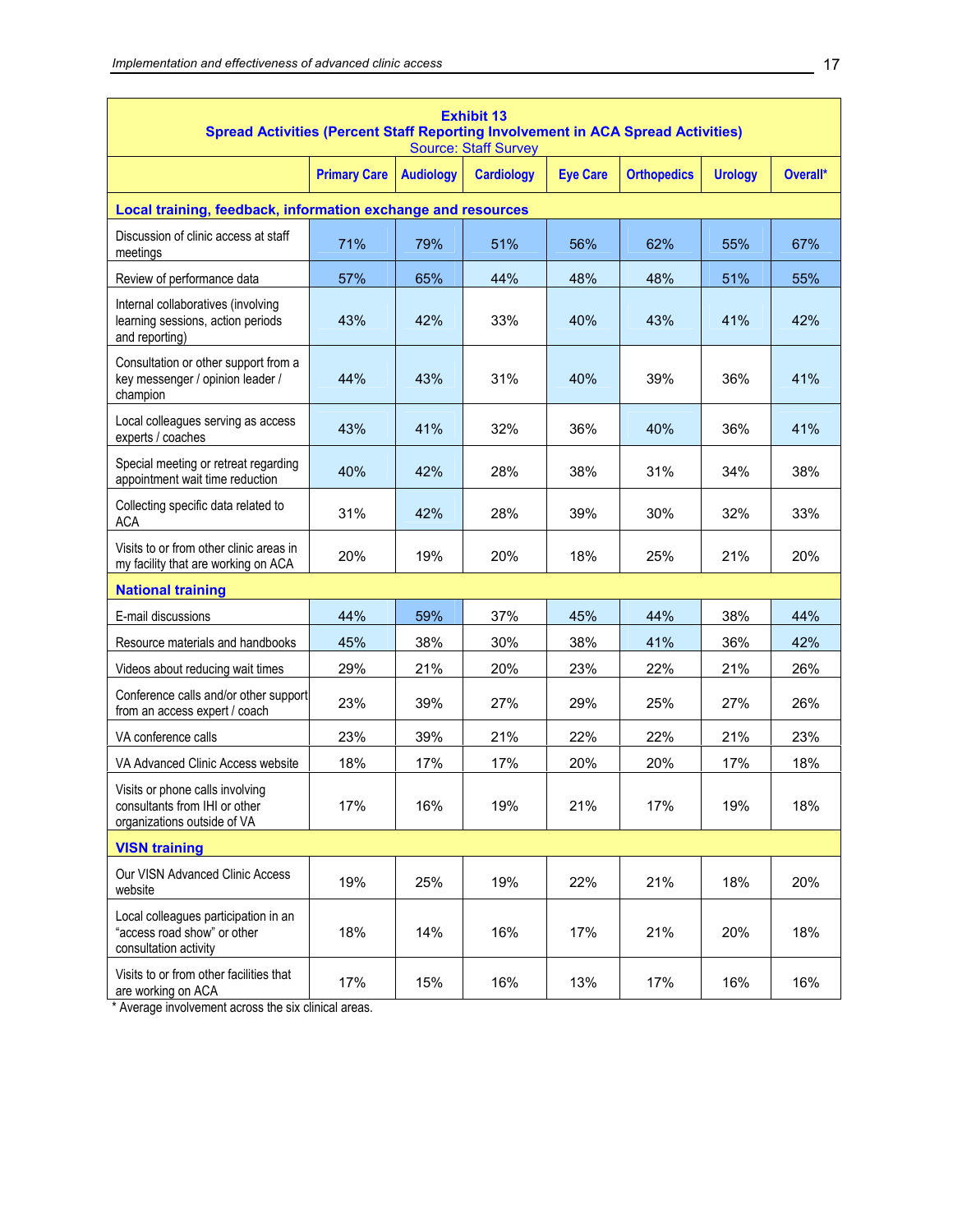**Exhibit 13**
**Spread Activities (Percent Staff Reporting Involvement in ACA Spread Activities)**
Source: Staff Survey

| | Primary Care | Audiology | Cardiology | Eye Care | Orthopedics | Urology | Overall* |
|---|---|---|---|---|---|---|---|
| **Local training, feedback, information exchange and resources** | | | | | | | |
| Discussion of clinic access at staff meetings | 71% | 79% | 51% | 56% | 62% | 55% | 67% |
| Review of performance data | 57% | 65% | 44% | 48% | 48% | 51% | 55% |
| Internal collaboratives (involving learning sessions, action periods and reporting) | 43% | 42% | 33% | 40% | 43% | 41% | 42% |
| Consultation or other support from a key messenger / opinion leader / champion | 44% | 43% | 31% | 40% | 39% | 36% | 41% |
| Local colleagues serving as access experts / coaches | 43% | 41% | 32% | 36% | 40% | 36% | 41% |
| Special meeting or retreat regarding appointment wait time reduction | 40% | 42% | 28% | 38% | 31% | 34% | 38% |
| Collecting specific data related to ACA | 31% | 42% | 28% | 39% | 30% | 32% | 33% |
| Visits to or from other clinic areas in my facility that are working on ACA | 20% | 19% | 20% | 18% | 25% | 21% | 20% |
| **National training** | | | | | | | |
| E-mail discussions | 44% | 59% | 37% | 45% | 44% | 38% | 44% |
| Resource materials and handbooks | 45% | 38% | 30% | 38% | 41% | 36% | 42% |
| Videos about reducing wait times | 29% | 21% | 20% | 23% | 22% | 21% | 26% |
| Conference calls and/or other support from an access expert / coach | 23% | 39% | 27% | 29% | 25% | 27% | 26% |
| VA conference calls | 23% | 39% | 21% | 22% | 22% | 21% | 23% |
| VA Advanced Clinic Access website | 18% | 17% | 17% | 20% | 20% | 17% | 18% |
| Visits or phone calls involving consultants from IHI or other organizations outside of VA | 17% | 16% | 19% | 21% | 17% | 19% | 18% |
| **VISN training** | | | | | | | |
| Our VISN Advanced Clinic Access website | 19% | 25% | 19% | 22% | 21% | 18% | 20% |
| Local colleagues participation in an "access road show" or other consultation activity | 18% | 14% | 16% | 17% | 21% | 20% | 18% |
| Visits to or from other facilities that are working on ACA | 17% | 15% | 16% | 13% | 17% | 16% | 16% |

* Average involvement across the six clinical areas.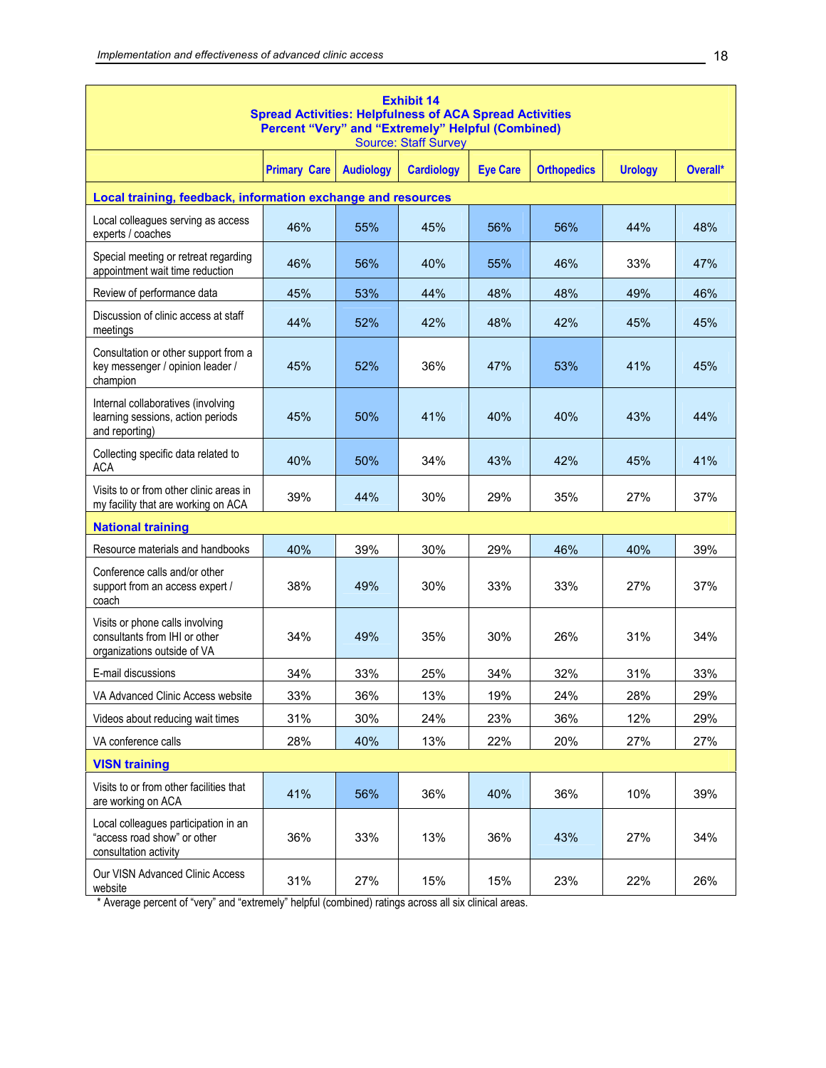**Exhibit 14**
**Spread Activities: Helpfulness of ACA Spread Activities**
**Percent "Very" and "Extremely" Helpful (Combined)**
Source: Staff Survey

| | Primary Care | Audiology | Cardiology | Eye Care | Orthopedics | Urology | Overall* |
|---|---|---|---|---|---|---|---|
| **Local training, feedback, information exchange and resources** | | | | | | | |
| Local colleagues serving as access experts / coaches | 46% | 55% | 45% | 56% | 56% | 44% | 48% |
| Special meeting or retreat regarding appointment wait time reduction | 46% | 56% | 40% | 55% | 46% | 33% | 47% |
| Review of performance data | 45% | 53% | 44% | 48% | 48% | 49% | 46% |
| Discussion of clinic access at staff meetings | 44% | 52% | 42% | 48% | 42% | 45% | 45% |
| Consultation or other support from a key messenger / opinion leader / champion | 45% | 52% | 36% | 47% | 53% | 41% | 45% |
| Internal collaboratives (involving learning sessions, action periods and reporting) | 45% | 50% | 41% | 40% | 40% | 43% | 44% |
| Collecting specific data related to ACA | 40% | 50% | 34% | 43% | 42% | 45% | 41% |
| Visits to or from other clinic areas in my facility that are working on ACA | 39% | 44% | 30% | 29% | 35% | 27% | 37% |
| **National training** | | | | | | | |
| Resource materials and handbooks | 40% | 39% | 30% | 29% | 46% | 40% | 39% |
| Conference calls and/or other support from an access expert / coach | 38% | 49% | 30% | 33% | 33% | 27% | 37% |
| Visits or phone calls involving consultants from IHI or other organizations outside of VA | 34% | 49% | 35% | 30% | 26% | 31% | 34% |
| E-mail discussions | 34% | 33% | 25% | 34% | 32% | 31% | 33% |
| VA Advanced Clinic Access website | 33% | 36% | 13% | 19% | 24% | 28% | 29% |
| Videos about reducing wait times | 31% | 30% | 24% | 23% | 36% | 12% | 29% |
| VA conference calls | 28% | 40% | 13% | 22% | 20% | 27% | 27% |
| **VISN training** | | | | | | | |
| Visits to or from other facilities that are working on ACA | 41% | 56% | 36% | 40% | 36% | 10% | 39% |
| Local colleagues participation in an "access road show" or other consultation activity | 36% | 33% | 13% | 36% | 43% | 27% | 34% |
| Our VISN Advanced Clinic Access website | 31% | 27% | 15% | 15% | 23% | 22% | 26% |

\* Average percent of "very" and "extremely" helpful (combined) ratings across all six clinical areas.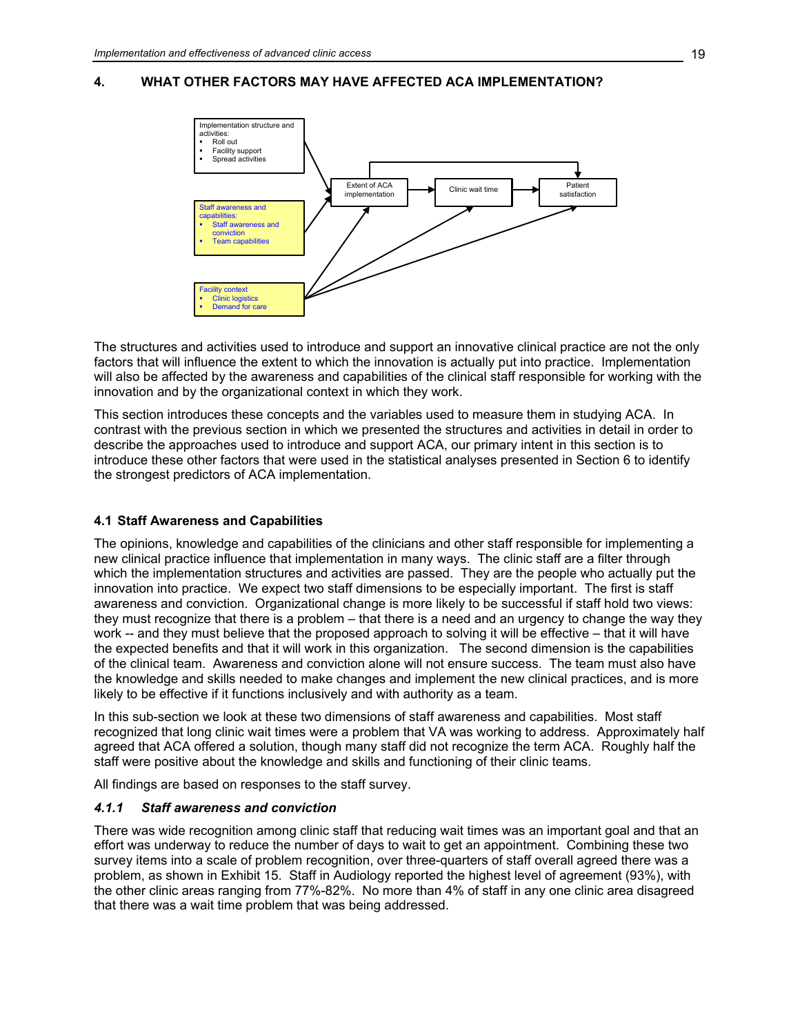## 4. WHAT OTHER FACTORS MAY HAVE AFFECTED ACA IMPLEMENTATION?

Implementation structure and activities:
- Roll out
- Facility support
- Spread activities

Staff awareness and capabilities:
- Staff awareness and conviction
- Team capabilities

Facility context
- Clinic logistics
- Demand for care

Extent of ACA implementation → Clinic wait time → Patient satisfaction

The structures and activities used to introduce and support an innovative clinical practice are not the only factors that will influence the extent to which the innovation is actually put into practice. Implementation will also be affected by the awareness and capabilities of the clinical staff responsible for working with the innovation and by the organizational context in which they work.

This section introduces these concepts and the variables used to measure them in studying ACA. In contrast with the previous section in which we presented the structures and activities in detail in order to describe the approaches used to introduce and support ACA, our primary intent in this section is to introduce these other factors that were used in the statistical analyses presented in Section 6 to identify the strongest predictors of ACA implementation.

### 4.1 Staff Awareness and Capabilities

The opinions, knowledge and capabilities of the clinicians and other staff responsible for implementing a new clinical practice influence that implementation in many ways. The clinic staff are a filter through which the implementation structures and activities are passed. They are the people who actually put the innovation into practice. We expect two staff dimensions to be especially important. The first is staff awareness and conviction. Organizational change is more likely to be successful if staff hold two views: they must recognize that there is a problem – that there is a need and an urgency to change the way they work -- and they must believe that the proposed approach to solving it will be effective – that it will have the expected benefits and that it will work in this organization. The second dimension is the capabilities of the clinical team. Awareness and conviction alone will not ensure success. The team must also have the knowledge and skills needed to make changes and implement the new clinical practices, and is more likely to be effective if it functions inclusively and with authority as a team.

In this sub-section we look at these two dimensions of staff awareness and capabilities. Most staff recognized that long clinic wait times were a problem that VA was working to address. Approximately half agreed that ACA offered a solution, though many staff did not recognize the term ACA. Roughly half the staff were positive about the knowledge and skills and functioning of their clinic teams.

All findings are based on responses to the staff survey.

#### *4.1.1 Staff awareness and conviction*

There was wide recognition among clinic staff that reducing wait times was an important goal and that an effort was underway to reduce the number of days to wait to get an appointment. Combining these two survey items into a scale of problem recognition, over three-quarters of staff overall agreed there was a problem, as shown in Exhibit 15. Staff in Audiology reported the highest level of agreement (93%), with the other clinic areas ranging from 77%-82%. No more than 4% of staff in any one clinic area disagreed that there was a wait time problem that was being addressed.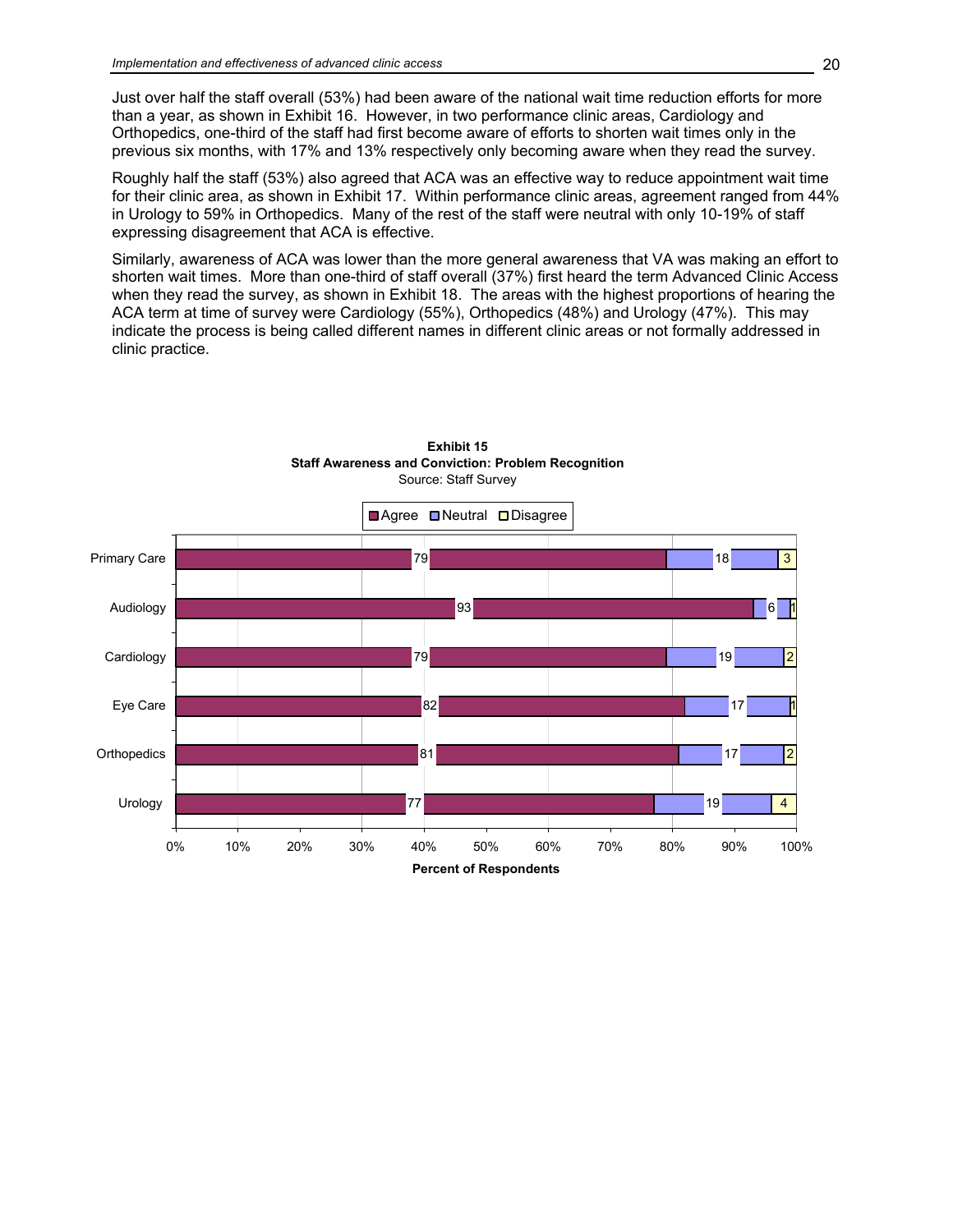Just over half the staff overall (53%) had been aware of the national wait time reduction efforts for more than a year, as shown in Exhibit 16. However, in two performance clinic areas, Cardiology and Orthopedics, one-third of the staff had first become aware of efforts to shorten wait times only in the previous six months, with 17% and 13% respectively only becoming aware when they read the survey.

Roughly half the staff (53%) also agreed that ACA was an effective way to reduce appointment wait time for their clinic area, as shown in Exhibit 17. Within performance clinic areas, agreement ranged from 44% in Urology to 59% in Orthopedics. Many of the rest of the staff were neutral with only 10-19% of staff expressing disagreement that ACA is effective.

Similarly, awareness of ACA was lower than the more general awareness that VA was making an effort to shorten wait times. More than one-third of staff overall (37%) first heard the term Advanced Clinic Access when they read the survey, as shown in Exhibit 18. The areas with the highest proportions of hearing the ACA term at time of survey were Cardiology (55%), Orthopedics (48%) and Urology (47%). This may indicate the process is being called different names in different clinic areas or not formally addressed in clinic practice.

**Exhibit 15**
**Staff Awareness and Conviction: Problem Recognition**
Source: Staff Survey

| Clinic | Agree | Neutral | Disagree |
|---|---|---|---|
| Primary Care | 79 | 18 | 3 |
| Audiology | 93 | 6 | 1 |
| Cardiology | 79 | 19 | 2 |
| Eye Care | 82 | 17 | 1 |
| Orthopedics | 81 | 17 | 2 |
| Urology | 77 | 19 | 4 |

Percent of Respondents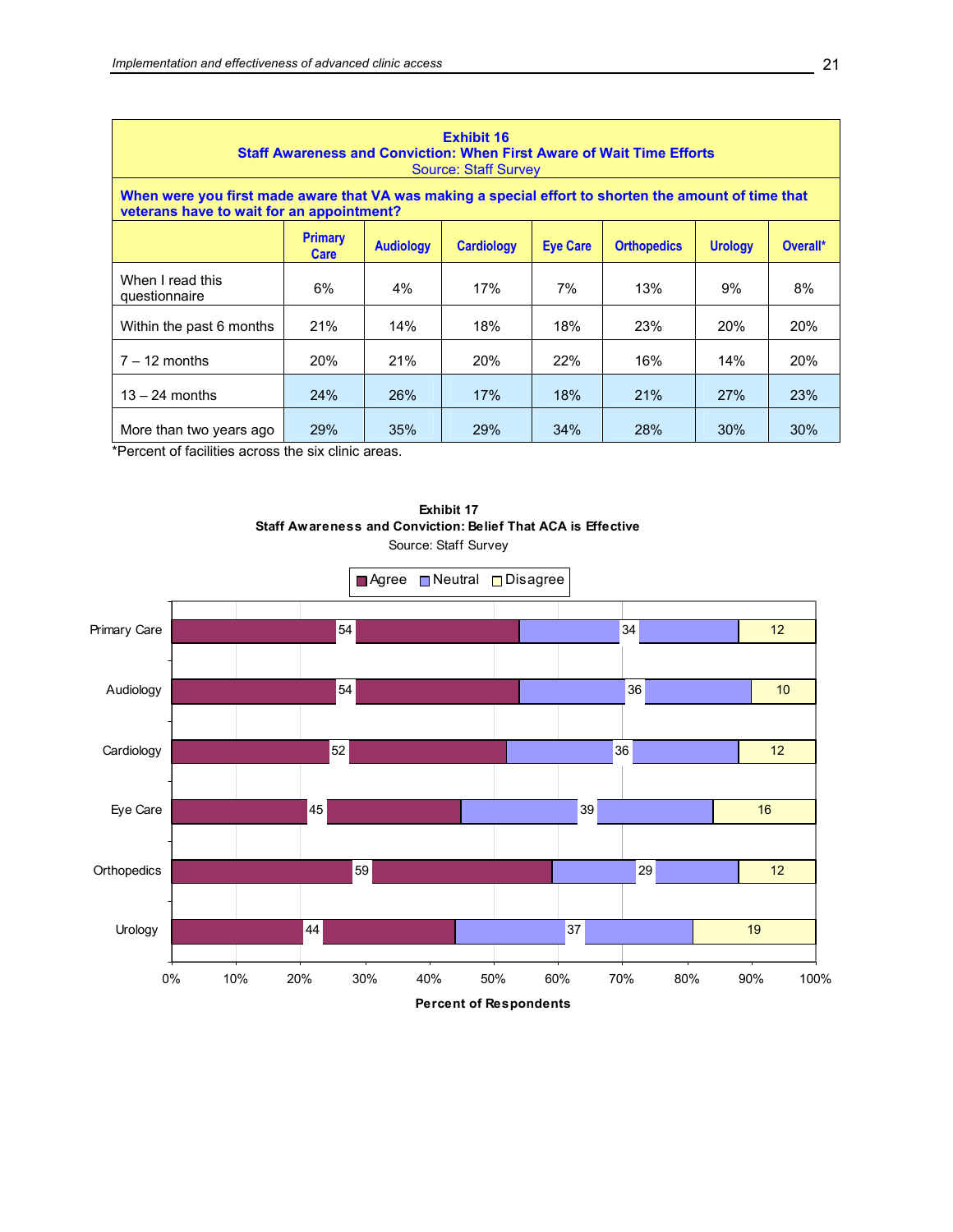**Exhibit 16**
**Staff Awareness and Conviction: When First Aware of Wait Time Efforts**
Source: Staff Survey

**When were you first made aware that VA was making a special effort to shorten the amount of time that veterans have to wait for an appointment?**

| | Primary Care | Audiology | Cardiology | Eye Care | Orthopedics | Urology | Overall* |
|---|---|---|---|---|---|---|---|
| When I read this questionnaire | 6% | 4% | 17% | 7% | 13% | 9% | 8% |
| Within the past 6 months | 21% | 14% | 18% | 18% | 23% | 20% | 20% |
| 7 – 12 months | 20% | 21% | 20% | 22% | 16% | 14% | 20% |
| 13 – 24 months | 24% | 26% | 17% | 18% | 21% | 27% | 23% |
| More than two years ago | 29% | 35% | 29% | 34% | 28% | 30% | 30% |

*Percent of facilities across the six clinic areas.

**Exhibit 17**
**Staff Awareness and Conviction: Belief That ACA is Effective**
Source: Staff Survey

| | Agree | Neutral | Disagree |
|---|---|---|---|
| Primary Care | 54 | 34 | 12 |
| Audiology | 54 | 36 | 10 |
| Cardiology | 52 | 36 | 12 |
| Eye Care | 45 | 39 | 16 |
| Orthopedics | 59 | 29 | 12 |
| Urology | 44 | 37 | 19 |

Percent of Respondents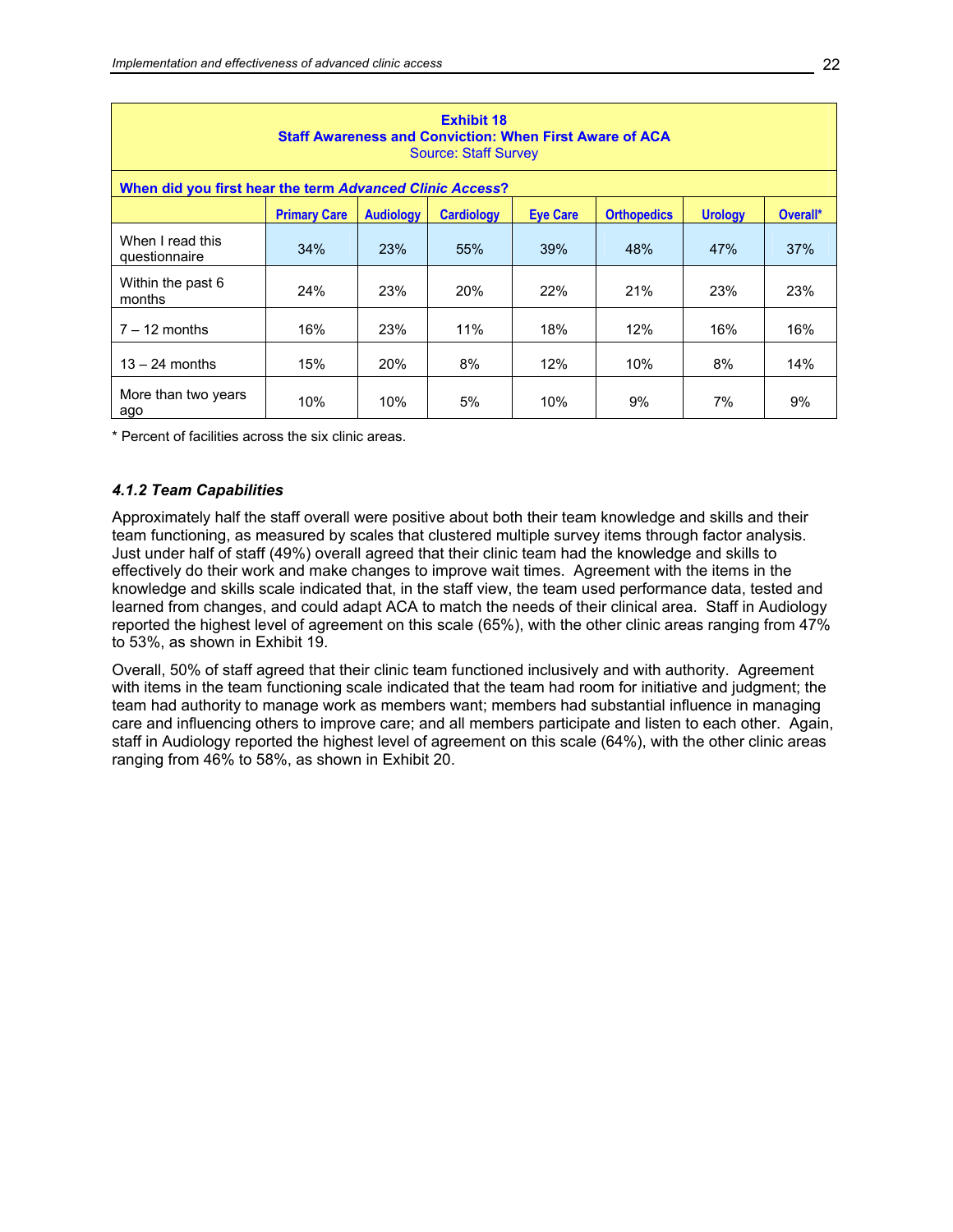**Exhibit 18**
**Staff Awareness and Conviction: When First Aware of ACA**
Source: Staff Survey

| When did you first hear the term *Advanced Clinic Access*? | | | | | | | |
|---|---|---|---|---|---|---|---|
| | **Primary Care** | **Audiology** | **Cardiology** | **Eye Care** | **Orthopedics** | **Urology** | **Overall*** |
| When I read this questionnaire | 34% | 23% | 55% | 39% | 48% | 47% | 37% |
| Within the past 6 months | 24% | 23% | 20% | 22% | 21% | 23% | 23% |
| 7 – 12 months | 16% | 23% | 11% | 18% | 12% | 16% | 16% |
| 13 – 24 months | 15% | 20% | 8% | 12% | 10% | 8% | 14% |
| More than two years ago | 10% | 10% | 5% | 10% | 9% | 7% | 9% |

* Percent of facilities across the six clinic areas.

### *4.1.2 Team Capabilities*

Approximately half the staff overall were positive about both their team knowledge and skills and their team functioning, as measured by scales that clustered multiple survey items through factor analysis. Just under half of staff (49%) overall agreed that their clinic team had the knowledge and skills to effectively do their work and make changes to improve wait times. Agreement with the items in the knowledge and skills scale indicated that, in the staff view, the team used performance data, tested and learned from changes, and could adapt ACA to match the needs of their clinical area. Staff in Audiology reported the highest level of agreement on this scale (65%), with the other clinic areas ranging from 47% to 53%, as shown in Exhibit 19.

Overall, 50% of staff agreed that their clinic team functioned inclusively and with authority. Agreement with items in the team functioning scale indicated that the team had room for initiative and judgment; the team had authority to manage work as members want; members had substantial influence in managing care and influencing others to improve care; and all members participate and listen to each other. Again, staff in Audiology reported the highest level of agreement on this scale (64%), with the other clinic areas ranging from 46% to 58%, as shown in Exhibit 20.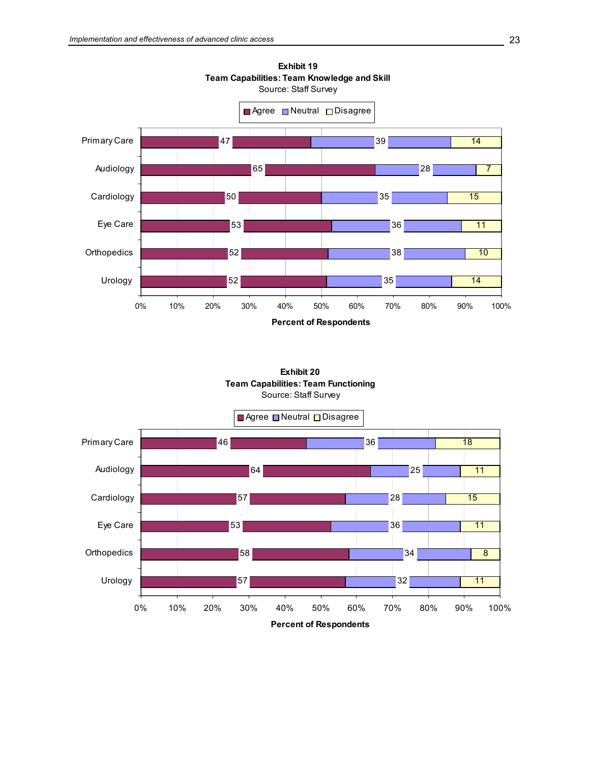**Exhibit 19**
**Team Capabilities: Team Knowledge and Skill**
Source: Staff Survey

| | Agree | Neutral | Disagree |
|---|---|---|---|
| Primary Care | 47 | 39 | 14 |
| Audiology | 65 | 28 | 7 |
| Cardiology | 50 | 35 | 15 |
| Eye Care | 53 | 36 | 11 |
| Orthopedics | 52 | 38 | 10 |
| Urology | 52 | 35 | 14 |

**Percent of Respondents**

**Exhibit 20**
**Team Capabilities: Team Functioning**
Source: Staff Survey

| | Agree | Neutral | Disagree |
|---|---|---|---|
| Primary Care | 46 | 36 | 18 |
| Audiology | 64 | 25 | 11 |
| Cardiology | 57 | 28 | 15 |
| Eye Care | 53 | 36 | 11 |
| Orthopedics | 58 | 34 | 8 |
| Urology | 57 | 32 | 11 |

**Percent of Respondents**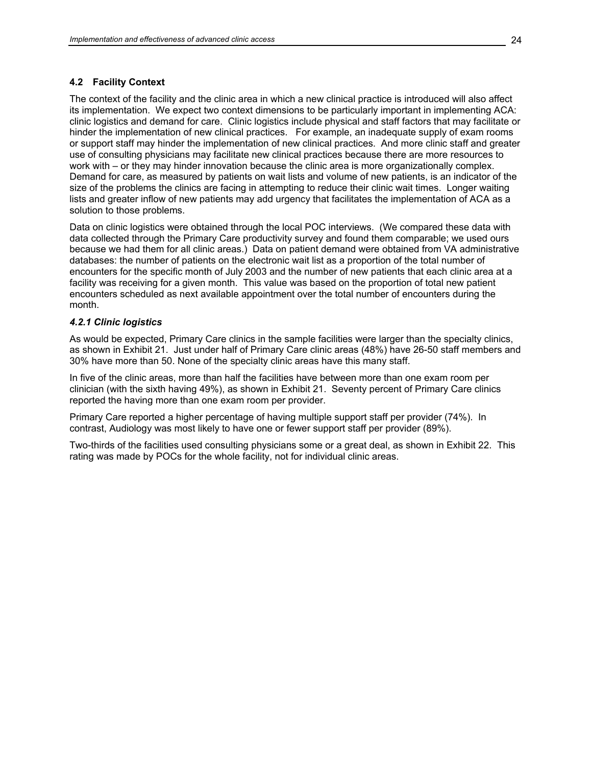## 4.2 Facility Context

The context of the facility and the clinic area in which a new clinical practice is introduced will also affect its implementation. We expect two context dimensions to be particularly important in implementing ACA: clinic logistics and demand for care. Clinic logistics include physical and staff factors that may facilitate or hinder the implementation of new clinical practices. For example, an inadequate supply of exam rooms or support staff may hinder the implementation of new clinical practices. And more clinic staff and greater use of consulting physicians may facilitate new clinical practices because there are more resources to work with – or they may hinder innovation because the clinic area is more organizationally complex. Demand for care, as measured by patients on wait lists and volume of new patients, is an indicator of the size of the problems the clinics are facing in attempting to reduce their clinic wait times. Longer waiting lists and greater inflow of new patients may add urgency that facilitates the implementation of ACA as a solution to those problems.

Data on clinic logistics were obtained through the local POC interviews. (We compared these data with data collected through the Primary Care productivity survey and found them comparable; we used ours because we had them for all clinic areas.) Data on patient demand were obtained from VA administrative databases: the number of patients on the electronic wait list as a proportion of the total number of encounters for the specific month of July 2003 and the number of new patients that each clinic area at a facility was receiving for a given month. This value was based on the proportion of total new patient encounters scheduled as next available appointment over the total number of encounters during the month.

### *4.2.1 Clinic logistics*

As would be expected, Primary Care clinics in the sample facilities were larger than the specialty clinics, as shown in Exhibit 21. Just under half of Primary Care clinic areas (48%) have 26-50 staff members and 30% have more than 50. None of the specialty clinic areas have this many staff.

In five of the clinic areas, more than half the facilities have between more than one exam room per clinician (with the sixth having 49%), as shown in Exhibit 21. Seventy percent of Primary Care clinics reported the having more than one exam room per provider.

Primary Care reported a higher percentage of having multiple support staff per provider (74%). In contrast, Audiology was most likely to have one or fewer support staff per provider (89%).

Two-thirds of the facilities used consulting physicians some or a great deal, as shown in Exhibit 22. This rating was made by POCs for the whole facility, not for individual clinic areas.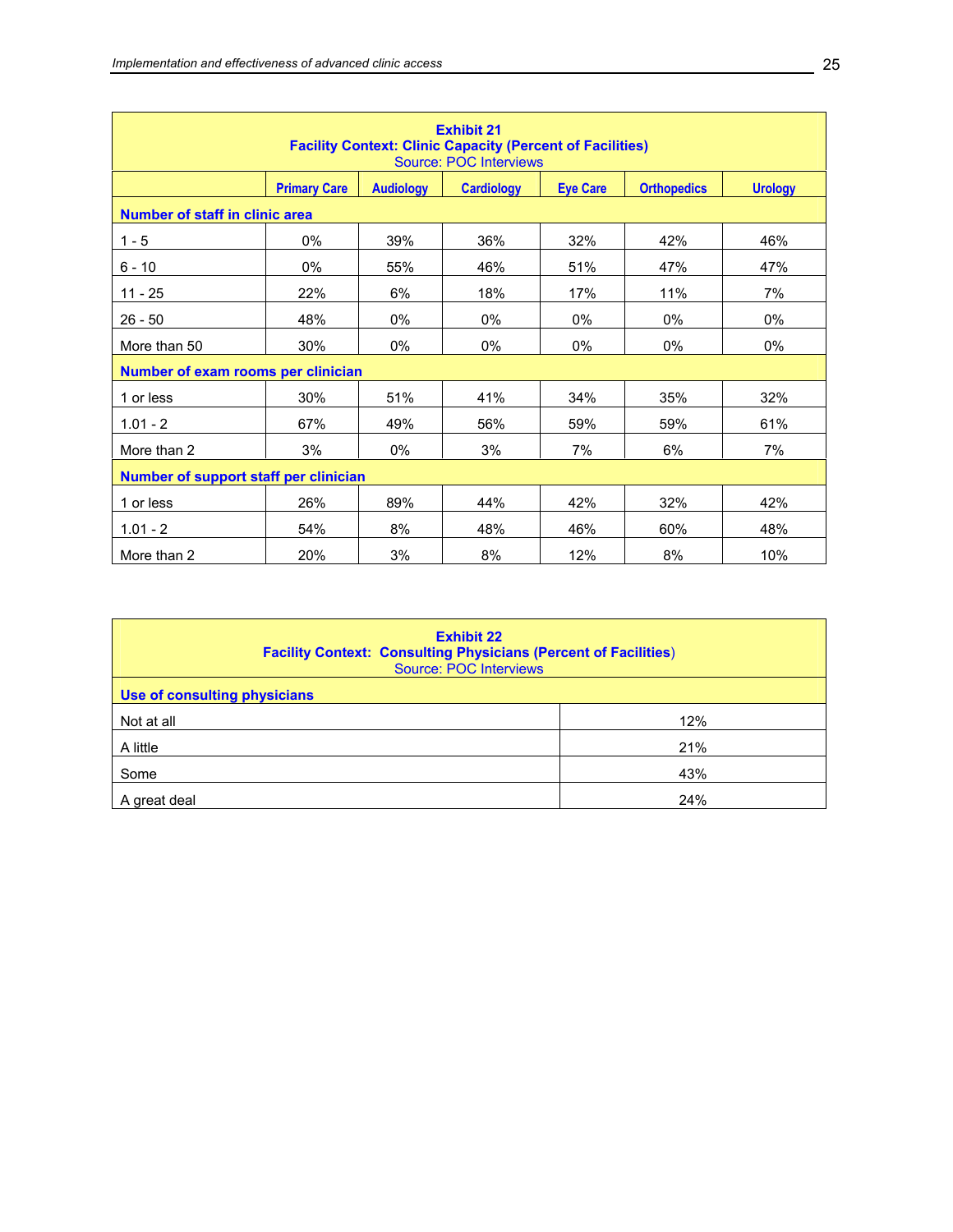**Exhibit 21**
**Facility Context: Clinic Capacity (Percent of Facilities)**
Source: POC Interviews

| | Primary Care | Audiology | Cardiology | Eye Care | Orthopedics | Urology |
|---|---|---|---|---|---|---|
| **Number of staff in clinic area** | | | | | | |
| 1 - 5 | 0% | 39% | 36% | 32% | 42% | 46% |
| 6 - 10 | 0% | 55% | 46% | 51% | 47% | 47% |
| 11 - 25 | 22% | 6% | 18% | 17% | 11% | 7% |
| 26 - 50 | 48% | 0% | 0% | 0% | 0% | 0% |
| More than 50 | 30% | 0% | 0% | 0% | 0% | 0% |
| **Number of exam rooms per clinician** | | | | | | |
| 1 or less | 30% | 51% | 41% | 34% | 35% | 32% |
| 1.01 - 2 | 67% | 49% | 56% | 59% | 59% | 61% |
| More than 2 | 3% | 0% | 3% | 7% | 6% | 7% |
| **Number of support staff per clinician** | | | | | | |
| 1 or less | 26% | 89% | 44% | 42% | 32% | 42% |
| 1.01 - 2 | 54% | 8% | 48% | 46% | 60% | 48% |
| More than 2 | 20% | 3% | 8% | 12% | 8% | 10% |

**Exhibit 22**
**Facility Context: Consulting Physicians (Percent of Facilities)**
Source: POC Interviews

| **Use of consulting physicians** | |
|---|---|
| Not at all | 12% |
| A little | 21% |
| Some | 43% |
| A great deal | 24% |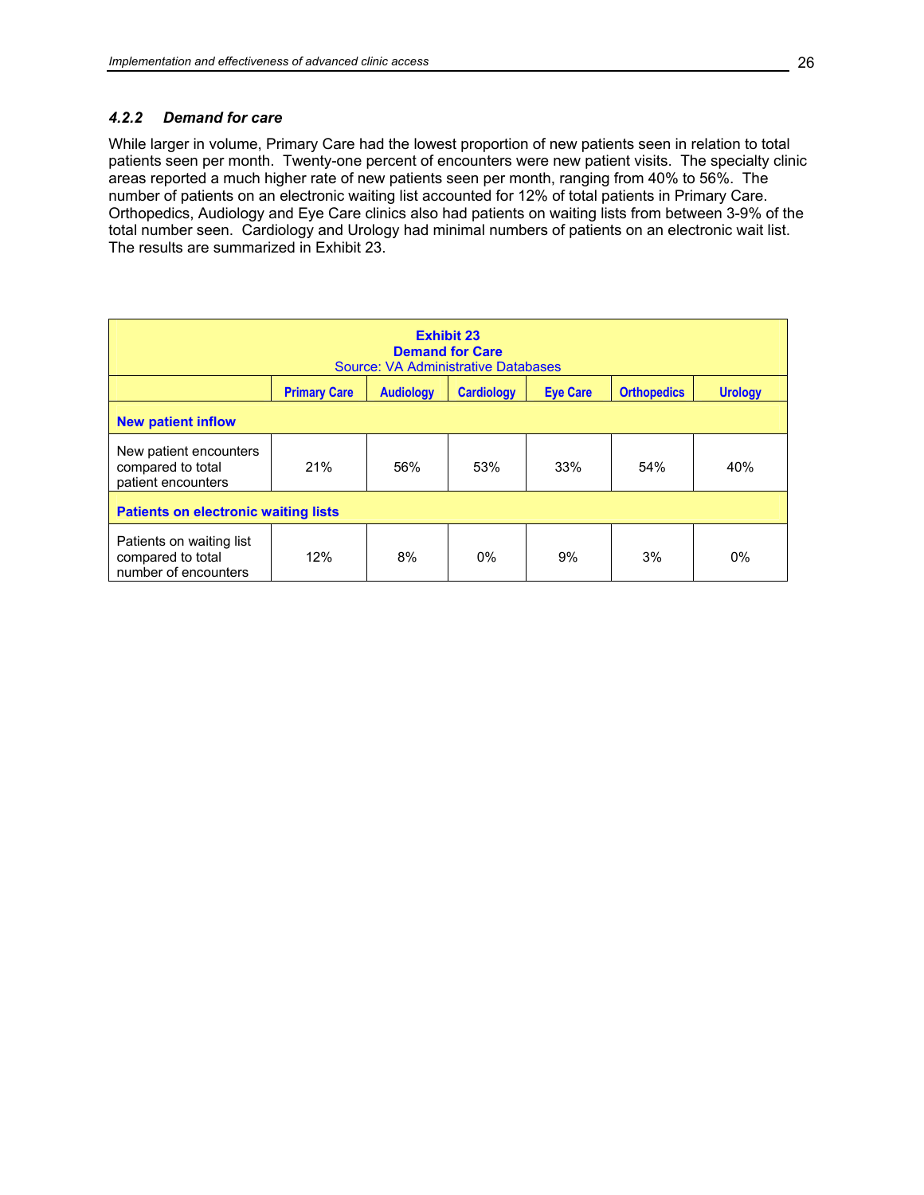### *4.2.2 Demand for care*

While larger in volume, Primary Care had the lowest proportion of new patients seen in relation to total patients seen per month. Twenty-one percent of encounters were new patient visits. The specialty clinic areas reported a much higher rate of new patients seen per month, ranging from 40% to 56%. The number of patients on an electronic waiting list accounted for 12% of total patients in Primary Care. Orthopedics, Audiology and Eye Care clinics also had patients on waiting lists from between 3-9% of the total number seen. Cardiology and Urology had minimal numbers of patients on an electronic wait list. The results are summarized in Exhibit 23.

**Exhibit 23**
**Demand for Care**
Source: VA Administrative Databases

| | Primary Care | Audiology | Cardiology | Eye Care | Orthopedics | Urology |
|---|---|---|---|---|---|---|
| **New patient inflow** | | | | | | |
| New patient encounters compared to total patient encounters | 21% | 56% | 53% | 33% | 54% | 40% |
| **Patients on electronic waiting lists** | | | | | | |
| Patients on waiting list compared to total number of encounters | 12% | 8% | 0% | 9% | 3% | 0% |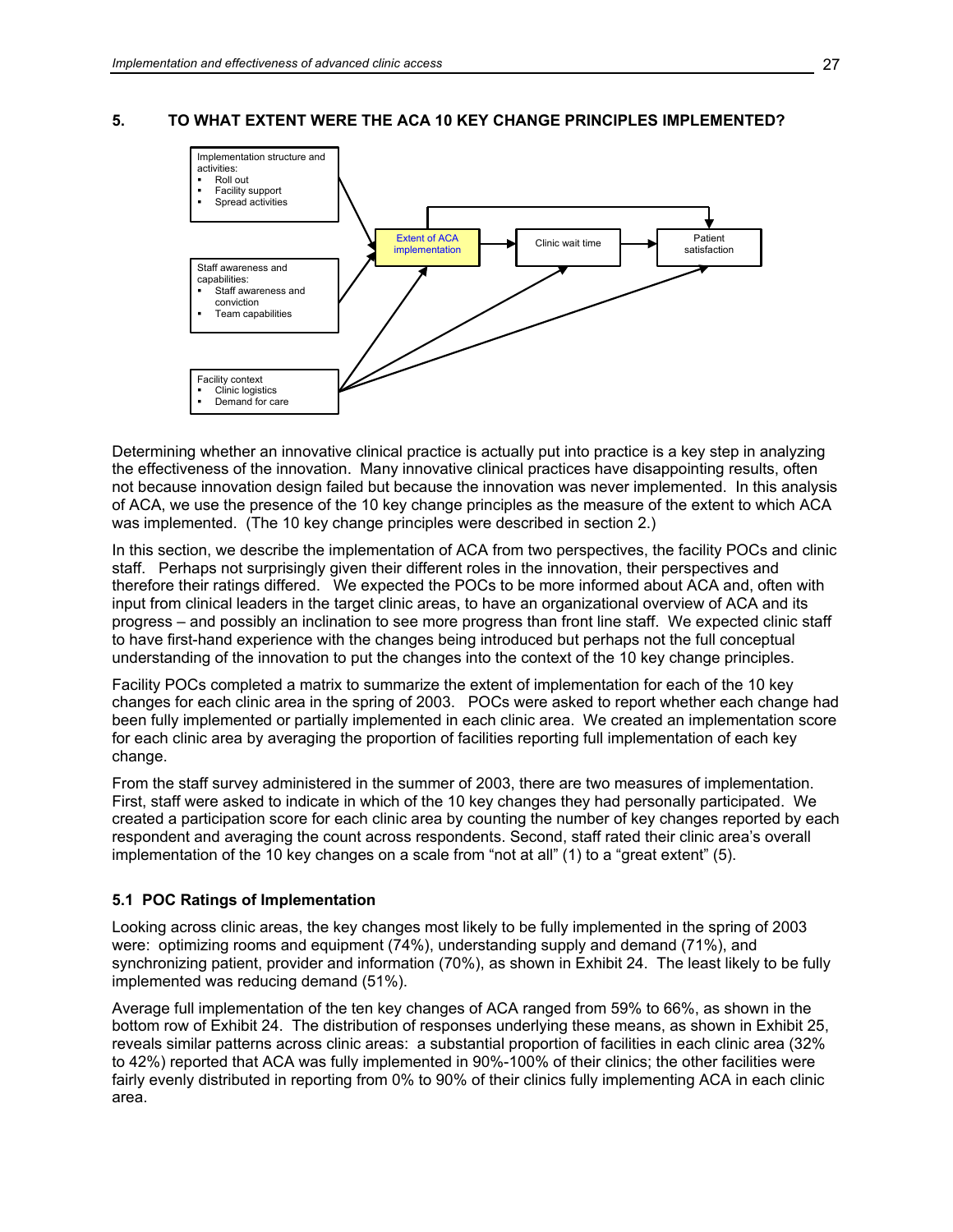## 5. TO WHAT EXTENT WERE THE ACA 10 KEY CHANGE PRINCIPLES IMPLEMENTED?

Implementation structure and activities:

- Roll out
- Facility support
- Spread activities

Staff awareness and capabilities:

- Staff awareness and conviction
- Team capabilities

Facility context

- Clinic logistics
- Demand for care

Extent of ACA implementation → Clinic wait time → Patient satisfaction

Determining whether an innovative clinical practice is actually put into practice is a key step in analyzing the effectiveness of the innovation. Many innovative clinical practices have disappointing results, often not because innovation design failed but because the innovation was never implemented. In this analysis of ACA, we use the presence of the 10 key change principles as the measure of the extent to which ACA was implemented. (The 10 key change principles were described in section 2.)

In this section, we describe the implementation of ACA from two perspectives, the facility POCs and clinic staff. Perhaps not surprisingly given their different roles in the innovation, their perspectives and therefore their ratings differed. We expected the POCs to be more informed about ACA and, often with input from clinical leaders in the target clinic areas, to have an organizational overview of ACA and its progress – and possibly an inclination to see more progress than front line staff. We expected clinic staff to have first-hand experience with the changes being introduced but perhaps not the full conceptual understanding of the innovation to put the changes into the context of the 10 key change principles.

Facility POCs completed a matrix to summarize the extent of implementation for each of the 10 key changes for each clinic area in the spring of 2003. POCs were asked to report whether each change had been fully implemented or partially implemented in each clinic area. We created an implementation score for each clinic area by averaging the proportion of facilities reporting full implementation of each key change.

From the staff survey administered in the summer of 2003, there are two measures of implementation. First, staff were asked to indicate in which of the 10 key changes they had personally participated. We created a participation score for each clinic area by counting the number of key changes reported by each respondent and averaging the count across respondents. Second, staff rated their clinic area's overall implementation of the 10 key changes on a scale from "not at all" (1) to a "great extent" (5).

### 5.1 POC Ratings of Implementation

Looking across clinic areas, the key changes most likely to be fully implemented in the spring of 2003 were: optimizing rooms and equipment (74%), understanding supply and demand (71%), and synchronizing patient, provider and information (70%), as shown in Exhibit 24. The least likely to be fully implemented was reducing demand (51%).

Average full implementation of the ten key changes of ACA ranged from 59% to 66%, as shown in the bottom row of Exhibit 24. The distribution of responses underlying these means, as shown in Exhibit 25, reveals similar patterns across clinic areas: a substantial proportion of facilities in each clinic area (32% to 42%) reported that ACA was fully implemented in 90%-100% of their clinics; the other facilities were fairly evenly distributed in reporting from 0% to 90% of their clinics fully implementing ACA in each clinic area.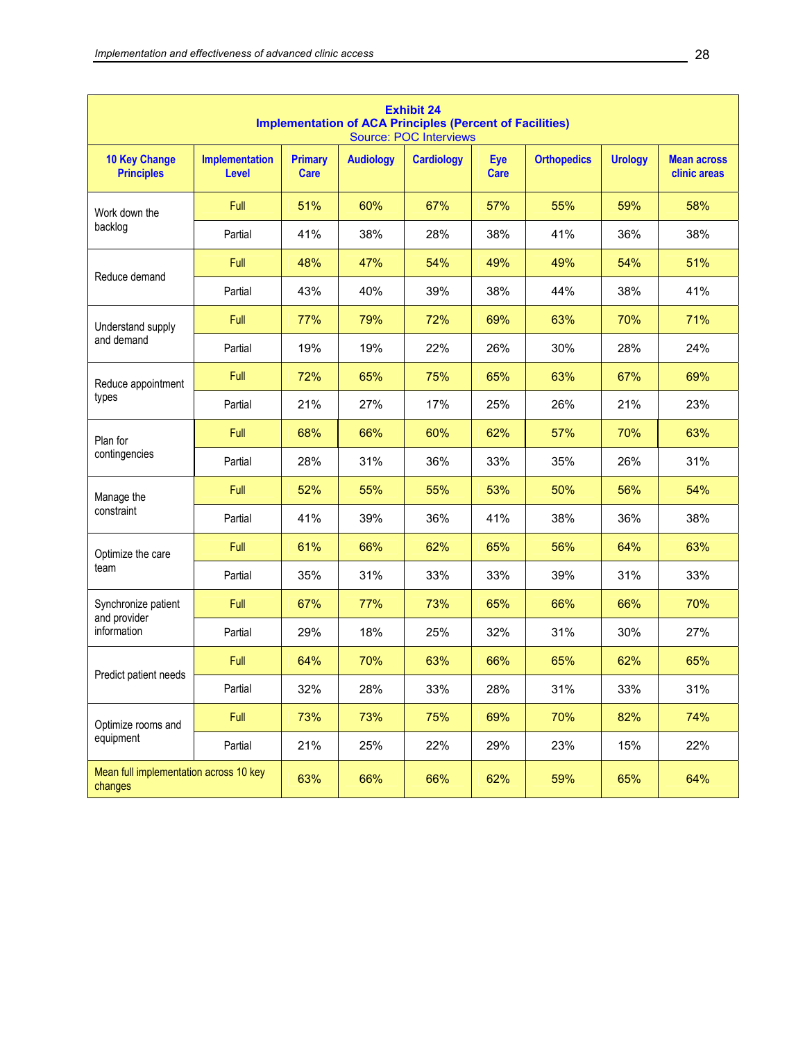**Exhibit 24**
**Implementation of ACA Principles (Percent of Facilities)**
Source: POC Interviews

| 10 Key Change Principles | Implementation Level | Primary Care | Audiology | Cardiology | Eye Care | Orthopedics | Urology | Mean across clinic areas |
|---|---|---|---|---|---|---|---|---|
| Work down the backlog | Full | 51% | 60% | 67% | 57% | 55% | 59% | 58% |
| | Partial | 41% | 38% | 28% | 38% | 41% | 36% | 38% |
| Reduce demand | Full | 48% | 47% | 54% | 49% | 49% | 54% | 51% |
| | Partial | 43% | 40% | 39% | 38% | 44% | 38% | 41% |
| Understand supply and demand | Full | 77% | 79% | 72% | 69% | 63% | 70% | 71% |
| | Partial | 19% | 19% | 22% | 26% | 30% | 28% | 24% |
| Reduce appointment types | Full | 72% | 65% | 75% | 65% | 63% | 67% | 69% |
| | Partial | 21% | 27% | 17% | 25% | 26% | 21% | 23% |
| Plan for contingencies | Full | 68% | 66% | 60% | 62% | 57% | 70% | 63% |
| | Partial | 28% | 31% | 36% | 33% | 35% | 26% | 31% |
| Manage the constraint | Full | 52% | 55% | 55% | 53% | 50% | 56% | 54% |
| | Partial | 41% | 39% | 36% | 41% | 38% | 36% | 38% |
| Optimize the care team | Full | 61% | 66% | 62% | 65% | 56% | 64% | 63% |
| | Partial | 35% | 31% | 33% | 33% | 39% | 31% | 33% |
| Synchronize patient and provider information | Full | 67% | 77% | 73% | 65% | 66% | 66% | 70% |
| | Partial | 29% | 18% | 25% | 32% | 31% | 30% | 27% |
| Predict patient needs | Full | 64% | 70% | 63% | 66% | 65% | 62% | 65% |
| | Partial | 32% | 28% | 33% | 28% | 31% | 33% | 31% |
| Optimize rooms and equipment | Full | 73% | 73% | 75% | 69% | 70% | 82% | 74% |
| | Partial | 21% | 25% | 22% | 29% | 23% | 15% | 22% |
| Mean full implementation across 10 key changes | | 63% | 66% | 66% | 62% | 59% | 65% | 64% |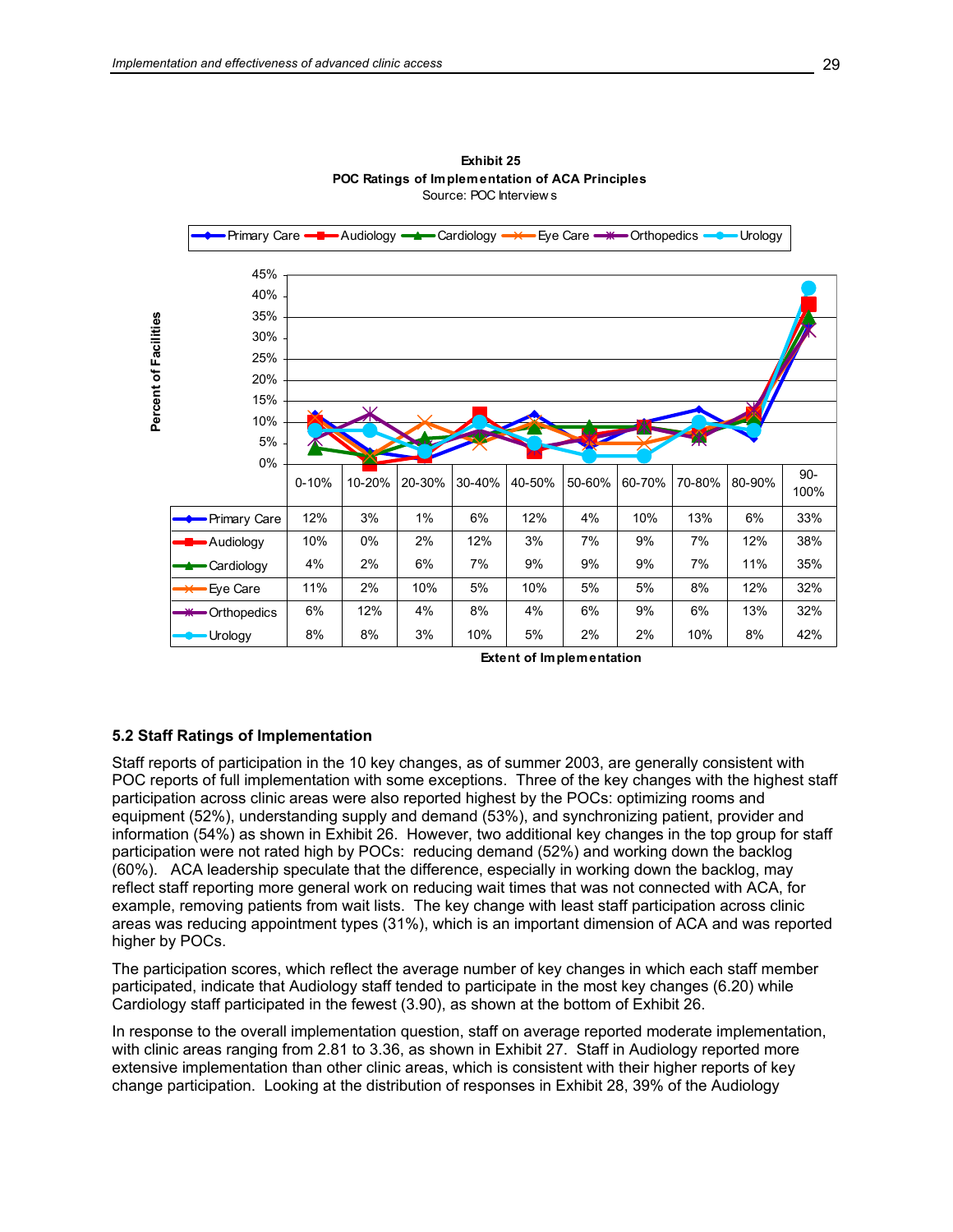**Exhibit 25**
**POC Ratings of Implementation of ACA Principles**
Source: POC Interviews

| | 0-10% | 10-20% | 20-30% | 30-40% | 40-50% | 50-60% | 60-70% | 70-80% | 80-90% | 90-100% |
|---|---|---|---|---|---|---|---|---|---|---|
| Primary Care | 12% | 3% | 1% | 6% | 12% | 4% | 10% | 13% | 6% | 33% |
| Audiology | 10% | 0% | 2% | 12% | 3% | 7% | 9% | 7% | 12% | 38% |
| Cardiology | 4% | 2% | 6% | 7% | 9% | 9% | 9% | 7% | 11% | 35% |
| Eye Care | 11% | 2% | 10% | 5% | 10% | 5% | 5% | 8% | 12% | 32% |
| Orthopedics | 6% | 12% | 4% | 8% | 4% | 6% | 9% | 6% | 13% | 32% |
| Urology | 8% | 8% | 3% | 10% | 5% | 2% | 2% | 10% | 8% | 42% |

Extent of Implementation

## 5.2 Staff Ratings of Implementation

Staff reports of participation in the 10 key changes, as of summer 2003, are generally consistent with POC reports of full implementation with some exceptions. Three of the key changes with the highest staff participation across clinic areas were also reported highest by the POCs: optimizing rooms and equipment (52%), understanding supply and demand (53%), and synchronizing patient, provider and information (54%) as shown in Exhibit 26. However, two additional key changes in the top group for staff participation were not rated high by POCs: reducing demand (52%) and working down the backlog (60%). ACA leadership speculate that the difference, especially in working down the backlog, may reflect staff reporting more general work on reducing wait times that was not connected with ACA, for example, removing patients from wait lists. The key change with least staff participation across clinic areas was reducing appointment types (31%), which is an important dimension of ACA and was reported higher by POCs.

The participation scores, which reflect the average number of key changes in which each staff member participated, indicate that Audiology staff tended to participate in the most key changes (6.20) while Cardiology staff participated in the fewest (3.90), as shown at the bottom of Exhibit 26.

In response to the overall implementation question, staff on average reported moderate implementation, with clinic areas ranging from 2.81 to 3.36, as shown in Exhibit 27. Staff in Audiology reported more extensive implementation than other clinic areas, which is consistent with their higher reports of key change participation. Looking at the distribution of responses in Exhibit 28, 39% of the Audiology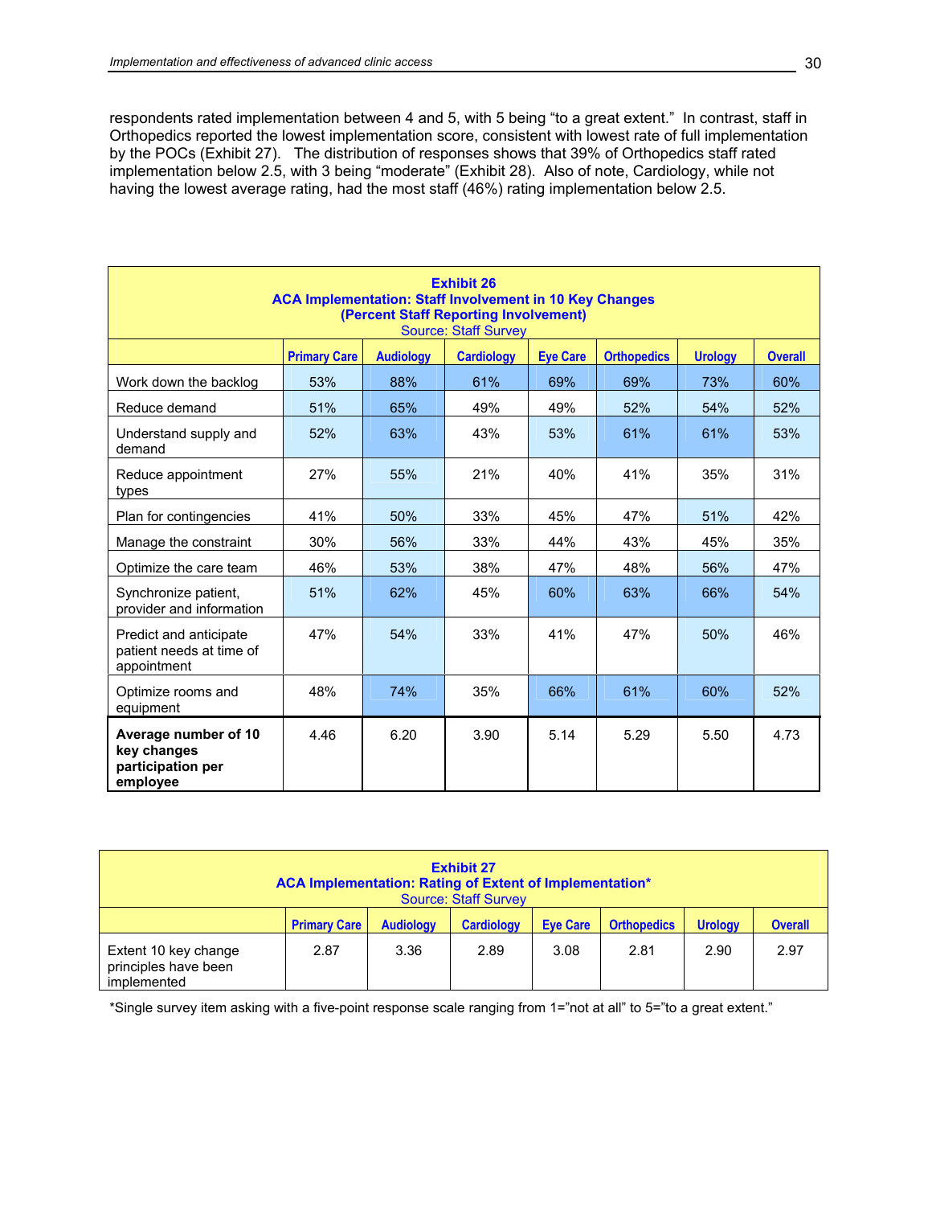respondents rated implementation between 4 and 5, with 5 being "to a great extent." In contrast, staff in Orthopedics reported the lowest implementation score, consistent with lowest rate of full implementation by the POCs (Exhibit 27). The distribution of responses shows that 39% of Orthopedics staff rated implementation below 2.5, with 3 being "moderate" (Exhibit 28). Also of note, Cardiology, while not having the lowest average rating, had the most staff (46%) rating implementation below 2.5.

**Exhibit 26**
**ACA Implementation: Staff Involvement in 10 Key Changes**
**(Percent Staff Reporting Involvement)**
Source: Staff Survey

| | Primary Care | Audiology | Cardiology | Eye Care | Orthopedics | Urology | Overall |
|---|---|---|---|---|---|---|---|
| Work down the backlog | 53% | 88% | 61% | 69% | 69% | 73% | 60% |
| Reduce demand | 51% | 65% | 49% | 49% | 52% | 54% | 52% |
| Understand supply and demand | 52% | 63% | 43% | 53% | 61% | 61% | 53% |
| Reduce appointment types | 27% | 55% | 21% | 40% | 41% | 35% | 31% |
| Plan for contingencies | 41% | 50% | 33% | 45% | 47% | 51% | 42% |
| Manage the constraint | 30% | 56% | 33% | 44% | 43% | 45% | 35% |
| Optimize the care team | 46% | 53% | 38% | 47% | 48% | 56% | 47% |
| Synchronize patient, provider and information | 51% | 62% | 45% | 60% | 63% | 66% | 54% |
| Predict and anticipate patient needs at time of appointment | 47% | 54% | 33% | 41% | 47% | 50% | 46% |
| Optimize rooms and equipment | 48% | 74% | 35% | 66% | 61% | 60% | 52% |
| **Average number of 10 key changes participation per employee** | 4.46 | 6.20 | 3.90 | 5.14 | 5.29 | 5.50 | 4.73 |

**Exhibit 27**
**ACA Implementation: Rating of Extent of Implementation***
Source: Staff Survey

| | Primary Care | Audiology | Cardiology | Eye Care | Orthopedics | Urology | Overall |
|---|---|---|---|---|---|---|---|
| Extent 10 key change principles have been implemented | 2.87 | 3.36 | 2.89 | 3.08 | 2.81 | 2.90 | 2.97 |

*Single survey item asking with a five-point response scale ranging from 1="not at all" to 5="to a great extent."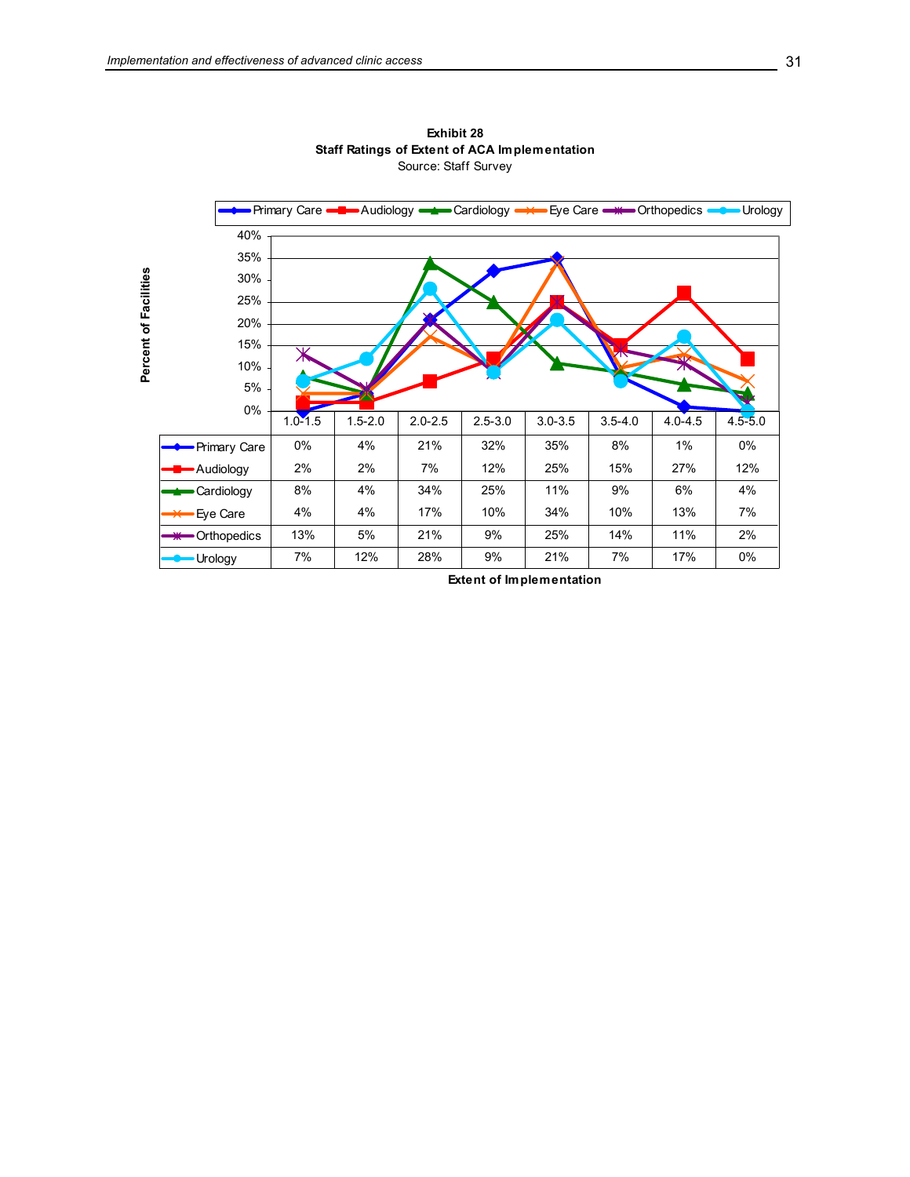**Exhibit 28**
**Staff Ratings of Extent of ACA Implementation**
Source: Staff Survey

Percent of Facilities

| | 1.0-1.5 | 1.5-2.0 | 2.0-2.5 | 2.5-3.0 | 3.0-3.5 | 3.5-4.0 | 4.0-4.5 | 4.5-5.0 |
|---|---|---|---|---|---|---|---|---|
| Primary Care | 0% | 4% | 21% | 32% | 35% | 8% | 1% | 0% |
| Audiology | 2% | 2% | 7% | 12% | 25% | 15% | 27% | 12% |
| Cardiology | 8% | 4% | 34% | 25% | 11% | 9% | 6% | 4% |
| Eye Care | 4% | 4% | 17% | 10% | 34% | 10% | 13% | 7% |
| Orthopedics | 13% | 5% | 21% | 9% | 25% | 14% | 11% | 2% |
| Urology | 7% | 12% | 28% | 9% | 21% | 7% | 17% | 0% |

**Extent of Implementation**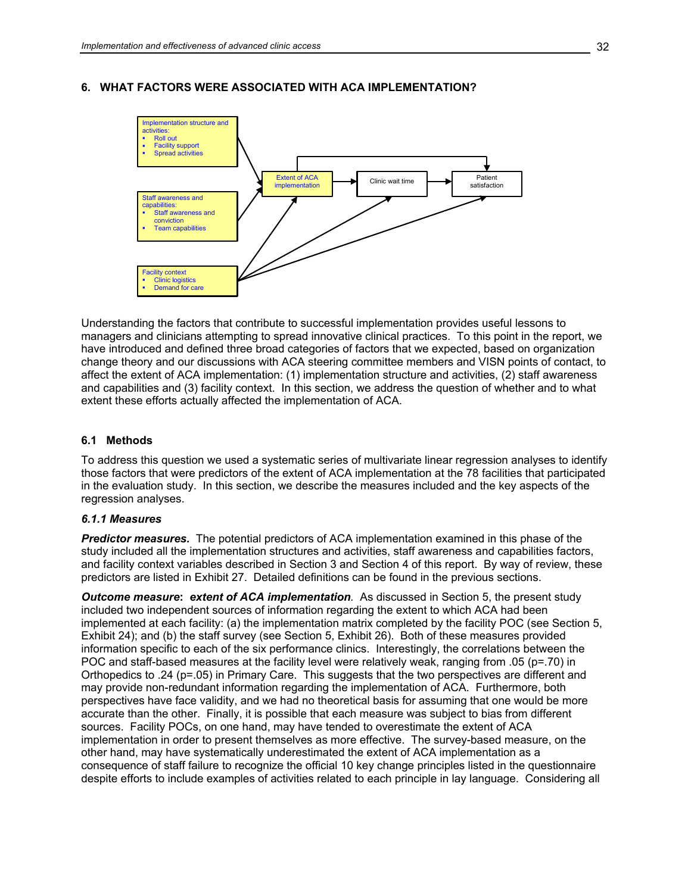## 6. WHAT FACTORS WERE ASSOCIATED WITH ACA IMPLEMENTATION?

Implementation structure and activities:
- Roll out
- Facility support
- Spread activities

Staff awareness and capabilities:
- Staff awareness and conviction
- Team capabilities

Facility context
- Clinic logistics
- Demand for care

Extent of ACA implementation → Clinic wait time → Patient satisfaction

Understanding the factors that contribute to successful implementation provides useful lessons to managers and clinicians attempting to spread innovative clinical practices. To this point in the report, we have introduced and defined three broad categories of factors that we expected, based on organization change theory and our discussions with ACA steering committee members and VISN points of contact, to affect the extent of ACA implementation: (1) implementation structure and activities, (2) staff awareness and capabilities and (3) facility context. In this section, we address the question of whether and to what extent these efforts actually affected the implementation of ACA.

### 6.1 Methods

To address this question we used a systematic series of multivariate linear regression analyses to identify those factors that were predictors of the extent of ACA implementation at the 78 facilities that participated in the evaluation study. In this section, we describe the measures included and the key aspects of the regression analyses.

#### *6.1.1 Measures*

***Predictor measures.*** The potential predictors of ACA implementation examined in this phase of the study included all the implementation structures and activities, staff awareness and capabilities factors, and facility context variables described in Section 3 and Section 4 of this report. By way of review, these predictors are listed in Exhibit 27. Detailed definitions can be found in the previous sections.

***Outcome measure*: *extent of ACA implementation*.** As discussed in Section 5, the present study included two independent sources of information regarding the extent to which ACA had been implemented at each facility: (a) the implementation matrix completed by the facility POC (see Section 5, Exhibit 24); and (b) the staff survey (see Section 5, Exhibit 26). Both of these measures provided information specific to each of the six performance clinics. Interestingly, the correlations between the POC and staff-based measures at the facility level were relatively weak, ranging from .05 ($p$=.70) in Orthopedics to .24 ($p$=.05) in Primary Care. This suggests that the two perspectives are different and may provide non-redundant information regarding the implementation of ACA. Furthermore, both perspectives have face validity, and we had no theoretical basis for assuming that one would be more accurate than the other. Finally, it is possible that each measure was subject to bias from different sources. Facility POCs, on one hand, may have tended to overestimate the extent of ACA implementation in order to present themselves as more effective. The survey-based measure, on the other hand, may have systematically underestimated the extent of ACA implementation as a consequence of staff failure to recognize the official 10 key change principles listed in the questionnaire despite efforts to include examples of activities related to each principle in lay language. Considering all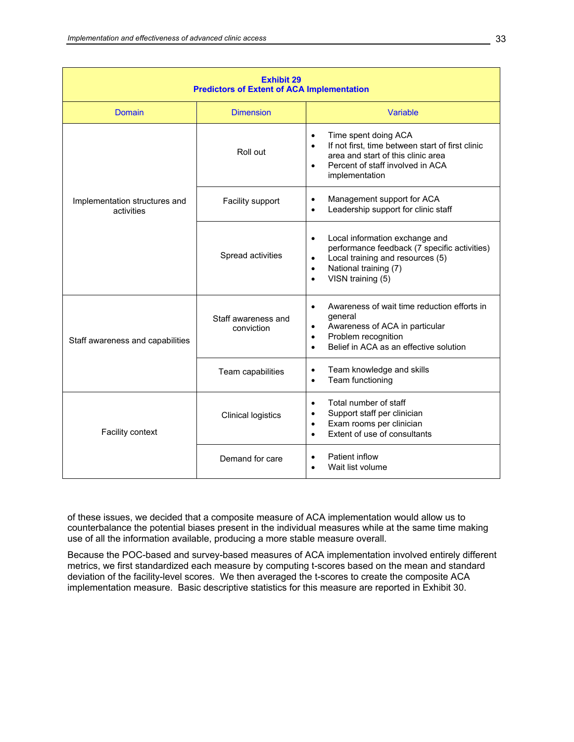**Exhibit 29**
**Predictors of Extent of ACA Implementation**

| Domain | Dimension | Variable |
|---|---|---|
| Implementation structures and activities | Roll out | • Time spent doing ACA<br>• If not first, time between start of first clinic area and start of this clinic area<br>• Percent of staff involved in ACA implementation |
| | Facility support | • Management support for ACA<br>• Leadership support for clinic staff |
| | Spread activities | • Local information exchange and performance feedback (7 specific activities)<br>• Local training and resources (5)<br>• National training (7)<br>• VISN training (5) |
| Staff awareness and capabilities | Staff awareness and conviction | • Awareness of wait time reduction efforts in general<br>• Awareness of ACA in particular<br>• Problem recognition<br>• Belief in ACA as an effective solution |
| | Team capabilities | • Team knowledge and skills<br>• Team functioning |
| Facility context | Clinical logistics | • Total number of staff<br>• Support staff per clinician<br>• Exam rooms per clinician<br>• Extent of use of consultants |
| | Demand for care | • Patient inflow<br>• Wait list volume |

of these issues, we decided that a composite measure of ACA implementation would allow us to counterbalance the potential biases present in the individual measures while at the same time making use of all the information available, producing a more stable measure overall.

Because the POC-based and survey-based measures of ACA implementation involved entirely different metrics, we first standardized each measure by computing t-scores based on the mean and standard deviation of the facility-level scores. We then averaged the t-scores to create the composite ACA implementation measure. Basic descriptive statistics for this measure are reported in Exhibit 30.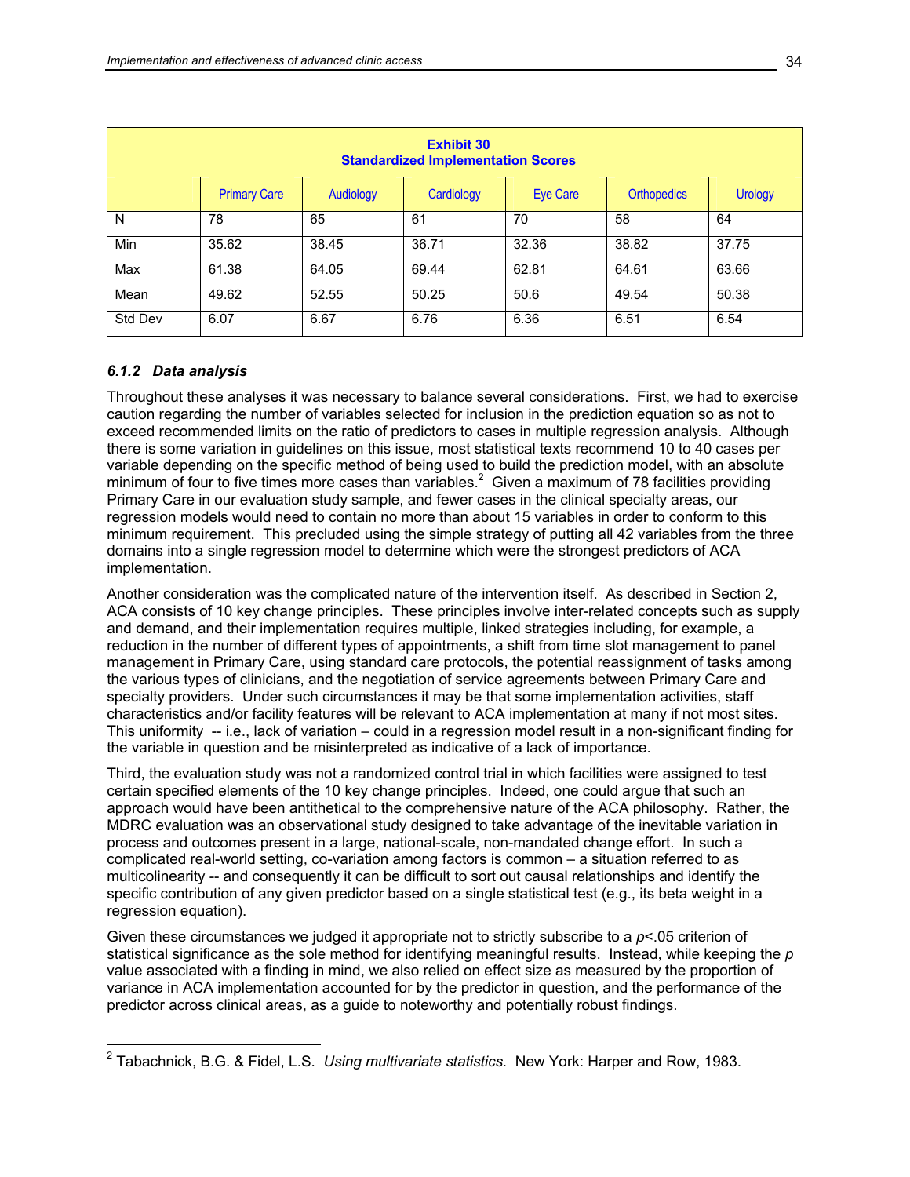| Exhibit 30<br>Standardized Implementation Scores | | | | | | |
|---|---|---|---|---|---|---|
| | Primary Care | Audiology | Cardiology | Eye Care | Orthopedics | Urology |
| N | 78 | 65 | 61 | 70 | 58 | 64 |
| Min | 35.62 | 38.45 | 36.71 | 32.36 | 38.82 | 37.75 |
| Max | 61.38 | 64.05 | 69.44 | 62.81 | 64.61 | 63.66 |
| Mean | 49.62 | 52.55 | 50.25 | 50.6 | 49.54 | 50.38 |
| Std Dev | 6.07 | 6.67 | 6.76 | 6.36 | 6.51 | 6.54 |

### *6.1.2 Data analysis*

Throughout these analyses it was necessary to balance several considerations. First, we had to exercise caution regarding the number of variables selected for inclusion in the prediction equation so as not to exceed recommended limits on the ratio of predictors to cases in multiple regression analysis. Although there is some variation in guidelines on this issue, most statistical texts recommend 10 to 40 cases per variable depending on the specific method of being used to build the prediction model, with an absolute minimum of four to five times more cases than variables.[2] Given a maximum of 78 facilities providing Primary Care in our evaluation study sample, and fewer cases in the clinical specialty areas, our regression models would need to contain no more than about 15 variables in order to conform to this minimum requirement. This precluded using the simple strategy of putting all 42 variables from the three domains into a single regression model to determine which were the strongest predictors of ACA implementation.

Another consideration was the complicated nature of the intervention itself. As described in Section 2, ACA consists of 10 key change principles. These principles involve inter-related concepts such as supply and demand, and their implementation requires multiple, linked strategies including, for example, a reduction in the number of different types of appointments, a shift from time slot management to panel management in Primary Care, using standard care protocols, the potential reassignment of tasks among the various types of clinicians, and the negotiation of service agreements between Primary Care and specialty providers. Under such circumstances it may be that some implementation activities, staff characteristics and/or facility features will be relevant to ACA implementation at many if not most sites. This uniformity -- i.e., lack of variation – could in a regression model result in a non-significant finding for the variable in question and be misinterpreted as indicative of a lack of importance.

Third, the evaluation study was not a randomized control trial in which facilities were assigned to test certain specified elements of the 10 key change principles. Indeed, one could argue that such an approach would have been antithetical to the comprehensive nature of the ACA philosophy. Rather, the MDRC evaluation was an observational study designed to take advantage of the inevitable variation in process and outcomes present in a large, national-scale, non-mandated change effort. In such a complicated real-world setting, co-variation among factors is common – a situation referred to as multicolinearity -- and consequently it can be difficult to sort out causal relationships and identify the specific contribution of any given predictor based on a single statistical test (e.g., its beta weight in a regression equation).

Given these circumstances we judged it appropriate not to strictly subscribe to a $p<.05$ criterion of statistical significance as the sole method for identifying meaningful results. Instead, while keeping the $p$ value associated with a finding in mind, we also relied on effect size as measured by the proportion of variance in ACA implementation accounted for by the predictor in question, and the performance of the predictor across clinical areas, as a guide to noteworthy and potentially robust findings.

---

[2] Tabachnick, B.G. & Fidel, L.S. *Using multivariate statistics.* New York: Harper and Row, 1983.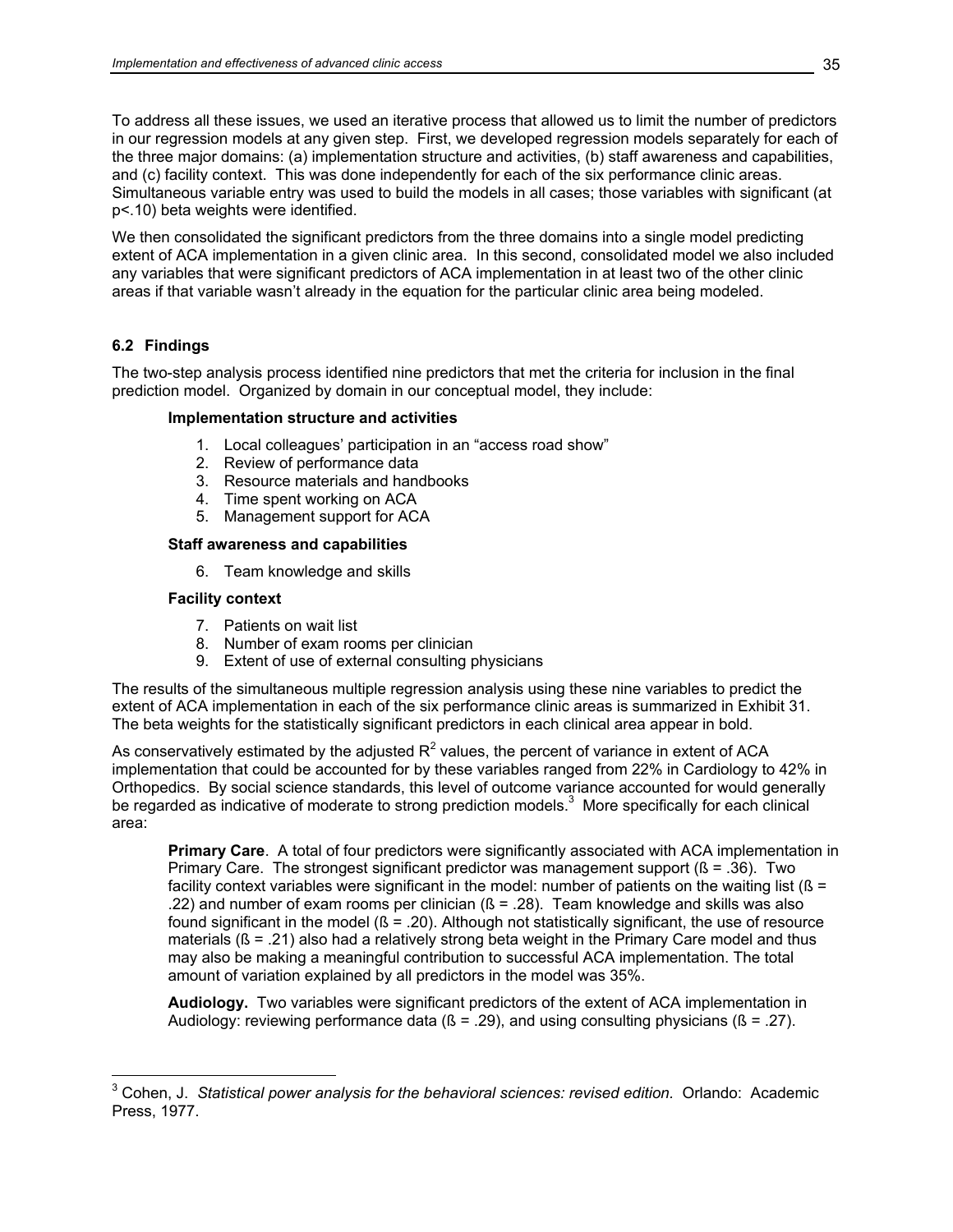To address all these issues, we used an iterative process that allowed us to limit the number of predictors in our regression models at any given step. First, we developed regression models separately for each of the three major domains: (a) implementation structure and activities, (b) staff awareness and capabilities, and (c) facility context. This was done independently for each of the six performance clinic areas. Simultaneous variable entry was used to build the models in all cases; those variables with significant (at p<.10) beta weights were identified.

We then consolidated the significant predictors from the three domains into a single model predicting extent of ACA implementation in a given clinic area. In this second, consolidated model we also included any variables that were significant predictors of ACA implementation in at least two of the other clinic areas if that variable wasn't already in the equation for the particular clinic area being modeled.

### 6.2 Findings

The two-step analysis process identified nine predictors that met the criteria for inclusion in the final prediction model. Organized by domain in our conceptual model, they include:

**Implementation structure and activities**

1. Local colleagues' participation in an "access road show"
2. Review of performance data
3. Resource materials and handbooks
4. Time spent working on ACA
5. Management support for ACA

**Staff awareness and capabilities**

6. Team knowledge and skills

**Facility context**

7. Patients on wait list
8. Number of exam rooms per clinician
9. Extent of use of external consulting physicians

The results of the simultaneous multiple regression analysis using these nine variables to predict the extent of ACA implementation in each of the six performance clinic areas is summarized in Exhibit 31. The beta weights for the statistically significant predictors in each clinical area appear in bold.

As conservatively estimated by the adjusted $R^2$ values, the percent of variance in extent of ACA implementation that could be accounted for by these variables ranged from 22% in Cardiology to 42% in Orthopedics. By social science standards, this level of outcome variance accounted for would generally be regarded as indicative of moderate to strong prediction models.[3] More specifically for each clinical area:

**Primary Care**. A total of four predictors were significantly associated with ACA implementation in Primary Care. The strongest significant predictor was management support (ß = .36). Two facility context variables were significant in the model: number of patients on the waiting list (ß = .22) and number of exam rooms per clinician (ß = .28). Team knowledge and skills was also found significant in the model (ß = .20). Although not statistically significant, the use of resource materials (ß = .21) also had a relatively strong beta weight in the Primary Care model and thus may also be making a meaningful contribution to successful ACA implementation. The total amount of variation explained by all predictors in the model was 35%.

**Audiology.** Two variables were significant predictors of the extent of ACA implementation in Audiology: reviewing performance data (ß = .29), and using consulting physicians (ß = .27).

---

[3] Cohen, J. *Statistical power analysis for the behavioral sciences: revised edition.* Orlando: Academic Press, 1977.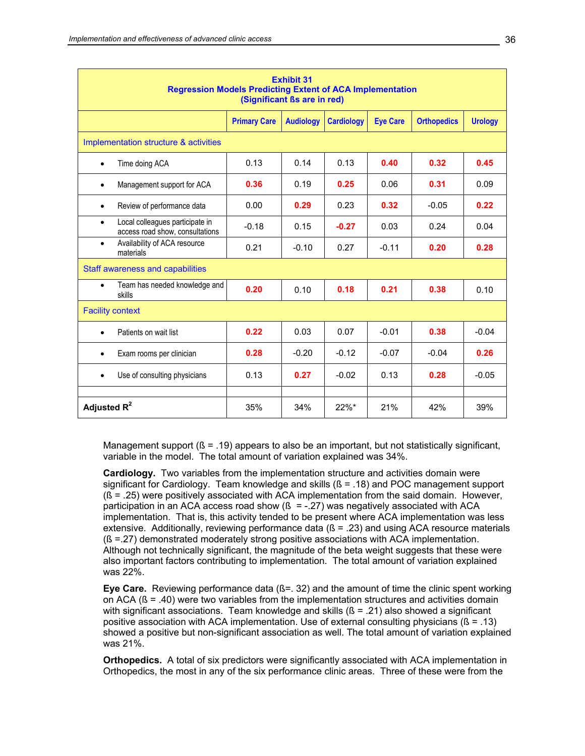**Exhibit 31**
**Regression Models Predicting Extent of ACA Implementation**
**(Significant ßs are in red)**

| | Primary Care | Audiology | Cardiology | Eye Care | Orthopedics | Urology |
|---|---|---|---|---|---|---|
| Implementation structure & activities | | | | | | |
| • Time doing ACA | 0.13 | 0.14 | 0.13 | **0.40** | **0.32** | **0.45** |
| • Management support for ACA | **0.36** | 0.19 | **0.25** | 0.06 | **0.31** | 0.09 |
| • Review of performance data | 0.00 | **0.29** | 0.23 | **0.32** | -0.05 | **0.22** |
| • Local colleagues participate in access road show, consultations | -0.18 | 0.15 | **-0.27** | 0.03 | 0.24 | 0.04 |
| • Availability of ACA resource materials | 0.21 | -0.10 | 0.27 | -0.11 | **0.20** | **0.28** |
| Staff awareness and capabilities | | | | | | |
| • Team has needed knowledge and skills | **0.20** | 0.10 | **0.18** | **0.21** | **0.38** | 0.10 |
| Facility context | | | | | | |
| • Patients on wait list | **0.22** | 0.03 | 0.07 | -0.01 | **0.38** | -0.04 |
| • Exam rooms per clinician | **0.28** | -0.20 | -0.12 | -0.07 | -0.04 | **0.26** |
| • Use of consulting physicians | 0.13 | **0.27** | -0.02 | 0.13 | **0.28** | -0.05 |
| | | | | | | |
| **Adjusted $R^2$** | 35% | 34% | 22%* | 21% | 42% | 39% |

Management support (ß = .19) appears to also be an important, but not statistically significant, variable in the model. The total amount of variation explained was 34%.

**Cardiology.** Two variables from the implementation structure and activities domain were significant for Cardiology. Team knowledge and skills (ß = .18) and POC management support (ß = .25) were positively associated with ACA implementation from the said domain. However, participation in an ACA access road show (ß = -.27) was negatively associated with ACA implementation. That is, this activity tended to be present where ACA implementation was less extensive. Additionally, reviewing performance data (ß = .23) and using ACA resource materials (ß =.27) demonstrated moderately strong positive associations with ACA implementation. Although not technically significant, the magnitude of the beta weight suggests that these were also important factors contributing to implementation. The total amount of variation explained was 22%.

**Eye Care.** Reviewing performance data (ß=. 32) and the amount of time the clinic spent working on ACA (ß = .40) were two variables from the implementation structures and activities domain with significant associations. Team knowledge and skills (ß = .21) also showed a significant positive association with ACA implementation. Use of external consulting physicians (ß = .13) showed a positive but non-significant association as well. The total amount of variation explained was 21%.

**Orthopedics.** A total of six predictors were significantly associated with ACA implementation in Orthopedics, the most in any of the six performance clinic areas. Three of these were from the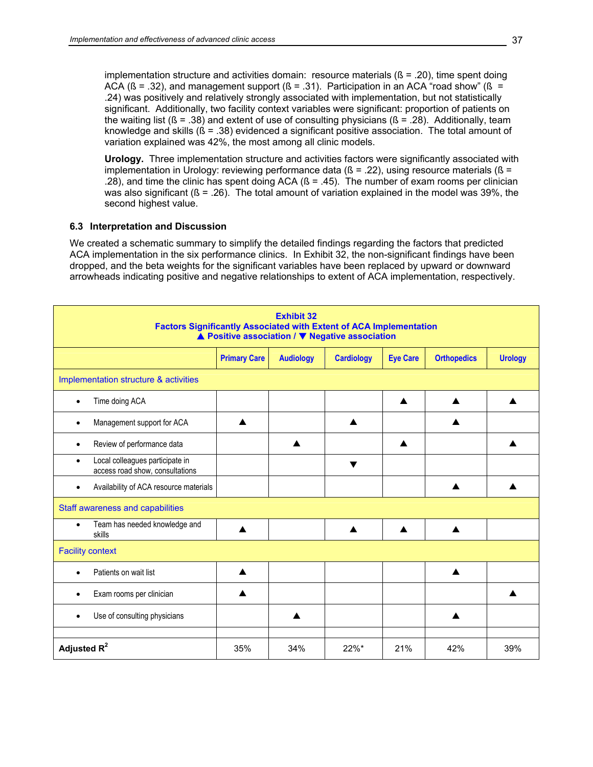implementation structure and activities domain: resource materials (ß = .20), time spent doing ACA (ß = .32), and management support (ß = .31). Participation in an ACA "road show" (ß = .24) was positively and relatively strongly associated with implementation, but not statistically significant. Additionally, two facility context variables were significant: proportion of patients on the waiting list (ß = .38) and extent of use of consulting physicians (ß = .28). Additionally, team knowledge and skills (ß = .38) evidenced a significant positive association. The total amount of variation explained was 42%, the most among all clinic models.

**Urology.** Three implementation structure and activities factors were significantly associated with implementation in Urology: reviewing performance data (ß = .22), using resource materials (ß = .28), and time the clinic has spent doing ACA (ß = .45). The number of exam rooms per clinician was also significant (ß = .26). The total amount of variation explained in the model was 39%, the second highest value.

### 6.3 Interpretation and Discussion

We created a schematic summary to simplify the detailed findings regarding the factors that predicted ACA implementation in the six performance clinics. In Exhibit 32, the non-significant findings have been dropped, and the beta weights for the significant variables have been replaced by upward or downward arrowheads indicating positive and negative relationships to extent of ACA implementation, respectively.

**Exhibit 32**
**Factors Significantly Associated with Extent of ACA Implementation**
**▲ Positive association / ▼ Negative association**

| | Primary Care | Audiology | Cardiology | Eye Care | Orthopedics | Urology |
|---|---|---|---|---|---|---|
| Implementation structure & activities | | | | | | |
| • Time doing ACA | | | | ▲ | ▲ | ▲ |
| • Management support for ACA | ▲ | | ▲ | | ▲ | |
| • Review of performance data | | ▲ | | ▲ | | ▲ |
| • Local colleagues participate in access road show, consultations | | | ▼ | | | |
| • Availability of ACA resource materials | | | | | ▲ | ▲ |
| Staff awareness and capabilities | | | | | | |
| • Team has needed knowledge and skills | ▲ | | ▲ | ▲ | ▲ | |
| Facility context | | | | | | |
| • Patients on wait list | ▲ | | | | ▲ | |
| • Exam rooms per clinician | ▲ | | | | | ▲ |
| • Use of consulting physicians | | ▲ | | | ▲ | |
| | | | | | | |
| **Adjusted $R^2$** | 35% | 34% | 22%* | 21% | 42% | 39% |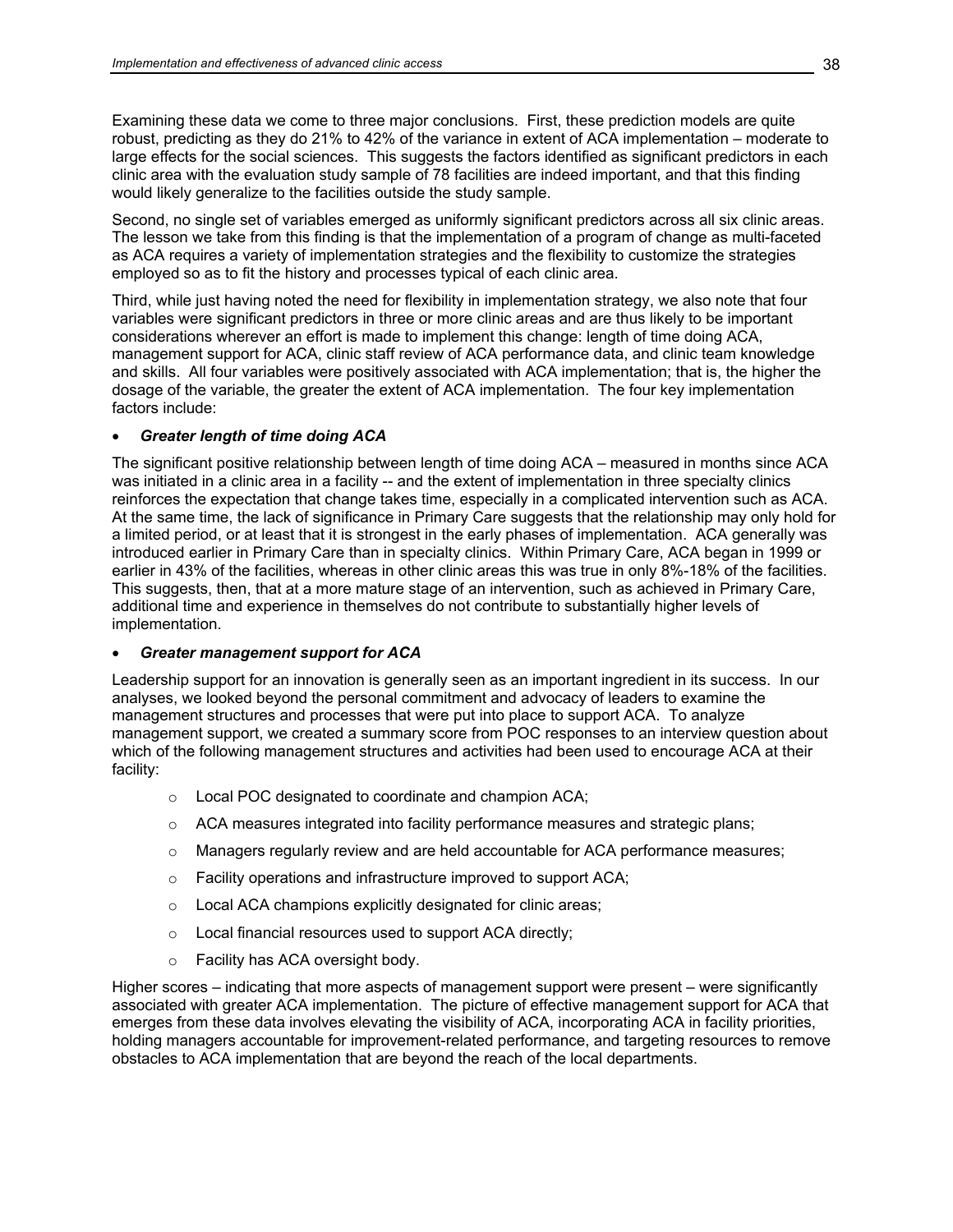Examining these data we come to three major conclusions. First, these prediction models are quite robust, predicting as they do 21% to 42% of the variance in extent of ACA implementation – moderate to large effects for the social sciences. This suggests the factors identified as significant predictors in each clinic area with the evaluation study sample of 78 facilities are indeed important, and that this finding would likely generalize to the facilities outside the study sample.

Second, no single set of variables emerged as uniformly significant predictors across all six clinic areas. The lesson we take from this finding is that the implementation of a program of change as multi-faceted as ACA requires a variety of implementation strategies and the flexibility to customize the strategies employed so as to fit the history and processes typical of each clinic area.

Third, while just having noted the need for flexibility in implementation strategy, we also note that four variables were significant predictors in three or more clinic areas and are thus likely to be important considerations wherever an effort is made to implement this change: length of time doing ACA, management support for ACA, clinic staff review of ACA performance data, and clinic team knowledge and skills. All four variables were positively associated with ACA implementation; that is, the higher the dosage of the variable, the greater the extent of ACA implementation. The four key implementation factors include:

- ***Greater length of time doing ACA***

The significant positive relationship between length of time doing ACA – measured in months since ACA was initiated in a clinic area in a facility -- and the extent of implementation in three specialty clinics reinforces the expectation that change takes time, especially in a complicated intervention such as ACA. At the same time, the lack of significance in Primary Care suggests that the relationship may only hold for a limited period, or at least that it is strongest in the early phases of implementation. ACA generally was introduced earlier in Primary Care than in specialty clinics. Within Primary Care, ACA began in 1999 or earlier in 43% of the facilities, whereas in other clinic areas this was true in only 8%-18% of the facilities. This suggests, then, that at a more mature stage of an intervention, such as achieved in Primary Care, additional time and experience in themselves do not contribute to substantially higher levels of implementation.

- ***Greater management support for ACA***

Leadership support for an innovation is generally seen as an important ingredient in its success. In our analyses, we looked beyond the personal commitment and advocacy of leaders to examine the management structures and processes that were put into place to support ACA. To analyze management support, we created a summary score from POC responses to an interview question about which of the following management structures and activities had been used to encourage ACA at their facility:

  - Local POC designated to coordinate and champion ACA;
  - ACA measures integrated into facility performance measures and strategic plans;
  - Managers regularly review and are held accountable for ACA performance measures;
  - Facility operations and infrastructure improved to support ACA;
  - Local ACA champions explicitly designated for clinic areas;
  - Local financial resources used to support ACA directly;
  - Facility has ACA oversight body.

Higher scores – indicating that more aspects of management support were present – were significantly associated with greater ACA implementation. The picture of effective management support for ACA that emerges from these data involves elevating the visibility of ACA, incorporating ACA in facility priorities, holding managers accountable for improvement-related performance, and targeting resources to remove obstacles to ACA implementation that are beyond the reach of the local departments.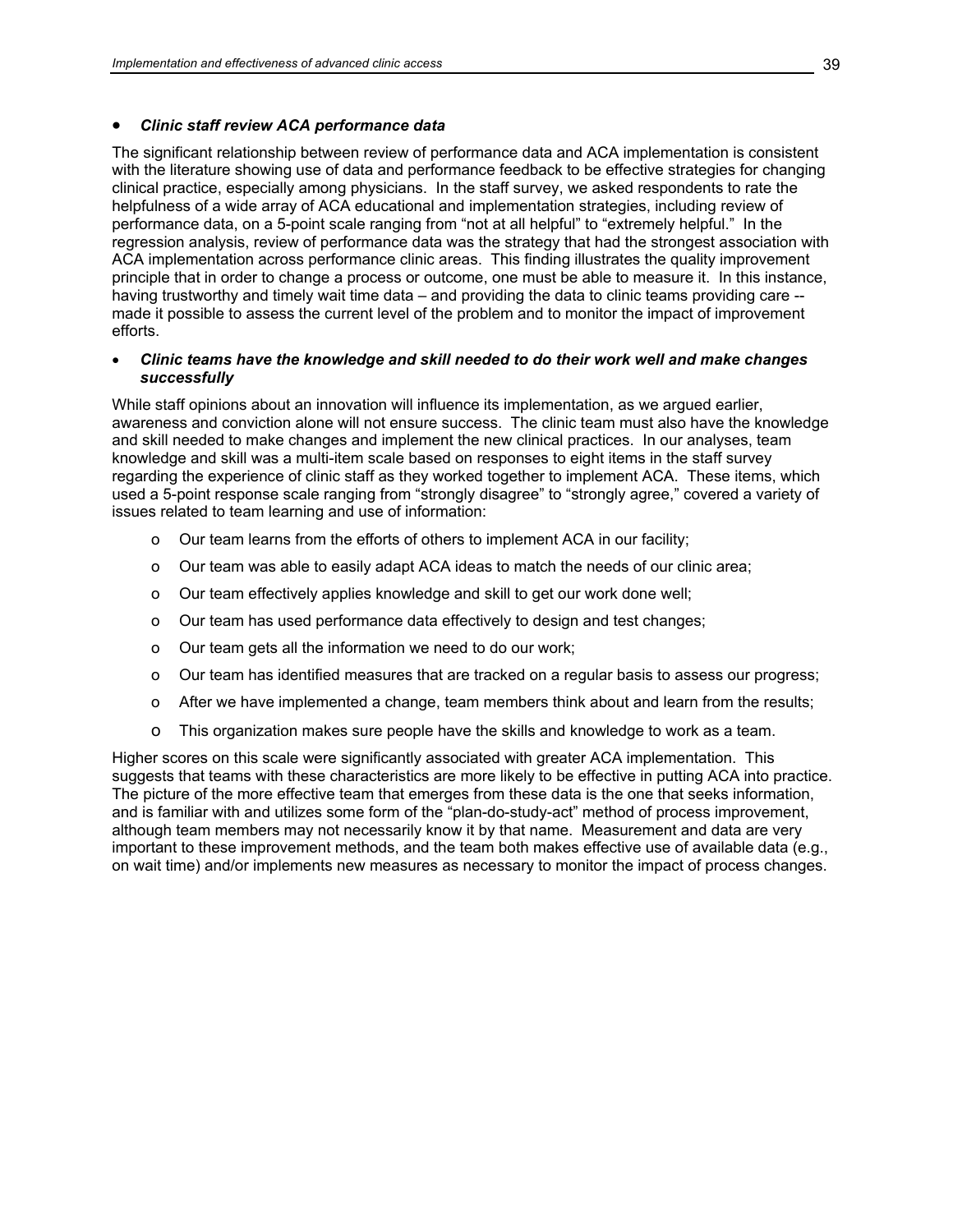- ***Clinic staff review ACA performance data***

The significant relationship between review of performance data and ACA implementation is consistent with the literature showing use of data and performance feedback to be effective strategies for changing clinical practice, especially among physicians. In the staff survey, we asked respondents to rate the helpfulness of a wide array of ACA educational and implementation strategies, including review of performance data, on a 5-point scale ranging from "not at all helpful" to "extremely helpful." In the regression analysis, review of performance data was the strategy that had the strongest association with ACA implementation across performance clinic areas. This finding illustrates the quality improvement principle that in order to change a process or outcome, one must be able to measure it. In this instance, having trustworthy and timely wait time data – and providing the data to clinic teams providing care -- made it possible to assess the current level of the problem and to monitor the impact of improvement efforts.

- ***Clinic teams have the knowledge and skill needed to do their work well and make changes successfully***

While staff opinions about an innovation will influence its implementation, as we argued earlier, awareness and conviction alone will not ensure success. The clinic team must also have the knowledge and skill needed to make changes and implement the new clinical practices. In our analyses, team knowledge and skill was a multi-item scale based on responses to eight items in the staff survey regarding the experience of clinic staff as they worked together to implement ACA. These items, which used a 5-point response scale ranging from "strongly disagree" to "strongly agree," covered a variety of issues related to team learning and use of information:

- Our team learns from the efforts of others to implement ACA in our facility;
- Our team was able to easily adapt ACA ideas to match the needs of our clinic area;
- Our team effectively applies knowledge and skill to get our work done well;
- Our team has used performance data effectively to design and test changes;
- Our team gets all the information we need to do our work;
- Our team has identified measures that are tracked on a regular basis to assess our progress;
- After we have implemented a change, team members think about and learn from the results;
- This organization makes sure people have the skills and knowledge to work as a team.

Higher scores on this scale were significantly associated with greater ACA implementation. This suggests that teams with these characteristics are more likely to be effective in putting ACA into practice. The picture of the more effective team that emerges from these data is the one that seeks information, and is familiar with and utilizes some form of the "plan-do-study-act" method of process improvement, although team members may not necessarily know it by that name. Measurement and data are very important to these improvement methods, and the team both makes effective use of available data (e.g., on wait time) and/or implements new measures as necessary to monitor the impact of process changes.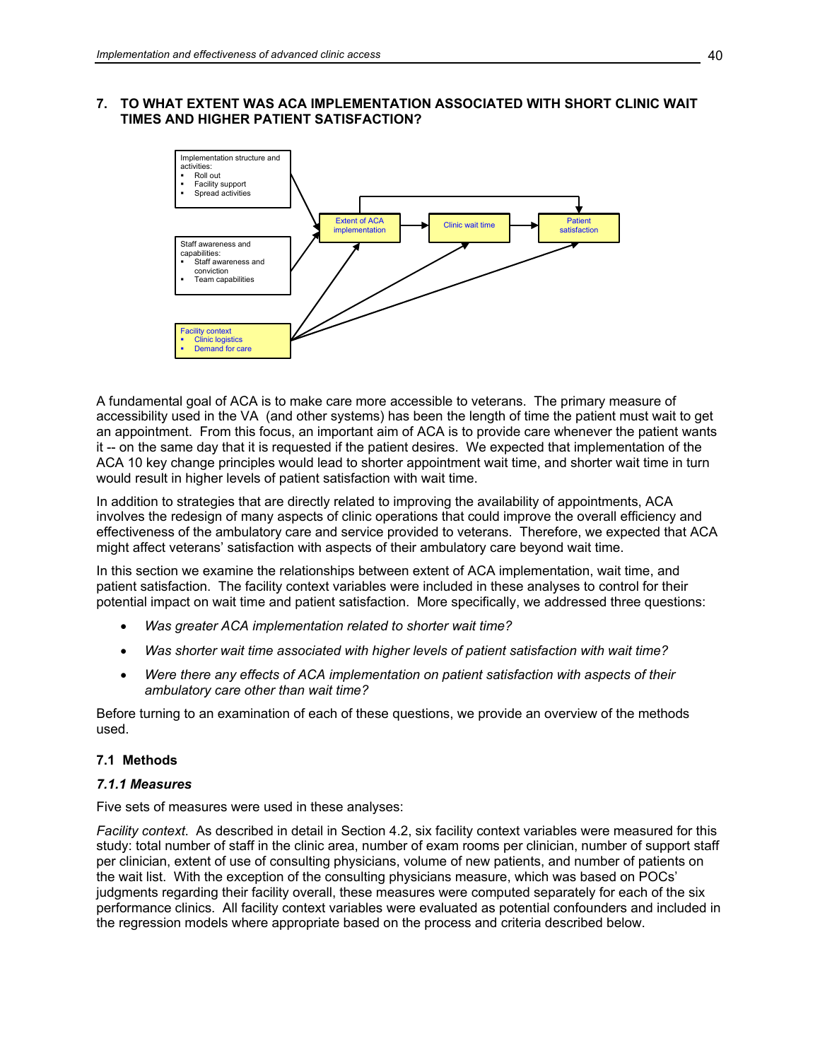## 7. TO WHAT EXTENT WAS ACA IMPLEMENTATION ASSOCIATED WITH SHORT CLINIC WAIT TIMES AND HIGHER PATIENT SATISFACTION?

Implementation structure and activities:
- Roll out
- Facility support
- Spread activities

Staff awareness and capabilities:
- Staff awareness and conviction
- Team capabilities

Facility context
- Clinic logistics
- Demand for care

Extent of ACA implementation

Clinic wait time

Patient satisfaction

A fundamental goal of ACA is to make care more accessible to veterans. The primary measure of accessibility used in the VA (and other systems) has been the length of time the patient must wait to get an appointment. From this focus, an important aim of ACA is to provide care whenever the patient wants it -- on the same day that it is requested if the patient desires. We expected that implementation of the ACA 10 key change principles would lead to shorter appointment wait time, and shorter wait time in turn would result in higher levels of patient satisfaction with wait time.

In addition to strategies that are directly related to improving the availability of appointments, ACA involves the redesign of many aspects of clinic operations that could improve the overall efficiency and effectiveness of the ambulatory care and service provided to veterans. Therefore, we expected that ACA might affect veterans' satisfaction with aspects of their ambulatory care beyond wait time.

In this section we examine the relationships between extent of ACA implementation, wait time, and patient satisfaction. The facility context variables were included in these analyses to control for their potential impact on wait time and patient satisfaction. More specifically, we addressed three questions:

- *Was greater ACA implementation related to shorter wait time?*
- *Was shorter wait time associated with higher levels of patient satisfaction with wait time?*
- *Were there any effects of ACA implementation on patient satisfaction with aspects of their ambulatory care other than wait time?*

Before turning to an examination of each of these questions, we provide an overview of the methods used.

### 7.1 Methods

#### *7.1.1 Measures*

Five sets of measures were used in these analyses:

*Facility context.* As described in detail in Section 4.2, six facility context variables were measured for this study: total number of staff in the clinic area, number of exam rooms per clinician, number of support staff per clinician, extent of use of consulting physicians, volume of new patients, and number of patients on the wait list. With the exception of the consulting physicians measure, which was based on POCs' judgments regarding their facility overall, these measures were computed separately for each of the six performance clinics. All facility context variables were evaluated as potential confounders and included in the regression models where appropriate based on the process and criteria described below.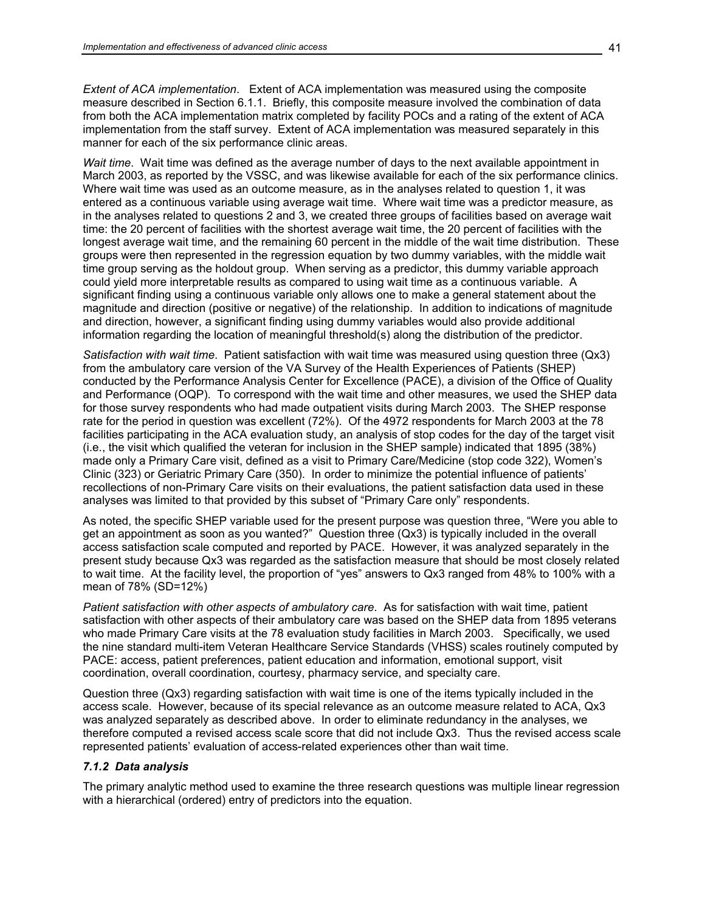*Extent of ACA implementation*. Extent of ACA implementation was measured using the composite measure described in Section 6.1.1. Briefly, this composite measure involved the combination of data from both the ACA implementation matrix completed by facility POCs and a rating of the extent of ACA implementation from the staff survey. Extent of ACA implementation was measured separately in this manner for each of the six performance clinic areas.

*Wait time*. Wait time was defined as the average number of days to the next available appointment in March 2003, as reported by the VSSC, and was likewise available for each of the six performance clinics. Where wait time was used as an outcome measure, as in the analyses related to question 1, it was entered as a continuous variable using average wait time. Where wait time was a predictor measure, as in the analyses related to questions 2 and 3, we created three groups of facilities based on average wait time: the 20 percent of facilities with the shortest average wait time, the 20 percent of facilities with the longest average wait time, and the remaining 60 percent in the middle of the wait time distribution. These groups were then represented in the regression equation by two dummy variables, with the middle wait time group serving as the holdout group. When serving as a predictor, this dummy variable approach could yield more interpretable results as compared to using wait time as a continuous variable. A significant finding using a continuous variable only allows one to make a general statement about the magnitude and direction (positive or negative) of the relationship. In addition to indications of magnitude and direction, however, a significant finding using dummy variables would also provide additional information regarding the location of meaningful threshold(s) along the distribution of the predictor.

*Satisfaction with wait time*. Patient satisfaction with wait time was measured using question three (Qx3) from the ambulatory care version of the VA Survey of the Health Experiences of Patients (SHEP) conducted by the Performance Analysis Center for Excellence (PACE), a division of the Office of Quality and Performance (OQP). To correspond with the wait time and other measures, we used the SHEP data for those survey respondents who had made outpatient visits during March 2003. The SHEP response rate for the period in question was excellent (72%). Of the 4972 respondents for March 2003 at the 78 facilities participating in the ACA evaluation study, an analysis of stop codes for the day of the target visit (i.e., the visit which qualified the veteran for inclusion in the SHEP sample) indicated that 1895 (38%) made only a Primary Care visit, defined as a visit to Primary Care/Medicine (stop code 322), Women's Clinic (323) or Geriatric Primary Care (350). In order to minimize the potential influence of patients' recollections of non-Primary Care visits on their evaluations, the patient satisfaction data used in these analyses was limited to that provided by this subset of "Primary Care only" respondents.

As noted, the specific SHEP variable used for the present purpose was question three, "Were you able to get an appointment as soon as you wanted?" Question three (Qx3) is typically included in the overall access satisfaction scale computed and reported by PACE. However, it was analyzed separately in the present study because Qx3 was regarded as the satisfaction measure that should be most closely related to wait time. At the facility level, the proportion of "yes" answers to Qx3 ranged from 48% to 100% with a mean of 78% (SD=12%)

*Patient satisfaction with other aspects of ambulatory care*. As for satisfaction with wait time, patient satisfaction with other aspects of their ambulatory care was based on the SHEP data from 1895 veterans who made Primary Care visits at the 78 evaluation study facilities in March 2003. Specifically, we used the nine standard multi-item Veteran Healthcare Service Standards (VHSS) scales routinely computed by PACE: access, patient preferences, patient education and information, emotional support, visit coordination, overall coordination, courtesy, pharmacy service, and specialty care.

Question three (Qx3) regarding satisfaction with wait time is one of the items typically included in the access scale. However, because of its special relevance as an outcome measure related to ACA, Qx3 was analyzed separately as described above. In order to eliminate redundancy in the analyses, we therefore computed a revised access scale score that did not include Qx3. Thus the revised access scale represented patients' evaluation of access-related experiences other than wait time.

### *7.1.2 Data analysis*

The primary analytic method used to examine the three research questions was multiple linear regression with a hierarchical (ordered) entry of predictors into the equation.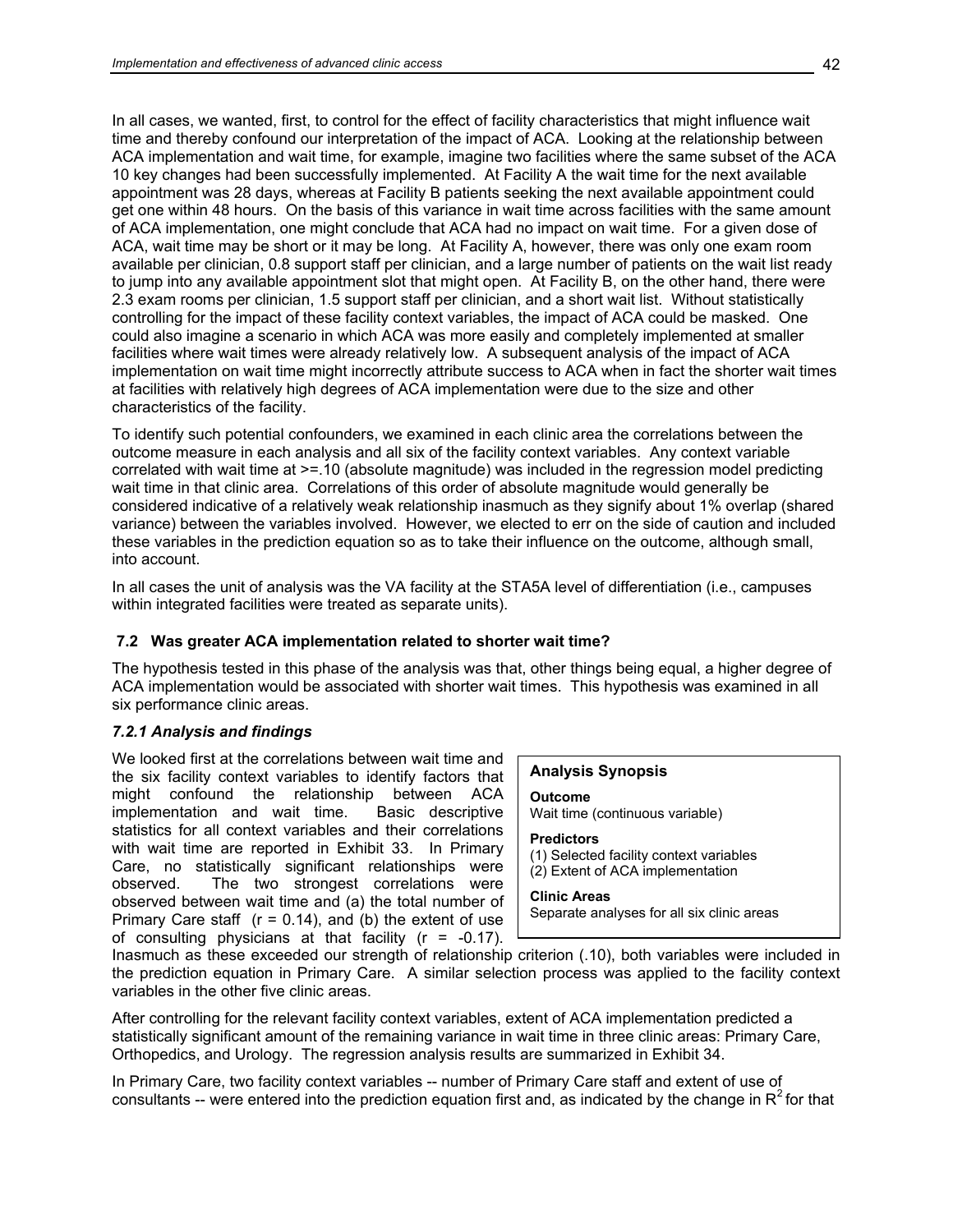In all cases, we wanted, first, to control for the effect of facility characteristics that might influence wait time and thereby confound our interpretation of the impact of ACA. Looking at the relationship between ACA implementation and wait time, for example, imagine two facilities where the same subset of the ACA 10 key changes had been successfully implemented. At Facility A the wait time for the next available appointment was 28 days, whereas at Facility B patients seeking the next available appointment could get one within 48 hours. On the basis of this variance in wait time across facilities with the same amount of ACA implementation, one might conclude that ACA had no impact on wait time. For a given dose of ACA, wait time may be short or it may be long. At Facility A, however, there was only one exam room available per clinician, 0.8 support staff per clinician, and a large number of patients on the wait list ready to jump into any available appointment slot that might open. At Facility B, on the other hand, there were 2.3 exam rooms per clinician, 1.5 support staff per clinician, and a short wait list. Without statistically controlling for the impact of these facility context variables, the impact of ACA could be masked. One could also imagine a scenario in which ACA was more easily and completely implemented at smaller facilities where wait times were already relatively low. A subsequent analysis of the impact of ACA implementation on wait time might incorrectly attribute success to ACA when in fact the shorter wait times at facilities with relatively high degrees of ACA implementation were due to the size and other characteristics of the facility.

To identify such potential confounders, we examined in each clinic area the correlations between the outcome measure in each analysis and all six of the facility context variables. Any context variable correlated with wait time at >=.10 (absolute magnitude) was included in the regression model predicting wait time in that clinic area. Correlations of this order of absolute magnitude would generally be considered indicative of a relatively weak relationship inasmuch as they signify about 1% overlap (shared variance) between the variables involved. However, we elected to err on the side of caution and included these variables in the prediction equation so as to take their influence on the outcome, although small, into account.

In all cases the unit of analysis was the VA facility at the STA5A level of differentiation (i.e., campuses within integrated facilities were treated as separate units).

## 7.2 Was greater ACA implementation related to shorter wait time?

The hypothesis tested in this phase of the analysis was that, other things being equal, a higher degree of ACA implementation would be associated with shorter wait times. This hypothesis was examined in all six performance clinic areas.

### *7.2.1 Analysis and findings*

> **Analysis Synopsis**
>
> **Outcome**
> Wait time (continuous variable)
>
> **Predictors**
> (1) Selected facility context variables
> (2) Extent of ACA implementation
>
> **Clinic Areas**
> Separate analyses for all six clinic areas

We looked first at the correlations between wait time and the six facility context variables to identify factors that might confound the relationship between ACA implementation and wait time. Basic descriptive statistics for all context variables and their correlations with wait time are reported in Exhibit 33. In Primary Care, no statistically significant relationships were observed. The two strongest correlations were observed between wait time and (a) the total number of Primary Care staff ($r = 0.14$), and (b) the extent of use of consulting physicians at that facility ($r = -0.17$). Inasmuch as these exceeded our strength of relationship criterion (.10), both variables were included in the prediction equation in Primary Care. A similar selection process was applied to the facility context variables in the other five clinic areas.

After controlling for the relevant facility context variables, extent of ACA implementation predicted a statistically significant amount of the remaining variance in wait time in three clinic areas: Primary Care, Orthopedics, and Urology. The regression analysis results are summarized in Exhibit 34.

In Primary Care, two facility context variables -- number of Primary Care staff and extent of use of consultants -- were entered into the prediction equation first and, as indicated by the change in $R^2$ for that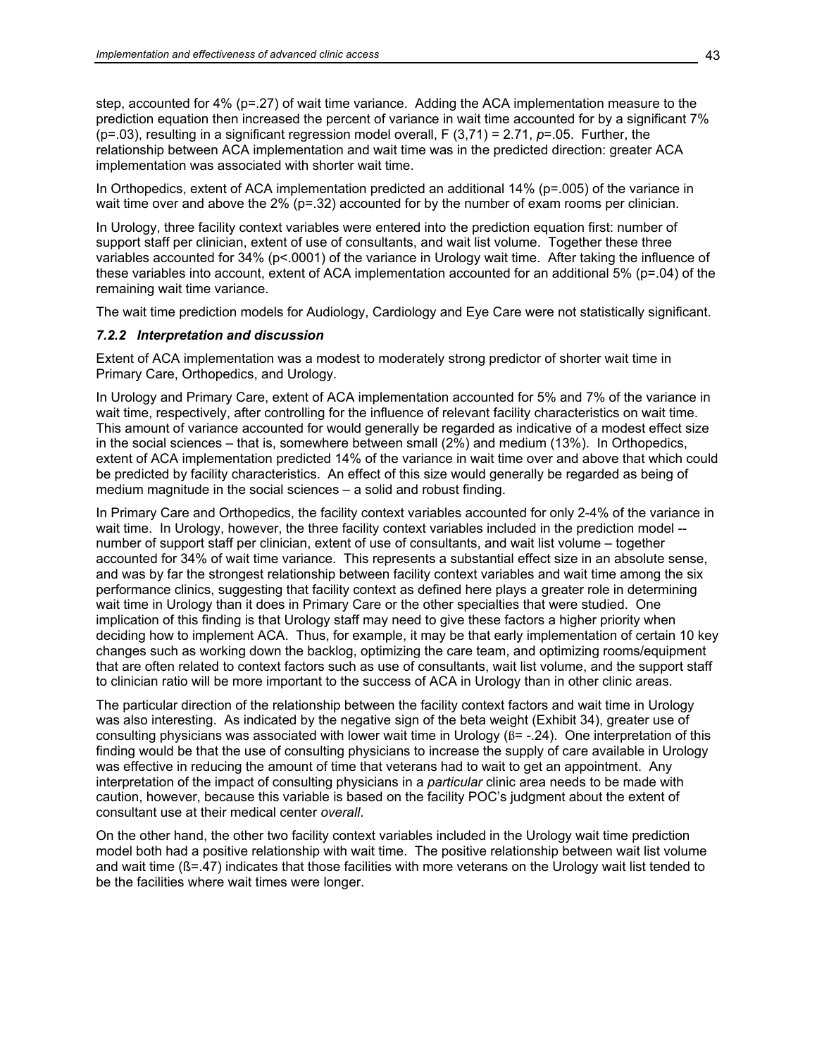step, accounted for 4% (p=.27) of wait time variance. Adding the ACA implementation measure to the prediction equation then increased the percent of variance in wait time accounted for by a significant 7% (p=.03), resulting in a significant regression model overall, $F(3,71) = 2.71$, *p*=.05. Further, the relationship between ACA implementation and wait time was in the predicted direction: greater ACA implementation was associated with shorter wait time.

In Orthopedics, extent of ACA implementation predicted an additional 14% (p=.005) of the variance in wait time over and above the 2% (p=.32) accounted for by the number of exam rooms per clinician.

In Urology, three facility context variables were entered into the prediction equation first: number of support staff per clinician, extent of use of consultants, and wait list volume. Together these three variables accounted for 34% (p<.0001) of the variance in Urology wait time. After taking the influence of these variables into account, extent of ACA implementation accounted for an additional 5% (p=.04) of the remaining wait time variance.

The wait time prediction models for Audiology, Cardiology and Eye Care were not statistically significant.

### *7.2.2 Interpretation and discussion*

Extent of ACA implementation was a modest to moderately strong predictor of shorter wait time in Primary Care, Orthopedics, and Urology.

In Urology and Primary Care, extent of ACA implementation accounted for 5% and 7% of the variance in wait time, respectively, after controlling for the influence of relevant facility characteristics on wait time. This amount of variance accounted for would generally be regarded as indicative of a modest effect size in the social sciences – that is, somewhere between small (2%) and medium (13%). In Orthopedics, extent of ACA implementation predicted 14% of the variance in wait time over and above that which could be predicted by facility characteristics. An effect of this size would generally be regarded as being of medium magnitude in the social sciences – a solid and robust finding.

In Primary Care and Orthopedics, the facility context variables accounted for only 2-4% of the variance in wait time. In Urology, however, the three facility context variables included in the prediction model -- number of support staff per clinician, extent of use of consultants, and wait list volume – together accounted for 34% of wait time variance. This represents a substantial effect size in an absolute sense, and was by far the strongest relationship between facility context variables and wait time among the six performance clinics, suggesting that facility context as defined here plays a greater role in determining wait time in Urology than it does in Primary Care or the other specialties that were studied. One implication of this finding is that Urology staff may need to give these factors a higher priority when deciding how to implement ACA. Thus, for example, it may be that early implementation of certain 10 key changes such as working down the backlog, optimizing the care team, and optimizing rooms/equipment that are often related to context factors such as use of consultants, wait list volume, and the support staff to clinician ratio will be more important to the success of ACA in Urology than in other clinic areas.

The particular direction of the relationship between the facility context factors and wait time in Urology was also interesting. As indicated by the negative sign of the beta weight (Exhibit 34), greater use of consulting physicians was associated with lower wait time in Urology ($\beta = -.24$). One interpretation of this finding would be that the use of consulting physicians to increase the supply of care available in Urology was effective in reducing the amount of time that veterans had to wait to get an appointment. Any interpretation of the impact of consulting physicians in a *particular* clinic area needs to be made with caution, however, because this variable is based on the facility POC's judgment about the extent of consultant use at their medical center *overall*.

On the other hand, the other two facility context variables included in the Urology wait time prediction model both had a positive relationship with wait time. The positive relationship between wait list volume and wait time ($\beta = .47$) indicates that those facilities with more veterans on the Urology wait list tended to be the facilities where wait times were longer.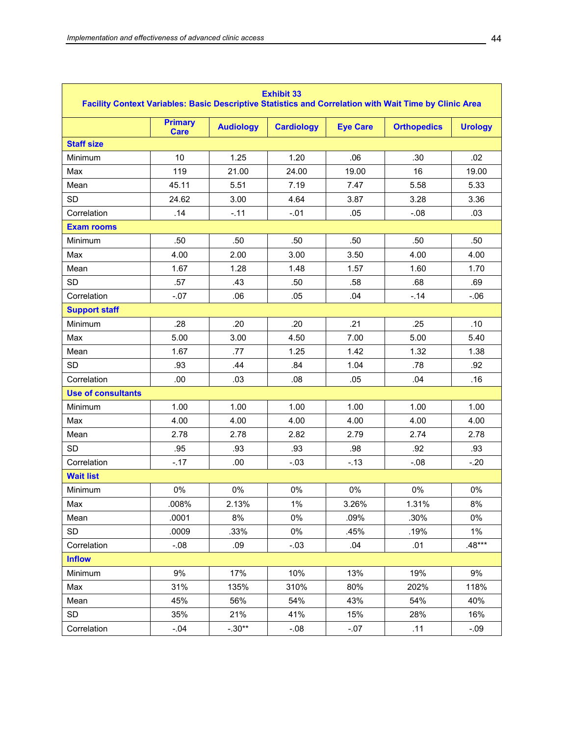**Exhibit 33**
**Facility Context Variables: Basic Descriptive Statistics and Correlation with Wait Time by Clinic Area**

| | Primary Care | Audiology | Cardiology | Eye Care | Orthopedics | Urology |
|---|---|---|---|---|---|---|
| **Staff size** | | | | | | |
| Minimum | 10 | 1.25 | 1.20 | .06 | .30 | .02 |
| Max | 119 | 21.00 | 24.00 | 19.00 | 16 | 19.00 |
| Mean | 45.11 | 5.51 | 7.19 | 7.47 | 5.58 | 5.33 |
| SD | 24.62 | 3.00 | 4.64 | 3.87 | 3.28 | 3.36 |
| Correlation | .14 | -.11 | -.01 | .05 | -.08 | .03 |
| **Exam rooms** | | | | | | |
| Minimum | .50 | .50 | .50 | .50 | .50 | .50 |
| Max | 4.00 | 2.00 | 3.00 | 3.50 | 4.00 | 4.00 |
| Mean | 1.67 | 1.28 | 1.48 | 1.57 | 1.60 | 1.70 |
| SD | .57 | .43 | .50 | .58 | .68 | .69 |
| Correlation | -.07 | .06 | .05 | .04 | -.14 | -.06 |
| **Support staff** | | | | | | |
| Minimum | .28 | .20 | .20 | .21 | .25 | .10 |
| Max | 5.00 | 3.00 | 4.50 | 7.00 | 5.00 | 5.40 |
| Mean | 1.67 | .77 | 1.25 | 1.42 | 1.32 | 1.38 |
| SD | .93 | .44 | .84 | 1.04 | .78 | .92 |
| Correlation | .00 | .03 | .08 | .05 | .04 | .16 |
| **Use of consultants** | | | | | | |
| Minimum | 1.00 | 1.00 | 1.00 | 1.00 | 1.00 | 1.00 |
| Max | 4.00 | 4.00 | 4.00 | 4.00 | 4.00 | 4.00 |
| Mean | 2.78 | 2.78 | 2.82 | 2.79 | 2.74 | 2.78 |
| SD | .95 | .93 | .93 | .98 | .92 | .93 |
| Correlation | -.17 | .00 | -.03 | -.13 | -.08 | -.20 |
| **Wait list** | | | | | | |
| Minimum | 0% | 0% | 0% | 0% | 0% | 0% |
| Max | .008% | 2.13% | 1% | 3.26% | 1.31% | 8% |
| Mean | .0001 | 8% | 0% | .09% | .30% | 0% |
| SD | .0009 | .33% | 0% | .45% | .19% | 1% |
| Correlation | -.08 | .09 | -.03 | .04 | .01 | .48*** |
| **Inflow** | | | | | | |
| Minimum | 9% | 17% | 10% | 13% | 19% | 9% |
| Max | 31% | 135% | 310% | 80% | 202% | 118% |
| Mean | 45% | 56% | 54% | 43% | 54% | 40% |
| SD | 35% | 21% | 41% | 15% | 28% | 16% |
| Correlation | -.04 | -.30** | -.08 | -.07 | .11 | -.09 |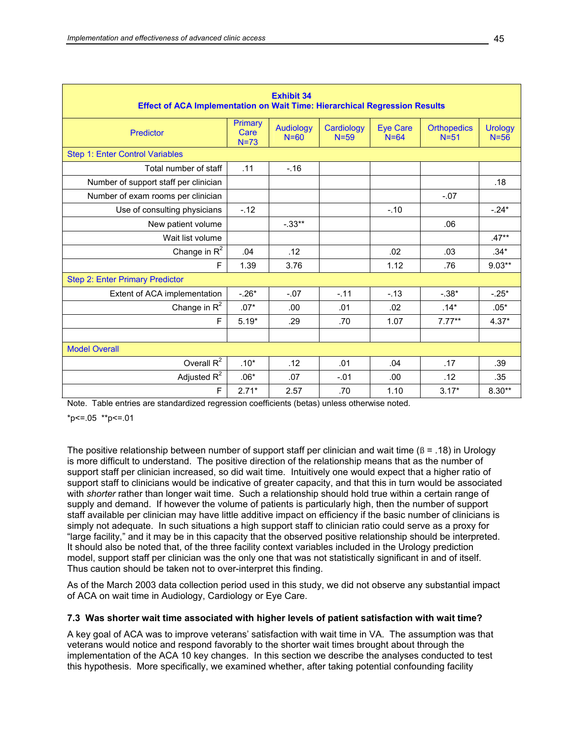**Exhibit 34**
**Effect of ACA Implementation on Wait Time: Hierarchical Regression Results**

| Predictor | Primary Care N=73 | Audiology N=60 | Cardiology N=59 | Eye Care N=64 | Orthopedics N=51 | Urology N=56 |
|---|---|---|---|---|---|---|
| Step 1: Enter Control Variables | | | | | | |
| Total number of staff | .11 | -.16 | | | | |
| Number of support staff per clinician | | | | | | .18 |
| Number of exam rooms per clinician | | | | | -.07 | |
| Use of consulting physicians | -.12 | | | -.10 | | -.24* |
| New patient volume | | -.33** | | | .06 | |
| Wait list volume | | | | | | .47** |
| Change in $R^2$ | .04 | .12 | | .02 | .03 | .34* |
| F | 1.39 | 3.76 | | 1.12 | .76 | 9.03** |
| Step 2: Enter Primary Predictor | | | | | | |
| Extent of ACA implementation | -.26* | -.07 | -.11 | -.13 | -.38* | -.25* |
| Change in $R^2$ | .07* | .00 | .01 | .02 | .14* | .05* |
| F | 5.19* | .29 | .70 | 1.07 | 7.77** | 4.37* |
| | | | | | | |
| Model Overall | | | | | | |
| Overall $R^2$ | .10* | .12 | .01 | .04 | .17 | .39 |
| Adjusted $R^2$ | .06* | .07 | -.01 | .00 | .12 | .35 |
| F | 2.71* | 2.57 | .70 | 1.10 | 3.17* | 8.30** |

Note. Table entries are standardized regression coefficients (betas) unless otherwise noted.

*p<=.05 **p<=.01

The positive relationship between number of support staff per clinician and wait time (ß = .18) in Urology is more difficult to understand. The positive direction of the relationship means that as the number of support staff per clinician increased, so did wait time. Intuitively one would expect that a higher ratio of support staff to clinicians would be indicative of greater capacity, and that this in turn would be associated with *shorter* rather than longer wait time. Such a relationship should hold true within a certain range of supply and demand. If however the volume of patients is particularly high, then the number of support staff available per clinician may have little additive impact on efficiency if the basic number of clinicians is simply not adequate. In such situations a high support staff to clinician ratio could serve as a proxy for "large facility," and it may be in this capacity that the observed positive relationship should be interpreted. It should also be noted that, of the three facility context variables included in the Urology prediction model, support staff per clinician was the only one that was not statistically significant in and of itself. Thus caution should be taken not to over-interpret this finding.

As of the March 2003 data collection period used in this study, we did not observe any substantial impact of ACA on wait time in Audiology, Cardiology or Eye Care.

### 7.3 Was shorter wait time associated with higher levels of patient satisfaction with wait time?

A key goal of ACA was to improve veterans' satisfaction with wait time in VA. The assumption was that veterans would notice and respond favorably to the shorter wait times brought about through the implementation of the ACA 10 key changes. In this section we describe the analyses conducted to test this hypothesis. More specifically, we examined whether, after taking potential confounding facility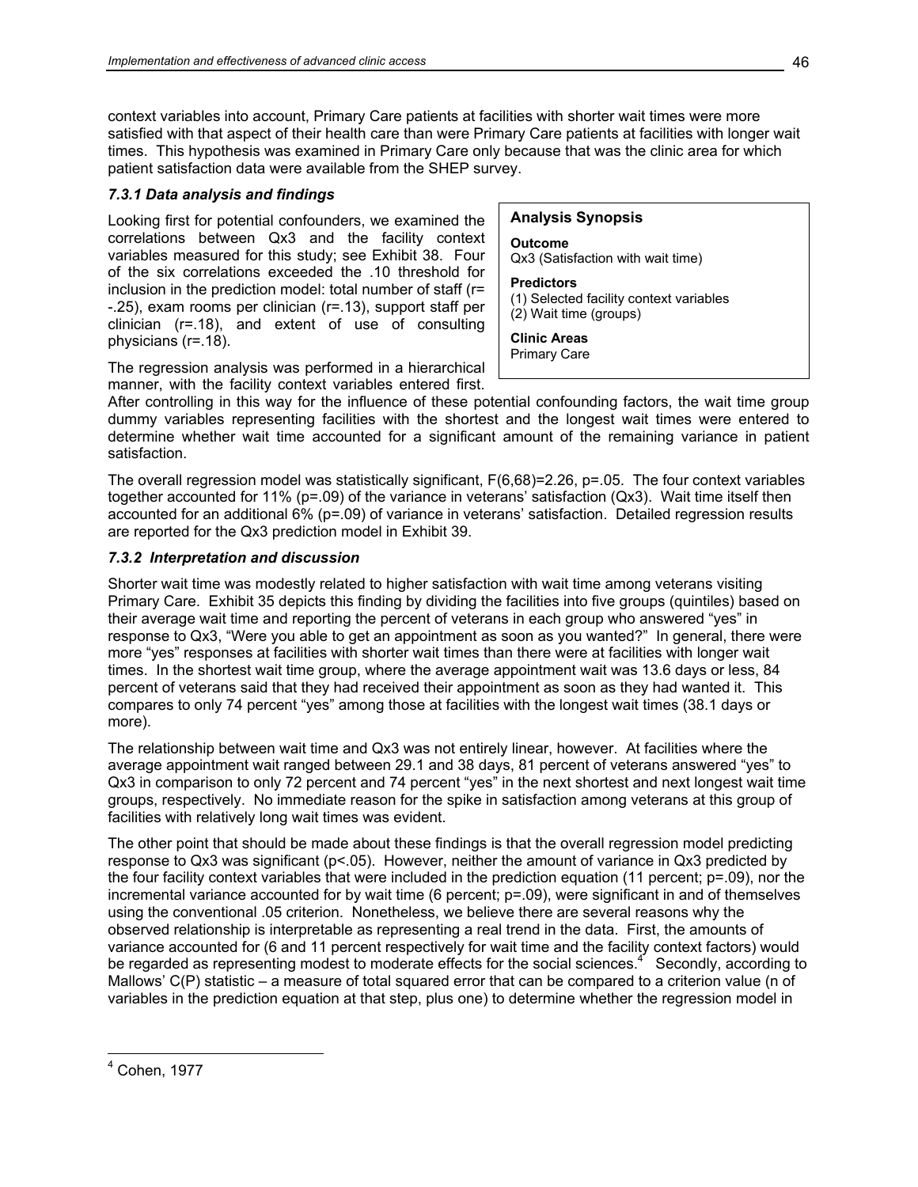context variables into account, Primary Care patients at facilities with shorter wait times were more satisfied with that aspect of their health care than were Primary Care patients at facilities with longer wait times. This hypothesis was examined in Primary Care only because that was the clinic area for which patient satisfaction data were available from the SHEP survey.

### *7.3.1 Data analysis and findings*

> **Analysis Synopsis**
>
> **Outcome**
> Qx3 (Satisfaction with wait time)
>
> **Predictors**
> (1) Selected facility context variables
> (2) Wait time (groups)
>
> **Clinic Areas**
> Primary Care

Looking first for potential confounders, we examined the correlations between Qx3 and the facility context variables measured for this study; see Exhibit 38. Four of the six correlations exceeded the .10 threshold for inclusion in the prediction model: total number of staff ($r = -.25$), exam rooms per clinician ($r=.13$), support staff per clinician ($r=.18$), and extent of use of consulting physicians ($r=.18$).

The regression analysis was performed in a hierarchical manner, with the facility context variables entered first. After controlling in this way for the influence of these potential confounding factors, the wait time group dummy variables representing facilities with the shortest and the longest wait times were entered to determine whether wait time accounted for a significant amount of the remaining variance in patient satisfaction.

The overall regression model was statistically significant, $F(6,68)=2.26$, $p=.05$. The four context variables together accounted for 11% ($p=.09$) of the variance in veterans' satisfaction (Qx3). Wait time itself then accounted for an additional 6% ($p=.09$) of variance in veterans' satisfaction. Detailed regression results are reported for the Qx3 prediction model in Exhibit 39.

### *7.3.2 Interpretation and discussion*

Shorter wait time was modestly related to higher satisfaction with wait time among veterans visiting Primary Care. Exhibit 35 depicts this finding by dividing the facilities into five groups (quintiles) based on their average wait time and reporting the percent of veterans in each group who answered "yes" in response to Qx3, "Were you able to get an appointment as soon as you wanted?" In general, there were more "yes" responses at facilities with shorter wait times than there were at facilities with longer wait times. In the shortest wait time group, where the average appointment wait was 13.6 days or less, 84 percent of veterans said that they had received their appointment as soon as they had wanted it. This compares to only 74 percent "yes" among those at facilities with the longest wait times (38.1 days or more).

The relationship between wait time and Qx3 was not entirely linear, however. At facilities where the average appointment wait ranged between 29.1 and 38 days, 81 percent of veterans answered "yes" to Qx3 in comparison to only 72 percent and 74 percent "yes" in the next shortest and next longest wait time groups, respectively. No immediate reason for the spike in satisfaction among veterans at this group of facilities with relatively long wait times was evident.

The other point that should be made about these findings is that the overall regression model predicting response to Qx3 was significant ($p<.05$). However, neither the amount of variance in Qx3 predicted by the four facility context variables that were included in the prediction equation (11 percent; $p=.09$), nor the incremental variance accounted for by wait time (6 percent; $p=.09$), were significant in and of themselves using the conventional .05 criterion. Nonetheless, we believe there are several reasons why the observed relationship is interpretable as representing a real trend in the data. First, the amounts of variance accounted for (6 and 11 percent respectively for wait time and the facility context factors) would be regarded as representing modest to moderate effects for the social sciences.[4] Secondly, according to Mallows' C(P) statistic – a measure of total squared error that can be compared to a criterion value (n of variables in the prediction equation at that step, plus one) to determine whether the regression model in

---

[4] Cohen, 1977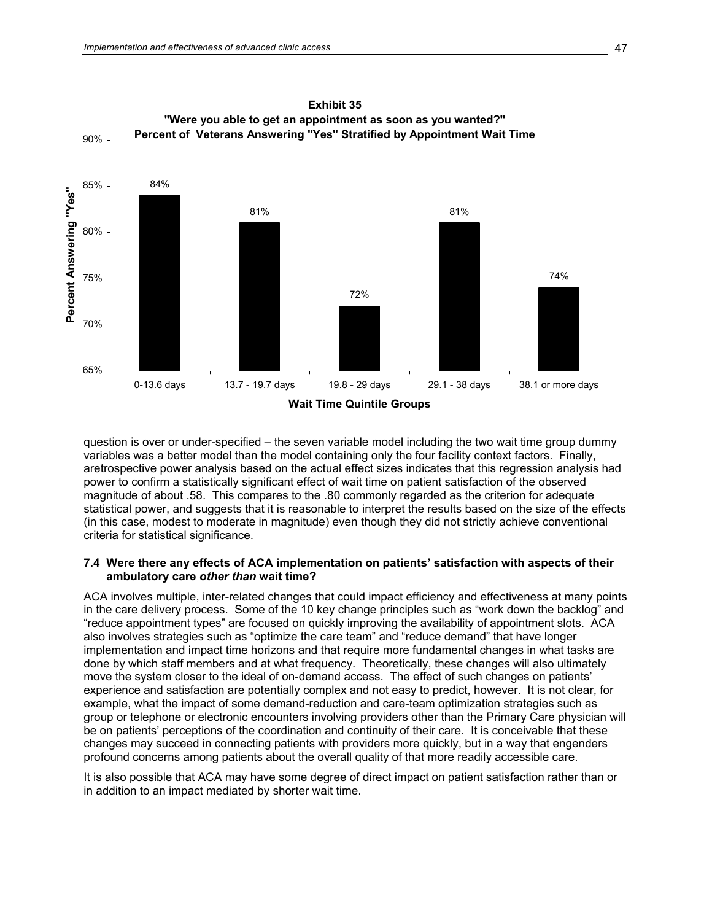**Exhibit 35**
**"Were you able to get an appointment as soon as you wanted?"**
**Percent of Veterans Answering "Yes" Stratified by Appointment Wait Time**

| Wait Time Quintile Groups | Percent Answering "Yes" |
| --- | --- |
| 0-13.6 days | 84% |
| 13.7 - 19.7 days | 81% |
| 19.8 - 29 days | 72% |
| 29.1 - 38 days | 81% |
| 38.1 or more days | 74% |

question is over or under-specified – the seven variable model including the two wait time group dummy variables was a better model than the model containing only the four facility context factors. Finally, aretrospective power analysis based on the actual effect sizes indicates that this regression analysis had power to confirm a statistically significant effect of wait time on patient satisfaction of the observed magnitude of about .58. This compares to the .80 commonly regarded as the criterion for adequate statistical power, and suggests that it is reasonable to interpret the results based on the size of the effects (in this case, modest to moderate in magnitude) even though they did not strictly achieve conventional criteria for statistical significance.

### 7.4 Were there any effects of ACA implementation on patients' satisfaction with aspects of their ambulatory care *other than* wait time?

ACA involves multiple, inter-related changes that could impact efficiency and effectiveness at many points in the care delivery process. Some of the 10 key change principles such as "work down the backlog" and "reduce appointment types" are focused on quickly improving the availability of appointment slots. ACA also involves strategies such as "optimize the care team" and "reduce demand" that have longer implementation and impact time horizons and that require more fundamental changes in what tasks are done by which staff members and at what frequency. Theoretically, these changes will also ultimately move the system closer to the ideal of on-demand access. The effect of such changes on patients' experience and satisfaction are potentially complex and not easy to predict, however. It is not clear, for example, what the impact of some demand-reduction and care-team optimization strategies such as group or telephone or electronic encounters involving providers other than the Primary Care physician will be on patients' perceptions of the coordination and continuity of their care. It is conceivable that these changes may succeed in connecting patients with providers more quickly, but in a way that engenders profound concerns among patients about the overall quality of that more readily accessible care.

It is also possible that ACA may have some degree of direct impact on patient satisfaction rather than or in addition to an impact mediated by shorter wait time.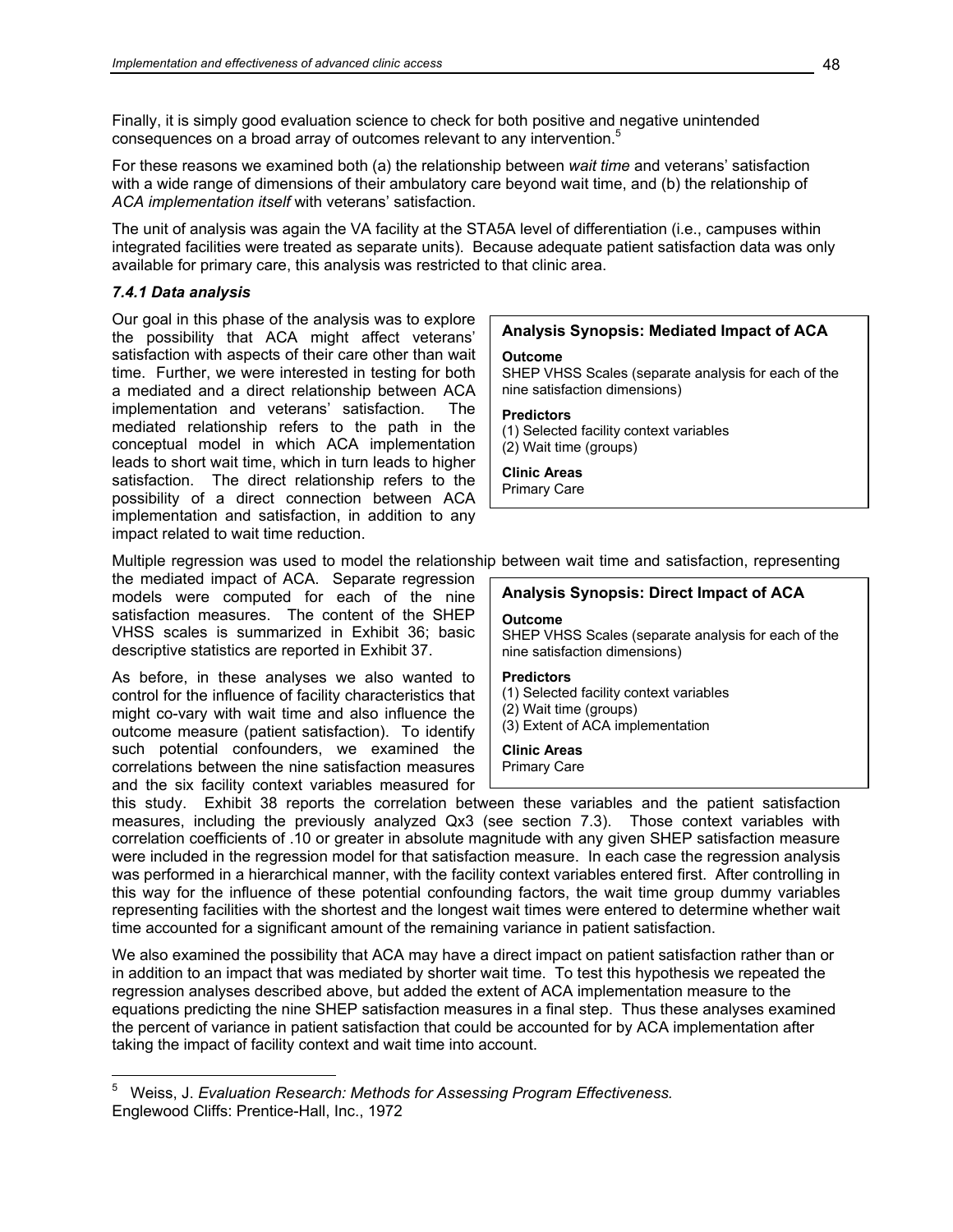Finally, it is simply good evaluation science to check for both positive and negative unintended consequences on a broad array of outcomes relevant to any intervention.[5]

For these reasons we examined both (a) the relationship between *wait time* and veterans' satisfaction with a wide range of dimensions of their ambulatory care beyond wait time, and (b) the relationship of *ACA implementation itself* with veterans' satisfaction.

The unit of analysis was again the VA facility at the STA5A level of differentiation (i.e., campuses within integrated facilities were treated as separate units). Because adequate patient satisfaction data was only available for primary care, this analysis was restricted to that clinic area.

### *7.4.1 Data analysis*

Our goal in this phase of the analysis was to explore the possibility that ACA might affect veterans' satisfaction with aspects of their care other than wait time. Further, we were interested in testing for both a mediated and a direct relationship between ACA implementation and veterans' satisfaction. The mediated relationship refers to the path in the conceptual model in which ACA implementation leads to short wait time, which in turn leads to higher satisfaction. The direct relationship refers to the possibility of a direct connection between ACA implementation and satisfaction, in addition to any impact related to wait time reduction.

> **Analysis Synopsis: Mediated Impact of ACA**
>
> **Outcome**
> SHEP VHSS Scales (separate analysis for each of the nine satisfaction dimensions)
>
> **Predictors**
> (1) Selected facility context variables
> (2) Wait time (groups)
>
> **Clinic Areas**
> Primary Care

Multiple regression was used to model the relationship between wait time and satisfaction, representing the mediated impact of ACA. Separate regression models were computed for each of the nine satisfaction measures. The content of the SHEP VHSS scales is summarized in Exhibit 36; basic descriptive statistics are reported in Exhibit 37.

> **Analysis Synopsis: Direct Impact of ACA**
>
> **Outcome**
> SHEP VHSS Scales (separate analysis for each of the nine satisfaction dimensions)
>
> **Predictors**
> (1) Selected facility context variables
> (2) Wait time (groups)
> (3) Extent of ACA implementation
>
> **Clinic Areas**
> Primary Care

As before, in these analyses we also wanted to control for the influence of facility characteristics that might co-vary with wait time and also influence the outcome measure (patient satisfaction). To identify such potential confounders, we examined the correlations between the nine satisfaction measures and the six facility context variables measured for this study. Exhibit 38 reports the correlation between these variables and the patient satisfaction measures, including the previously analyzed Qx3 (see section 7.3). Those context variables with correlation coefficients of .10 or greater in absolute magnitude with any given SHEP satisfaction measure were included in the regression model for that satisfaction measure. In each case the regression analysis was performed in a hierarchical manner, with the facility context variables entered first. After controlling in this way for the influence of these potential confounding factors, the wait time group dummy variables representing facilities with the shortest and the longest wait times were entered to determine whether wait time accounted for a significant amount of the remaining variance in patient satisfaction.

We also examined the possibility that ACA may have a direct impact on patient satisfaction rather than or in addition to an impact that was mediated by shorter wait time. To test this hypothesis we repeated the regression analyses described above, but added the extent of ACA implementation measure to the equations predicting the nine SHEP satisfaction measures in a final step. Thus these analyses examined the percent of variance in patient satisfaction that could be accounted for by ACA implementation after taking the impact of facility context and wait time into account.

---

[5] Weiss, J. *Evaluation Research: Methods for Assessing Program Effectiveness.* Englewood Cliffs: Prentice-Hall, Inc., 1972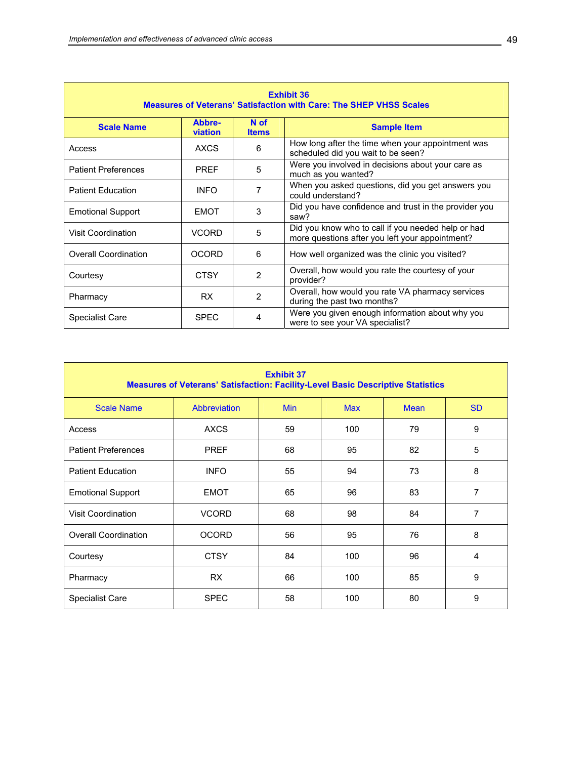**Exhibit 36**
**Measures of Veterans' Satisfaction with Care: The SHEP VHSS Scales**

| Scale Name | Abbre-viation | N of Items | Sample Item |
|---|---|---|---|
| Access | AXCS | 6 | How long after the time when your appointment was scheduled did you wait to be seen? |
| Patient Preferences | PREF | 5 | Were you involved in decisions about your care as much as you wanted? |
| Patient Education | INFO | 7 | When you asked questions, did you get answers you could understand? |
| Emotional Support | EMOT | 3 | Did you have confidence and trust in the provider you saw? |
| Visit Coordination | VCORD | 5 | Did you know who to call if you needed help or had more questions after you left your appointment? |
| Overall Coordination | OCORD | 6 | How well organized was the clinic you visited? |
| Courtesy | CTSY | 2 | Overall, how would you rate the courtesy of your provider? |
| Pharmacy | RX | 2 | Overall, how would you rate VA pharmacy services during the past two months? |
| Specialist Care | SPEC | 4 | Were you given enough information about why you were to see your VA specialist? |

**Exhibit 37**
**Measures of Veterans' Satisfaction: Facility-Level Basic Descriptive Statistics**

| Scale Name | Abbreviation | Min | Max | Mean | SD |
|---|---|---|---|---|---|
| Access | AXCS | 59 | 100 | 79 | 9 |
| Patient Preferences | PREF | 68 | 95 | 82 | 5 |
| Patient Education | INFO | 55 | 94 | 73 | 8 |
| Emotional Support | EMOT | 65 | 96 | 83 | 7 |
| Visit Coordination | VCORD | 68 | 98 | 84 | 7 |
| Overall Coordination | OCORD | 56 | 95 | 76 | 8 |
| Courtesy | CTSY | 84 | 100 | 96 | 4 |
| Pharmacy | RX | 66 | 100 | 85 | 9 |
| Specialist Care | SPEC | 58 | 100 | 80 | 9 |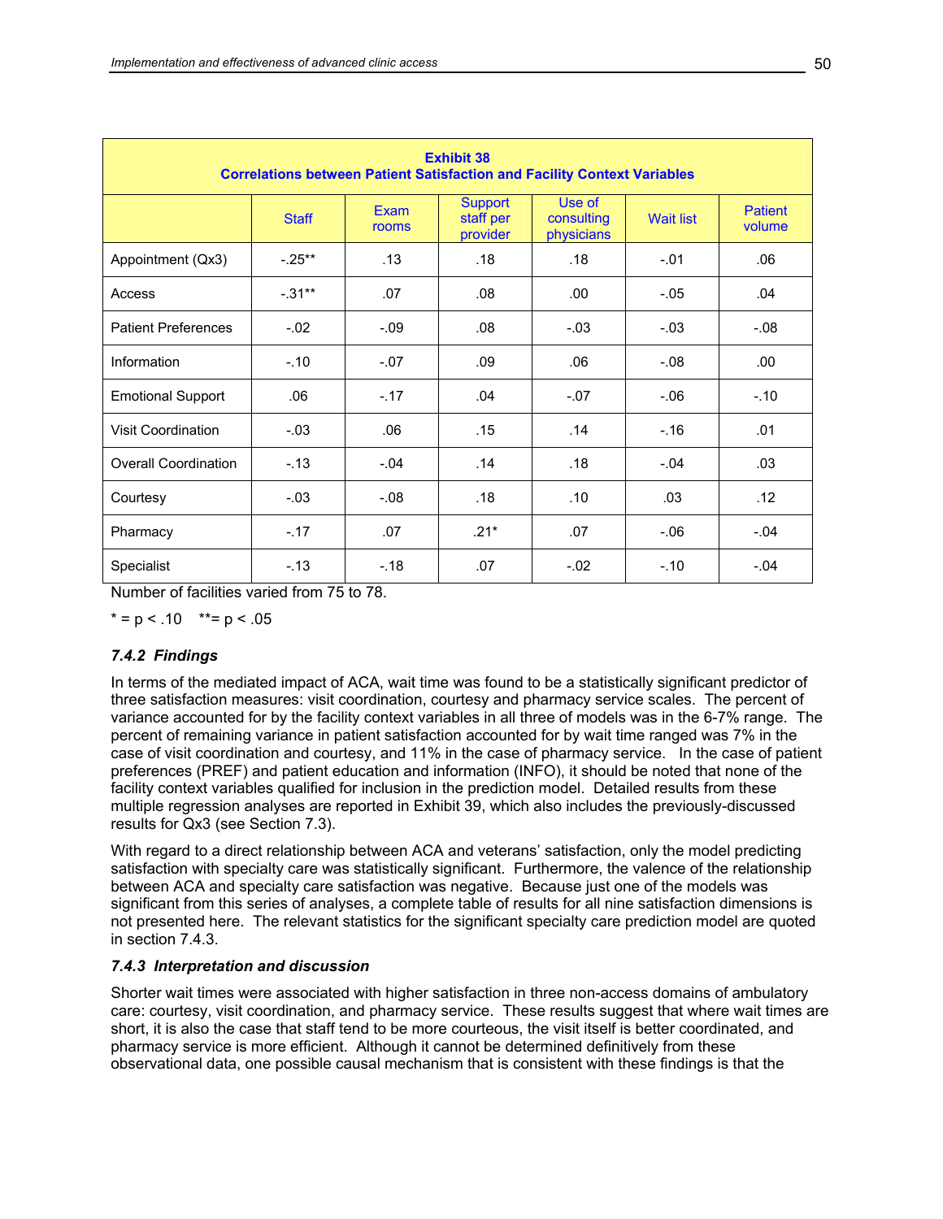**Exhibit 38**
**Correlations between Patient Satisfaction and Facility Context Variables**

| | Staff | Exam rooms | Support staff per provider | Use of consulting physicians | Wait list | Patient volume |
|---|---|---|---|---|---|---|
| Appointment (Qx3) | -.25** | .13 | .18 | .18 | -.01 | .06 |
| Access | -.31** | .07 | .08 | .00 | -.05 | .04 |
| Patient Preferences | -.02 | -.09 | .08 | -.03 | -.03 | -.08 |
| Information | -.10 | -.07 | .09 | .06 | -.08 | .00 |
| Emotional Support | .06 | -.17 | .04 | -.07 | -.06 | -.10 |
| Visit Coordination | -.03 | .06 | .15 | .14 | -.16 | .01 |
| Overall Coordination | -.13 | -.04 | .14 | .18 | -.04 | .03 |
| Courtesy | -.03 | -.08 | .18 | .10 | .03 | .12 |
| Pharmacy | -.17 | .07 | .21* | .07 | -.06 | -.04 |
| Specialist | -.13 | -.18 | .07 | -.02 | -.10 | -.04 |

Number of facilities varied from 75 to 78.

* = $p < .10$ ** = $p < .05$

### *7.4.2 Findings*

In terms of the mediated impact of ACA, wait time was found to be a statistically significant predictor of three satisfaction measures: visit coordination, courtesy and pharmacy service scales. The percent of variance accounted for by the facility context variables in all three of models was in the 6-7% range. The percent of remaining variance in patient satisfaction accounted for by wait time ranged was 7% in the case of visit coordination and courtesy, and 11% in the case of pharmacy service. In the case of patient preferences (PREF) and patient education and information (INFO), it should be noted that none of the facility context variables qualified for inclusion in the prediction model. Detailed results from these multiple regression analyses are reported in Exhibit 39, which also includes the previously-discussed results for Qx3 (see Section 7.3).

With regard to a direct relationship between ACA and veterans' satisfaction, only the model predicting satisfaction with specialty care was statistically significant. Furthermore, the valence of the relationship between ACA and specialty care satisfaction was negative. Because just one of the models was significant from this series of analyses, a complete table of results for all nine satisfaction dimensions is not presented here. The relevant statistics for the significant specialty care prediction model are quoted in section 7.4.3.

### *7.4.3 Interpretation and discussion*

Shorter wait times were associated with higher satisfaction in three non-access domains of ambulatory care: courtesy, visit coordination, and pharmacy service. These results suggest that where wait times are short, it is also the case that staff tend to be more courteous, the visit itself is better coordinated, and pharmacy service is more efficient. Although it cannot be determined definitively from these observational data, one possible causal mechanism that is consistent with these findings is that the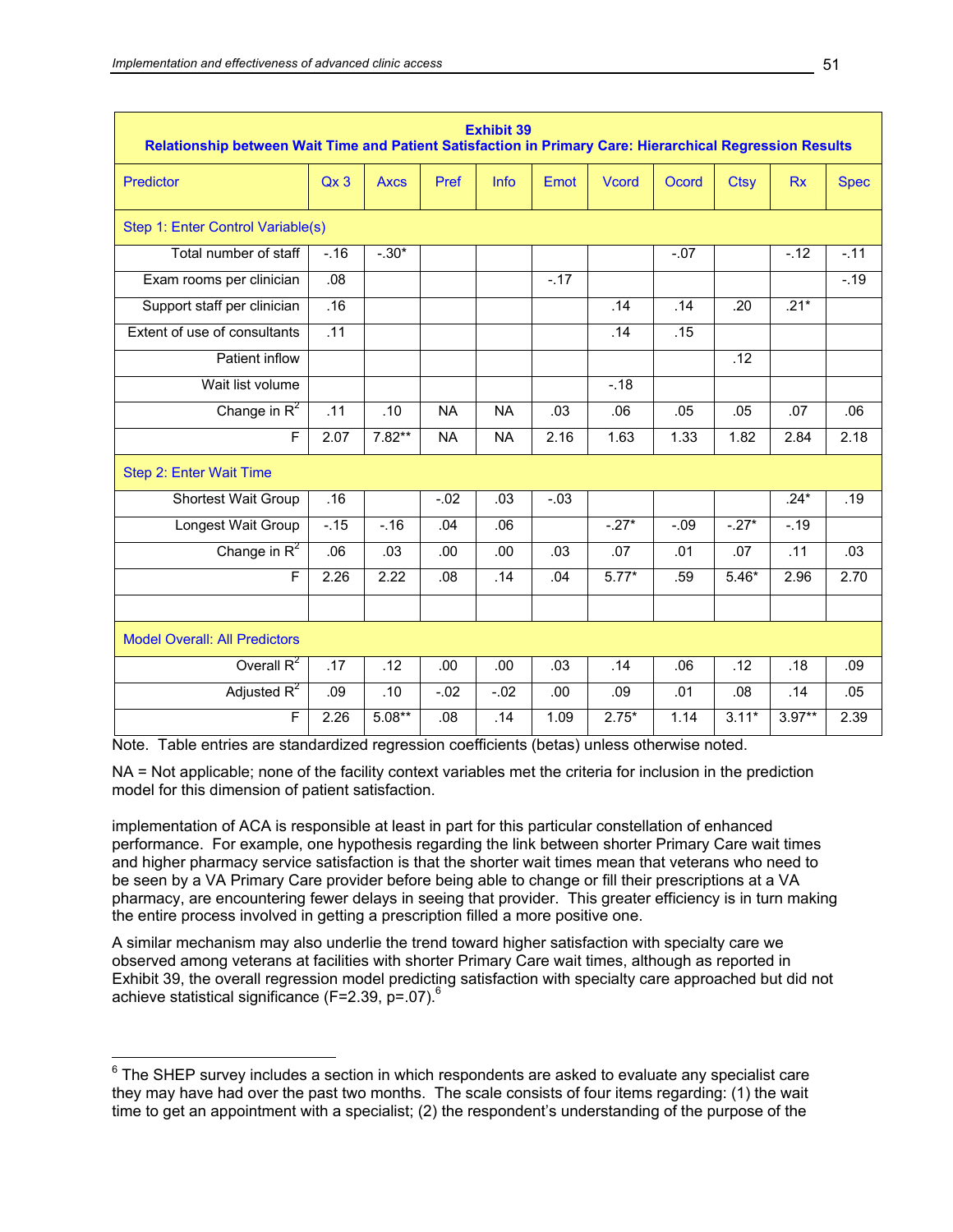**Exhibit 39**
**Relationship between Wait Time and Patient Satisfaction in Primary Care: Hierarchical Regression Results**

| Predictor | Qx 3 | Axcs | Pref | Info | Emot | Vcord | Ocord | Ctsy | Rx | Spec |
|---|---|---|---|---|---|---|---|---|---|---|
| Step 1: Enter Control Variable(s) | | | | | | | | | | |
| Total number of staff | -.16 | -.30* | | | | | -.07 | | -.12 | -.11 |
| Exam rooms per clinician | .08 | | | | -.17 | | | | | -.19 |
| Support staff per clinician | .16 | | | | | .14 | .14 | .20 | .21* | |
| Extent of use of consultants | .11 | | | | | .14 | .15 | | | |
| Patient inflow | | | | | | | | .12 | | |
| Wait list volume | | | | | | -.18 | | | | |
| Change in $R^2$ | .11 | .10 | NA | NA | .03 | .06 | .05 | .05 | .07 | .06 |
| F | 2.07 | 7.82** | NA | NA | 2.16 | 1.63 | 1.33 | 1.82 | 2.84 | 2.18 |
| Step 2: Enter Wait Time | | | | | | | | | | |
| Shortest Wait Group | .16 | | -.02 | .03 | -.03 | | | | .24* | .19 |
| Longest Wait Group | -.15 | -.16 | .04 | .06 | | -.27* | -.09 | -.27* | -.19 | |
| Change in $R^2$ | .06 | .03 | .00 | .00 | .03 | .07 | .01 | .07 | .11 | .03 |
| F | 2.26 | 2.22 | .08 | .14 | .04 | 5.77* | .59 | 5.46* | 2.96 | 2.70 |
| | | | | | | | | | | |
| Model Overall: All Predictors | | | | | | | | | | |
| Overall $R^2$ | .17 | .12 | .00 | .00 | .03 | .14 | .06 | .12 | .18 | .09 |
| Adjusted $R^2$ | .09 | .10 | -.02 | -.02 | .00 | .09 | .01 | .08 | .14 | .05 |
| F | 2.26 | 5.08** | .08 | .14 | 1.09 | 2.75* | 1.14 | 3.11* | 3.97** | 2.39 |

Note. Table entries are standardized regression coefficients (betas) unless otherwise noted.

NA = Not applicable; none of the facility context variables met the criteria for inclusion in the prediction model for this dimension of patient satisfaction.

implementation of ACA is responsible at least in part for this particular constellation of enhanced performance. For example, one hypothesis regarding the link between shorter Primary Care wait times and higher pharmacy service satisfaction is that the shorter wait times mean that veterans who need to be seen by a VA Primary Care provider before being able to change or fill their prescriptions at a VA pharmacy, are encountering fewer delays in seeing that provider. This greater efficiency is in turn making the entire process involved in getting a prescription filled a more positive one.

A similar mechanism may also underlie the trend toward higher satisfaction with specialty care we observed among veterans at facilities with shorter Primary Care wait times, although as reported in Exhibit 39, the overall regression model predicting satisfaction with specialty care approached but did not achieve statistical significance (F=2.39, p=.07).[6]

[6] The SHEP survey includes a section in which respondents are asked to evaluate any specialist care they may have had over the past two months. The scale consists of four items regarding: (1) the wait time to get an appointment with a specialist; (2) the respondent's understanding of the purpose of the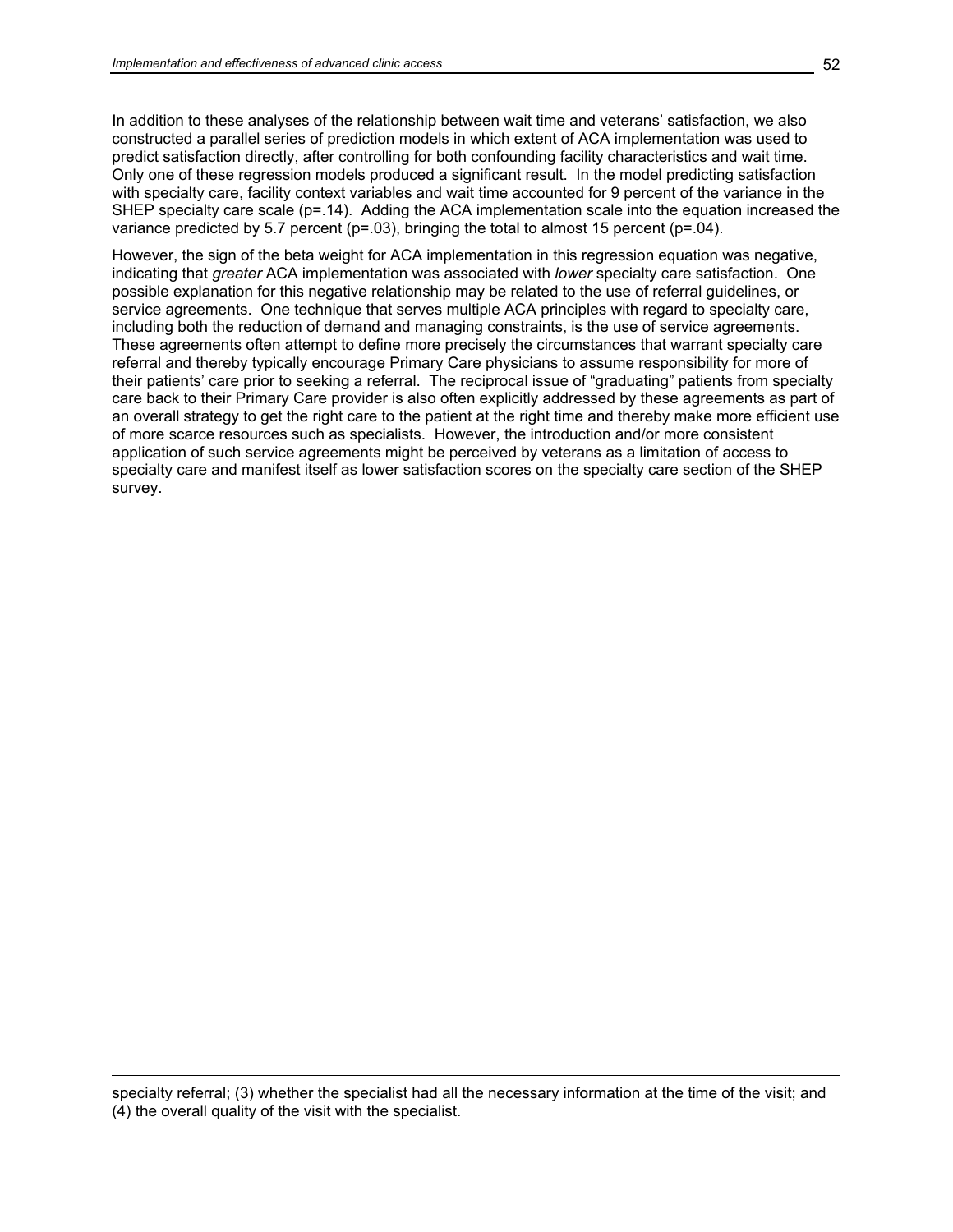In addition to these analyses of the relationship between wait time and veterans' satisfaction, we also constructed a parallel series of prediction models in which extent of ACA implementation was used to predict satisfaction directly, after controlling for both confounding facility characteristics and wait time. Only one of these regression models produced a significant result. In the model predicting satisfaction with specialty care, facility context variables and wait time accounted for 9 percent of the variance in the SHEP specialty care scale ($p=.14$). Adding the ACA implementation scale into the equation increased the variance predicted by 5.7 percent ($p=.03$), bringing the total to almost 15 percent ($p=.04$).

However, the sign of the beta weight for ACA implementation in this regression equation was negative, indicating that *greater* ACA implementation was associated with *lower* specialty care satisfaction. One possible explanation for this negative relationship may be related to the use of referral guidelines, or service agreements. One technique that serves multiple ACA principles with regard to specialty care, including both the reduction of demand and managing constraints, is the use of service agreements. These agreements often attempt to define more precisely the circumstances that warrant specialty care referral and thereby typically encourage Primary Care physicians to assume responsibility for more of their patients' care prior to seeking a referral. The reciprocal issue of "graduating" patients from specialty care back to their Primary Care provider is also often explicitly addressed by these agreements as part of an overall strategy to get the right care to the patient at the right time and thereby make more efficient use of more scarce resources such as specialists. However, the introduction and/or more consistent application of such service agreements might be perceived by veterans as a limitation of access to specialty care and manifest itself as lower satisfaction scores on the specialty care section of the SHEP survey.

---

specialty referral; (3) whether the specialist had all the necessary information at the time of the visit; and (4) the overall quality of the visit with the specialist.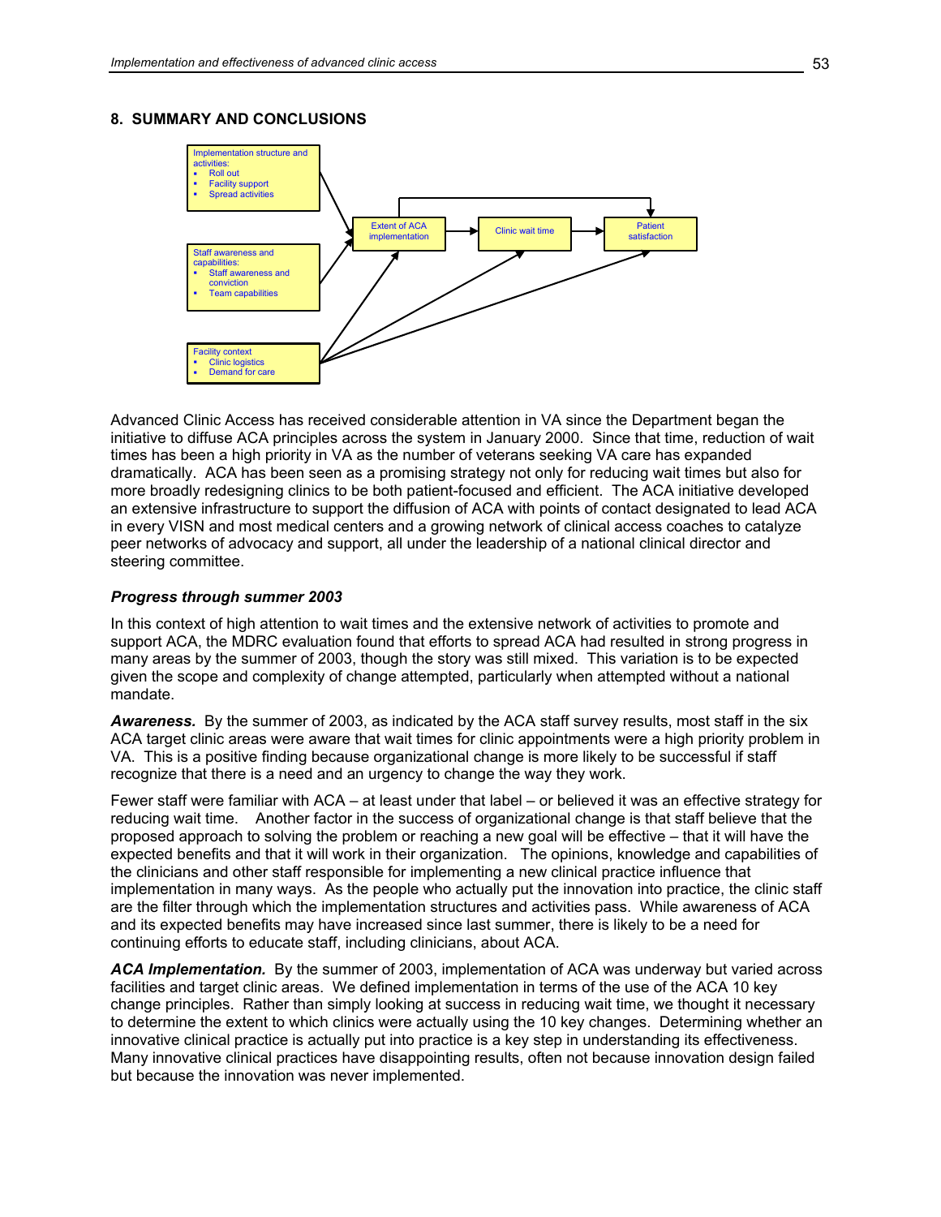## 8. SUMMARY AND CONCLUSIONS

Implementation structure and activities:
- Roll out
- Facility support
- Spread activities

Staff awareness and capabilities:
- Staff awareness and conviction
- Team capabilities

Facility context
- Clinic logistics
- Demand for care

Extent of ACA implementation

Clinic wait time

Patient satisfaction

Advanced Clinic Access has received considerable attention in VA since the Department began the initiative to diffuse ACA principles across the system in January 2000. Since that time, reduction of wait times has been a high priority in VA as the number of veterans seeking VA care has expanded dramatically. ACA has been seen as a promising strategy not only for reducing wait times but also for more broadly redesigning clinics to be both patient-focused and efficient. The ACA initiative developed an extensive infrastructure to support the diffusion of ACA with points of contact designated to lead ACA in every VISN and most medical centers and a growing network of clinical access coaches to catalyze peer networks of advocacy and support, all under the leadership of a national clinical director and steering committee.

### *Progress through summer 2003*

In this context of high attention to wait times and the extensive network of activities to promote and support ACA, the MDRC evaluation found that efforts to spread ACA had resulted in strong progress in many areas by the summer of 2003, though the story was still mixed. This variation is to be expected given the scope and complexity of change attempted, particularly when attempted without a national mandate.

***Awareness.*** By the summer of 2003, as indicated by the ACA staff survey results, most staff in the six ACA target clinic areas were aware that wait times for clinic appointments were a high priority problem in VA. This is a positive finding because organizational change is more likely to be successful if staff recognize that there is a need and an urgency to change the way they work.

Fewer staff were familiar with ACA – at least under that label – or believed it was an effective strategy for reducing wait time. Another factor in the success of organizational change is that staff believe that the proposed approach to solving the problem or reaching a new goal will be effective – that it will have the expected benefits and that it will work in their organization. The opinions, knowledge and capabilities of the clinicians and other staff responsible for implementing a new clinical practice influence that implementation in many ways. As the people who actually put the innovation into practice, the clinic staff are the filter through which the implementation structures and activities pass. While awareness of ACA and its expected benefits may have increased since last summer, there is likely to be a need for continuing efforts to educate staff, including clinicians, about ACA.

***ACA Implementation.*** By the summer of 2003, implementation of ACA was underway but varied across facilities and target clinic areas. We defined implementation in terms of the use of the ACA 10 key change principles. Rather than simply looking at success in reducing wait time, we thought it necessary to determine the extent to which clinics were actually using the 10 key changes. Determining whether an innovative clinical practice is actually put into practice is a key step in understanding its effectiveness. Many innovative clinical practices have disappointing results, often not because innovation design failed but because the innovation was never implemented.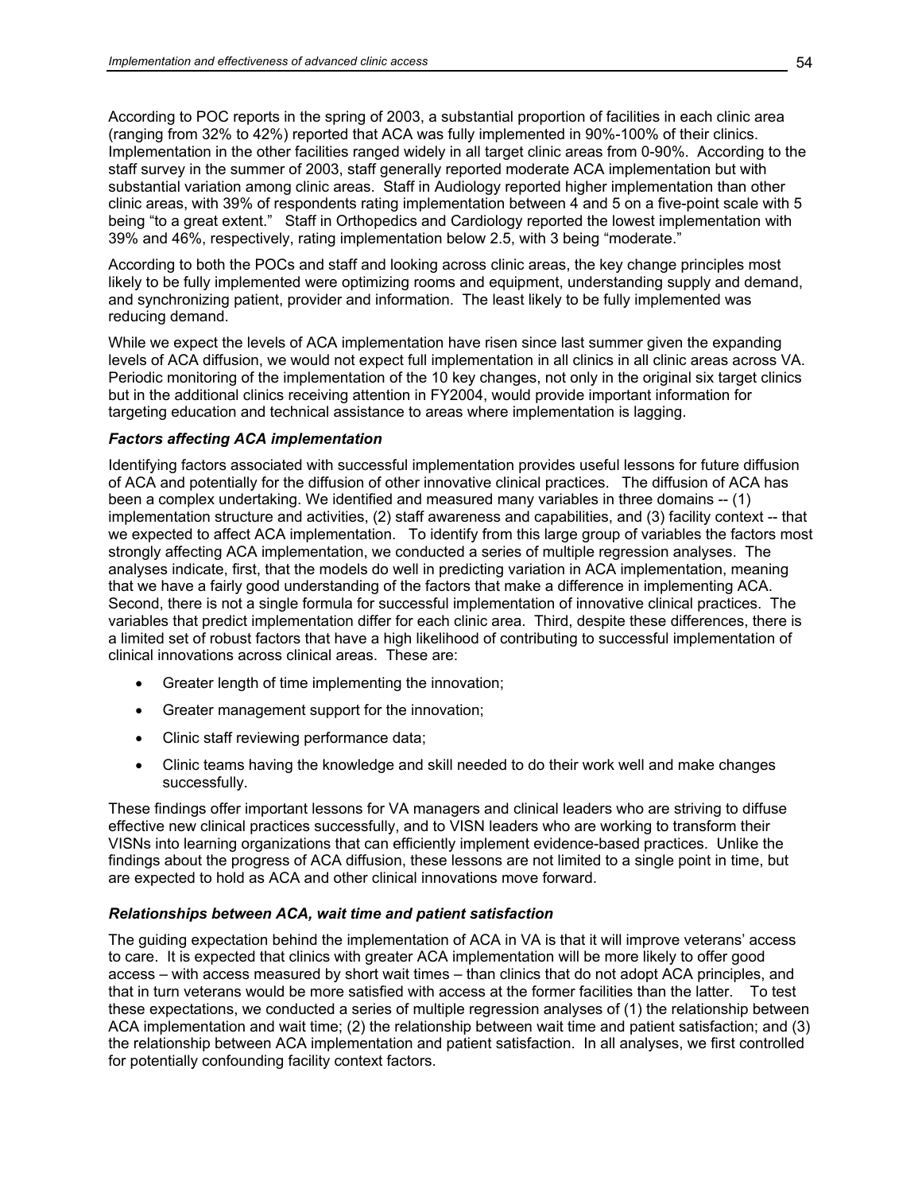According to POC reports in the spring of 2003, a substantial proportion of facilities in each clinic area (ranging from 32% to 42%) reported that ACA was fully implemented in 90%-100% of their clinics. Implementation in the other facilities ranged widely in all target clinic areas from 0-90%. According to the staff survey in the summer of 2003, staff generally reported moderate ACA implementation but with substantial variation among clinic areas. Staff in Audiology reported higher implementation than other clinic areas, with 39% of respondents rating implementation between 4 and 5 on a five-point scale with 5 being "to a great extent." Staff in Orthopedics and Cardiology reported the lowest implementation with 39% and 46%, respectively, rating implementation below 2.5, with 3 being "moderate."

According to both the POCs and staff and looking across clinic areas, the key change principles most likely to be fully implemented were optimizing rooms and equipment, understanding supply and demand, and synchronizing patient, provider and information. The least likely to be fully implemented was reducing demand.

While we expect the levels of ACA implementation have risen since last summer given the expanding levels of ACA diffusion, we would not expect full implementation in all clinics in all clinic areas across VA. Periodic monitoring of the implementation of the 10 key changes, not only in the original six target clinics but in the additional clinics receiving attention in FY2004, would provide important information for targeting education and technical assistance to areas where implementation is lagging.

### *Factors affecting ACA implementation*

Identifying factors associated with successful implementation provides useful lessons for future diffusion of ACA and potentially for the diffusion of other innovative clinical practices. The diffusion of ACA has been a complex undertaking. We identified and measured many variables in three domains -- (1) implementation structure and activities, (2) staff awareness and capabilities, and (3) facility context -- that we expected to affect ACA implementation. To identify from this large group of variables the factors most strongly affecting ACA implementation, we conducted a series of multiple regression analyses. The analyses indicate, first, that the models do well in predicting variation in ACA implementation, meaning that we have a fairly good understanding of the factors that make a difference in implementing ACA. Second, there is not a single formula for successful implementation of innovative clinical practices. The variables that predict implementation differ for each clinic area. Third, despite these differences, there is a limited set of robust factors that have a high likelihood of contributing to successful implementation of clinical innovations across clinical areas. These are:

- Greater length of time implementing the innovation;
- Greater management support for the innovation;
- Clinic staff reviewing performance data;
- Clinic teams having the knowledge and skill needed to do their work well and make changes successfully.

These findings offer important lessons for VA managers and clinical leaders who are striving to diffuse effective new clinical practices successfully, and to VISN leaders who are working to transform their VISNs into learning organizations that can efficiently implement evidence-based practices. Unlike the findings about the progress of ACA diffusion, these lessons are not limited to a single point in time, but are expected to hold as ACA and other clinical innovations move forward.

### *Relationships between ACA, wait time and patient satisfaction*

The guiding expectation behind the implementation of ACA in VA is that it will improve veterans' access to care. It is expected that clinics with greater ACA implementation will be more likely to offer good access – with access measured by short wait times – than clinics that do not adopt ACA principles, and that in turn veterans would be more satisfied with access at the former facilities than the latter. To test these expectations, we conducted a series of multiple regression analyses of (1) the relationship between ACA implementation and wait time; (2) the relationship between wait time and patient satisfaction; and (3) the relationship between ACA implementation and patient satisfaction. In all analyses, we first controlled for potentially confounding facility context factors.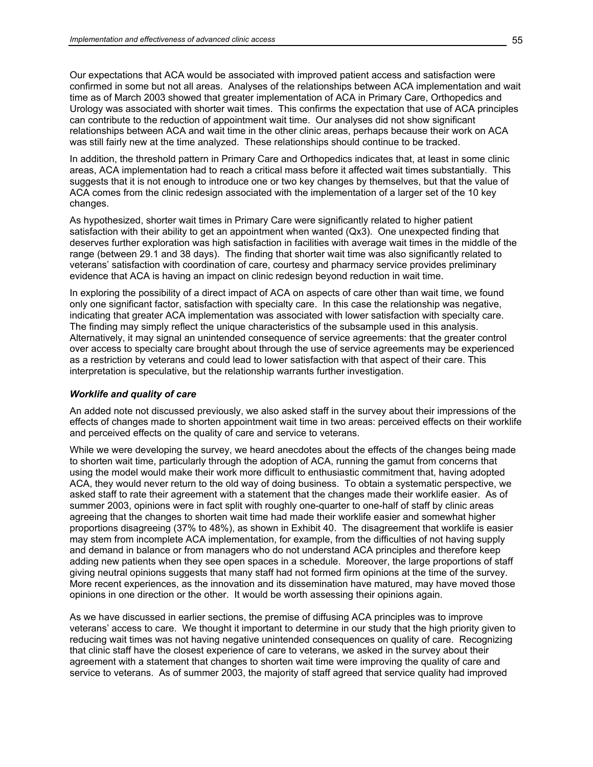Our expectations that ACA would be associated with improved patient access and satisfaction were confirmed in some but not all areas. Analyses of the relationships between ACA implementation and wait time as of March 2003 showed that greater implementation of ACA in Primary Care, Orthopedics and Urology was associated with shorter wait times. This confirms the expectation that use of ACA principles can contribute to the reduction of appointment wait time. Our analyses did not show significant relationships between ACA and wait time in the other clinic areas, perhaps because their work on ACA was still fairly new at the time analyzed. These relationships should continue to be tracked.

In addition, the threshold pattern in Primary Care and Orthopedics indicates that, at least in some clinic areas, ACA implementation had to reach a critical mass before it affected wait times substantially. This suggests that it is not enough to introduce one or two key changes by themselves, but that the value of ACA comes from the clinic redesign associated with the implementation of a larger set of the 10 key changes.

As hypothesized, shorter wait times in Primary Care were significantly related to higher patient satisfaction with their ability to get an appointment when wanted (Qx3). One unexpected finding that deserves further exploration was high satisfaction in facilities with average wait times in the middle of the range (between 29.1 and 38 days). The finding that shorter wait time was also significantly related to veterans' satisfaction with coordination of care, courtesy and pharmacy service provides preliminary evidence that ACA is having an impact on clinic redesign beyond reduction in wait time.

In exploring the possibility of a direct impact of ACA on aspects of care other than wait time, we found only one significant factor, satisfaction with specialty care. In this case the relationship was negative, indicating that greater ACA implementation was associated with lower satisfaction with specialty care. The finding may simply reflect the unique characteristics of the subsample used in this analysis. Alternatively, it may signal an unintended consequence of service agreements: that the greater control over access to specialty care brought about through the use of service agreements may be experienced as a restriction by veterans and could lead to lower satisfaction with that aspect of their care. This interpretation is speculative, but the relationship warrants further investigation.

### *Worklife and quality of care*

An added note not discussed previously, we also asked staff in the survey about their impressions of the effects of changes made to shorten appointment wait time in two areas: perceived effects on their worklife and perceived effects on the quality of care and service to veterans.

While we were developing the survey, we heard anecdotes about the effects of the changes being made to shorten wait time, particularly through the adoption of ACA, running the gamut from concerns that using the model would make their work more difficult to enthusiastic commitment that, having adopted ACA, they would never return to the old way of doing business. To obtain a systematic perspective, we asked staff to rate their agreement with a statement that the changes made their worklife easier. As of summer 2003, opinions were in fact split with roughly one-quarter to one-half of staff by clinic areas agreeing that the changes to shorten wait time had made their worklife easier and somewhat higher proportions disagreeing (37% to 48%), as shown in Exhibit 40. The disagreement that worklife is easier may stem from incomplete ACA implementation, for example, from the difficulties of not having supply and demand in balance or from managers who do not understand ACA principles and therefore keep adding new patients when they see open spaces in a schedule. Moreover, the large proportions of staff giving neutral opinions suggests that many staff had not formed firm opinions at the time of the survey. More recent experiences, as the innovation and its dissemination have matured, may have moved those opinions in one direction or the other. It would be worth assessing their opinions again.

As we have discussed in earlier sections, the premise of diffusing ACA principles was to improve veterans' access to care. We thought it important to determine in our study that the high priority given to reducing wait times was not having negative unintended consequences on quality of care. Recognizing that clinic staff have the closest experience of care to veterans, we asked in the survey about their agreement with a statement that changes to shorten wait time were improving the quality of care and service to veterans. As of summer 2003, the majority of staff agreed that service quality had improved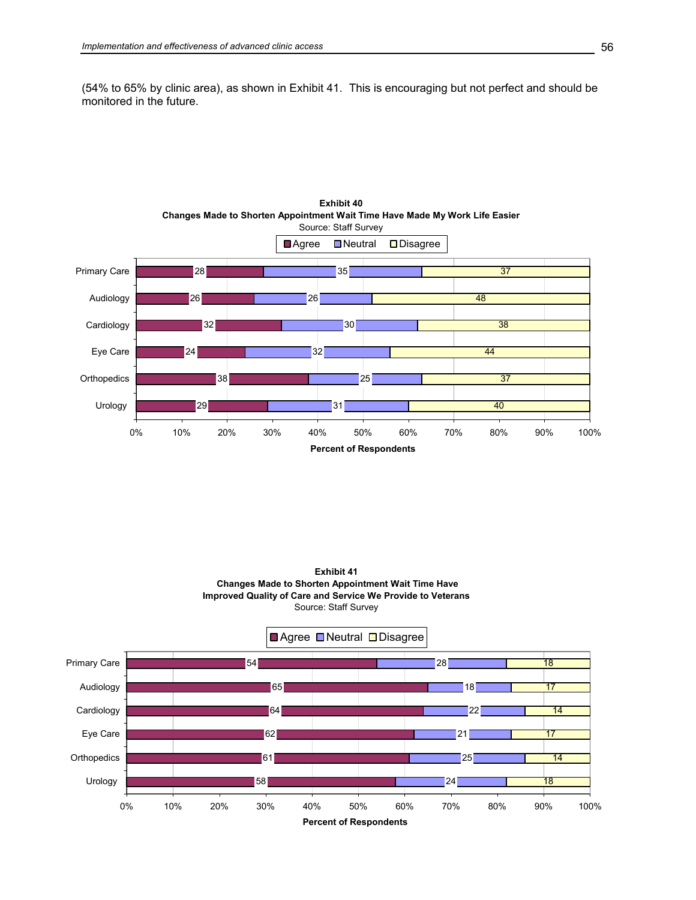(54% to 65% by clinic area), as shown in Exhibit 41. This is encouraging but not perfect and should be monitored in the future.

**Exhibit 40**
**Changes Made to Shorten Appointment Wait Time Have Made My Work Life Easier**
Source: Staff Survey

| Clinic | Agree | Neutral | Disagree |
|---|---|---|---|
| Primary Care | 28 | 35 | 37 |
| Audiology | 26 | 26 | 48 |
| Cardiology | 32 | 30 | 38 |
| Eye Care | 24 | 32 | 44 |
| Orthopedics | 38 | 25 | 37 |
| Urology | 29 | 31 | 40 |

Percent of Respondents

**Exhibit 41**
**Changes Made to Shorten Appointment Wait Time Have Improved Quality of Care and Service We Provide to Veterans**
Source: Staff Survey

| Clinic | Agree | Neutral | Disagree |
|---|---|---|---|
| Primary Care | 54 | 28 | 18 |
| Audiology | 65 | 18 | 17 |
| Cardiology | 64 | 22 | 14 |
| Eye Care | 62 | 21 | 17 |
| Orthopedics | 61 | 25 | 14 |
| Urology | 58 | 24 | 18 |

Percent of Respondents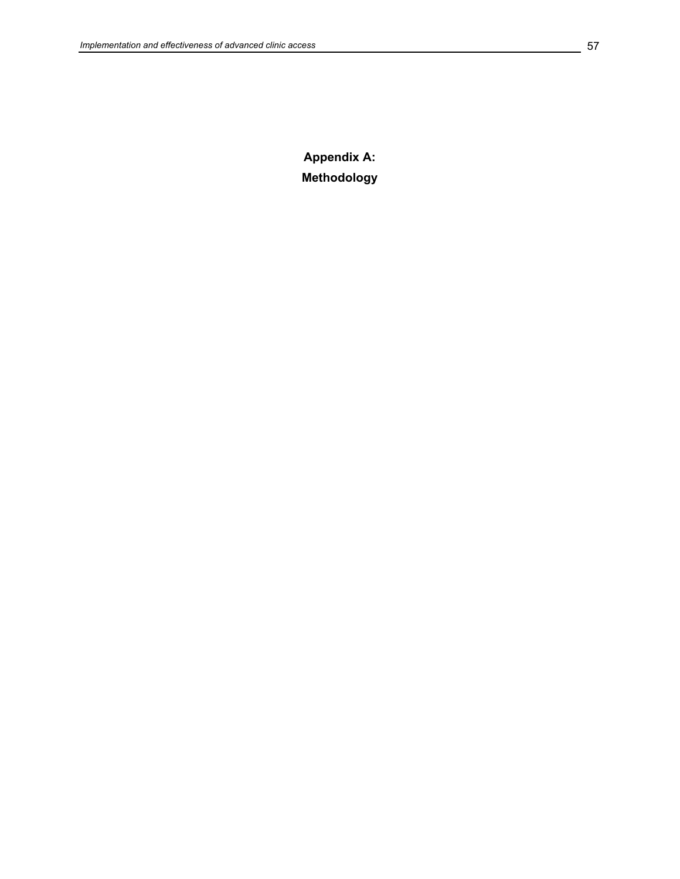# Appendix A: Methodology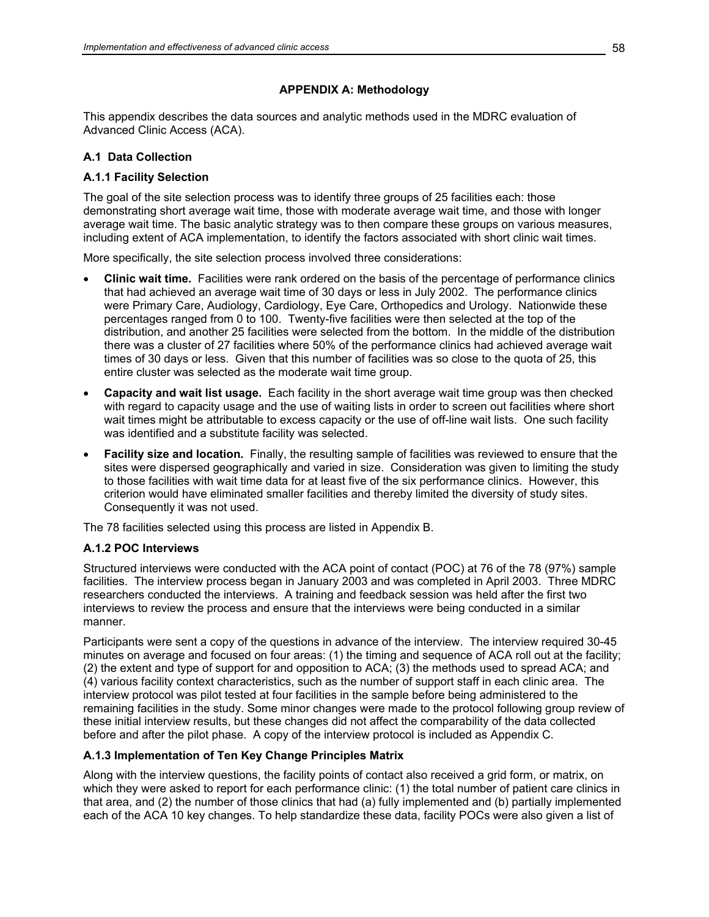## APPENDIX A: Methodology

This appendix describes the data sources and analytic methods used in the MDRC evaluation of Advanced Clinic Access (ACA).

### A.1 Data Collection

#### A.1.1 Facility Selection

The goal of the site selection process was to identify three groups of 25 facilities each: those demonstrating short average wait time, those with moderate average wait time, and those with longer average wait time. The basic analytic strategy was to then compare these groups on various measures, including extent of ACA implementation, to identify the factors associated with short clinic wait times.

More specifically, the site selection process involved three considerations:

- **Clinic wait time.** Facilities were rank ordered on the basis of the percentage of performance clinics that had achieved an average wait time of 30 days or less in July 2002. The performance clinics were Primary Care, Audiology, Cardiology, Eye Care, Orthopedics and Urology. Nationwide these percentages ranged from 0 to 100. Twenty-five facilities were then selected at the top of the distribution, and another 25 facilities were selected from the bottom. In the middle of the distribution there was a cluster of 27 facilities where 50% of the performance clinics had achieved average wait times of 30 days or less. Given that this number of facilities was so close to the quota of 25, this entire cluster was selected as the moderate wait time group.
- **Capacity and wait list usage.** Each facility in the short average wait time group was then checked with regard to capacity usage and the use of waiting lists in order to screen out facilities where short wait times might be attributable to excess capacity or the use of off-line wait lists. One such facility was identified and a substitute facility was selected.
- **Facility size and location.** Finally, the resulting sample of facilities was reviewed to ensure that the sites were dispersed geographically and varied in size. Consideration was given to limiting the study to those facilities with wait time data for at least five of the six performance clinics. However, this criterion would have eliminated smaller facilities and thereby limited the diversity of study sites. Consequently it was not used.

The 78 facilities selected using this process are listed in Appendix B.

#### A.1.2 POC Interviews

Structured interviews were conducted with the ACA point of contact (POC) at 76 of the 78 (97%) sample facilities. The interview process began in January 2003 and was completed in April 2003. Three MDRC researchers conducted the interviews. A training and feedback session was held after the first two interviews to review the process and ensure that the interviews were being conducted in a similar manner.

Participants were sent a copy of the questions in advance of the interview. The interview required 30-45 minutes on average and focused on four areas: (1) the timing and sequence of ACA roll out at the facility; (2) the extent and type of support for and opposition to ACA; (3) the methods used to spread ACA; and (4) various facility context characteristics, such as the number of support staff in each clinic area. The interview protocol was pilot tested at four facilities in the sample before being administered to the remaining facilities in the study. Some minor changes were made to the protocol following group review of these initial interview results, but these changes did not affect the comparability of the data collected before and after the pilot phase. A copy of the interview protocol is included as Appendix C.

#### A.1.3 Implementation of Ten Key Change Principles Matrix

Along with the interview questions, the facility points of contact also received a grid form, or matrix, on which they were asked to report for each performance clinic: (1) the total number of patient care clinics in that area, and (2) the number of those clinics that had (a) fully implemented and (b) partially implemented each of the ACA 10 key changes. To help standardize these data, facility POCs were also given a list of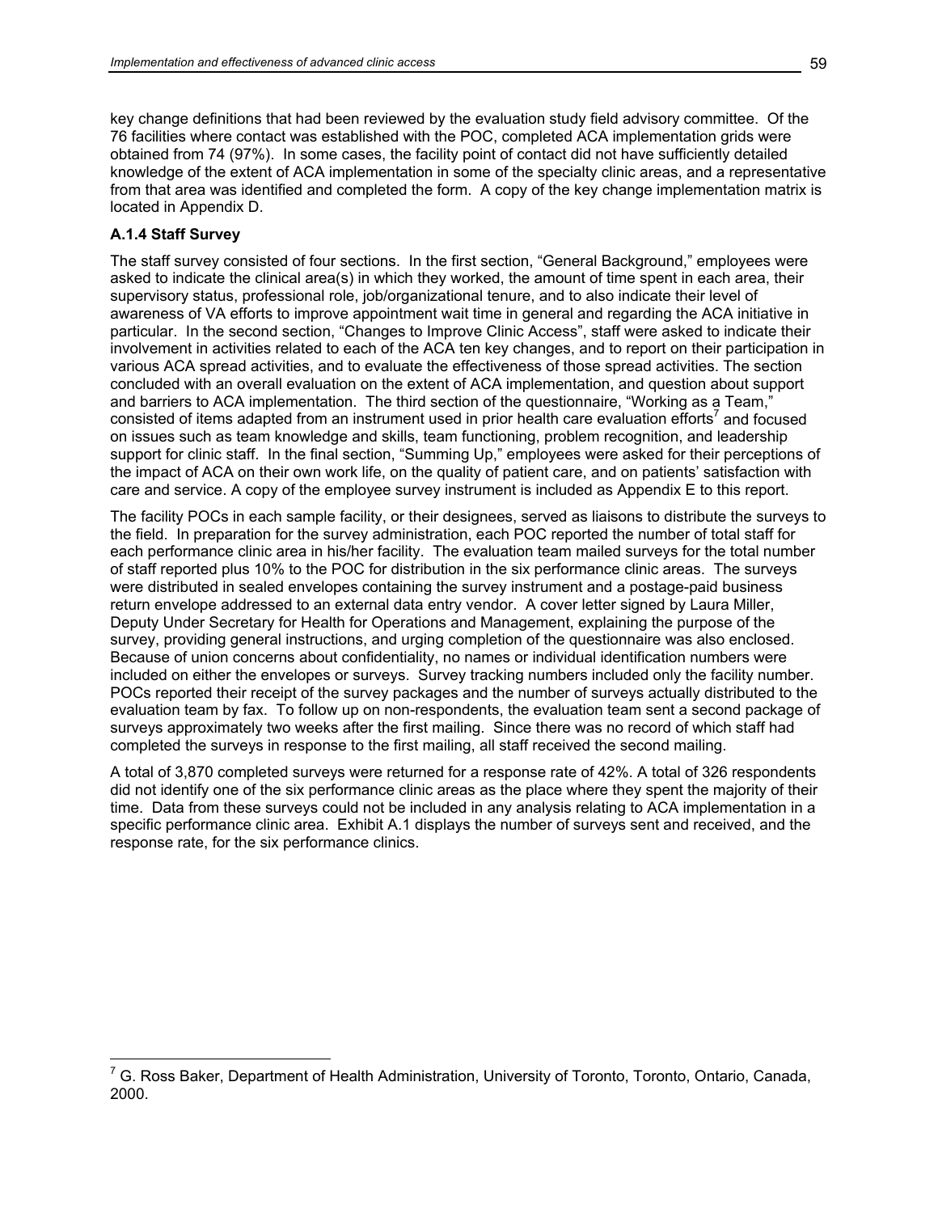key change definitions that had been reviewed by the evaluation study field advisory committee. Of the 76 facilities where contact was established with the POC, completed ACA implementation grids were obtained from 74 (97%). In some cases, the facility point of contact did not have sufficiently detailed knowledge of the extent of ACA implementation in some of the specialty clinic areas, and a representative from that area was identified and completed the form. A copy of the key change implementation matrix is located in Appendix D.

### A.1.4 Staff Survey

The staff survey consisted of four sections. In the first section, "General Background," employees were asked to indicate the clinical area(s) in which they worked, the amount of time spent in each area, their supervisory status, professional role, job/organizational tenure, and to also indicate their level of awareness of VA efforts to improve appointment wait time in general and regarding the ACA initiative in particular. In the second section, "Changes to Improve Clinic Access", staff were asked to indicate their involvement in activities related to each of the ACA ten key changes, and to report on their participation in various ACA spread activities, and to evaluate the effectiveness of those spread activities. The section concluded with an overall evaluation on the extent of ACA implementation, and question about support and barriers to ACA implementation. The third section of the questionnaire, "Working as a Team," consisted of items adapted from an instrument used in prior health care evaluation efforts[7] and focused on issues such as team knowledge and skills, team functioning, problem recognition, and leadership support for clinic staff. In the final section, "Summing Up," employees were asked for their perceptions of the impact of ACA on their own work life, on the quality of patient care, and on patients' satisfaction with care and service. A copy of the employee survey instrument is included as Appendix E to this report.

The facility POCs in each sample facility, or their designees, served as liaisons to distribute the surveys to the field. In preparation for the survey administration, each POC reported the number of total staff for each performance clinic area in his/her facility. The evaluation team mailed surveys for the total number of staff reported plus 10% to the POC for distribution in the six performance clinic areas. The surveys were distributed in sealed envelopes containing the survey instrument and a postage-paid business return envelope addressed to an external data entry vendor. A cover letter signed by Laura Miller, Deputy Under Secretary for Health for Operations and Management, explaining the purpose of the survey, providing general instructions, and urging completion of the questionnaire was also enclosed. Because of union concerns about confidentiality, no names or individual identification numbers were included on either the envelopes or surveys. Survey tracking numbers included only the facility number. POCs reported their receipt of the survey packages and the number of surveys actually distributed to the evaluation team by fax. To follow up on non-respondents, the evaluation team sent a second package of surveys approximately two weeks after the first mailing. Since there was no record of which staff had completed the surveys in response to the first mailing, all staff received the second mailing.

A total of 3,870 completed surveys were returned for a response rate of 42%. A total of 326 respondents did not identify one of the six performance clinic areas as the place where they spent the majority of their time. Data from these surveys could not be included in any analysis relating to ACA implementation in a specific performance clinic area. Exhibit A.1 displays the number of surveys sent and received, and the response rate, for the six performance clinics.

---

[7] G. Ross Baker, Department of Health Administration, University of Toronto, Toronto, Ontario, Canada, 2000.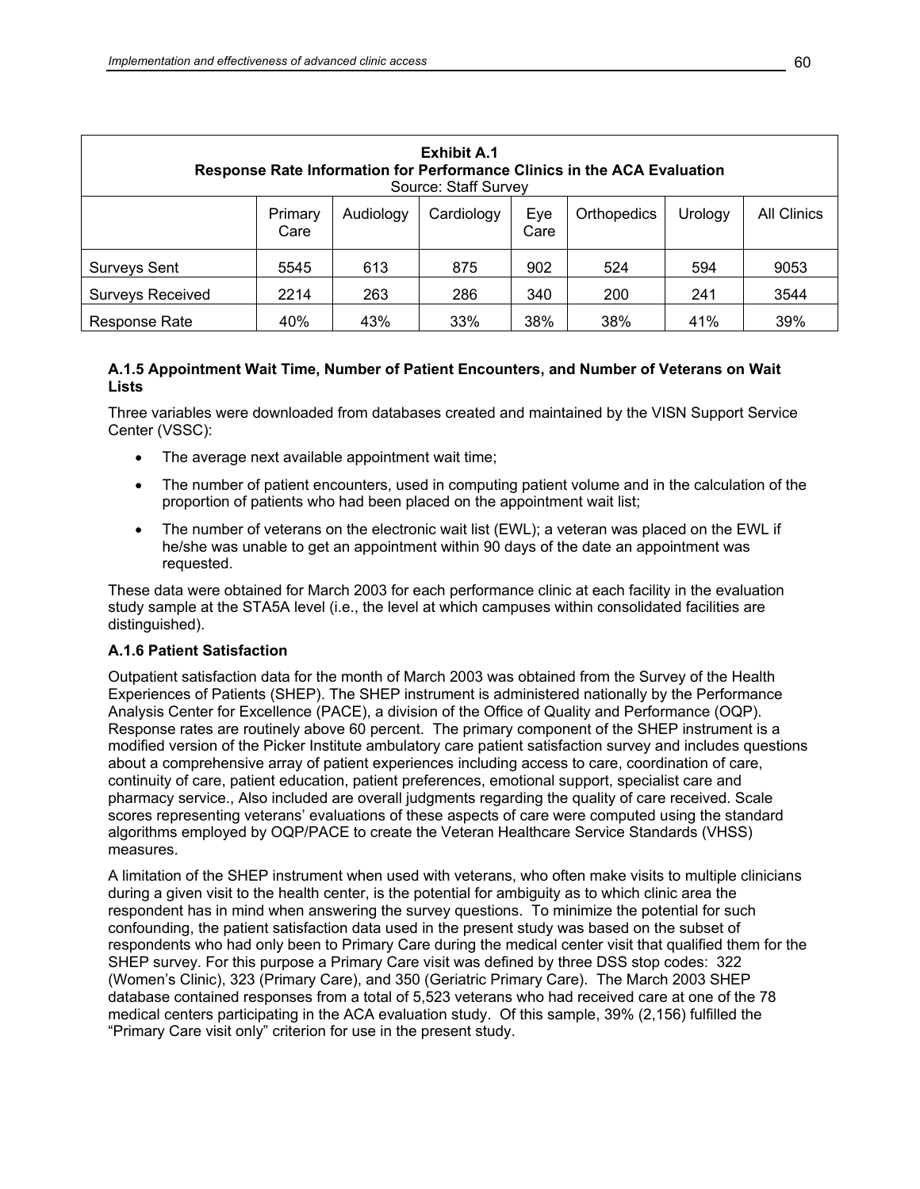**Exhibit A.1**
**Response Rate Information for Performance Clinics in the ACA Evaluation**
Source: Staff Survey

| | Primary Care | Audiology | Cardiology | Eye Care | Orthopedics | Urology | All Clinics |
|---|---|---|---|---|---|---|---|
| Surveys Sent | 5545 | 613 | 875 | 902 | 524 | 594 | 9053 |
| Surveys Received | 2214 | 263 | 286 | 340 | 200 | 241 | 3544 |
| Response Rate | 40% | 43% | 33% | 38% | 38% | 41% | 39% |

### A.1.5 Appointment Wait Time, Number of Patient Encounters, and Number of Veterans on Wait Lists

Three variables were downloaded from databases created and maintained by the VISN Support Service Center (VSSC):

- The average next available appointment wait time;
- The number of patient encounters, used in computing patient volume and in the calculation of the proportion of patients who had been placed on the appointment wait list;
- The number of veterans on the electronic wait list (EWL); a veteran was placed on the EWL if he/she was unable to get an appointment within 90 days of the date an appointment was requested.

These data were obtained for March 2003 for each performance clinic at each facility in the evaluation study sample at the STA5A level (i.e., the level at which campuses within consolidated facilities are distinguished).

### A.1.6 Patient Satisfaction

Outpatient satisfaction data for the month of March 2003 was obtained from the Survey of the Health Experiences of Patients (SHEP). The SHEP instrument is administered nationally by the Performance Analysis Center for Excellence (PACE), a division of the Office of Quality and Performance (OQP). Response rates are routinely above 60 percent. The primary component of the SHEP instrument is a modified version of the Picker Institute ambulatory care patient satisfaction survey and includes questions about a comprehensive array of patient experiences including access to care, coordination of care, continuity of care, patient education, patient preferences, emotional support, specialist care and pharmacy service., Also included are overall judgments regarding the quality of care received. Scale scores representing veterans' evaluations of these aspects of care were computed using the standard algorithms employed by OQP/PACE to create the Veteran Healthcare Service Standards (VHSS) measures.

A limitation of the SHEP instrument when used with veterans, who often make visits to multiple clinicians during a given visit to the health center, is the potential for ambiguity as to which clinic area the respondent has in mind when answering the survey questions. To minimize the potential for such confounding, the patient satisfaction data used in the present study was based on the subset of respondents who had only been to Primary Care during the medical center visit that qualified them for the SHEP survey. For this purpose a Primary Care visit was defined by three DSS stop codes: 322 (Women's Clinic), 323 (Primary Care), and 350 (Geriatric Primary Care). The March 2003 SHEP database contained responses from a total of 5,523 veterans who had received care at one of the 78 medical centers participating in the ACA evaluation study. Of this sample, 39% (2,156) fulfilled the "Primary Care visit only" criterion for use in the present study.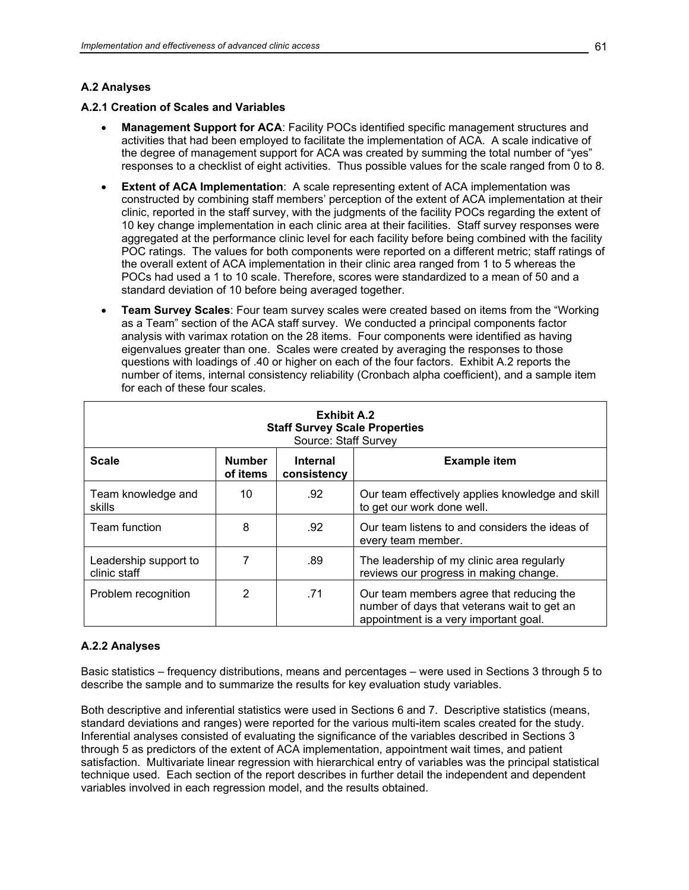### A.2 Analyses

#### A.2.1 Creation of Scales and Variables

- **Management Support for ACA**: Facility POCs identified specific management structures and activities that had been employed to facilitate the implementation of ACA. A scale indicative of the degree of management support for ACA was created by summing the total number of "yes" responses to a checklist of eight activities. Thus possible values for the scale ranged from 0 to 8.
- **Extent of ACA Implementation**: A scale representing extent of ACA implementation was constructed by combining staff members' perception of the extent of ACA implementation at their clinic, reported in the staff survey, with the judgments of the facility POCs regarding the extent of 10 key change implementation in each clinic area at their facilities. Staff survey responses were aggregated at the performance clinic level for each facility before being combined with the facility POC ratings. The values for both components were reported on a different metric; staff ratings of the overall extent of ACA implementation in their clinic area ranged from 1 to 5 whereas the POCs had used a 1 to 10 scale. Therefore, scores were standardized to a mean of 50 and a standard deviation of 10 before being averaged together.
- **Team Survey Scales**: Four team survey scales were created based on items from the "Working as a Team" section of the ACA staff survey. We conducted a principal components factor analysis with varimax rotation on the 28 items. Four components were identified as having eigenvalues greater than one. Scales were created by averaging the responses to those questions with loadings of .40 or higher on each of the four factors. Exhibit A.2 reports the number of items, internal consistency reliability (Cronbach alpha coefficient), and a sample item for each of these four scales.

**Exhibit A.2**
**Staff Survey Scale Properties**
Source: Staff Survey

| Scale | Number of items | Internal consistency | Example item |
|---|---|---|---|
| Team knowledge and skills | 10 | .92 | Our team effectively applies knowledge and skill to get our work done well. |
| Team function | 8 | .92 | Our team listens to and considers the ideas of every team member. |
| Leadership support to clinic staff | 7 | .89 | The leadership of my clinic area regularly reviews our progress in making change. |
| Problem recognition | 2 | .71 | Our team members agree that reducing the number of days that veterans wait to get an appointment is a very important goal. |

#### A.2.2 Analyses

Basic statistics – frequency distributions, means and percentages – were used in Sections 3 through 5 to describe the sample and to summarize the results for key evaluation study variables.

Both descriptive and inferential statistics were used in Sections 6 and 7. Descriptive statistics (means, standard deviations and ranges) were reported for the various multi-item scales created for the study. Inferential analyses consisted of evaluating the significance of the variables described in Sections 3 through 5 as predictors of the extent of ACA implementation, appointment wait times, and patient satisfaction. Multivariate linear regression with hierarchical entry of variables was the principal statistical technique used. Each section of the report describes in further detail the independent and dependent variables involved in each regression model, and the results obtained.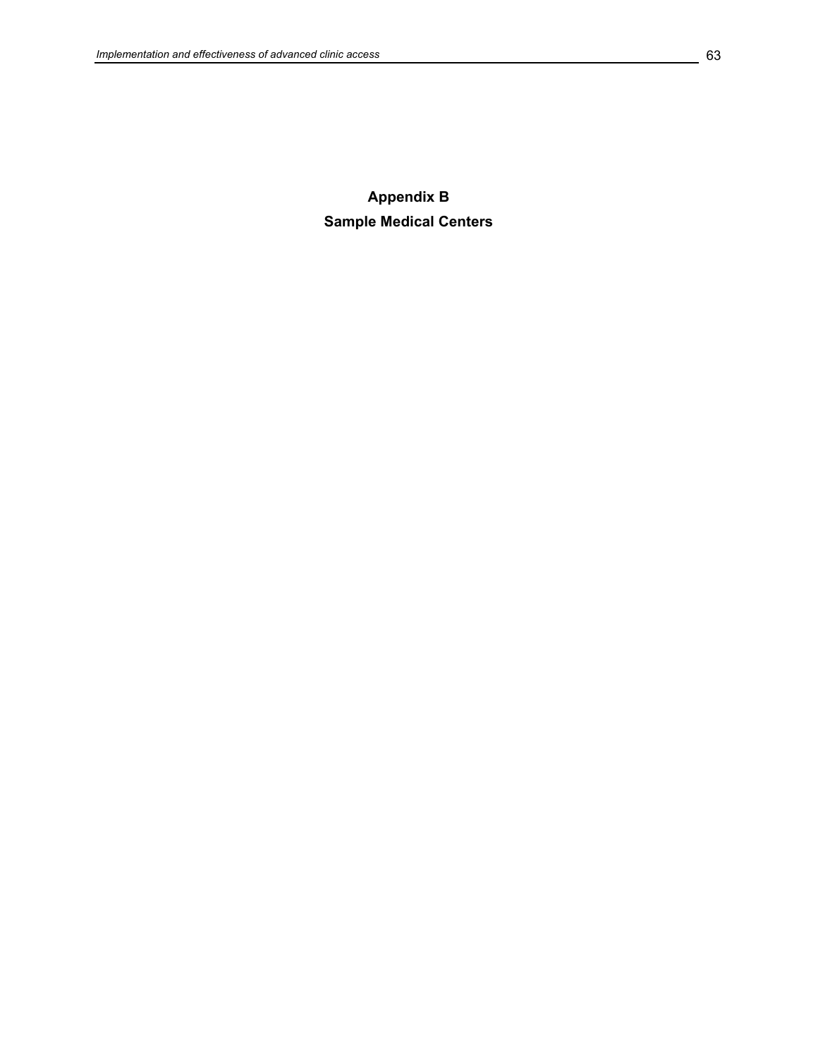# Appendix B
# Sample Medical Centers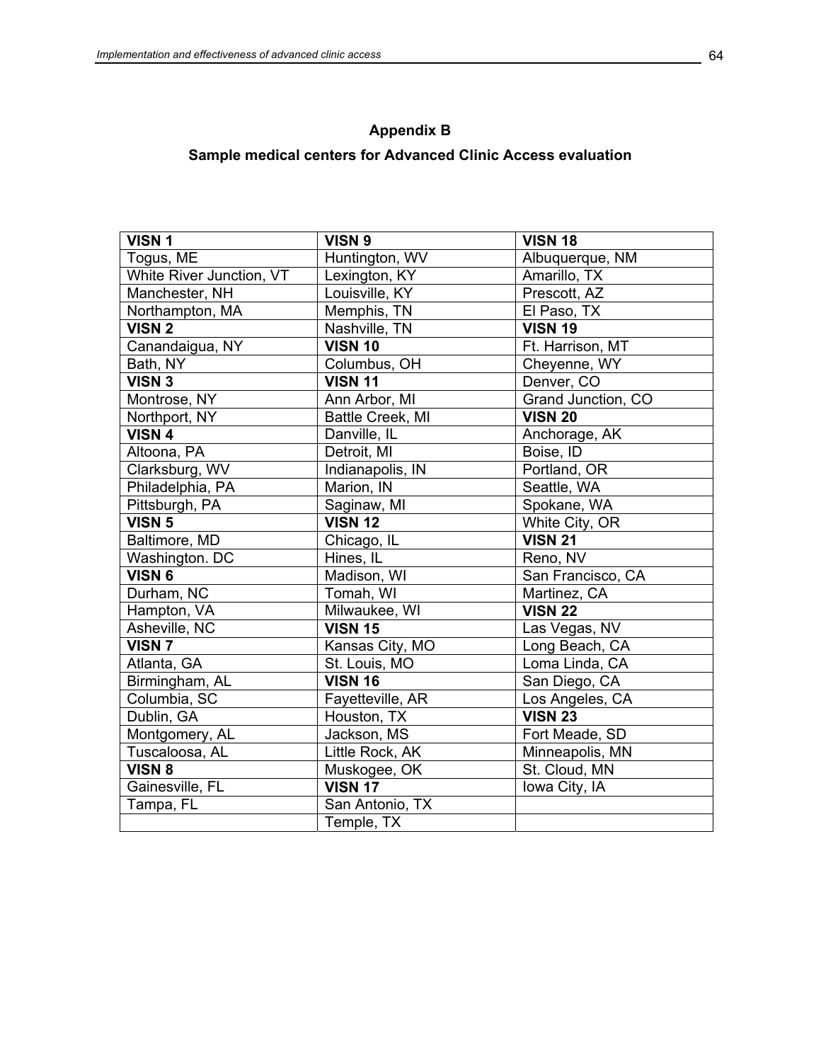## Appendix B

## Sample medical centers for Advanced Clinic Access evaluation

| **VISN 1** | **VISN 9** | **VISN 18** |
|---|---|---|
| Togus, ME | Huntington, WV | Albuquerque, NM |
| White River Junction, VT | Lexington, KY | Amarillo, TX |
| Manchester, NH | Louisville, KY | Prescott, AZ |
| Northampton, MA | Memphis, TN | El Paso, TX |
| **VISN 2** | Nashville, TN | **VISN 19** |
| Canandaigua, NY | **VISN 10** | Ft. Harrison, MT |
| Bath, NY | Columbus, OH | Cheyenne, WY |
| **VISN 3** | **VISN 11** | Denver, CO |
| Montrose, NY | Ann Arbor, MI | Grand Junction, CO |
| Northport, NY | Battle Creek, MI | **VISN 20** |
| **VISN 4** | Danville, IL | Anchorage, AK |
| Altoona, PA | Detroit, MI | Boise, ID |
| Clarksburg, WV | Indianapolis, IN | Portland, OR |
| Philadelphia, PA | Marion, IN | Seattle, WA |
| Pittsburgh, PA | Saginaw, MI | Spokane, WA |
| **VISN 5** | **VISN 12** | White City, OR |
| Baltimore, MD | Chicago, IL | **VISN 21** |
| Washington. DC | Hines, IL | Reno, NV |
| **VISN 6** | Madison, WI | San Francisco, CA |
| Durham, NC | Tomah, WI | Martinez, CA |
| Hampton, VA | Milwaukee, WI | **VISN 22** |
| Asheville, NC | **VISN 15** | Las Vegas, NV |
| **VISN 7** | Kansas City, MO | Long Beach, CA |
| Atlanta, GA | St. Louis, MO | Loma Linda, CA |
| Birmingham, AL | **VISN 16** | San Diego, CA |
| Columbia, SC | Fayetteville, AR | Los Angeles, CA |
| Dublin, GA | Houston, TX | **VISN 23** |
| Montgomery, AL | Jackson, MS | Fort Meade, SD |
| Tuscaloosa, AL | Little Rock, AK | Minneapolis, MN |
| **VISN 8** | Muskogee, OK | St. Cloud, MN |
| Gainesville, FL | **VISN 17** | Iowa City, IA |
| Tampa, FL | San Antonio, TX | |
| | Temple, TX | |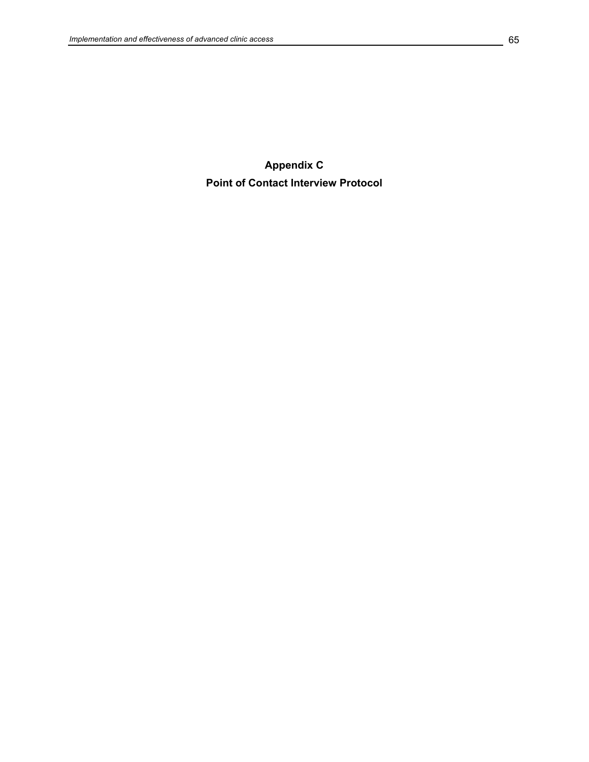# Appendix C

# Point of Contact Interview Protocol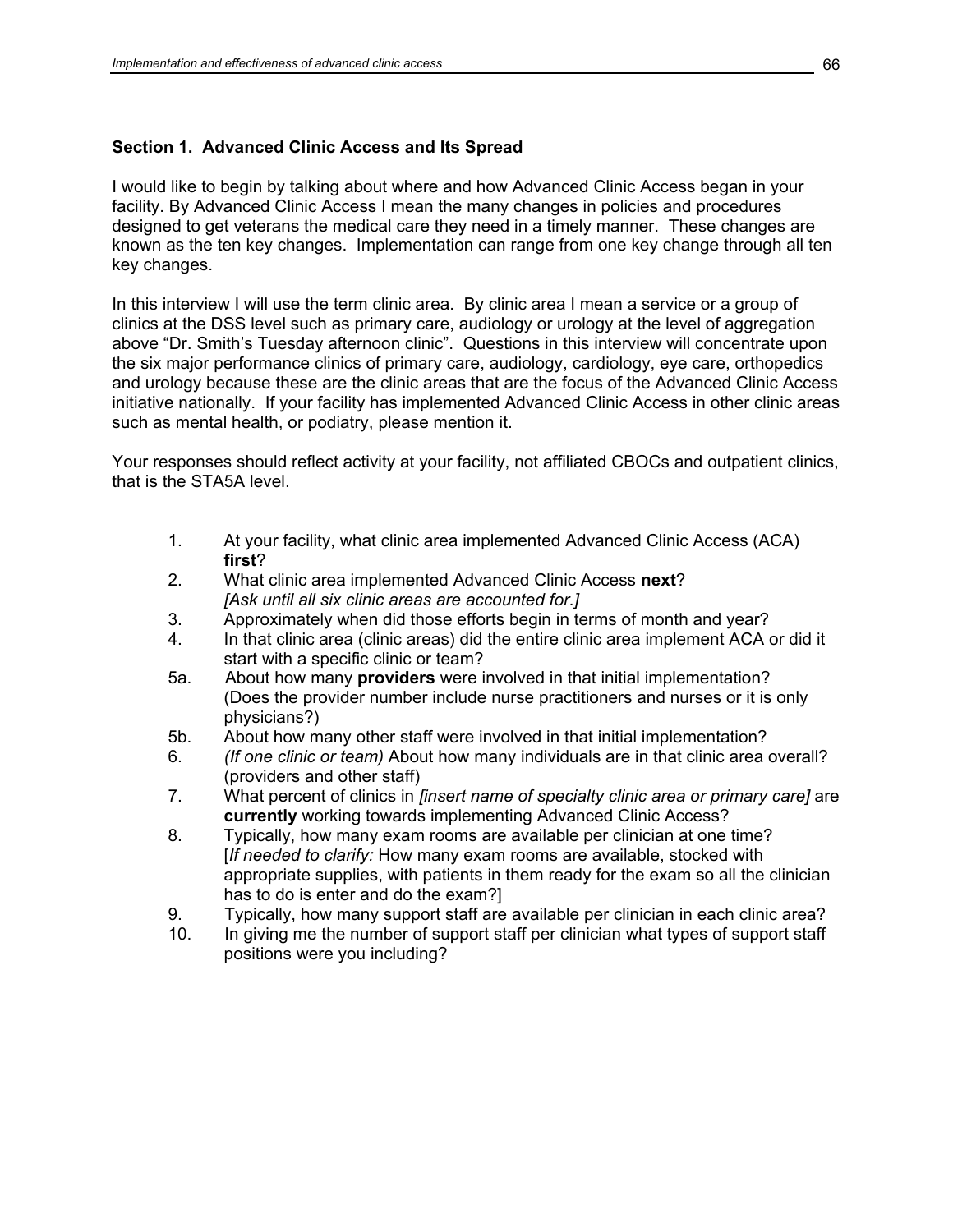### Section 1. Advanced Clinic Access and Its Spread

I would like to begin by talking about where and how Advanced Clinic Access began in your facility. By Advanced Clinic Access I mean the many changes in policies and procedures designed to get veterans the medical care they need in a timely manner. These changes are known as the ten key changes. Implementation can range from one key change through all ten key changes.

In this interview I will use the term clinic area. By clinic area I mean a service or a group of clinics at the DSS level such as primary care, audiology or urology at the level of aggregation above "Dr. Smith's Tuesday afternoon clinic". Questions in this interview will concentrate upon the six major performance clinics of primary care, audiology, cardiology, eye care, orthopedics and urology because these are the clinic areas that are the focus of the Advanced Clinic Access initiative nationally. If your facility has implemented Advanced Clinic Access in other clinic areas such as mental health, or podiatry, please mention it.

Your responses should reflect activity at your facility, not affiliated CBOCs and outpatient clinics, that is the STA5A level.

1. At your facility, what clinic area implemented Advanced Clinic Access (ACA) **first**?
2. What clinic area implemented Advanced Clinic Access **next**? *[Ask until all six clinic areas are accounted for.]*
3. Approximately when did those efforts begin in terms of month and year?
4. In that clinic area (clinic areas) did the entire clinic area implement ACA or did it start with a specific clinic or team?

5a. About how many **providers** were involved in that initial implementation? (Does the provider number include nurse practitioners and nurses or it is only physicians?)

5b. About how many other staff were involved in that initial implementation?

6. *(If one clinic or team)* About how many individuals are in that clinic area overall? (providers and other staff)
7. What percent of clinics in *[insert name of specialty clinic area or primary care]* are **currently** working towards implementing Advanced Clinic Access?
8. Typically, how many exam rooms are available per clinician at one time? [*If needed to clarify:* How many exam rooms are available, stocked with appropriate supplies, with patients in them ready for the exam so all the clinician has to do is enter and do the exam?]
9. Typically, how many support staff are available per clinician in each clinic area?
10. In giving me the number of support staff per clinician what types of support staff positions were you including?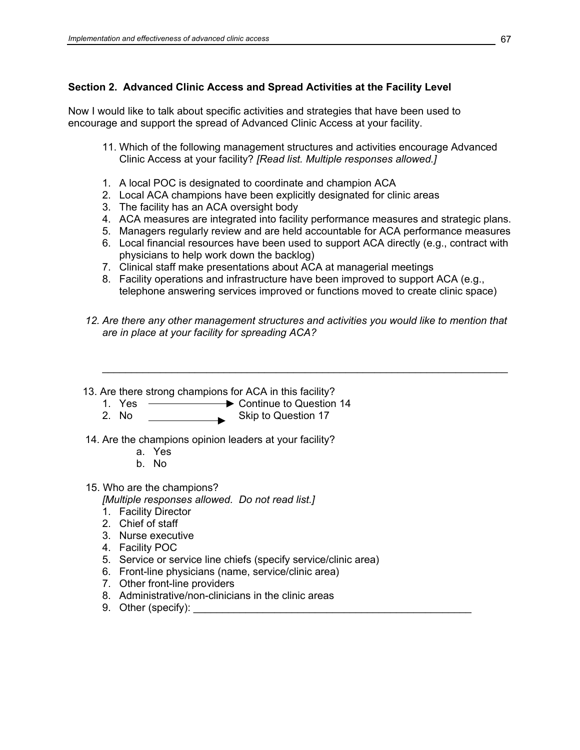### Section 2. Advanced Clinic Access and Spread Activities at the Facility Level

Now I would like to talk about specific activities and strategies that have been used to encourage and support the spread of Advanced Clinic Access at your facility.

11. Which of the following management structures and activities encourage Advanced Clinic Access at your facility? *[Read list. Multiple responses allowed.]*

1. A local POC is designated to coordinate and champion ACA
2. Local ACA champions have been explicitly designated for clinic areas
3. The facility has an ACA oversight body
4. ACA measures are integrated into facility performance measures and strategic plans.
5. Managers regularly review and are held accountable for ACA performance measures
6. Local financial resources have been used to support ACA directly (e.g., contract with physicians to help work down the backlog)
7. Clinical staff make presentations about ACA at managerial meetings
8. Facility operations and infrastructure have been improved to support ACA (e.g., telephone answering services improved or functions moved to create clinic space)

*12. Are there any other management structures and activities you would like to mention that are in place at your facility for spreading ACA?*

________________________________________________________________________

13. Are there strong champions for ACA in this facility?
    1. Yes → Continue to Question 14
    2. No → Skip to Question 17

14. Are the champions opinion leaders at your facility?
    a. Yes
    b. No

15. Who are the champions?
    *[Multiple responses allowed. Do not read list.]*
    1. Facility Director
    2. Chief of staff
    3. Nurse executive
    4. Facility POC
    5. Service or service line chiefs (specify service/clinic area)
    6. Front-line physicians (name, service/clinic area)
    7. Other front-line providers
    8. Administrative/non-clinicians in the clinic areas
    9. Other (specify): ______________________________________________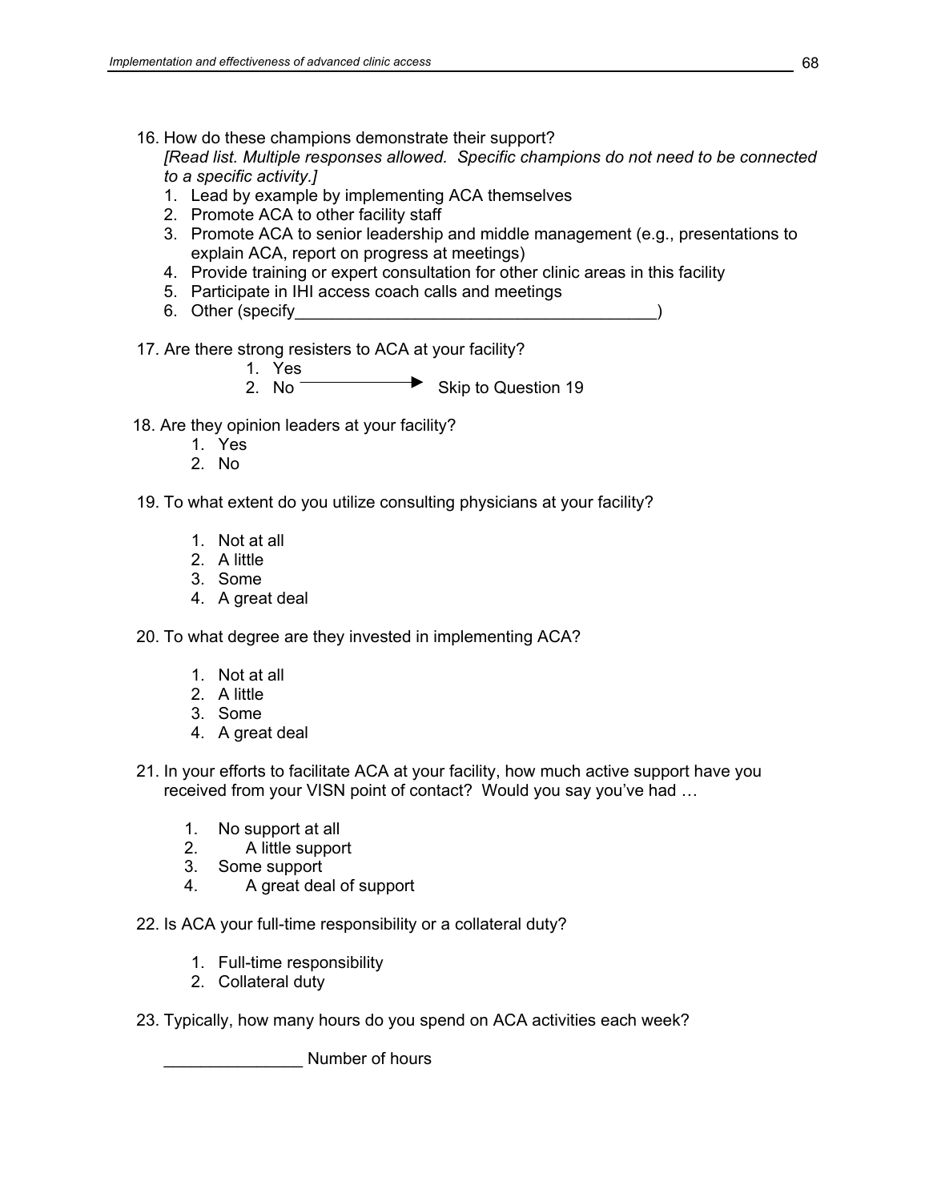16. How do these champions demonstrate their support?
    *[Read list. Multiple responses allowed. Specific champions do not need to be connected to a specific activity.]*
    1. Lead by example by implementing ACA themselves
    2. Promote ACA to other facility staff
    3. Promote ACA to senior leadership and middle management (e.g., presentations to explain ACA, report on progress at meetings)
    4. Provide training or expert consultation for other clinic areas in this facility
    5. Participate in IHI access coach calls and meetings
    6. Other (specify________________________________________)

17. Are there strong resisters to ACA at your facility?
    1. Yes
    2. No ⟶ Skip to Question 19

18. Are they opinion leaders at your facility?
    1. Yes
    2. No

19. To what extent do you utilize consulting physicians at your facility?
    1. Not at all
    2. A little
    3. Some
    4. A great deal

20. To what degree are they invested in implementing ACA?
    1. Not at all
    2. A little
    3. Some
    4. A great deal

21. In your efforts to facilitate ACA at your facility, how much active support have you received from your VISN point of contact? Would you say you've had …
    1. No support at all
    2. A little support
    3. Some support
    4. A great deal of support

22. Is ACA your full-time responsibility or a collateral duty?
    1. Full-time responsibility
    2. Collateral duty

23. Typically, how many hours do you spend on ACA activities each week?

    _______________ Number of hours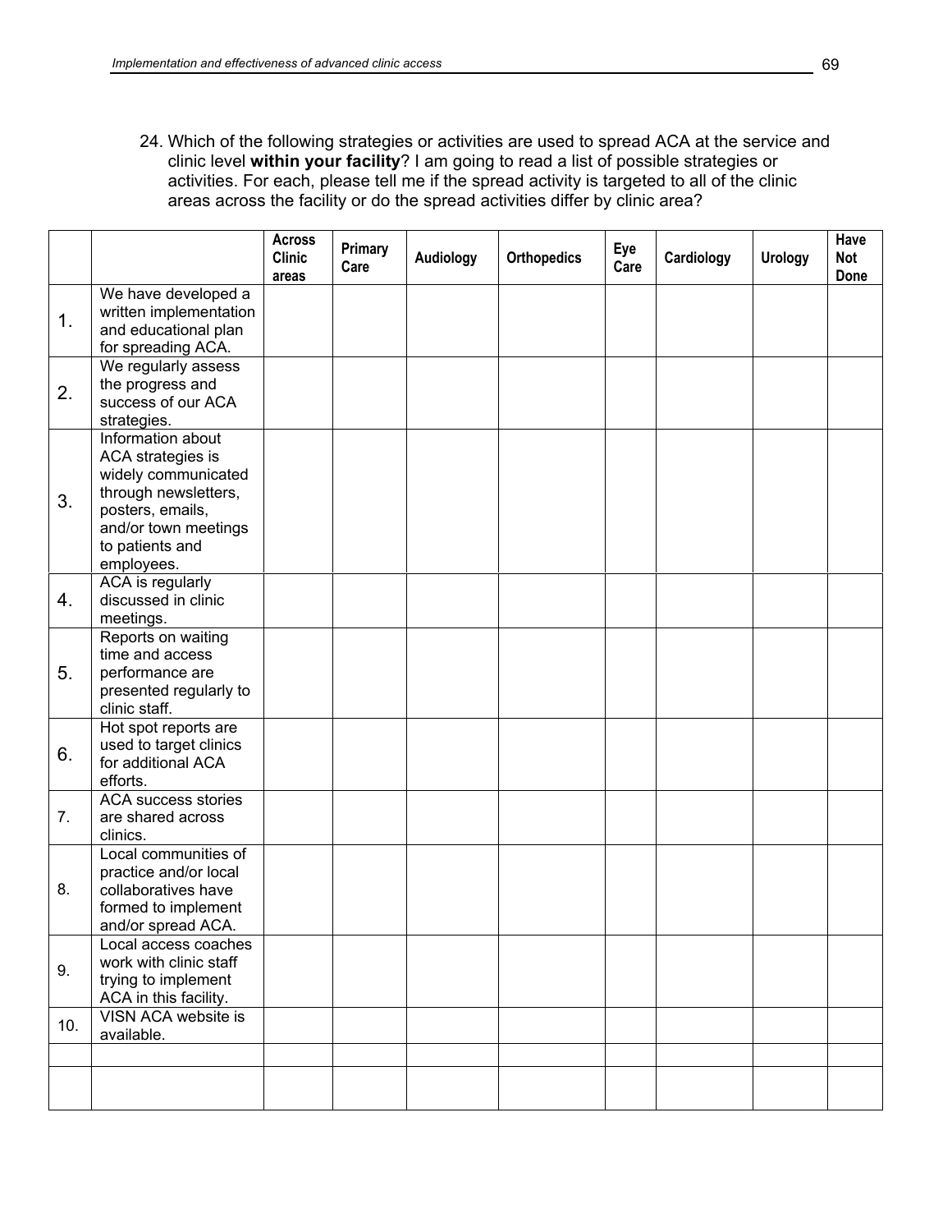24. Which of the following strategies or activities are used to spread ACA at the service and clinic level **within your facility**? I am going to read a list of possible strategies or activities. For each, please tell me if the spread activity is targeted to all of the clinic areas across the facility or do the spread activities differ by clinic area?

| | | **Across Clinic areas** | **Primary Care** | **Audiology** | **Orthopedics** | **Eye Care** | **Cardiology** | **Urology** | **Have Not Done** |
|---|---|---|---|---|---|---|---|---|---|
| 1. | We have developed a written implementation and educational plan for spreading ACA. | | | | | | | | |
| 2. | We regularly assess the progress and success of our ACA strategies. | | | | | | | | |
| 3. | Information about ACA strategies is widely communicated through newsletters, posters, emails, and/or town meetings to patients and employees. | | | | | | | | |
| 4. | ACA is regularly discussed in clinic meetings. | | | | | | | | |
| 5. | Reports on waiting time and access performance are presented regularly to clinic staff. | | | | | | | | |
| 6. | Hot spot reports are used to target clinics for additional ACA efforts. | | | | | | | | |
| 7. | ACA success stories are shared across clinics. | | | | | | | | |
| 8. | Local communities of practice and/or local collaboratives have formed to implement and/or spread ACA. | | | | | | | | |
| 9. | Local access coaches work with clinic staff trying to implement ACA in this facility. | | | | | | | | |
| 10. | VISN ACA website is available. | | | | | | | | |
| | | | | | | | | | |
| | | | | | | | | | |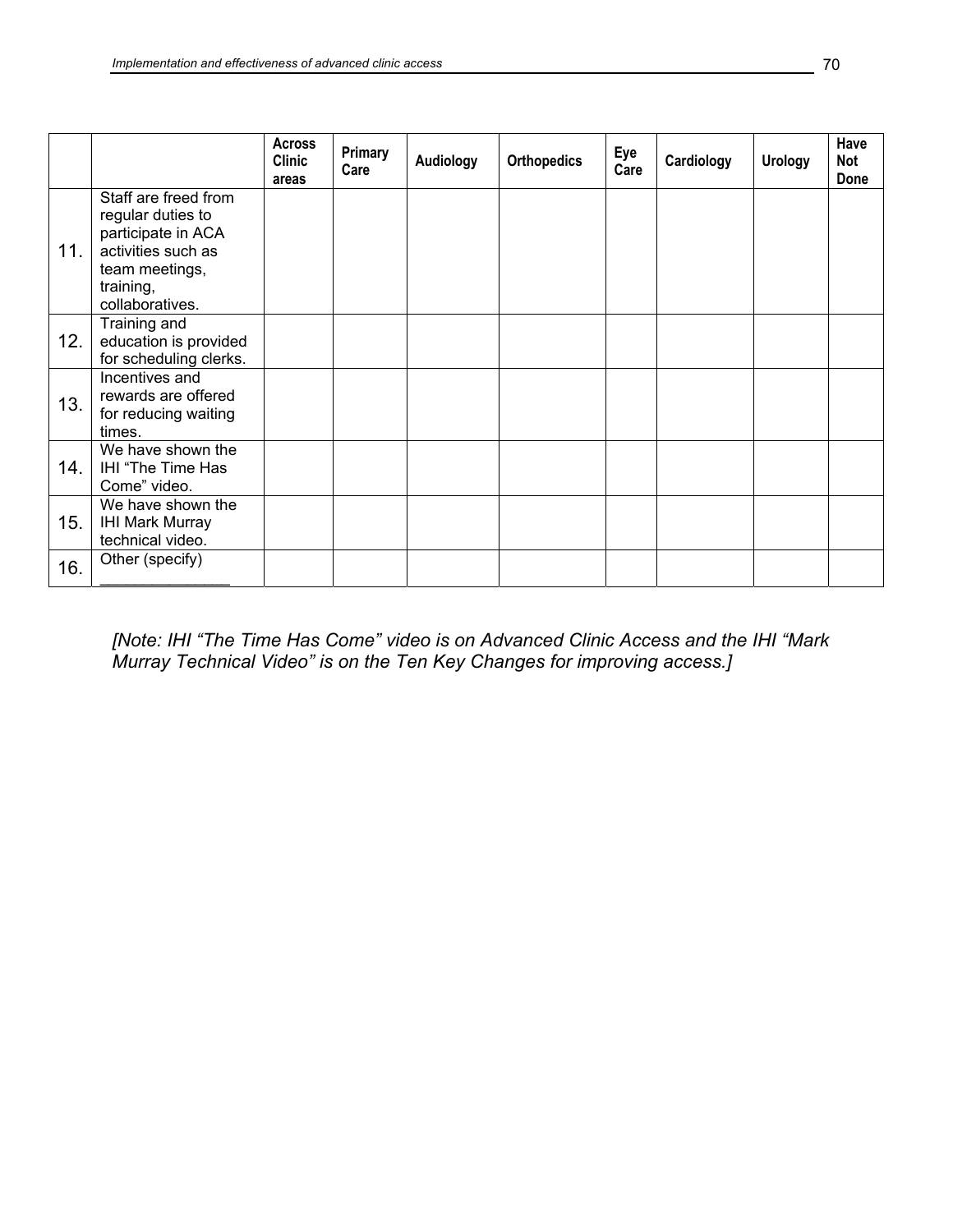| | | Across Clinic areas | Primary Care | Audiology | Orthopedics | Eye Care | Cardiology | Urology | Have Not Done |
|---|---|---|---|---|---|---|---|---|---|
| 11. | Staff are freed from regular duties to participate in ACA activities such as team meetings, training, collaboratives. | | | | | | | | |
| 12. | Training and education is provided for scheduling clerks. | | | | | | | | |
| 13. | Incentives and rewards are offered for reducing waiting times. | | | | | | | | |
| 14. | We have shown the IHI "The Time Has Come" video. | | | | | | | | |
| 15. | We have shown the IHI Mark Murray technical video. | | | | | | | | |
| 16. | Other (specify) _______________ | | | | | | | | |

*[Note: IHI "The Time Has Come" video is on Advanced Clinic Access and the IHI "Mark Murray Technical Video" is on the Ten Key Changes for improving access.]*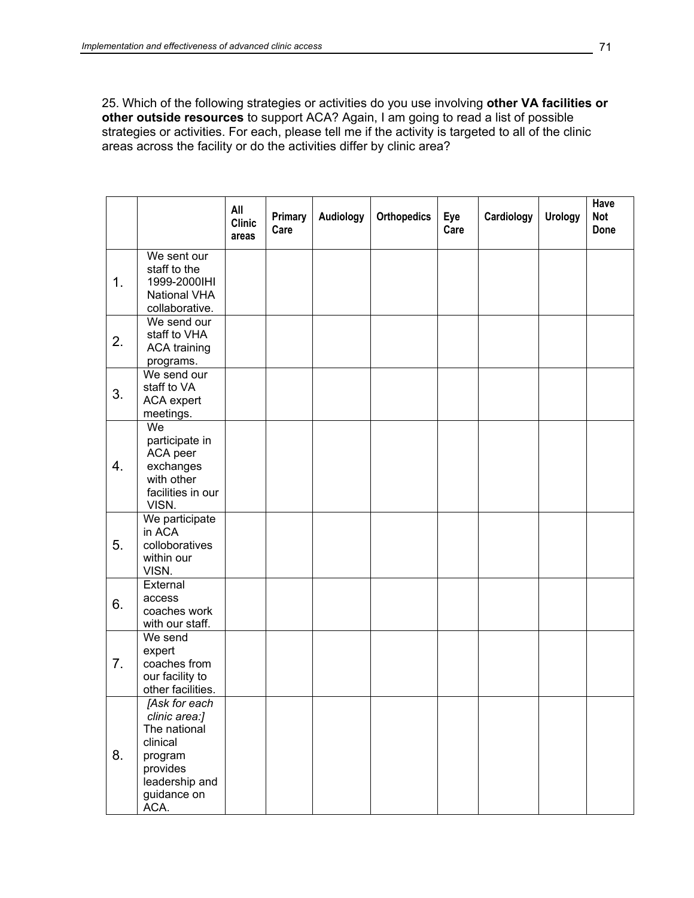25. Which of the following strategies or activities do you use involving **other VA facilities or other outside resources** to support ACA? Again, I am going to read a list of possible strategies or activities. For each, please tell me if the activity is targeted to all of the clinic areas across the facility or do the activities differ by clinic area?

| | | All Clinic areas | Primary Care | Audiology | Orthopedics | Eye Care | Cardiology | Urology | Have Not Done |
|---|---|---|---|---|---|---|---|---|---|
| 1. | We sent our staff to the 1999-2000IHI National VHA collaborative. | | | | | | | | |
| 2. | We send our staff to VHA ACA training programs. | | | | | | | | |
| 3. | We send our staff to VA ACA expert meetings. | | | | | | | | |
| 4. | We participate in ACA peer exchanges with other facilities in our VISN. | | | | | | | | |
| 5. | We participate in ACA colloboratives within our VISN. | | | | | | | | |
| 6. | External access coaches work with our staff. | | | | | | | | |
| 7. | We send expert coaches from our facility to other facilities. | | | | | | | | |
| 8. | *[Ask for each clinic area:]* The national clinical program provides leadership and guidance on ACA. | | | | | | | | |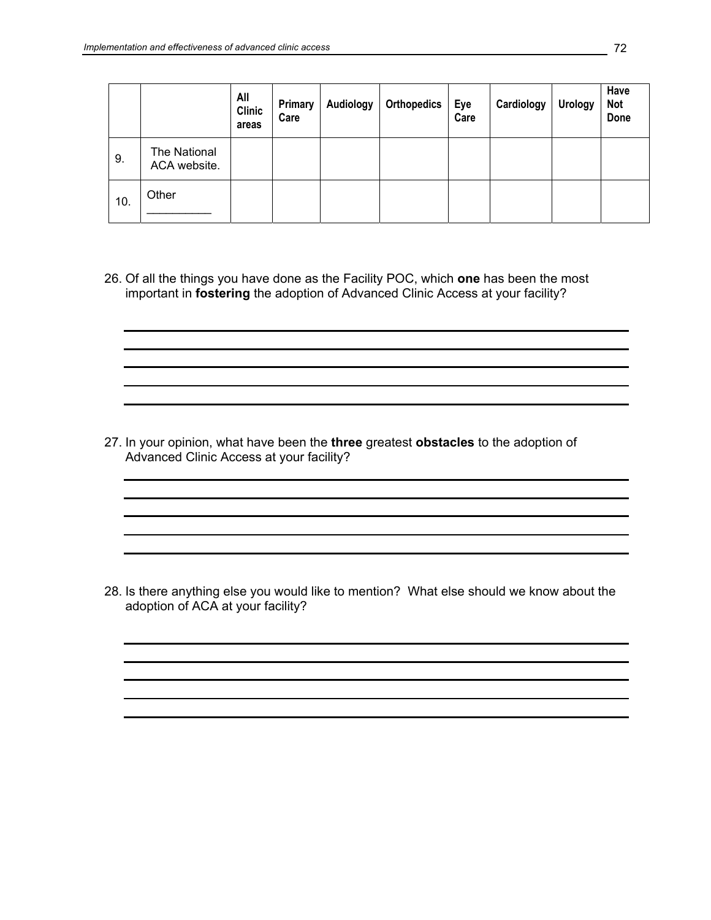| | | All Clinic areas | Primary Care | Audiology | Orthopedics | Eye Care | Cardiology | Urology | Have Not Done |
|---|---|---|---|---|---|---|---|---|---|
| 9. | The National ACA website. | | | | | | | | |
| 10. | Other __________ | | | | | | | | |

26. Of all the things you have done as the Facility POC, which **one** has been the most important in **fostering** the adoption of Advanced Clinic Access at your facility?

_______________________________________________
_______________________________________________
_______________________________________________
_______________________________________________
_______________________________________________

27. In your opinion, what have been the **three** greatest **obstacles** to the adoption of Advanced Clinic Access at your facility?

_______________________________________________
_______________________________________________
_______________________________________________
_______________________________________________
_______________________________________________

28. Is there anything else you would like to mention? What else should we know about the adoption of ACA at your facility?

_______________________________________________
_______________________________________________
_______________________________________________
_______________________________________________
_______________________________________________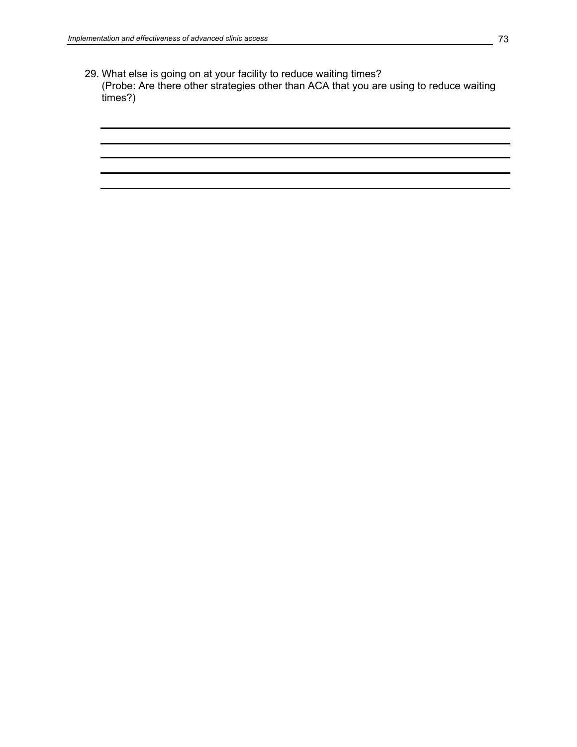29. What else is going on at your facility to reduce waiting times?
    (Probe: Are there other strategies other than ACA that you are using to reduce waiting times?)

    ______________________________________________________________________

    ______________________________________________________________________

    ______________________________________________________________________

    ______________________________________________________________________

    ______________________________________________________________________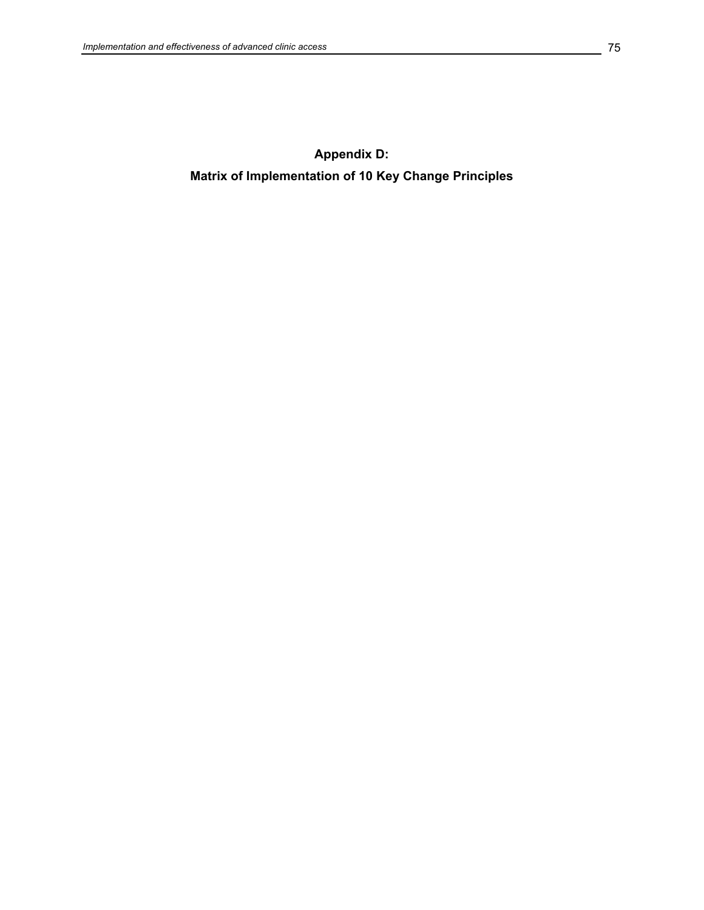# Appendix D:
# Matrix of Implementation of 10 Key Change Principles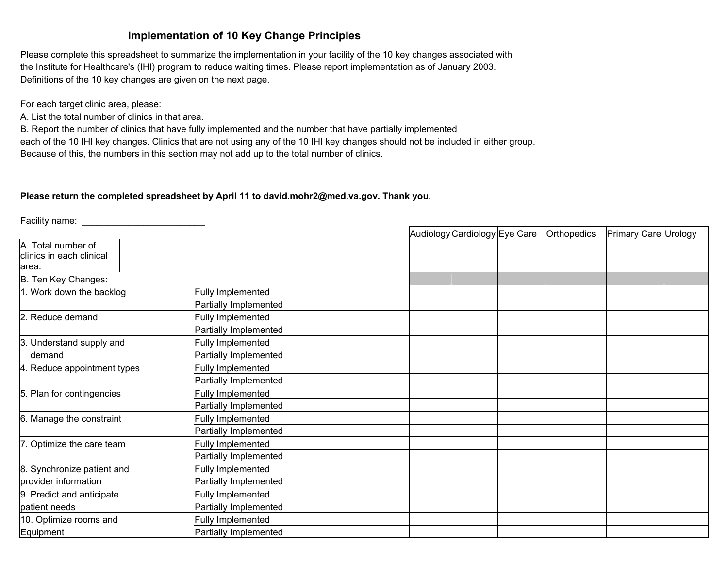## Implementation of 10 Key Change Principles

Please complete this spreadsheet to summarize the implementation in your facility of the 10 key changes associated with the Institute for Healthcare's (IHI) program to reduce waiting times. Please report implementation as of January 2003. Definitions of the 10 key changes are given on the next page.

For each target clinic area, please:
A. List the total number of clinics in that area.
B. Report the number of clinics that have fully implemented and the number that have partially implemented each of the 10 IHI key changes. Clinics that are not using any of the 10 IHI key changes should not be included in either group. Because of this, the numbers in this section may not add up to the total number of clinics.

**Please return the completed spreadsheet by April 11 to david.mohr2@med.va.gov. Thank you.**

Facility name: ________________________

| | | Audiology | Cardiology | Eye Care | Orthopedics | Primary Care | Urology |
|---|---|---|---|---|---|---|---|
| A. Total number of clinics in each clinical area: | | | | | | | |
| B. Ten Key Changes: | | | | | | | |
| 1. Work down the backlog | Fully Implemented | | | | | | |
| | Partially Implemented | | | | | | |
| 2. Reduce demand | Fully Implemented | | | | | | |
| | Partially Implemented | | | | | | |
| 3. Understand supply and demand | Fully Implemented | | | | | | |
| | Partially Implemented | | | | | | |
| 4. Reduce appointment types | Fully Implemented | | | | | | |
| | Partially Implemented | | | | | | |
| 5. Plan for contingencies | Fully Implemented | | | | | | |
| | Partially Implemented | | | | | | |
| 6. Manage the constraint | Fully Implemented | | | | | | |
| | Partially Implemented | | | | | | |
| 7. Optimize the care team | Fully Implemented | | | | | | |
| | Partially Implemented | | | | | | |
| 8. Synchronize patient and provider information | Fully Implemented | | | | | | |
| | Partially Implemented | | | | | | |
| 9. Predict and anticipate patient needs | Fully Implemented | | | | | | |
| | Partially Implemented | | | | | | |
| 10. Optimize rooms and Equipment | Fully Implemented | | | | | | |
| | Partially Implemented | | | | | | |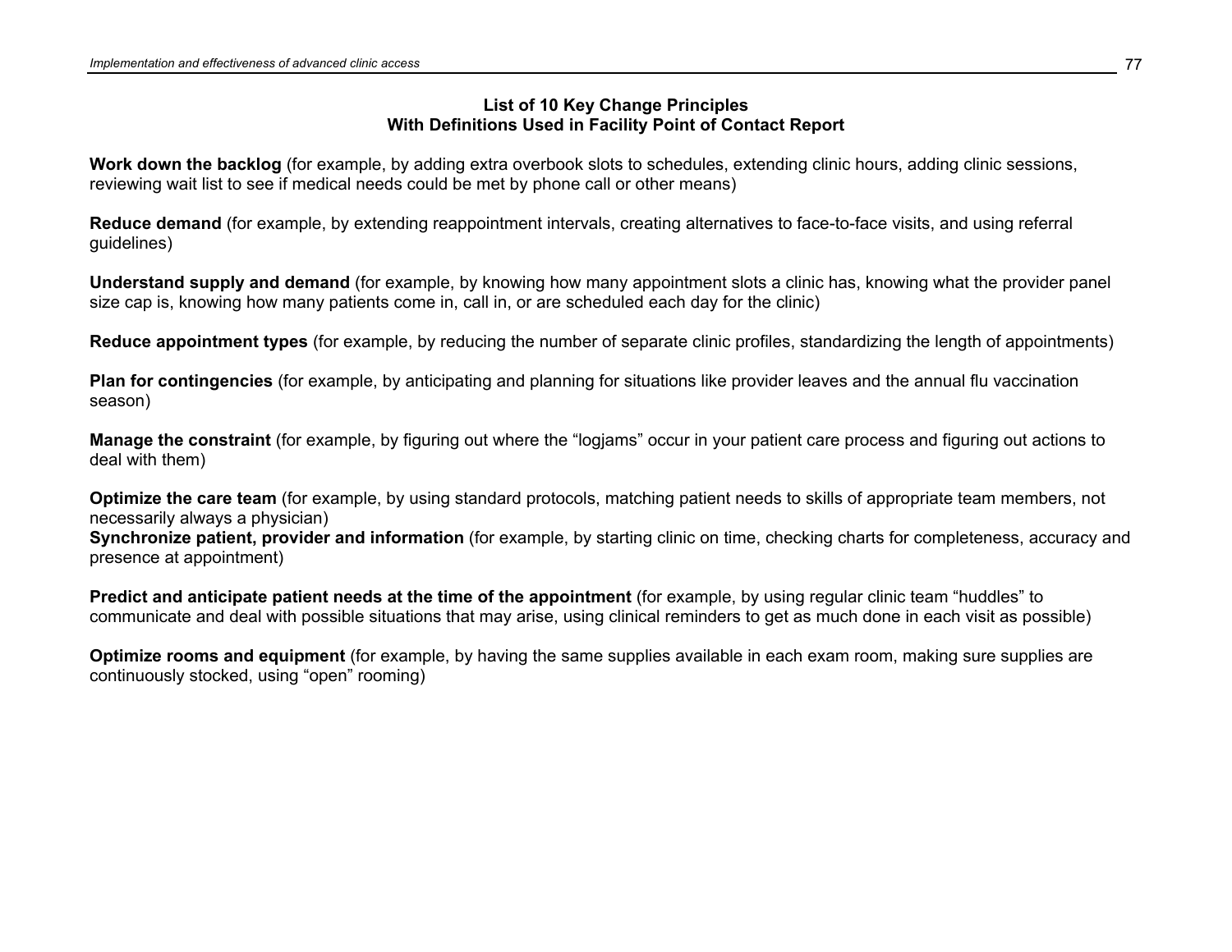**List of 10 Key Change Principles**
**With Definitions Used in Facility Point of Contact Report**

**Work down the backlog** (for example, by adding extra overbook slots to schedules, extending clinic hours, adding clinic sessions, reviewing wait list to see if medical needs could be met by phone call or other means)

**Reduce demand** (for example, by extending reappointment intervals, creating alternatives to face-to-face visits, and using referral guidelines)

**Understand supply and demand** (for example, by knowing how many appointment slots a clinic has, knowing what the provider panel size cap is, knowing how many patients come in, call in, or are scheduled each day for the clinic)

**Reduce appointment types** (for example, by reducing the number of separate clinic profiles, standardizing the length of appointments)

**Plan for contingencies** (for example, by anticipating and planning for situations like provider leaves and the annual flu vaccination season)

**Manage the constraint** (for example, by figuring out where the "logjams" occur in your patient care process and figuring out actions to deal with them)

**Optimize the care team** (for example, by using standard protocols, matching patient needs to skills of appropriate team members, not necessarily always a physician)

**Synchronize patient, provider and information** (for example, by starting clinic on time, checking charts for completeness, accuracy and presence at appointment)

**Predict and anticipate patient needs at the time of the appointment** (for example, by using regular clinic team "huddles" to communicate and deal with possible situations that may arise, using clinical reminders to get as much done in each visit as possible)

**Optimize rooms and equipment** (for example, by having the same supplies available in each exam room, making sure supplies are continuously stocked, using "open" rooming)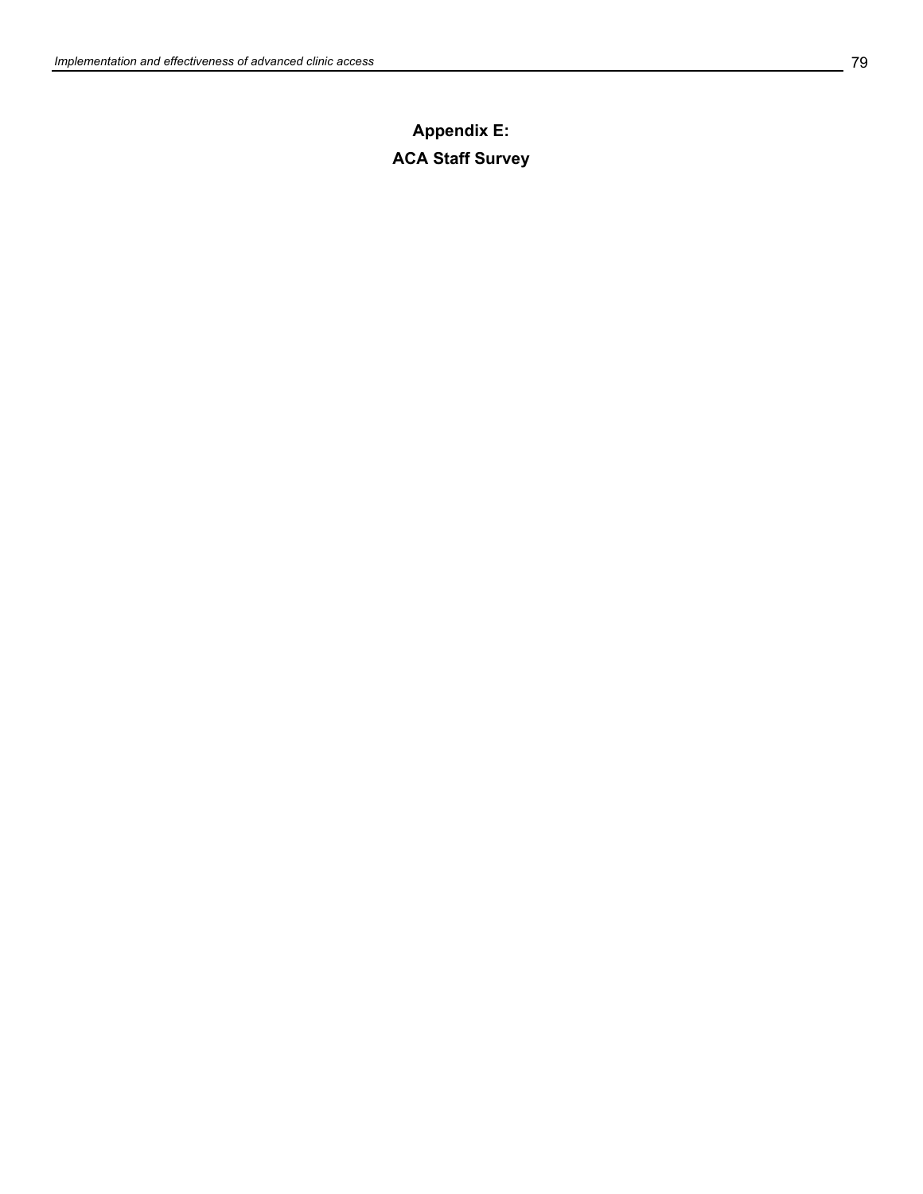# Appendix E:
# ACA Staff Survey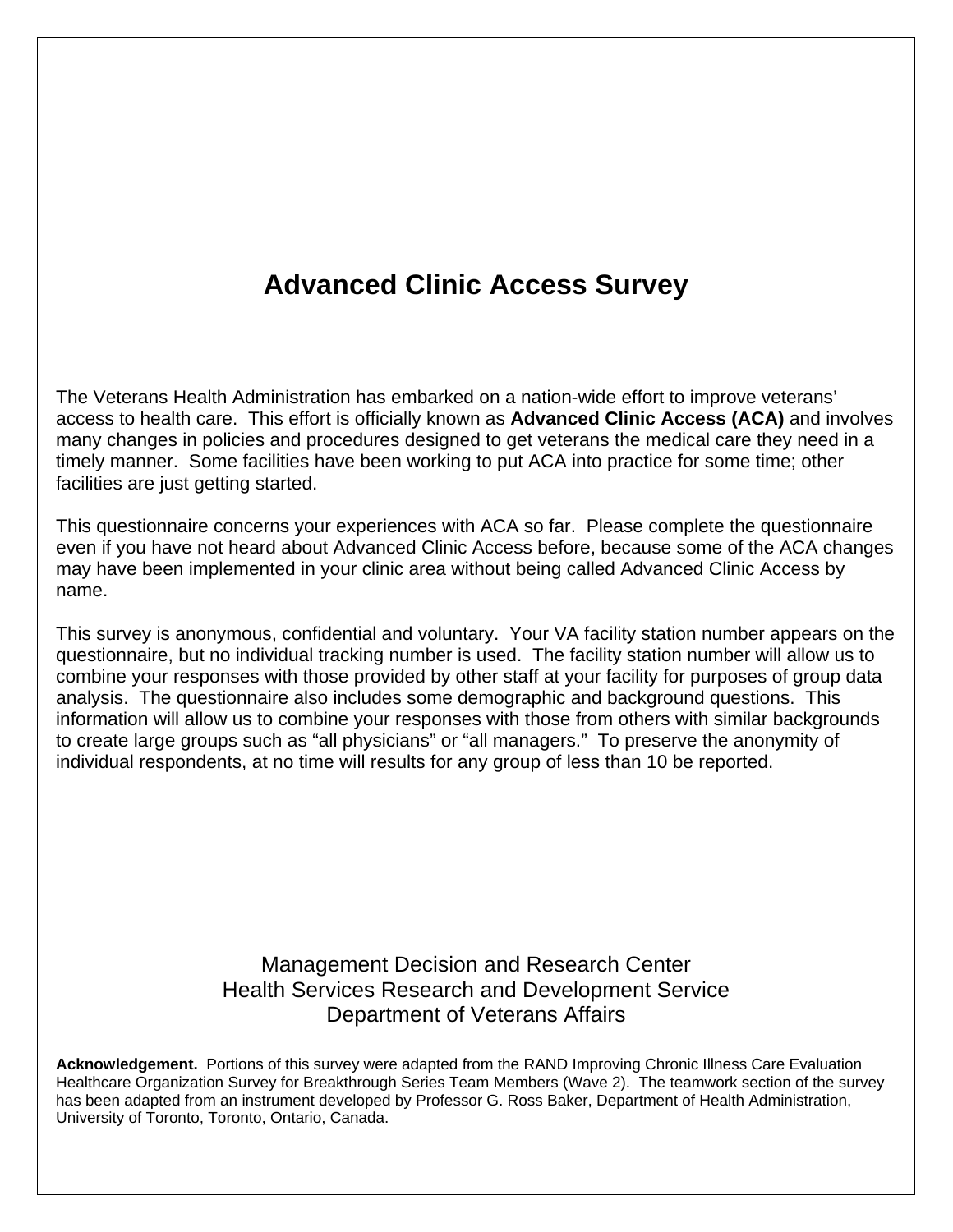# Advanced Clinic Access Survey

The Veterans Health Administration has embarked on a nation-wide effort to improve veterans' access to health care. This effort is officially known as **Advanced Clinic Access (ACA)** and involves many changes in policies and procedures designed to get veterans the medical care they need in a timely manner. Some facilities have been working to put ACA into practice for some time; other facilities are just getting started.

This questionnaire concerns your experiences with ACA so far. Please complete the questionnaire even if you have not heard about Advanced Clinic Access before, because some of the ACA changes may have been implemented in your clinic area without being called Advanced Clinic Access by name.

This survey is anonymous, confidential and voluntary. Your VA facility station number appears on the questionnaire, but no individual tracking number is used. The facility station number will allow us to combine your responses with those provided by other staff at your facility for purposes of group data analysis. The questionnaire also includes some demographic and background questions. This information will allow us to combine your responses with those from others with similar backgrounds to create large groups such as "all physicians" or "all managers." To preserve the anonymity of individual respondents, at no time will results for any group of less than 10 be reported.

Management Decision and Research Center
Health Services Research and Development Service
Department of Veterans Affairs

**Acknowledgement.** Portions of this survey were adapted from the RAND Improving Chronic Illness Care Evaluation Healthcare Organization Survey for Breakthrough Series Team Members (Wave 2). The teamwork section of the survey has been adapted from an instrument developed by Professor G. Ross Baker, Department of Health Administration, University of Toronto, Toronto, Ontario, Canada.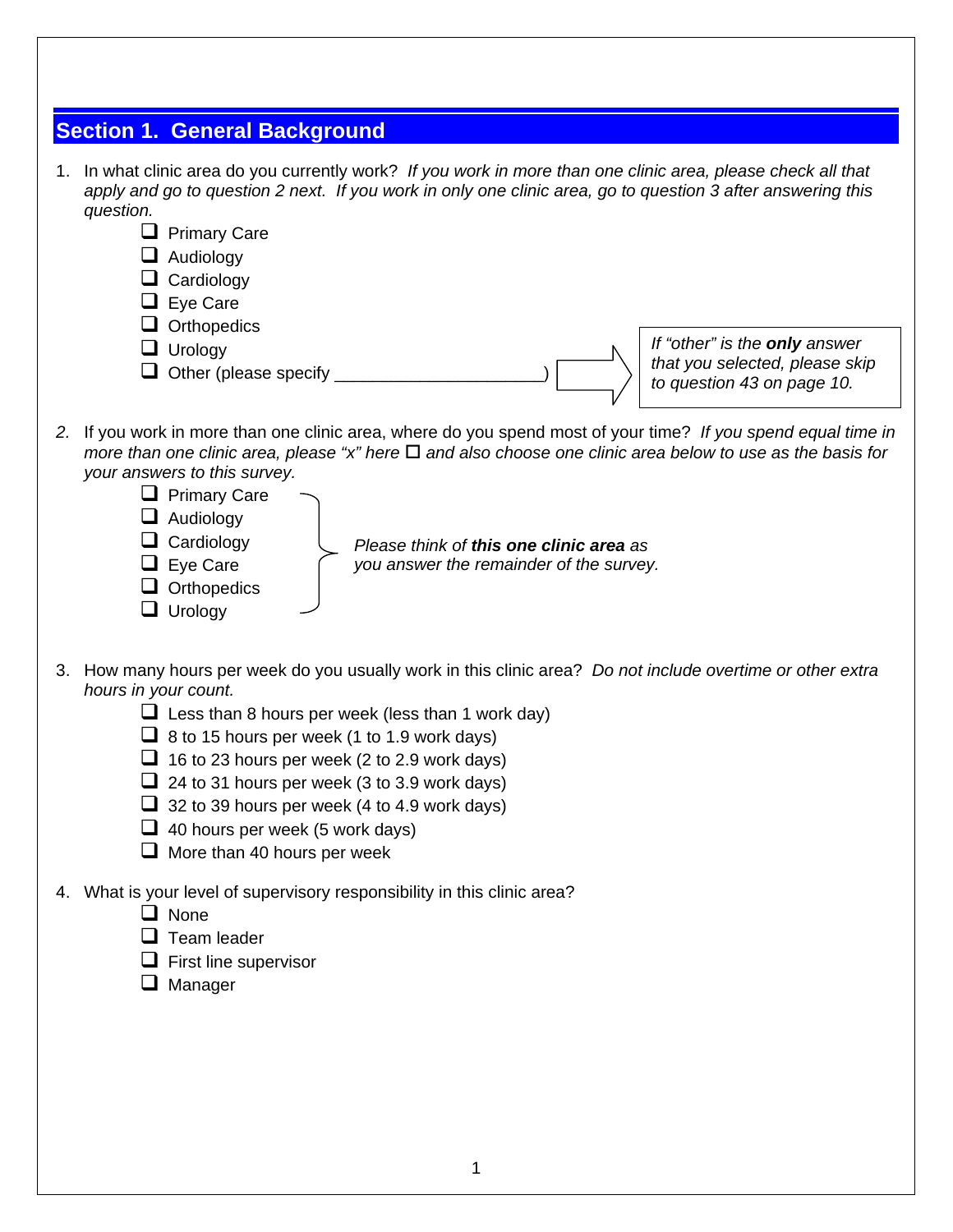## Section 1. General Background

1. In what clinic area do you currently work? *If you work in more than one clinic area, please check all that apply and go to question 2 next. If you work in only one clinic area, go to question 3 after answering this question.*
   - ☐ Primary Care
   - ☐ Audiology
   - ☐ Cardiology
   - ☐ Eye Care
   - ☐ Orthopedics
   - ☐ Urology
   - ☐ Other (please specify _____________________)

   *If "other" is the **only** answer that you selected, please skip to question 43 on page 10.*

2. If you work in more than one clinic area, where do you spend most of your time? *If you spend equal time in more than one clinic area, please "x" here ☐ and also choose one clinic area below to use as the basis for your answers to this survey.*
   - ☐ Primary Care
   - ☐ Audiology
   - ☐ Cardiology
   - ☐ Eye Care
   - ☐ Orthopedics
   - ☐ Urology

   *Please think of **this one clinic area** as you answer the remainder of the survey.*

3. How many hours per week do you usually work in this clinic area? *Do not include overtime or other extra hours in your count.*
   - ☐ Less than 8 hours per week (less than 1 work day)
   - ☐ 8 to 15 hours per week (1 to 1.9 work days)
   - ☐ 16 to 23 hours per week (2 to 2.9 work days)
   - ☐ 24 to 31 hours per week (3 to 3.9 work days)
   - ☐ 32 to 39 hours per week (4 to 4.9 work days)
   - ☐ 40 hours per week (5 work days)
   - ☐ More than 40 hours per week

4. What is your level of supervisory responsibility in this clinic area?
   - ☐ None
   - ☐ Team leader
   - ☐ First line supervisor
   - ☐ Manager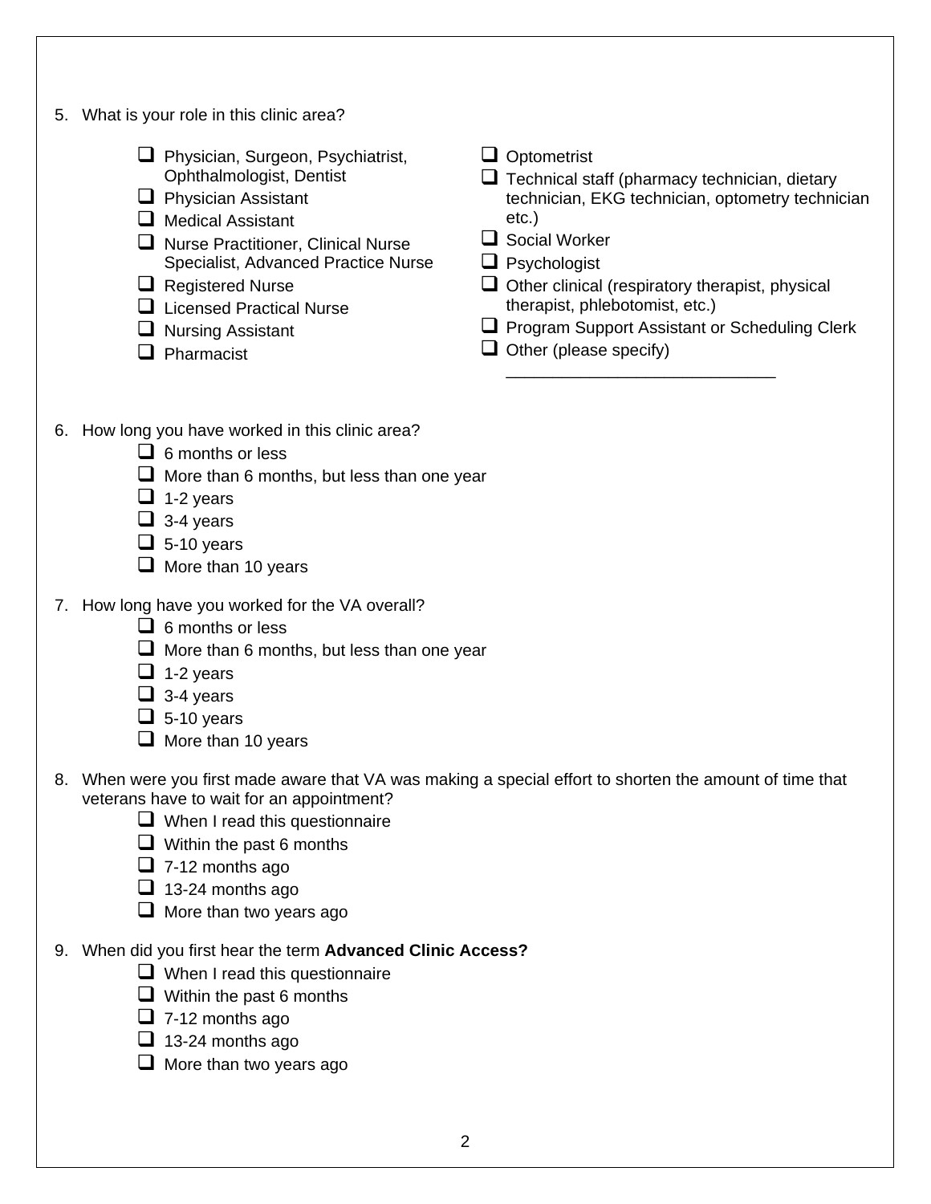5. What is your role in this clinic area?

   - ❑ Physician, Surgeon, Psychiatrist, Ophthalmologist, Dentist
   - ❑ Physician Assistant
   - ❑ Medical Assistant
   - ❑ Nurse Practitioner, Clinical Nurse Specialist, Advanced Practice Nurse
   - ❑ Registered Nurse
   - ❑ Licensed Practical Nurse
   - ❑ Nursing Assistant
   - ❑ Pharmacist
   - ❑ Optometrist
   - ❑ Technical staff (pharmacy technician, dietary technician, EKG technician, optometry technician etc.)
   - ❑ Social Worker
   - ❑ Psychologist
   - ❑ Other clinical (respiratory therapist, physical therapist, phlebotomist, etc.)
   - ❑ Program Support Assistant or Scheduling Clerk
   - ❑ Other (please specify) ______________________________

6. How long you have worked in this clinic area?
   - ❑ 6 months or less
   - ❑ More than 6 months, but less than one year
   - ❑ 1-2 years
   - ❑ 3-4 years
   - ❑ 5-10 years
   - ❑ More than 10 years

7. How long have you worked for the VA overall?
   - ❑ 6 months or less
   - ❑ More than 6 months, but less than one year
   - ❑ 1-2 years
   - ❑ 3-4 years
   - ❑ 5-10 years
   - ❑ More than 10 years

8. When were you first made aware that VA was making a special effort to shorten the amount of time that veterans have to wait for an appointment?
   - ❑ When I read this questionnaire
   - ❑ Within the past 6 months
   - ❑ 7-12 months ago
   - ❑ 13-24 months ago
   - ❑ More than two years ago

9. When did you first hear the term **Advanced Clinic Access?**
   - ❑ When I read this questionnaire
   - ❑ Within the past 6 months
   - ❑ 7-12 months ago
   - ❑ 13-24 months ago
   - ❑ More than two years ago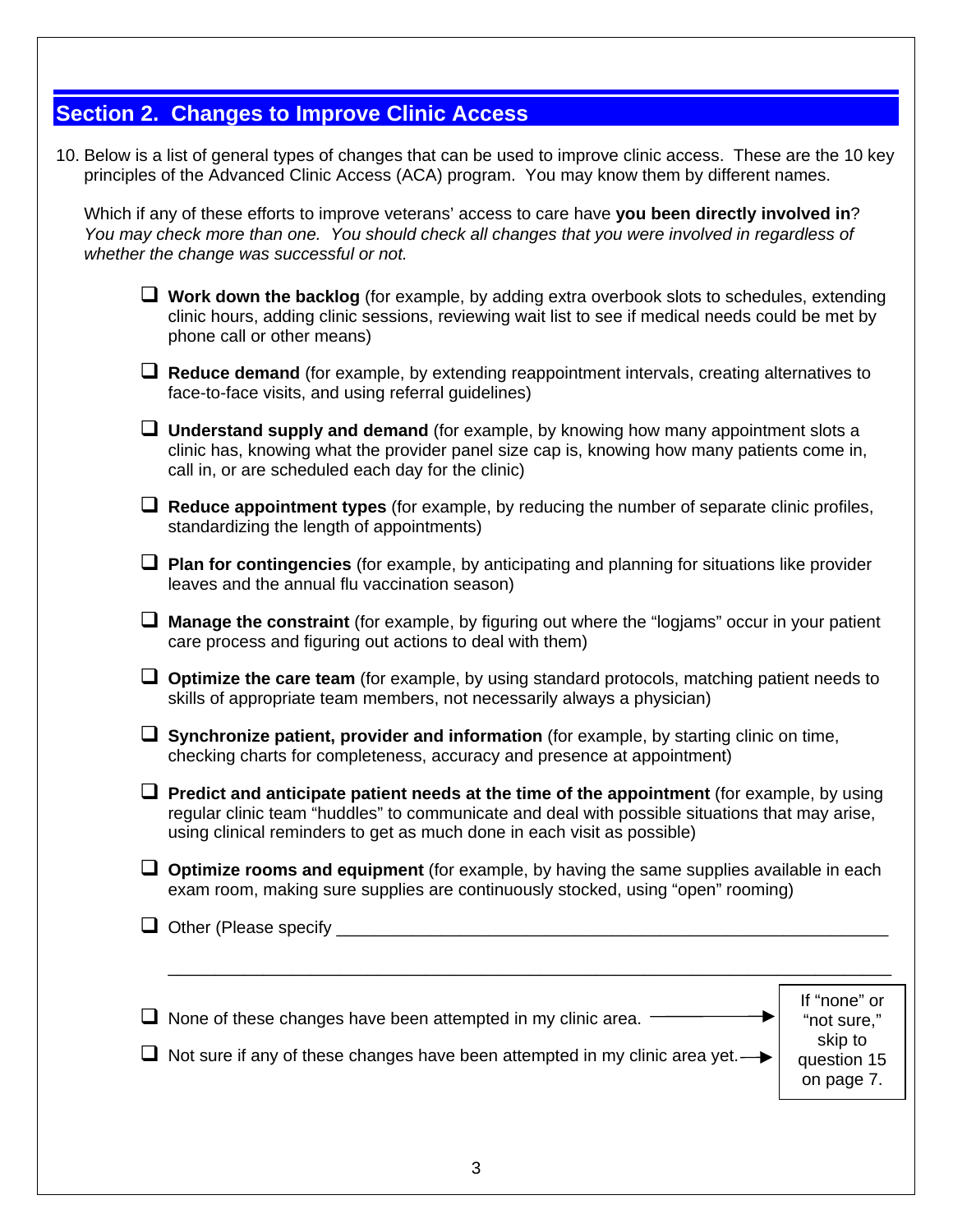## Section 2. Changes to Improve Clinic Access

10. Below is a list of general types of changes that can be used to improve clinic access. These are the 10 key principles of the Advanced Clinic Access (ACA) program. You may know them by different names.

    Which if any of these efforts to improve veterans' access to care have **you been directly involved in**? *You may check more than one. You should check all changes that you were involved in regardless of whether the change was successful or not.*

    - ☐ **Work down the backlog** (for example, by adding extra overbook slots to schedules, extending clinic hours, adding clinic sessions, reviewing wait list to see if medical needs could be met by phone call or other means)
    - ☐ **Reduce demand** (for example, by extending reappointment intervals, creating alternatives to face-to-face visits, and using referral guidelines)
    - ☐ **Understand supply and demand** (for example, by knowing how many appointment slots a clinic has, knowing what the provider panel size cap is, knowing how many patients come in, call in, or are scheduled each day for the clinic)
    - ☐ **Reduce appointment types** (for example, by reducing the number of separate clinic profiles, standardizing the length of appointments)
    - ☐ **Plan for contingencies** (for example, by anticipating and planning for situations like provider leaves and the annual flu vaccination season)
    - ☐ **Manage the constraint** (for example, by figuring out where the "logjams" occur in your patient care process and figuring out actions to deal with them)
    - ☐ **Optimize the care team** (for example, by using standard protocols, matching patient needs to skills of appropriate team members, not necessarily always a physician)
    - ☐ **Synchronize patient, provider and information** (for example, by starting clinic on time, checking charts for completeness, accuracy and presence at appointment)
    - ☐ **Predict and anticipate patient needs at the time of the appointment** (for example, by using regular clinic team "huddles" to communicate and deal with possible situations that may arise, using clinical reminders to get as much done in each visit as possible)
    - ☐ **Optimize rooms and equipment** (for example, by having the same supplies available in each exam room, making sure supplies are continuously stocked, using "open" rooming)
    - ☐ Other (Please specify ____________________________________________
      ____________________________________________)
    - ☐ None of these changes have been attempted in my clinic area. →
    - ☐ Not sure if any of these changes have been attempted in my clinic area yet. →

    If "none" or "not sure," skip to question 15 on page 7.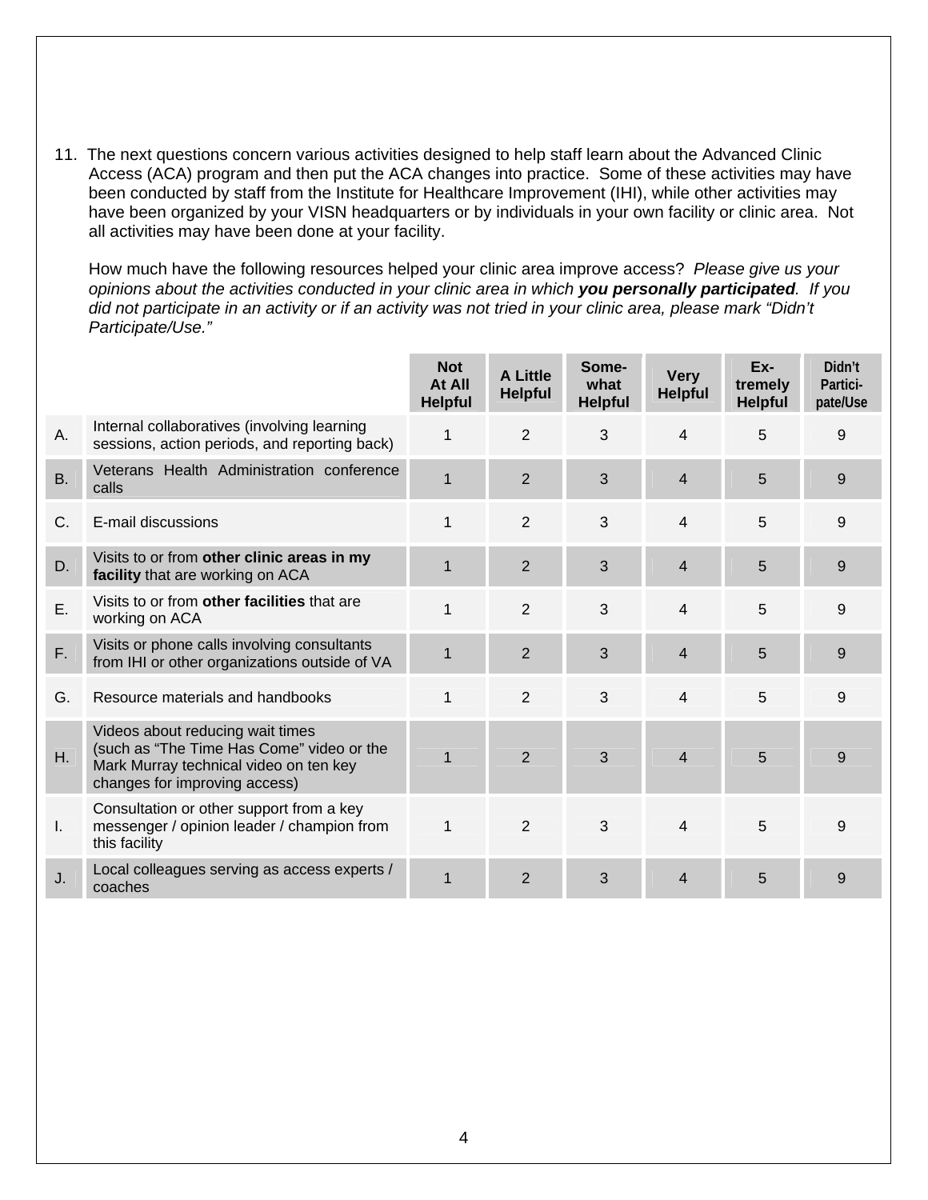11. The next questions concern various activities designed to help staff learn about the Advanced Clinic Access (ACA) program and then put the ACA changes into practice. Some of these activities may have been conducted by staff from the Institute for Healthcare Improvement (IHI), while other activities may have been organized by your VISN headquarters or by individuals in your own facility or clinic area. Not all activities may have been done at your facility.

    How much have the following resources helped your clinic area improve access? *Please give us your opinions about the activities conducted in your clinic area in which **you personally participated**. If you did not participate in an activity or if an activity was not tried in your clinic area, please mark "Didn't Participate/Use."*

| | | Not At All Helpful | A Little Helpful | Some-what Helpful | Very Helpful | Ex-tremely Helpful | Didn't Partici-pate/Use |
|---|---|---|---|---|---|---|---|
| A. | Internal collaboratives (involving learning sessions, action periods, and reporting back) | 1 | 2 | 3 | 4 | 5 | 9 |
| B. | Veterans Health Administration conference calls | 1 | 2 | 3 | 4 | 5 | 9 |
| C. | E-mail discussions | 1 | 2 | 3 | 4 | 5 | 9 |
| D. | Visits to or from **other clinic areas in my facility** that are working on ACA | 1 | 2 | 3 | 4 | 5 | 9 |
| E. | Visits to or from **other facilities** that are working on ACA | 1 | 2 | 3 | 4 | 5 | 9 |
| F. | Visits or phone calls involving consultants from IHI or other organizations outside of VA | 1 | 2 | 3 | 4 | 5 | 9 |
| G. | Resource materials and handbooks | 1 | 2 | 3 | 4 | 5 | 9 |
| H. | Videos about reducing wait times (such as "The Time Has Come" video or the Mark Murray technical video on ten key changes for improving access) | 1 | 2 | 3 | 4 | 5 | 9 |
| I. | Consultation or other support from a key messenger / opinion leader / champion from this facility | 1 | 2 | 3 | 4 | 5 | 9 |
| J. | Local colleagues serving as access experts / coaches | 1 | 2 | 3 | 4 | 5 | 9 |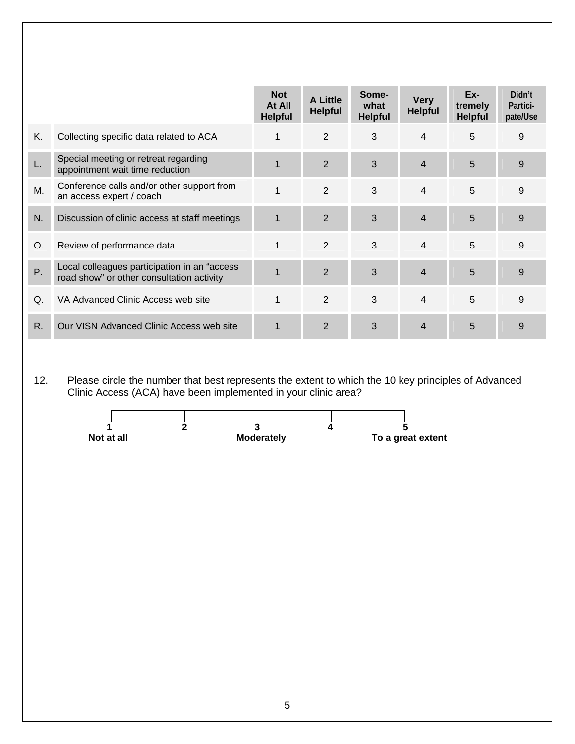| | | Not At All Helpful | A Little Helpful | Some-what Helpful | Very Helpful | Ex-tremely Helpful | Didn't Partici-pate/Use |
|---|---|---|---|---|---|---|---|
| K. | Collecting specific data related to ACA | 1 | 2 | 3 | 4 | 5 | 9 |
| L. | Special meeting or retreat regarding appointment wait time reduction | 1 | 2 | 3 | 4 | 5 | 9 |
| M. | Conference calls and/or other support from an access expert / coach | 1 | 2 | 3 | 4 | 5 | 9 |
| N. | Discussion of clinic access at staff meetings | 1 | 2 | 3 | 4 | 5 | 9 |
| O. | Review of performance data | 1 | 2 | 3 | 4 | 5 | 9 |
| P. | Local colleagues participation in an "access road show" or other consultation activity | 1 | 2 | 3 | 4 | 5 | 9 |
| Q. | VA Advanced Clinic Access web site | 1 | 2 | 3 | 4 | 5 | 9 |
| R. | Our VISN Advanced Clinic Access web site | 1 | 2 | 3 | 4 | 5 | 9 |

12. Please circle the number that best represents the extent to which the 10 key principles of Advanced Clinic Access (ACA) have been implemented in your clinic area?

| 1 | 2 | 3 | 4 | 5 |
|---|---|---|---|---|
| **Not at all** | | **Moderately** | | **To a great extent** |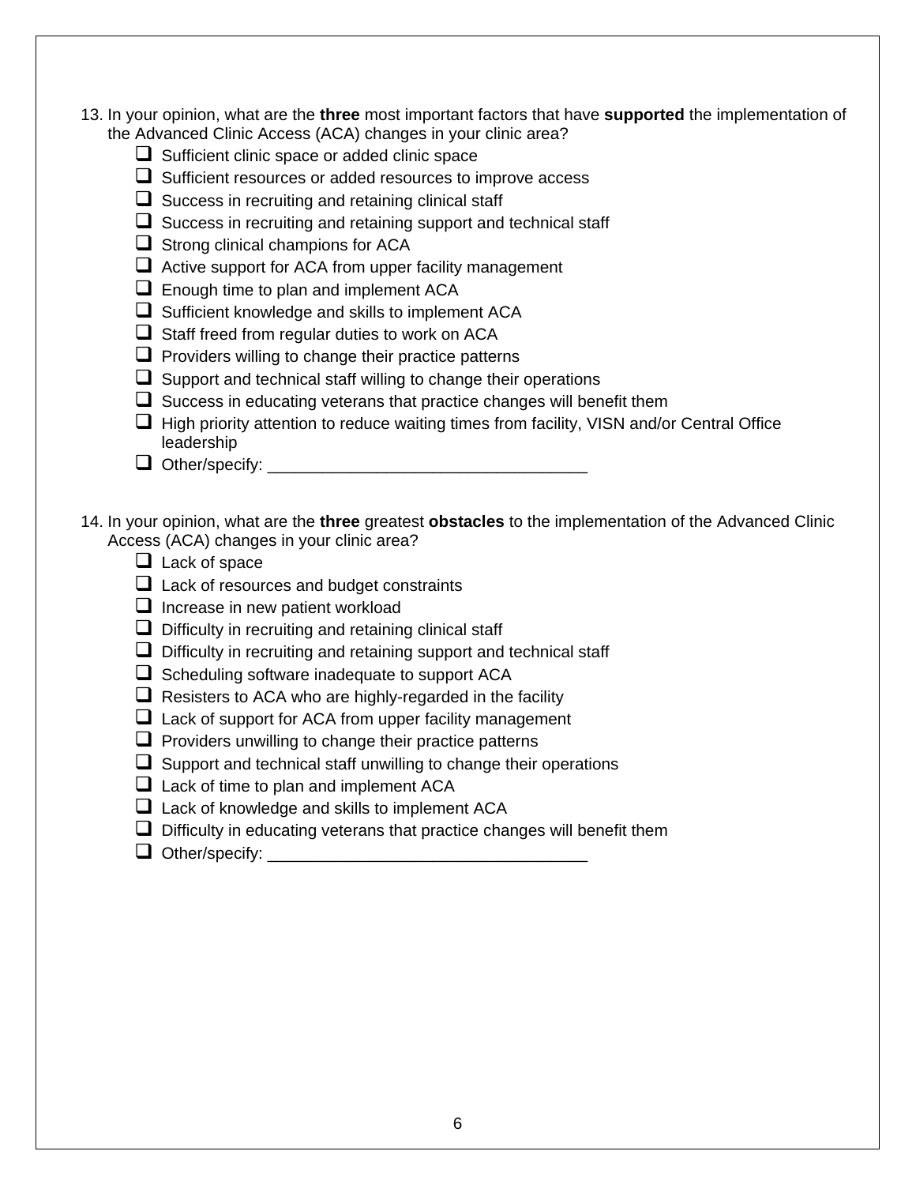13. In your opinion, what are the **three** most important factors that have **supported** the implementation of the Advanced Clinic Access (ACA) changes in your clinic area?
    - ☐ Sufficient clinic space or added clinic space
    - ☐ Sufficient resources or added resources to improve access
    - ☐ Success in recruiting and retaining clinical staff
    - ☐ Success in recruiting and retaining support and technical staff
    - ☐ Strong clinical champions for ACA
    - ☐ Active support for ACA from upper facility management
    - ☐ Enough time to plan and implement ACA
    - ☐ Sufficient knowledge and skills to implement ACA
    - ☐ Staff freed from regular duties to work on ACA
    - ☐ Providers willing to change their practice patterns
    - ☐ Support and technical staff willing to change their operations
    - ☐ Success in educating veterans that practice changes will benefit them
    - ☐ High priority attention to reduce waiting times from facility, VISN and/or Central Office leadership
    - ☐ Other/specify: ___________________________________

14. In your opinion, what are the **three** greatest **obstacles** to the implementation of the Advanced Clinic Access (ACA) changes in your clinic area?
    - ☐ Lack of space
    - ☐ Lack of resources and budget constraints
    - ☐ Increase in new patient workload
    - ☐ Difficulty in recruiting and retaining clinical staff
    - ☐ Difficulty in recruiting and retaining support and technical staff
    - ☐ Scheduling software inadequate to support ACA
    - ☐ Resisters to ACA who are highly-regarded in the facility
    - ☐ Lack of support for ACA from upper facility management
    - ☐ Providers unwilling to change their practice patterns
    - ☐ Support and technical staff unwilling to change their operations
    - ☐ Lack of time to plan and implement ACA
    - ☐ Lack of knowledge and skills to implement ACA
    - ☐ Difficulty in educating veterans that practice changes will benefit them
    - ☐ Other/specify: ___________________________________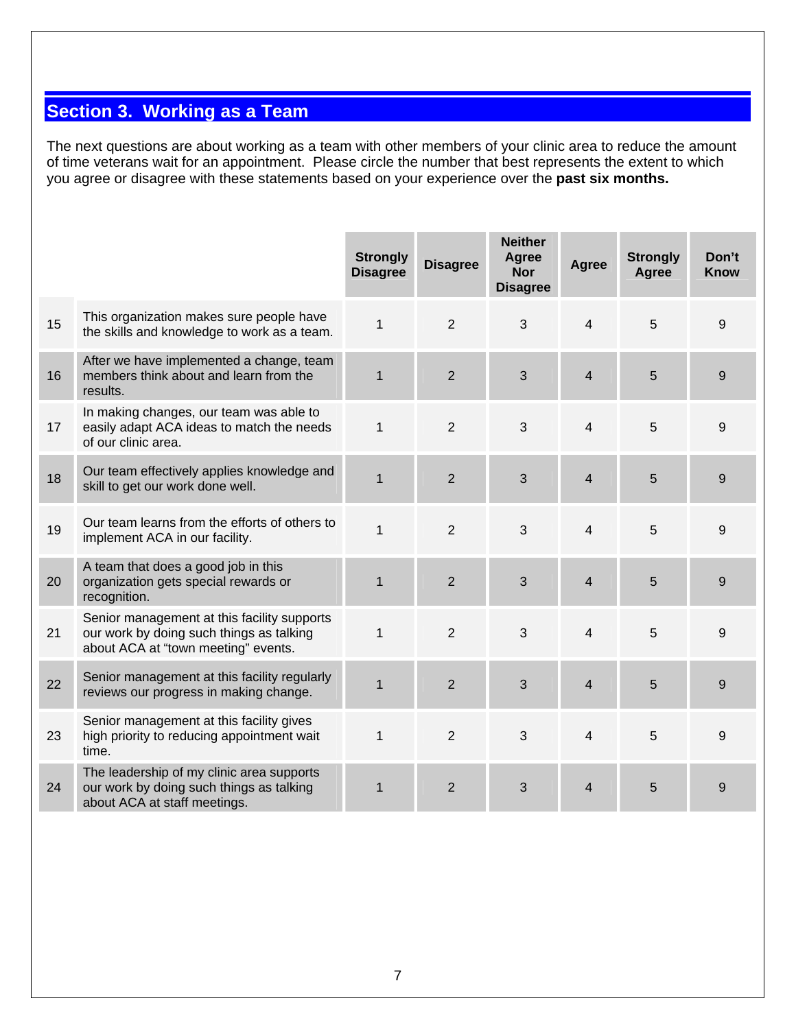## Section 3. Working as a Team

The next questions are about working as a team with other members of your clinic area to reduce the amount of time veterans wait for an appointment. Please circle the number that best represents the extent to which you agree or disagree with these statements based on your experience over the **past six months.**

| | | Strongly Disagree | Disagree | Neither Agree Nor Disagree | Agree | Strongly Agree | Don't Know |
|---|---|---|---|---|---|---|---|
| 15 | This organization makes sure people have the skills and knowledge to work as a team. | 1 | 2 | 3 | 4 | 5 | 9 |
| 16 | After we have implemented a change, team members think about and learn from the results. | 1 | 2 | 3 | 4 | 5 | 9 |
| 17 | In making changes, our team was able to easily adapt ACA ideas to match the needs of our clinic area. | 1 | 2 | 3 | 4 | 5 | 9 |
| 18 | Our team effectively applies knowledge and skill to get our work done well. | 1 | 2 | 3 | 4 | 5 | 9 |
| 19 | Our team learns from the efforts of others to implement ACA in our facility. | 1 | 2 | 3 | 4 | 5 | 9 |
| 20 | A team that does a good job in this organization gets special rewards or recognition. | 1 | 2 | 3 | 4 | 5 | 9 |
| 21 | Senior management at this facility supports our work by doing such things as talking about ACA at "town meeting" events. | 1 | 2 | 3 | 4 | 5 | 9 |
| 22 | Senior management at this facility regularly reviews our progress in making change. | 1 | 2 | 3 | 4 | 5 | 9 |
| 23 | Senior management at this facility gives high priority to reducing appointment wait time. | 1 | 2 | 3 | 4 | 5 | 9 |
| 24 | The leadership of my clinic area supports our work by doing such things as talking about ACA at staff meetings. | 1 | 2 | 3 | 4 | 5 | 9 |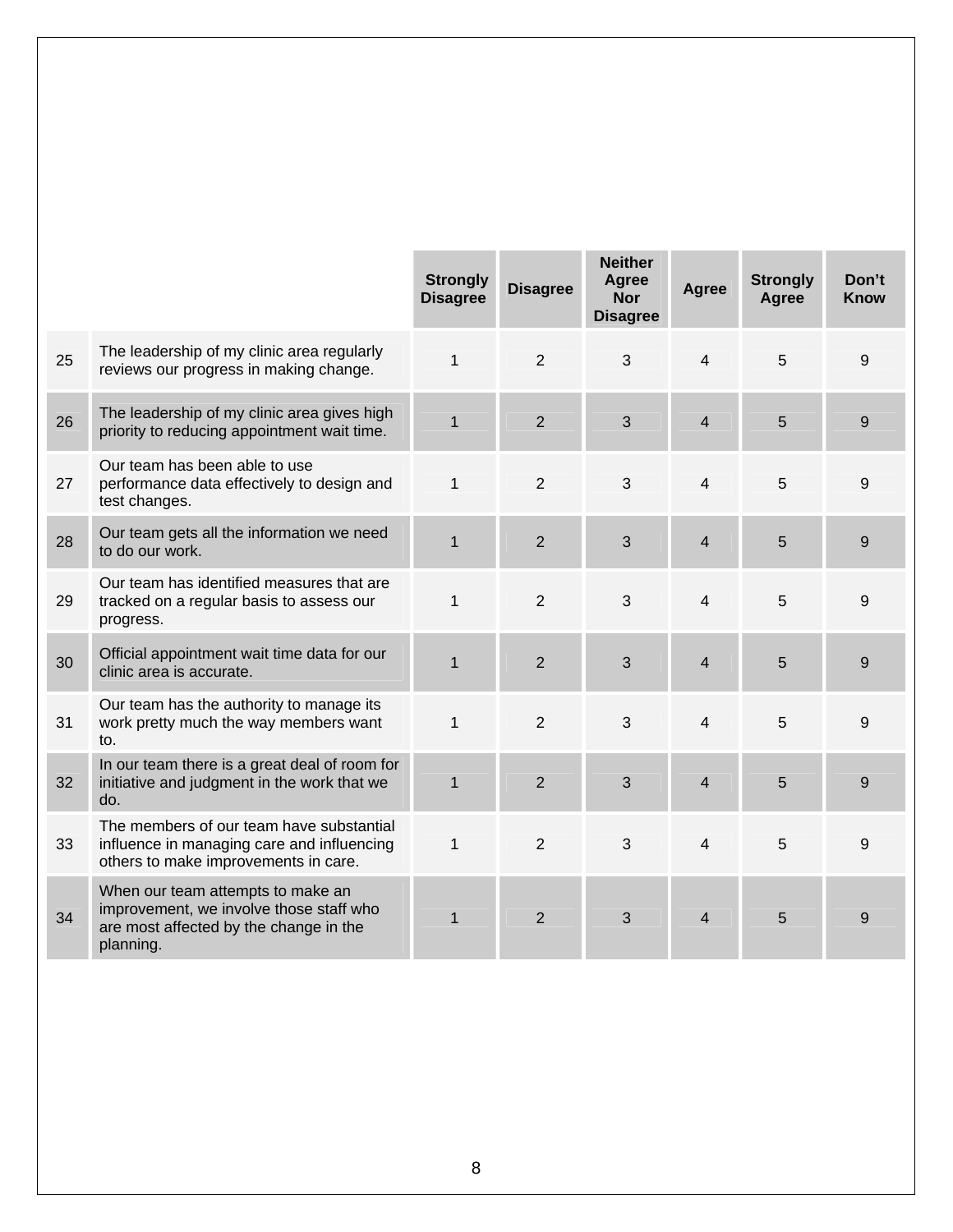| | | Strongly Disagree | Disagree | Neither Agree Nor Disagree | Agree | Strongly Agree | Don't Know |
|---|---|---|---|---|---|---|---|
| 25 | The leadership of my clinic area regularly reviews our progress in making change. | 1 | 2 | 3 | 4 | 5 | 9 |
| 26 | The leadership of my clinic area gives high priority to reducing appointment wait time. | 1 | 2 | 3 | 4 | 5 | 9 |
| 27 | Our team has been able to use performance data effectively to design and test changes. | 1 | 2 | 3 | 4 | 5 | 9 |
| 28 | Our team gets all the information we need to do our work. | 1 | 2 | 3 | 4 | 5 | 9 |
| 29 | Our team has identified measures that are tracked on a regular basis to assess our progress. | 1 | 2 | 3 | 4 | 5 | 9 |
| 30 | Official appointment wait time data for our clinic area is accurate. | 1 | 2 | 3 | 4 | 5 | 9 |
| 31 | Our team has the authority to manage its work pretty much the way members want to. | 1 | 2 | 3 | 4 | 5 | 9 |
| 32 | In our team there is a great deal of room for initiative and judgment in the work that we do. | 1 | 2 | 3 | 4 | 5 | 9 |
| 33 | The members of our team have substantial influence in managing care and influencing others to make improvements in care. | 1 | 2 | 3 | 4 | 5 | 9 |
| 34 | When our team attempts to make an improvement, we involve those staff who are most affected by the change in the planning. | 1 | 2 | 3 | 4 | 5 | 9 |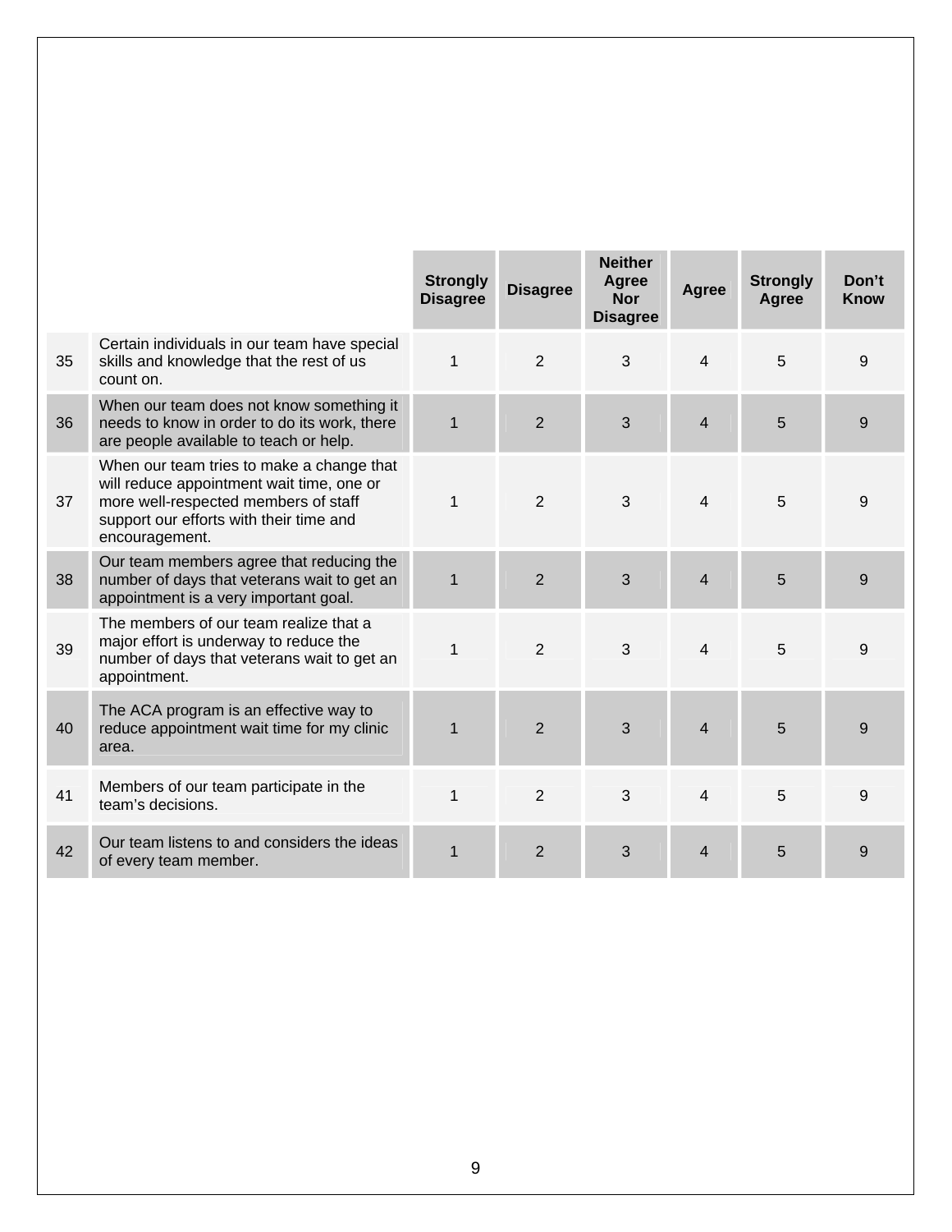| | | Strongly Disagree | Disagree | Neither Agree Nor Disagree | Agree | Strongly Agree | Don't Know |
|---|---|---|---|---|---|---|---|
| 35 | Certain individuals in our team have special skills and knowledge that the rest of us count on. | 1 | 2 | 3 | 4 | 5 | 9 |
| 36 | When our team does not know something it needs to know in order to do its work, there are people available to teach or help. | 1 | 2 | 3 | 4 | 5 | 9 |
| 37 | When our team tries to make a change that will reduce appointment wait time, one or more well-respected members of staff support our efforts with their time and encouragement. | 1 | 2 | 3 | 4 | 5 | 9 |
| 38 | Our team members agree that reducing the number of days that veterans wait to get an appointment is a very important goal. | 1 | 2 | 3 | 4 | 5 | 9 |
| 39 | The members of our team realize that a major effort is underway to reduce the number of days that veterans wait to get an appointment. | 1 | 2 | 3 | 4 | 5 | 9 |
| 40 | The ACA program is an effective way to reduce appointment wait time for my clinic area. | 1 | 2 | 3 | 4 | 5 | 9 |
| 41 | Members of our team participate in the team's decisions. | 1 | 2 | 3 | 4 | 5 | 9 |
| 42 | Our team listens to and considers the ideas of every team member. | 1 | 2 | 3 | 4 | 5 | 9 |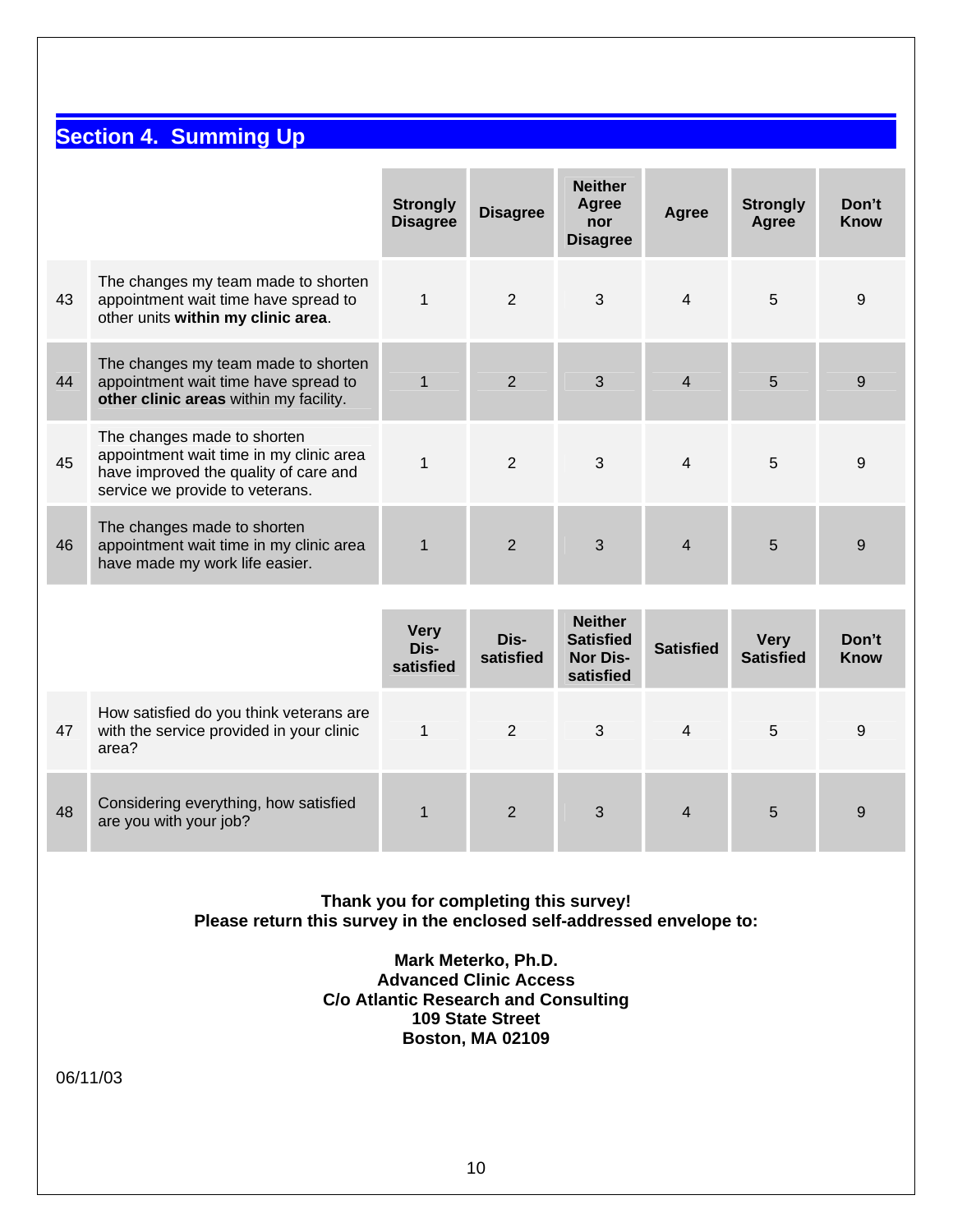## Section 4. Summing Up

| | | Strongly Disagree | Disagree | Neither Agree nor Disagree | Agree | Strongly Agree | Don't Know |
|---|---|---|---|---|---|---|---|
| 43 | The changes my team made to shorten appointment wait time have spread to other units **within my clinic area**. | 1 | 2 | 3 | 4 | 5 | 9 |
| 44 | The changes my team made to shorten appointment wait time have spread to **other clinic areas** within my facility. | 1 | 2 | 3 | 4 | 5 | 9 |
| 45 | The changes made to shorten appointment wait time in my clinic area have improved the quality of care and service we provide to veterans. | 1 | 2 | 3 | 4 | 5 | 9 |
| 46 | The changes made to shorten appointment wait time in my clinic area have made my work life easier. | 1 | 2 | 3 | 4 | 5 | 9 |

| | | Very Dis-satisfied | Dis-satisfied | Neither Satisfied Nor Dis-satisfied | Satisfied | Very Satisfied | Don't Know |
|---|---|---|---|---|---|---|---|
| 47 | How satisfied do you think veterans are with the service provided in your clinic area? | 1 | 2 | 3 | 4 | 5 | 9 |
| 48 | Considering everything, how satisfied are you with your job? | 1 | 2 | 3 | 4 | 5 | 9 |

**Thank you for completing this survey!**
**Please return this survey in the enclosed self-addressed envelope to:**

**Mark Meterko, Ph.D.**
**Advanced Clinic Access**
**C/o Atlantic Research and Consulting**
**109 State Street**
**Boston, MA 02109**

06/11/03